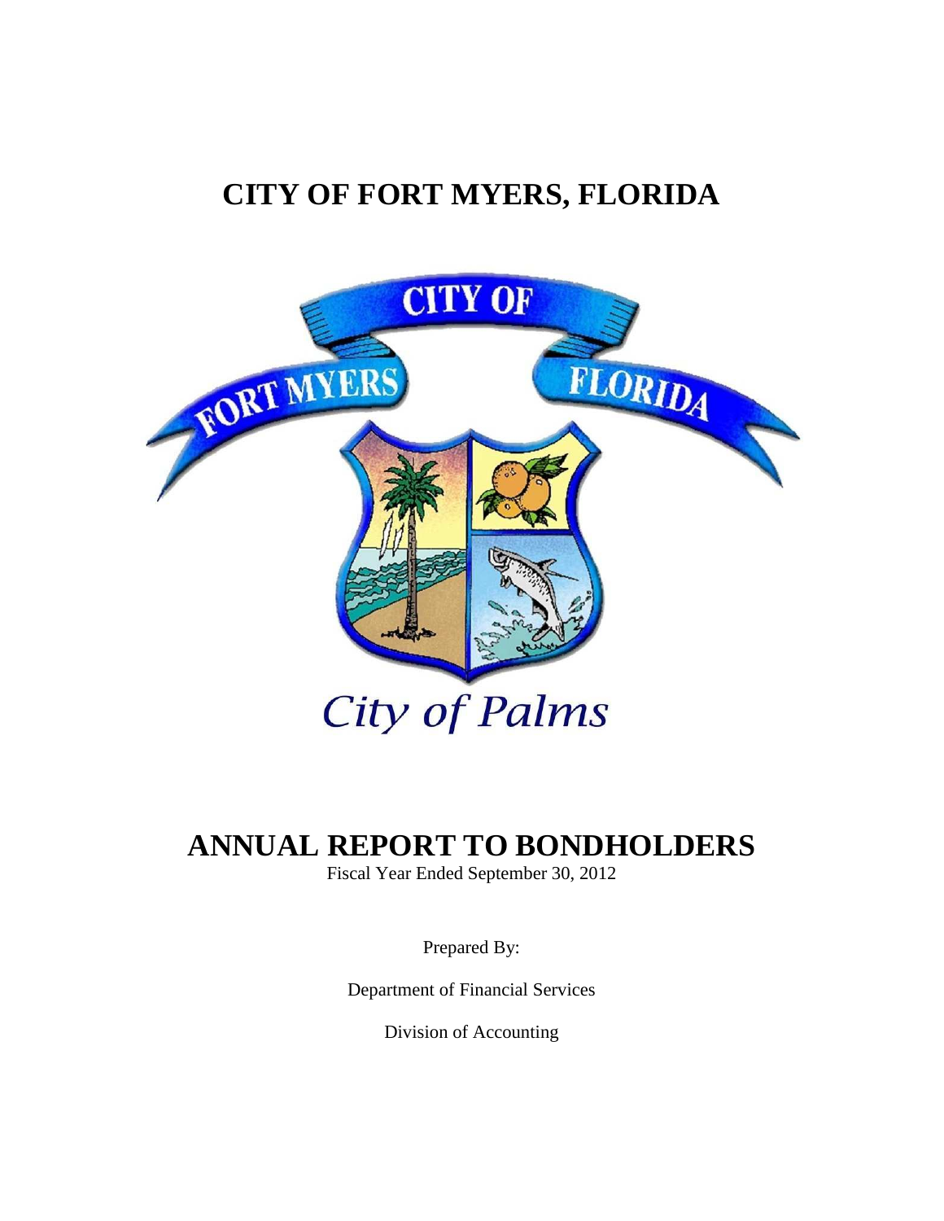# CITY OF FORT MYERS, FLORIDA

# ANNUAL REPORT TO BONDHOLDERS

Fiscal Year Ended September 30, 2012

Prepared By:

Department of Financial Services

Division of Accounting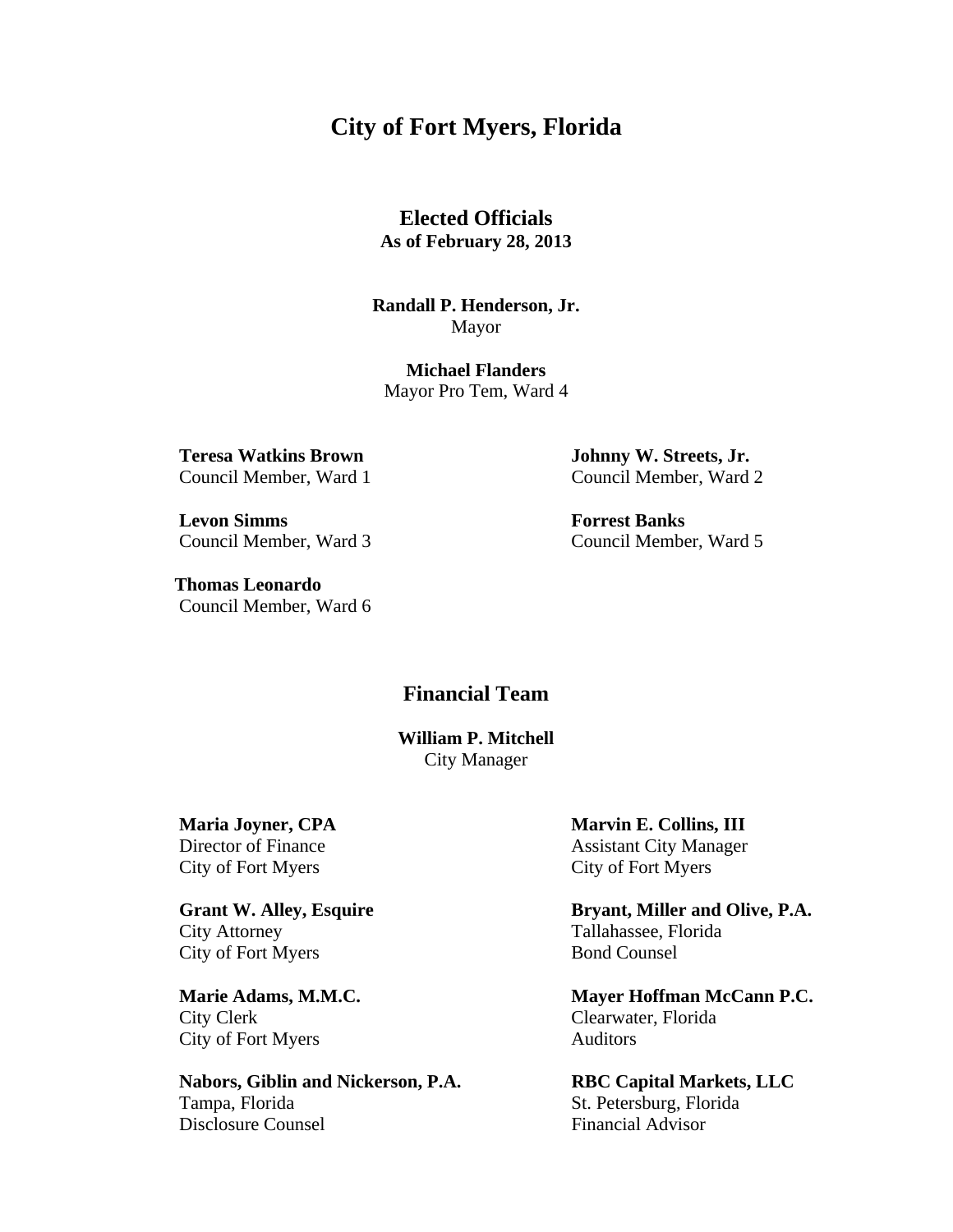# City of Fort Myers, Florida

## Elected Officials

**As of February 28, 2013**

**Randall P. Henderson, Jr.**
Mayor

**Michael Flanders**
Mayor Pro Tem, Ward 4

**Teresa Watkins Brown**
Council Member, Ward 1

**Johnny W. Streets, Jr.**
Council Member, Ward 2

**Levon Simms**
Council Member, Ward 3

**Forrest Banks**
Council Member, Ward 5

**Thomas Leonardo**
Council Member, Ward 6

## Financial Team

**William P. Mitchell**
City Manager

**Maria Joyner, CPA**
Director of Finance
City of Fort Myers

**Marvin E. Collins, III**
Assistant City Manager
City of Fort Myers

**Grant W. Alley, Esquire**
City Attorney
City of Fort Myers

**Bryant, Miller and Olive, P.A.**
Tallahassee, Florida
Bond Counsel

**Marie Adams, M.M.C.**
City Clerk
City of Fort Myers

**Mayer Hoffman McCann P.C.**
Clearwater, Florida
Auditors

**Nabors, Giblin and Nickerson, P.A.**
Tampa, Florida
Disclosure Counsel

**RBC Capital Markets, LLC**
St. Petersburg, Florida
Financial Advisor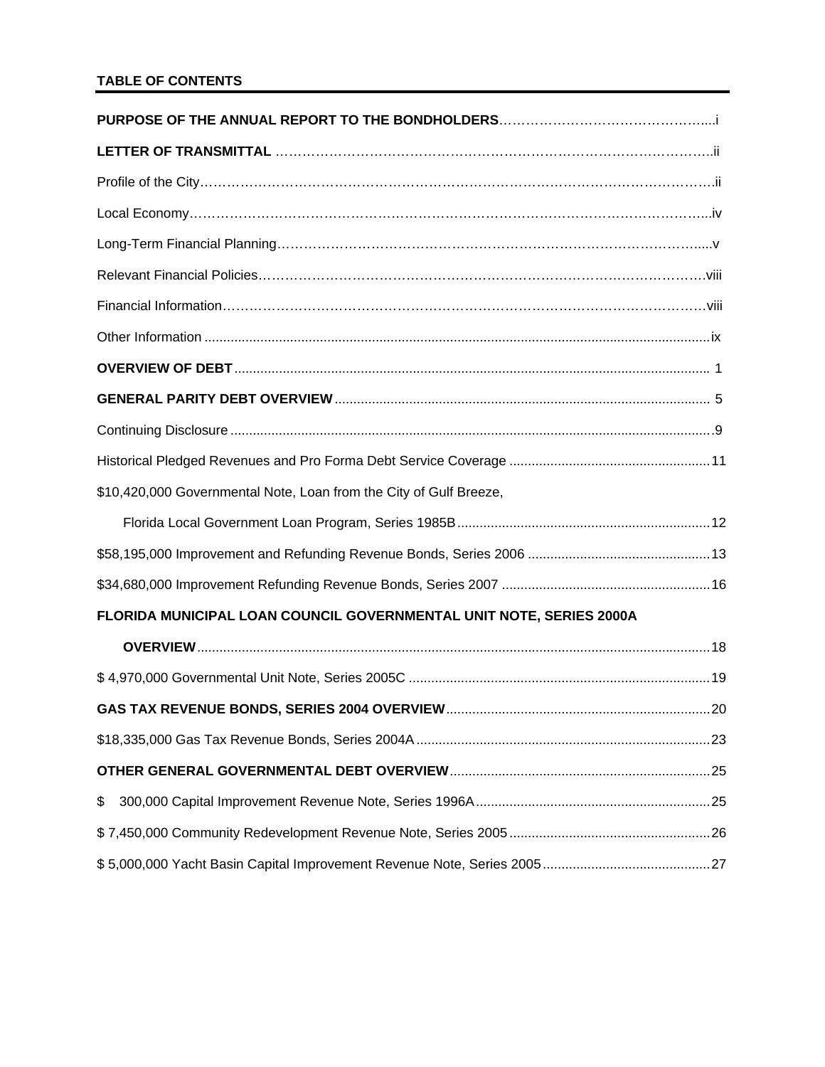## TABLE OF CONTENTS

| | |
|---|---|
| **PURPOSE OF THE ANNUAL REPORT TO THE BONDHOLDERS** | i |
| **LETTER OF TRANSMITTAL** | ii |
| Profile of the City | ii |
| Local Economy | iv |
| Long-Term Financial Planning | v |
| Relevant Financial Policies | viii |
| Financial Information | viii |
| Other Information | ix |
| **OVERVIEW OF DEBT** | 1 |
| **GENERAL PARITY DEBT OVERVIEW** | 5 |
| Continuing Disclosure | 9 |
| Historical Pledged Revenues and Pro Forma Debt Service Coverage | 11 |
| $10,420,000 Governmental Note, Loan from the City of Gulf Breeze, Florida Local Government Loan Program, Series 1985B | 12 |
| $58,195,000 Improvement and Refunding Revenue Bonds, Series 2006 | 13 |
| $34,680,000 Improvement Refunding Revenue Bonds, Series 2007 | 16 |
| **FLORIDA MUNICIPAL LOAN COUNCIL GOVERNMENTAL UNIT NOTE, SERIES 2000A OVERVIEW** | 18 |
| $ 4,970,000 Governmental Unit Note, Series 2005C | 19 |
| **GAS TAX REVENUE BONDS, SERIES 2004 OVERVIEW** | 20 |
| $18,335,000 Gas Tax Revenue Bonds, Series 2004A | 23 |
| **OTHER GENERAL GOVERNMENTAL DEBT OVERVIEW** | 25 |
| $ 300,000 Capital Improvement Revenue Note, Series 1996A | 25 |
| $ 7,450,000 Community Redevelopment Revenue Note, Series 2005 | 26 |
| $ 5,000,000 Yacht Basin Capital Improvement Revenue Note, Series 2005 | 27 |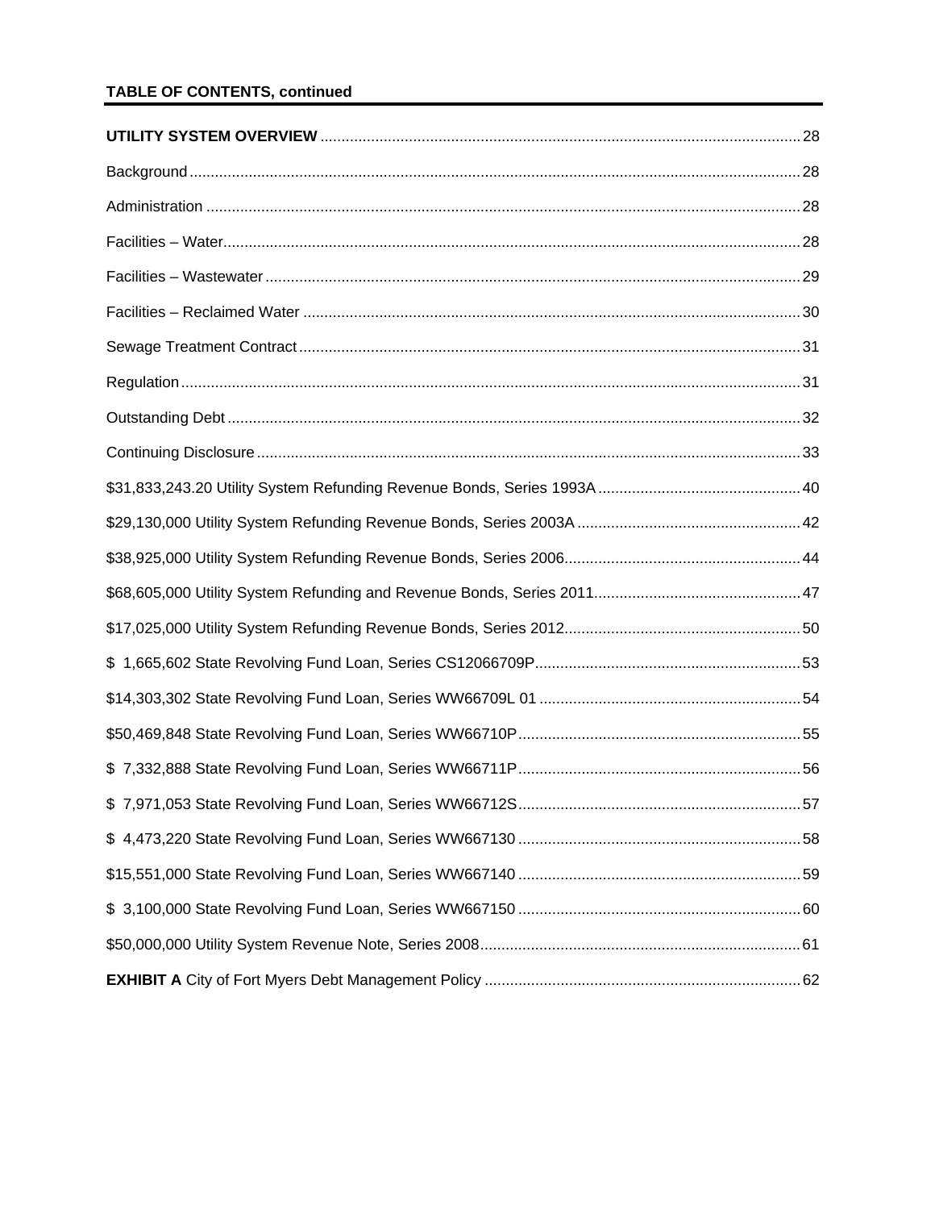**TABLE OF CONTENTS, continued**

**UTILITY SYSTEM OVERVIEW** ..... 28

Background ..... 28

Administration ..... 28

Facilities – Water ..... 28

Facilities – Wastewater ..... 29

Facilities – Reclaimed Water ..... 30

Sewage Treatment Contract ..... 31

Regulation ..... 31

Outstanding Debt ..... 32

Continuing Disclosure ..... 33

$31,833,243.20 Utility System Refunding Revenue Bonds, Series 1993A ..... 40

$29,130,000 Utility System Refunding Revenue Bonds, Series 2003A ..... 42

$38,925,000 Utility System Refunding Revenue Bonds, Series 2006 ..... 44

$68,605,000 Utility System Refunding and Revenue Bonds, Series 2011 ..... 47

$17,025,000 Utility System Refunding Revenue Bonds, Series 2012 ..... 50

$ 1,665,602 State Revolving Fund Loan, Series CS12066709P ..... 53

$14,303,302 State Revolving Fund Loan, Series WW66709L 01 ..... 54

$50,469,848 State Revolving Fund Loan, Series WW66710P ..... 55

$ 7,332,888 State Revolving Fund Loan, Series WW66711P ..... 56

$ 7,971,053 State Revolving Fund Loan, Series WW66712S ..... 57

$ 4,473,220 State Revolving Fund Loan, Series WW667130 ..... 58

$15,551,000 State Revolving Fund Loan, Series WW667140 ..... 59

$ 3,100,000 State Revolving Fund Loan, Series WW667150 ..... 60

$50,000,000 Utility System Revenue Note, Series 2008 ..... 61

**EXHIBIT A** City of Fort Myers Debt Management Policy ..... 62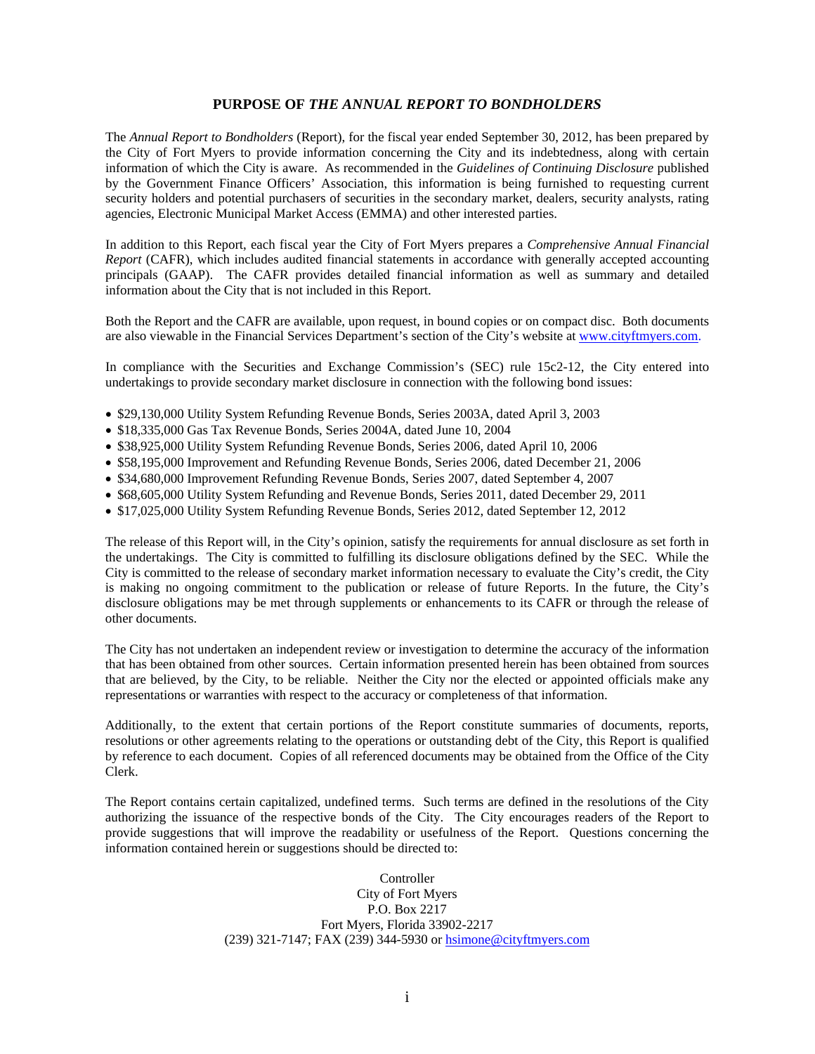# PURPOSE OF *THE ANNUAL REPORT TO BONDHOLDERS*

The *Annual Report to Bondholders* (Report), for the fiscal year ended September 30, 2012, has been prepared by the City of Fort Myers to provide information concerning the City and its indebtedness, along with certain information of which the City is aware. As recommended in the *Guidelines of Continuing Disclosure* published by the Government Finance Officers' Association, this information is being furnished to requesting current security holders and potential purchasers of securities in the secondary market, dealers, security analysts, rating agencies, Electronic Municipal Market Access (EMMA) and other interested parties.

In addition to this Report, each fiscal year the City of Fort Myers prepares a *Comprehensive Annual Financial Report* (CAFR), which includes audited financial statements in accordance with generally accepted accounting principals (GAAP). The CAFR provides detailed financial information as well as summary and detailed information about the City that is not included in this Report.

Both the Report and the CAFR are available, upon request, in bound copies or on compact disc. Both documents are also viewable in the Financial Services Department's section of the City's website at www.cityftmyers.com.

In compliance with the Securities and Exchange Commission's (SEC) rule 15c2-12, the City entered into undertakings to provide secondary market disclosure in connection with the following bond issues:

- $29,130,000 Utility System Refunding Revenue Bonds, Series 2003A, dated April 3, 2003
- $18,335,000 Gas Tax Revenue Bonds, Series 2004A, dated June 10, 2004
- $38,925,000 Utility System Refunding Revenue Bonds, Series 2006, dated April 10, 2006
- $58,195,000 Improvement and Refunding Revenue Bonds, Series 2006, dated December 21, 2006
- $34,680,000 Improvement Refunding Revenue Bonds, Series 2007, dated September 4, 2007
- $68,605,000 Utility System Refunding and Revenue Bonds, Series 2011, dated December 29, 2011
- $17,025,000 Utility System Refunding Revenue Bonds, Series 2012, dated September 12, 2012

The release of this Report will, in the City's opinion, satisfy the requirements for annual disclosure as set forth in the undertakings. The City is committed to fulfilling its disclosure obligations defined by the SEC. While the City is committed to the release of secondary market information necessary to evaluate the City's credit, the City is making no ongoing commitment to the publication or release of future Reports. In the future, the City's disclosure obligations may be met through supplements or enhancements to its CAFR or through the release of other documents.

The City has not undertaken an independent review or investigation to determine the accuracy of the information that has been obtained from other sources. Certain information presented herein has been obtained from sources that are believed, by the City, to be reliable. Neither the City nor the elected or appointed officials make any representations or warranties with respect to the accuracy or completeness of that information.

Additionally, to the extent that certain portions of the Report constitute summaries of documents, reports, resolutions or other agreements relating to the operations or outstanding debt of the City, this Report is qualified by reference to each document. Copies of all referenced documents may be obtained from the Office of the City Clerk.

The Report contains certain capitalized, undefined terms. Such terms are defined in the resolutions of the City authorizing the issuance of the respective bonds of the City. The City encourages readers of the Report to provide suggestions that will improve the readability or usefulness of the Report. Questions concerning the information contained herein or suggestions should be directed to:

Controller
City of Fort Myers
P.O. Box 2217
Fort Myers, Florida 33902-2217
(239) 321-7147; FAX (239) 344-5930 or hsimone@cityftmyers.com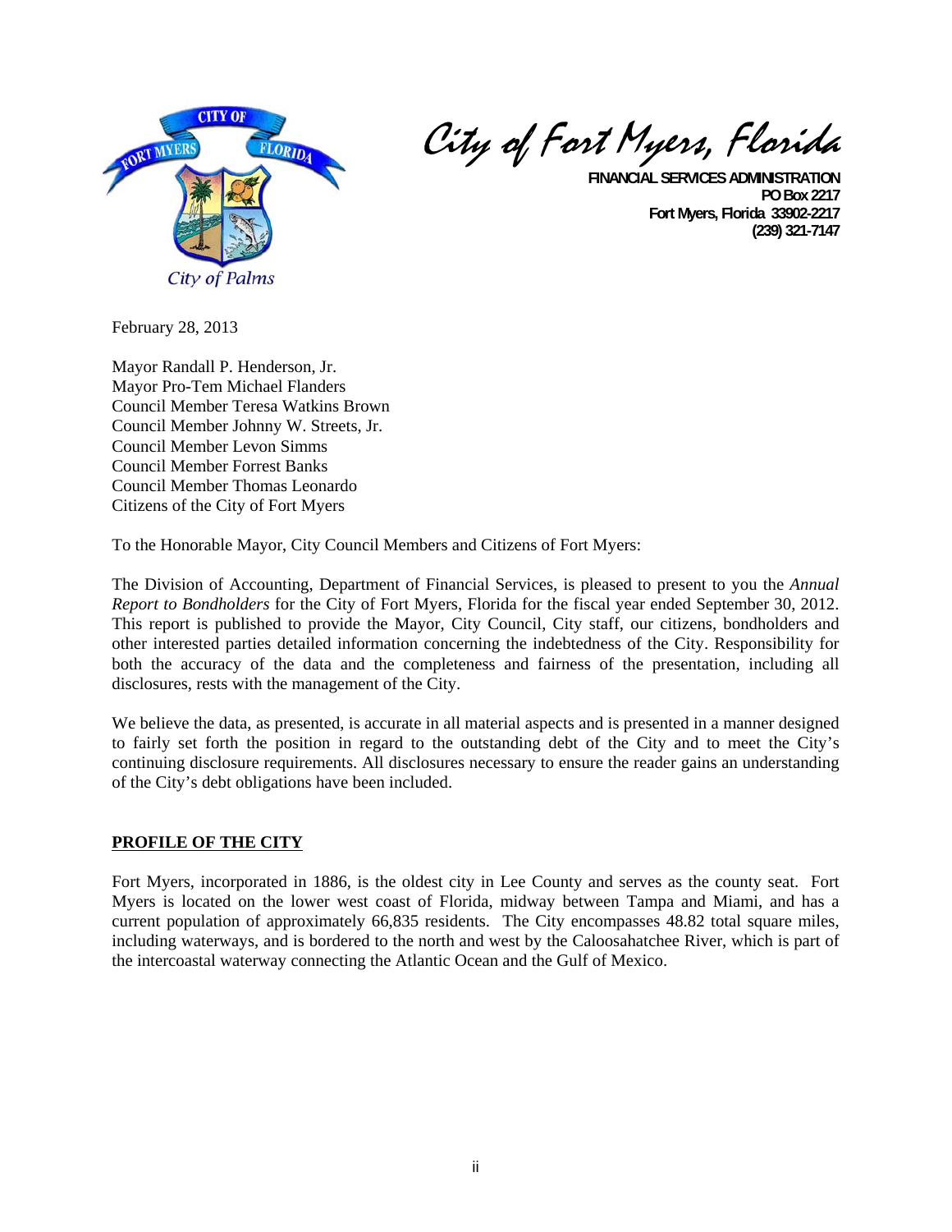City of Fort Myers, Florida

**FINANCIAL SERVICES ADMINISTRATION**
**PO Box 2217**
**Fort Myers, Florida 33902-2217**
**(239) 321-7147**

City of Palms

February 28, 2013

Mayor Randall P. Henderson, Jr.
Mayor Pro-Tem Michael Flanders
Council Member Teresa Watkins Brown
Council Member Johnny W. Streets, Jr.
Council Member Levon Simms
Council Member Forrest Banks
Council Member Thomas Leonardo
Citizens of the City of Fort Myers

To the Honorable Mayor, City Council Members and Citizens of Fort Myers:

The Division of Accounting, Department of Financial Services, is pleased to present to you the *Annual Report to Bondholders* for the City of Fort Myers, Florida for the fiscal year ended September 30, 2012. This report is published to provide the Mayor, City Council, City staff, our citizens, bondholders and other interested parties detailed information concerning the indebtedness of the City. Responsibility for both the accuracy of the data and the completeness and fairness of the presentation, including all disclosures, rests with the management of the City.

We believe the data, as presented, is accurate in all material aspects and is presented in a manner designed to fairly set forth the position in regard to the outstanding debt of the City and to meet the City's continuing disclosure requirements. All disclosures necessary to ensure the reader gains an understanding of the City's debt obligations have been included.

**PROFILE OF THE CITY**

Fort Myers, incorporated in 1886, is the oldest city in Lee County and serves as the county seat. Fort Myers is located on the lower west coast of Florida, midway between Tampa and Miami, and has a current population of approximately 66,835 residents. The City encompasses 48.82 total square miles, including waterways, and is bordered to the north and west by the Caloosahatchee River, which is part of the intercoastal waterway connecting the Atlantic Ocean and the Gulf of Mexico.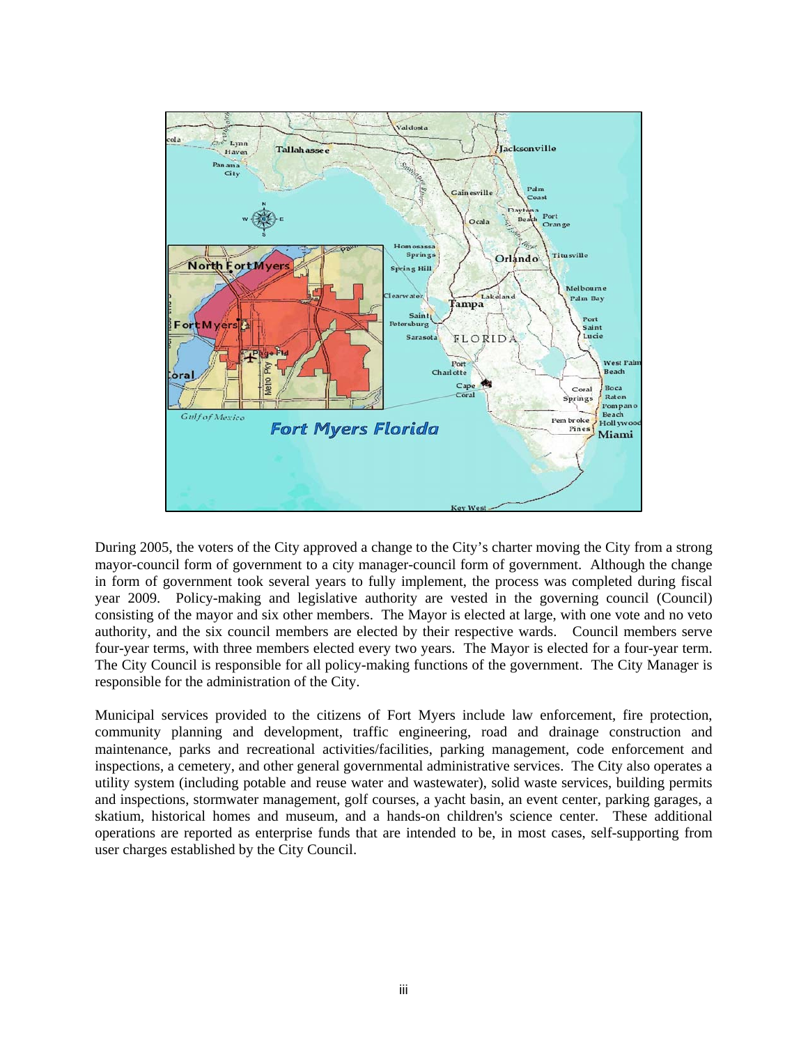During 2005, the voters of the City approved a change to the City's charter moving the City from a strong mayor-council form of government to a city manager-council form of government. Although the change in form of government took several years to fully implement, the process was completed during fiscal year 2009. Policy-making and legislative authority are vested in the governing council (Council) consisting of the mayor and six other members. The Mayor is elected at large, with one vote and no veto authority, and the six council members are elected by their respective wards. Council members serve four-year terms, with three members elected every two years. The Mayor is elected for a four-year term. The City Council is responsible for all policy-making functions of the government. The City Manager is responsible for the administration of the City.

Municipal services provided to the citizens of Fort Myers include law enforcement, fire protection, community planning and development, traffic engineering, road and drainage construction and maintenance, parks and recreational activities/facilities, parking management, code enforcement and inspections, a cemetery, and other general governmental administrative services. The City also operates a utility system (including potable and reuse water and wastewater), solid waste services, building permits and inspections, stormwater management, golf courses, a yacht basin, an event center, parking garages, a skatium, historical homes and museum, and a hands-on children's science center. These additional operations are reported as enterprise funds that are intended to be, in most cases, self-supporting from user charges established by the City Council.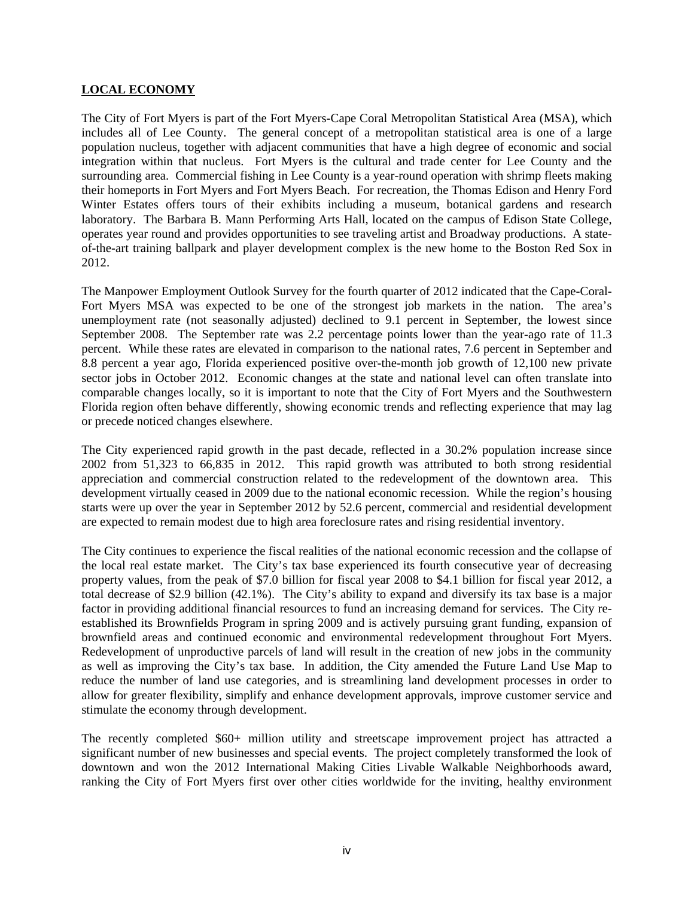**LOCAL ECONOMY**

The City of Fort Myers is part of the Fort Myers-Cape Coral Metropolitan Statistical Area (MSA), which includes all of Lee County. The general concept of a metropolitan statistical area is one of a large population nucleus, together with adjacent communities that have a high degree of economic and social integration within that nucleus. Fort Myers is the cultural and trade center for Lee County and the surrounding area. Commercial fishing in Lee County is a year-round operation with shrimp fleets making their homeports in Fort Myers and Fort Myers Beach. For recreation, the Thomas Edison and Henry Ford Winter Estates offers tours of their exhibits including a museum, botanical gardens and research laboratory. The Barbara B. Mann Performing Arts Hall, located on the campus of Edison State College, operates year round and provides opportunities to see traveling artist and Broadway productions. A state-of-the-art training ballpark and player development complex is the new home to the Boston Red Sox in 2012.

The Manpower Employment Outlook Survey for the fourth quarter of 2012 indicated that the Cape-Coral-Fort Myers MSA was expected to be one of the strongest job markets in the nation. The area's unemployment rate (not seasonally adjusted) declined to 9.1 percent in September, the lowest since September 2008. The September rate was 2.2 percentage points lower than the year-ago rate of 11.3 percent. While these rates are elevated in comparison to the national rates, 7.6 percent in September and 8.8 percent a year ago, Florida experienced positive over-the-month job growth of 12,100 new private sector jobs in October 2012. Economic changes at the state and national level can often translate into comparable changes locally, so it is important to note that the City of Fort Myers and the Southwestern Florida region often behave differently, showing economic trends and reflecting experience that may lag or precede noticed changes elsewhere.

The City experienced rapid growth in the past decade, reflected in a 30.2% population increase since 2002 from 51,323 to 66,835 in 2012. This rapid growth was attributed to both strong residential appreciation and commercial construction related to the redevelopment of the downtown area. This development virtually ceased in 2009 due to the national economic recession. While the region's housing starts were up over the year in September 2012 by 52.6 percent, commercial and residential development are expected to remain modest due to high area foreclosure rates and rising residential inventory.

The City continues to experience the fiscal realities of the national economic recession and the collapse of the local real estate market. The City's tax base experienced its fourth consecutive year of decreasing property values, from the peak of $7.0 billion for fiscal year 2008 to $4.1 billion for fiscal year 2012, a total decrease of $2.9 billion (42.1%). The City's ability to expand and diversify its tax base is a major factor in providing additional financial resources to fund an increasing demand for services. The City re-established its Brownfields Program in spring 2009 and is actively pursuing grant funding, expansion of brownfield areas and continued economic and environmental redevelopment throughout Fort Myers. Redevelopment of unproductive parcels of land will result in the creation of new jobs in the community as well as improving the City's tax base. In addition, the City amended the Future Land Use Map to reduce the number of land use categories, and is streamlining land development processes in order to allow for greater flexibility, simplify and enhance development approvals, improve customer service and stimulate the economy through development.

The recently completed $60+ million utility and streetscape improvement project has attracted a significant number of new businesses and special events. The project completely transformed the look of downtown and won the 2012 International Making Cities Livable Walkable Neighborhoods award, ranking the City of Fort Myers first over other cities worldwide for the inviting, healthy environment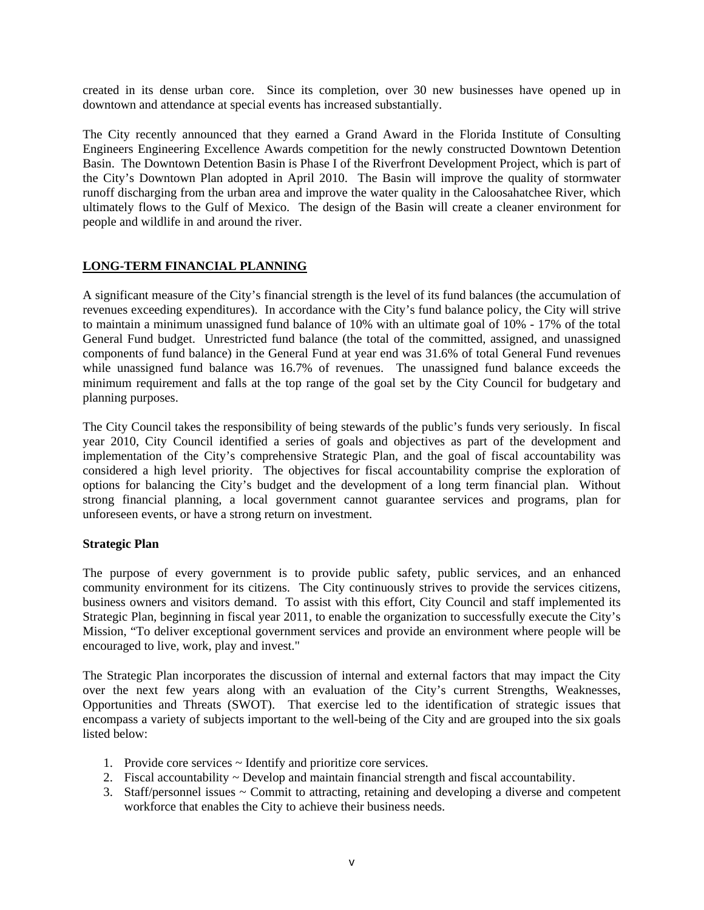created in its dense urban core. Since its completion, over 30 new businesses have opened up in downtown and attendance at special events has increased substantially.

The City recently announced that they earned a Grand Award in the Florida Institute of Consulting Engineers Engineering Excellence Awards competition for the newly constructed Downtown Detention Basin. The Downtown Detention Basin is Phase I of the Riverfront Development Project, which is part of the City's Downtown Plan adopted in April 2010. The Basin will improve the quality of stormwater runoff discharging from the urban area and improve the water quality in the Caloosahatchee River, which ultimately flows to the Gulf of Mexico. The design of the Basin will create a cleaner environment for people and wildlife in and around the river.

## LONG-TERM FINANCIAL PLANNING

A significant measure of the City's financial strength is the level of its fund balances (the accumulation of revenues exceeding expenditures). In accordance with the City's fund balance policy, the City will strive to maintain a minimum unassigned fund balance of 10% with an ultimate goal of 10% - 17% of the total General Fund budget. Unrestricted fund balance (the total of the committed, assigned, and unassigned components of fund balance) in the General Fund at year end was 31.6% of total General Fund revenues while unassigned fund balance was 16.7% of revenues. The unassigned fund balance exceeds the minimum requirement and falls at the top range of the goal set by the City Council for budgetary and planning purposes.

The City Council takes the responsibility of being stewards of the public's funds very seriously. In fiscal year 2010, City Council identified a series of goals and objectives as part of the development and implementation of the City's comprehensive Strategic Plan, and the goal of fiscal accountability was considered a high level priority. The objectives for fiscal accountability comprise the exploration of options for balancing the City's budget and the development of a long term financial plan. Without strong financial planning, a local government cannot guarantee services and programs, plan for unforeseen events, or have a strong return on investment.

### Strategic Plan

The purpose of every government is to provide public safety, public services, and an enhanced community environment for its citizens. The City continuously strives to provide the services citizens, business owners and visitors demand. To assist with this effort, City Council and staff implemented its Strategic Plan, beginning in fiscal year 2011, to enable the organization to successfully execute the City's Mission, "To deliver exceptional government services and provide an environment where people will be encouraged to live, work, play and invest."

The Strategic Plan incorporates the discussion of internal and external factors that may impact the City over the next few years along with an evaluation of the City's current Strengths, Weaknesses, Opportunities and Threats (SWOT). That exercise led to the identification of strategic issues that encompass a variety of subjects important to the well-being of the City and are grouped into the six goals listed below:

1. Provide core services ~ Identify and prioritize core services.
2. Fiscal accountability ~ Develop and maintain financial strength and fiscal accountability.
3. Staff/personnel issues ~ Commit to attracting, retaining and developing a diverse and competent workforce that enables the City to achieve their business needs.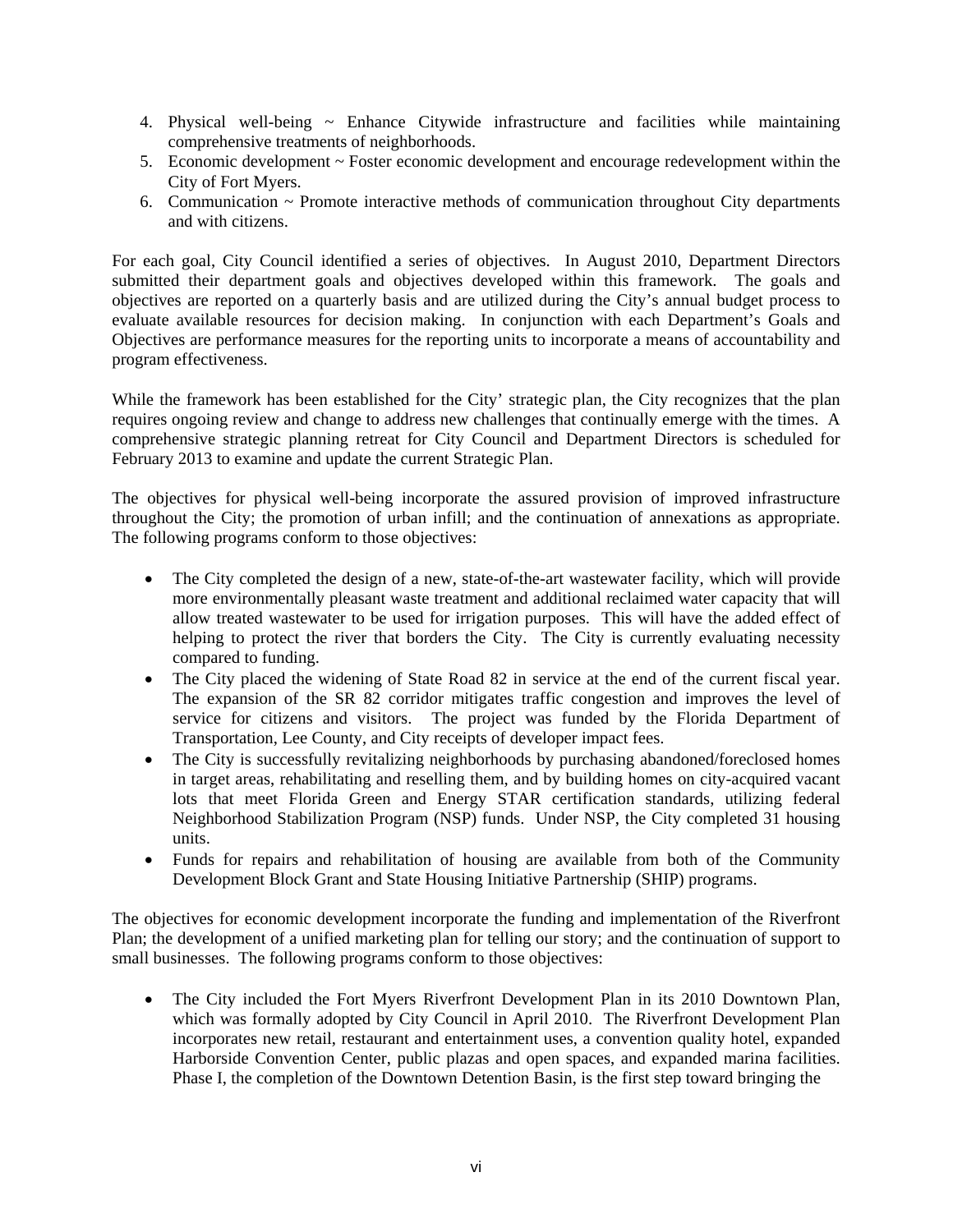4. Physical well-being ~ Enhance Citywide infrastructure and facilities while maintaining comprehensive treatments of neighborhoods.
5. Economic development ~ Foster economic development and encourage redevelopment within the City of Fort Myers.
6. Communication ~ Promote interactive methods of communication throughout City departments and with citizens.

For each goal, City Council identified a series of objectives. In August 2010, Department Directors submitted their department goals and objectives developed within this framework. The goals and objectives are reported on a quarterly basis and are utilized during the City's annual budget process to evaluate available resources for decision making. In conjunction with each Department's Goals and Objectives are performance measures for the reporting units to incorporate a means of accountability and program effectiveness.

While the framework has been established for the City' strategic plan, the City recognizes that the plan requires ongoing review and change to address new challenges that continually emerge with the times. A comprehensive strategic planning retreat for City Council and Department Directors is scheduled for February 2013 to examine and update the current Strategic Plan.

The objectives for physical well-being incorporate the assured provision of improved infrastructure throughout the City; the promotion of urban infill; and the continuation of annexations as appropriate. The following programs conform to those objectives:

- The City completed the design of a new, state-of-the-art wastewater facility, which will provide more environmentally pleasant waste treatment and additional reclaimed water capacity that will allow treated wastewater to be used for irrigation purposes. This will have the added effect of helping to protect the river that borders the City. The City is currently evaluating necessity compared to funding.
- The City placed the widening of State Road 82 in service at the end of the current fiscal year. The expansion of the SR 82 corridor mitigates traffic congestion and improves the level of service for citizens and visitors. The project was funded by the Florida Department of Transportation, Lee County, and City receipts of developer impact fees.
- The City is successfully revitalizing neighborhoods by purchasing abandoned/foreclosed homes in target areas, rehabilitating and reselling them, and by building homes on city-acquired vacant lots that meet Florida Green and Energy STAR certification standards, utilizing federal Neighborhood Stabilization Program (NSP) funds. Under NSP, the City completed 31 housing units.
- Funds for repairs and rehabilitation of housing are available from both of the Community Development Block Grant and State Housing Initiative Partnership (SHIP) programs.

The objectives for economic development incorporate the funding and implementation of the Riverfront Plan; the development of a unified marketing plan for telling our story; and the continuation of support to small businesses. The following programs conform to those objectives:

- The City included the Fort Myers Riverfront Development Plan in its 2010 Downtown Plan, which was formally adopted by City Council in April 2010. The Riverfront Development Plan incorporates new retail, restaurant and entertainment uses, a convention quality hotel, expanded Harborside Convention Center, public plazas and open spaces, and expanded marina facilities. Phase I, the completion of the Downtown Detention Basin, is the first step toward bringing the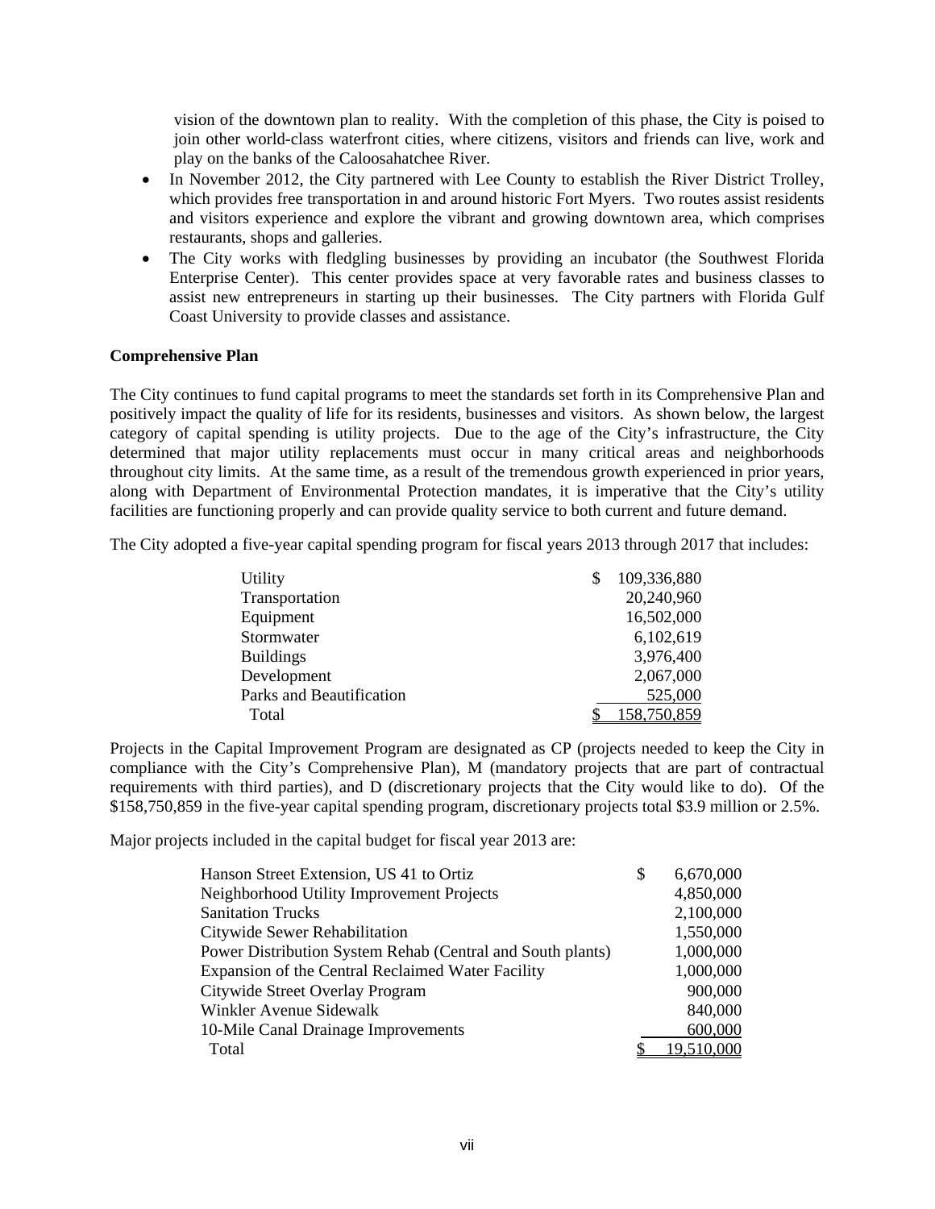vision of the downtown plan to reality. With the completion of this phase, the City is poised to join other world-class waterfront cities, where citizens, visitors and friends can live, work and play on the banks of the Caloosahatchee River.

- In November 2012, the City partnered with Lee County to establish the River District Trolley, which provides free transportation in and around historic Fort Myers. Two routes assist residents and visitors experience and explore the vibrant and growing downtown area, which comprises restaurants, shops and galleries.
- The City works with fledgling businesses by providing an incubator (the Southwest Florida Enterprise Center). This center provides space at very favorable rates and business classes to assist new entrepreneurs in starting up their businesses. The City partners with Florida Gulf Coast University to provide classes and assistance.

**Comprehensive Plan**

The City continues to fund capital programs to meet the standards set forth in its Comprehensive Plan and positively impact the quality of life for its residents, businesses and visitors. As shown below, the largest category of capital spending is utility projects. Due to the age of the City's infrastructure, the City determined that major utility replacements must occur in many critical areas and neighborhoods throughout city limits. At the same time, as a result of the tremendous growth experienced in prior years, along with Department of Environmental Protection mandates, it is imperative that the City's utility facilities are functioning properly and can provide quality service to both current and future demand.

The City adopted a five-year capital spending program for fiscal years 2013 through 2017 that includes:

| Category | Amount |
|---|---|
| Utility | $ 109,336,880 |
| Transportation | 20,240,960 |
| Equipment | 16,502,000 |
| Stormwater | 6,102,619 |
| Buildings | 3,976,400 |
| Development | 2,067,000 |
| Parks and Beautification | 525,000 |
| Total | $ 158,750,859 |

Projects in the Capital Improvement Program are designated as CP (projects needed to keep the City in compliance with the City's Comprehensive Plan), M (mandatory projects that are part of contractual requirements with third parties), and D (discretionary projects that the City would like to do). Of the $158,750,859 in the five-year capital spending program, discretionary projects total $3.9 million or 2.5%.

Major projects included in the capital budget for fiscal year 2013 are:

| Project | Amount |
|---|---|
| Hanson Street Extension, US 41 to Ortiz | $ 6,670,000 |
| Neighborhood Utility Improvement Projects | 4,850,000 |
| Sanitation Trucks | 2,100,000 |
| Citywide Sewer Rehabilitation | 1,550,000 |
| Power Distribution System Rehab (Central and South plants) | 1,000,000 |
| Expansion of the Central Reclaimed Water Facility | 1,000,000 |
| Citywide Street Overlay Program | 900,000 |
| Winkler Avenue Sidewalk | 840,000 |
| 10-Mile Canal Drainage Improvements | 600,000 |
| Total | $ 19,510,000 |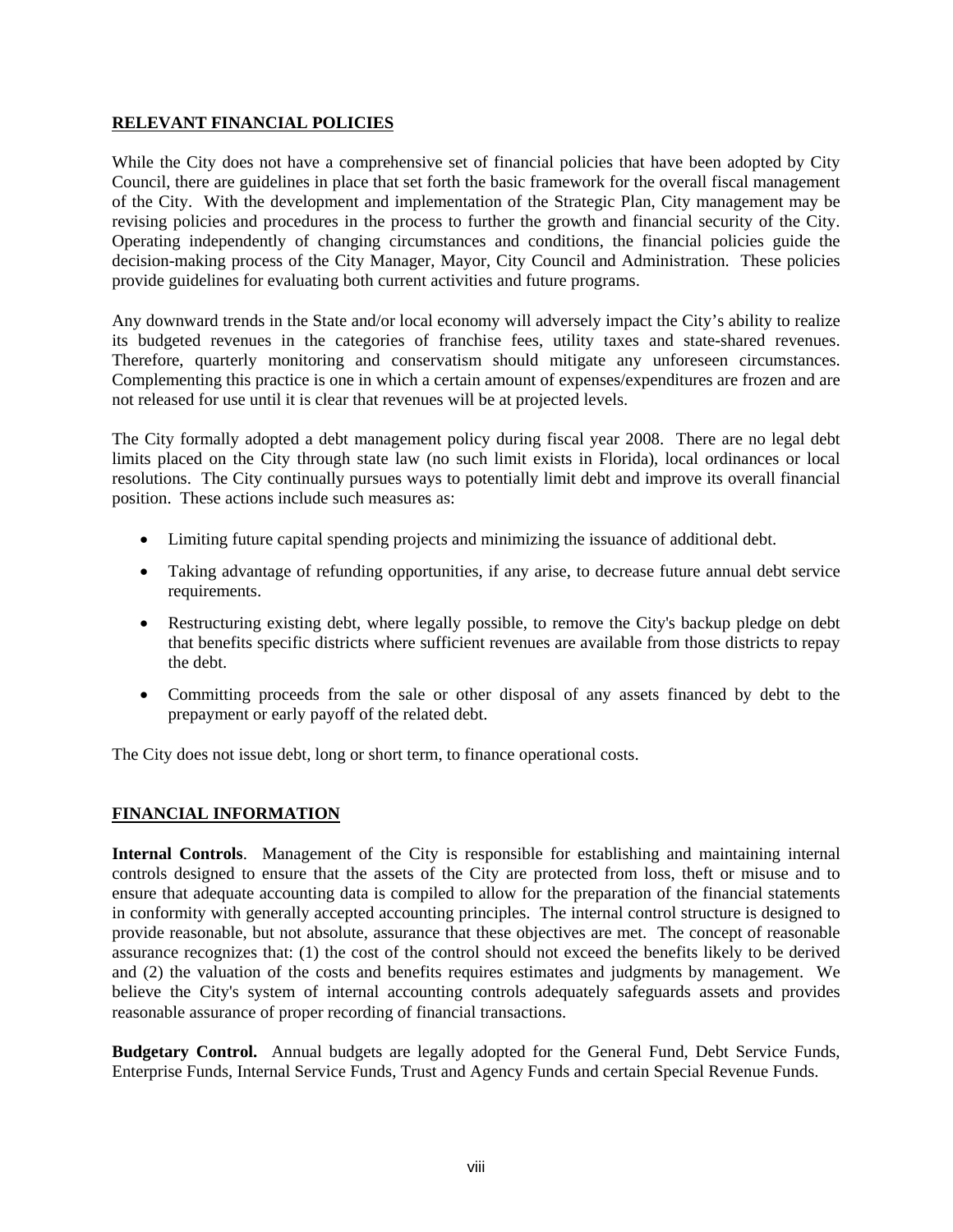## RELEVANT FINANCIAL POLICIES

While the City does not have a comprehensive set of financial policies that have been adopted by City Council, there are guidelines in place that set forth the basic framework for the overall fiscal management of the City. With the development and implementation of the Strategic Plan, City management may be revising policies and procedures in the process to further the growth and financial security of the City. Operating independently of changing circumstances and conditions, the financial policies guide the decision-making process of the City Manager, Mayor, City Council and Administration. These policies provide guidelines for evaluating both current activities and future programs.

Any downward trends in the State and/or local economy will adversely impact the City's ability to realize its budgeted revenues in the categories of franchise fees, utility taxes and state-shared revenues. Therefore, quarterly monitoring and conservatism should mitigate any unforeseen circumstances. Complementing this practice is one in which a certain amount of expenses/expenditures are frozen and are not released for use until it is clear that revenues will be at projected levels.

The City formally adopted a debt management policy during fiscal year 2008. There are no legal debt limits placed on the City through state law (no such limit exists in Florida), local ordinances or local resolutions. The City continually pursues ways to potentially limit debt and improve its overall financial position. These actions include such measures as:

- Limiting future capital spending projects and minimizing the issuance of additional debt.
- Taking advantage of refunding opportunities, if any arise, to decrease future annual debt service requirements.
- Restructuring existing debt, where legally possible, to remove the City's backup pledge on debt that benefits specific districts where sufficient revenues are available from those districts to repay the debt.
- Committing proceeds from the sale or other disposal of any assets financed by debt to the prepayment or early payoff of the related debt.

The City does not issue debt, long or short term, to finance operational costs.

## FINANCIAL INFORMATION

**Internal Controls**. Management of the City is responsible for establishing and maintaining internal controls designed to ensure that the assets of the City are protected from loss, theft or misuse and to ensure that adequate accounting data is compiled to allow for the preparation of the financial statements in conformity with generally accepted accounting principles. The internal control structure is designed to provide reasonable, but not absolute, assurance that these objectives are met. The concept of reasonable assurance recognizes that: (1) the cost of the control should not exceed the benefits likely to be derived and (2) the valuation of the costs and benefits requires estimates and judgments by management. We believe the City's system of internal accounting controls adequately safeguards assets and provides reasonable assurance of proper recording of financial transactions.

**Budgetary Control.** Annual budgets are legally adopted for the General Fund, Debt Service Funds, Enterprise Funds, Internal Service Funds, Trust and Agency Funds and certain Special Revenue Funds.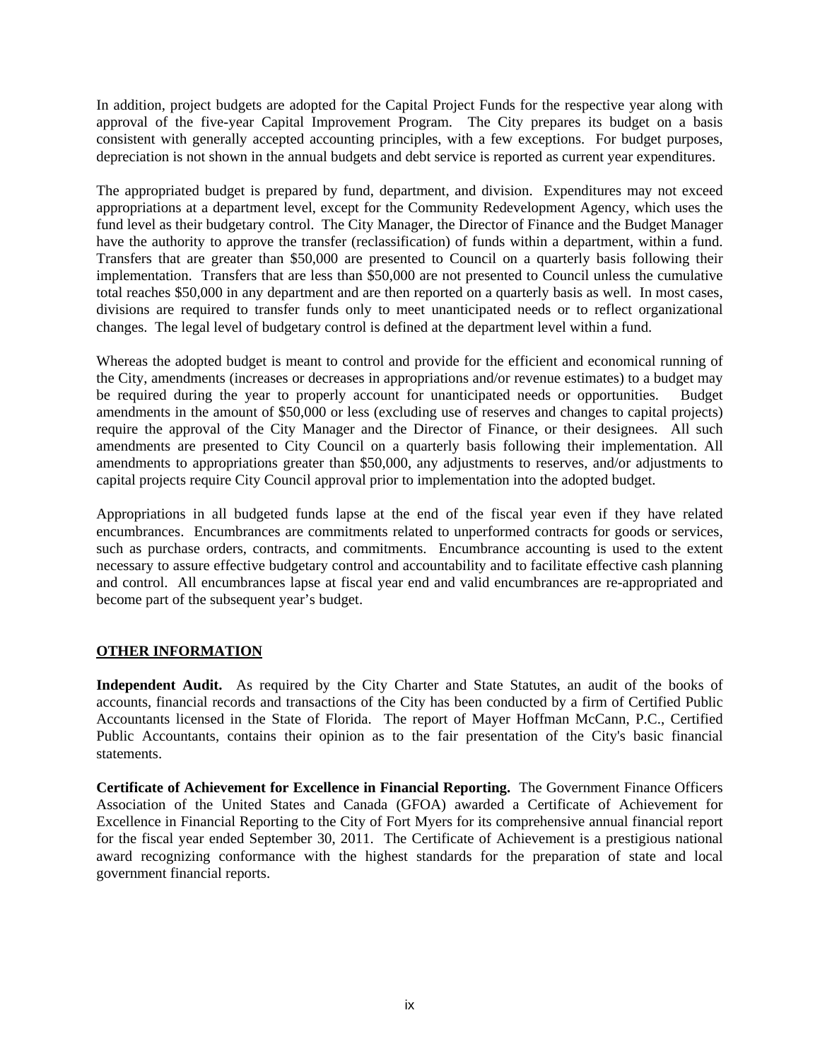In addition, project budgets are adopted for the Capital Project Funds for the respective year along with approval of the five-year Capital Improvement Program. The City prepares its budget on a basis consistent with generally accepted accounting principles, with a few exceptions. For budget purposes, depreciation is not shown in the annual budgets and debt service is reported as current year expenditures.

The appropriated budget is prepared by fund, department, and division. Expenditures may not exceed appropriations at a department level, except for the Community Redevelopment Agency, which uses the fund level as their budgetary control. The City Manager, the Director of Finance and the Budget Manager have the authority to approve the transfer (reclassification) of funds within a department, within a fund. Transfers that are greater than $50,000 are presented to Council on a quarterly basis following their implementation. Transfers that are less than $50,000 are not presented to Council unless the cumulative total reaches $50,000 in any department and are then reported on a quarterly basis as well. In most cases, divisions are required to transfer funds only to meet unanticipated needs or to reflect organizational changes. The legal level of budgetary control is defined at the department level within a fund.

Whereas the adopted budget is meant to control and provide for the efficient and economical running of the City, amendments (increases or decreases in appropriations and/or revenue estimates) to a budget may be required during the year to properly account for unanticipated needs or opportunities. Budget amendments in the amount of $50,000 or less (excluding use of reserves and changes to capital projects) require the approval of the City Manager and the Director of Finance, or their designees. All such amendments are presented to City Council on a quarterly basis following their implementation. All amendments to appropriations greater than $50,000, any adjustments to reserves, and/or adjustments to capital projects require City Council approval prior to implementation into the adopted budget.

Appropriations in all budgeted funds lapse at the end of the fiscal year even if they have related encumbrances. Encumbrances are commitments related to unperformed contracts for goods or services, such as purchase orders, contracts, and commitments. Encumbrance accounting is used to the extent necessary to assure effective budgetary control and accountability and to facilitate effective cash planning and control. All encumbrances lapse at fiscal year end and valid encumbrances are re-appropriated and become part of the subsequent year's budget.

## OTHER INFORMATION

**Independent Audit.** As required by the City Charter and State Statutes, an audit of the books of accounts, financial records and transactions of the City has been conducted by a firm of Certified Public Accountants licensed in the State of Florida. The report of Mayer Hoffman McCann, P.C., Certified Public Accountants, contains their opinion as to the fair presentation of the City's basic financial statements.

**Certificate of Achievement for Excellence in Financial Reporting.** The Government Finance Officers Association of the United States and Canada (GFOA) awarded a Certificate of Achievement for Excellence in Financial Reporting to the City of Fort Myers for its comprehensive annual financial report for the fiscal year ended September 30, 2011. The Certificate of Achievement is a prestigious national award recognizing conformance with the highest standards for the preparation of state and local government financial reports.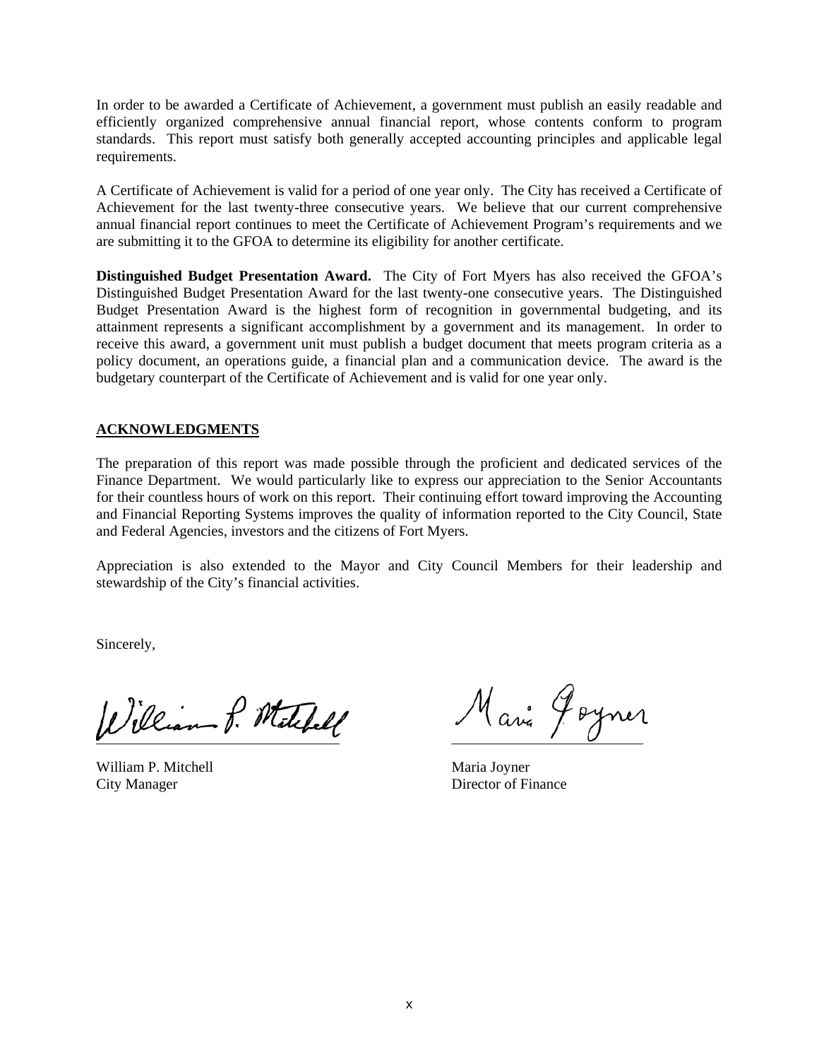In order to be awarded a Certificate of Achievement, a government must publish an easily readable and efficiently organized comprehensive annual financial report, whose contents conform to program standards. This report must satisfy both generally accepted accounting principles and applicable legal requirements.

A Certificate of Achievement is valid for a period of one year only. The City has received a Certificate of Achievement for the last twenty-three consecutive years. We believe that our current comprehensive annual financial report continues to meet the Certificate of Achievement Program's requirements and we are submitting it to the GFOA to determine its eligibility for another certificate.

**Distinguished Budget Presentation Award.** The City of Fort Myers has also received the GFOA's Distinguished Budget Presentation Award for the last twenty-one consecutive years. The Distinguished Budget Presentation Award is the highest form of recognition in governmental budgeting, and its attainment represents a significant accomplishment by a government and its management. In order to receive this award, a government unit must publish a budget document that meets program criteria as a policy document, an operations guide, a financial plan and a communication device. The award is the budgetary counterpart of the Certificate of Achievement and is valid for one year only.

**ACKNOWLEDGMENTS**

The preparation of this report was made possible through the proficient and dedicated services of the Finance Department. We would particularly like to express our appreciation to the Senior Accountants for their countless hours of work on this report. Their continuing effort toward improving the Accounting and Financial Reporting Systems improves the quality of information reported to the City Council, State and Federal Agencies, investors and the citizens of Fort Myers.

Appreciation is also extended to the Mayor and City Council Members for their leadership and stewardship of the City's financial activities.

Sincerely,

William P. Mitchell
City Manager

Maria Joyner
Director of Finance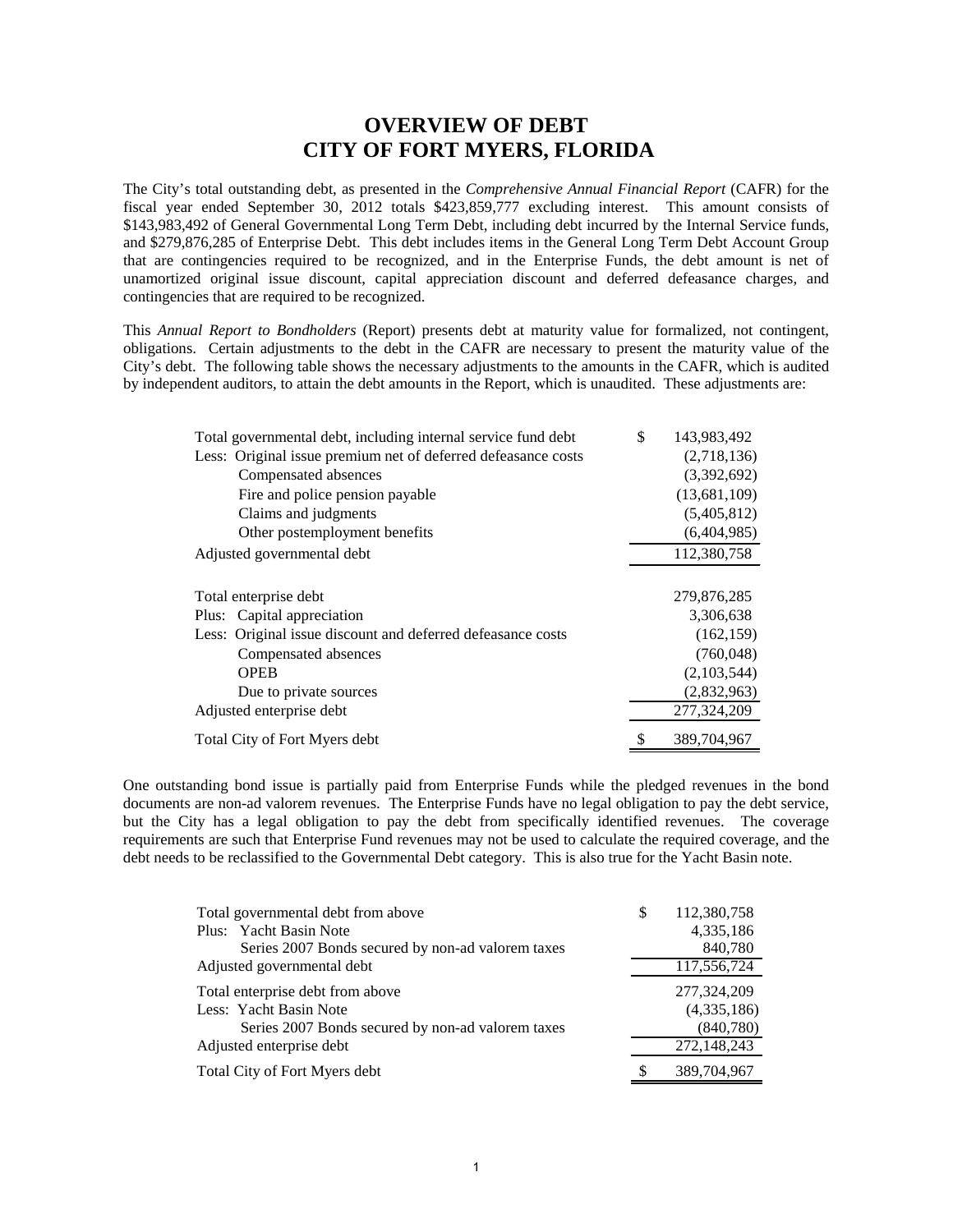# OVERVIEW OF DEBT
# CITY OF FORT MYERS, FLORIDA

The City's total outstanding debt, as presented in the *Comprehensive Annual Financial Report* (CAFR) for the fiscal year ended September 30, 2012 totals $423,859,777 excluding interest. This amount consists of $143,983,492 of General Governmental Long Term Debt, including debt incurred by the Internal Service funds, and $279,876,285 of Enterprise Debt. This debt includes items in the General Long Term Debt Account Group that are contingencies required to be recognized, and in the Enterprise Funds, the debt amount is net of unamortized original issue discount, capital appreciation discount and deferred defeasance charges, and contingencies that are required to be recognized.

This *Annual Report to Bondholders* (Report) presents debt at maturity value for formalized, not contingent, obligations. Certain adjustments to the debt in the CAFR are necessary to present the maturity value of the City's debt. The following table shows the necessary adjustments to the amounts in the CAFR, which is audited by independent auditors, to attain the debt amounts in the Report, which is unaudited. These adjustments are:

| | | |
|---|---|---|
| Total governmental debt, including internal service fund debt | $ | 143,983,492 |
| Less: Original issue premium net of deferred defeasance costs | | (2,718,136) |
| Compensated absences | | (3,392,692) |
| Fire and police pension payable | | (13,681,109) |
| Claims and judgments | | (5,405,812) |
| Other postemployment benefits | | (6,404,985) |
| Adjusted governmental debt | | 112,380,758 |
| | | |
| Total enterprise debt | | 279,876,285 |
| Plus: Capital appreciation | | 3,306,638 |
| Less: Original issue discount and deferred defeasance costs | | (162,159) |
| Compensated absences | | (760,048) |
| OPEB | | (2,103,544) |
| Due to private sources | | (2,832,963) |
| Adjusted enterprise debt | | 277,324,209 |
| Total City of Fort Myers debt | $ | 389,704,967 |

One outstanding bond issue is partially paid from Enterprise Funds while the pledged revenues in the bond documents are non-ad valorem revenues. The Enterprise Funds have no legal obligation to pay the debt service, but the City has a legal obligation to pay the debt from specifically identified revenues. The coverage requirements are such that Enterprise Fund revenues may not be used to calculate the required coverage, and the debt needs to be reclassified to the Governmental Debt category. This is also true for the Yacht Basin note.

| | | |
|---|---|---|
| Total governmental debt from above | $ | 112,380,758 |
| Plus: Yacht Basin Note | | 4,335,186 |
| Series 2007 Bonds secured by non-ad valorem taxes | | 840,780 |
| Adjusted governmental debt | | 117,556,724 |
| Total enterprise debt from above | | 277,324,209 |
| Less: Yacht Basin Note | | (4,335,186) |
| Series 2007 Bonds secured by non-ad valorem taxes | | (840,780) |
| Adjusted enterprise debt | | 272,148,243 |
| Total City of Fort Myers debt | $ | 389,704,967 |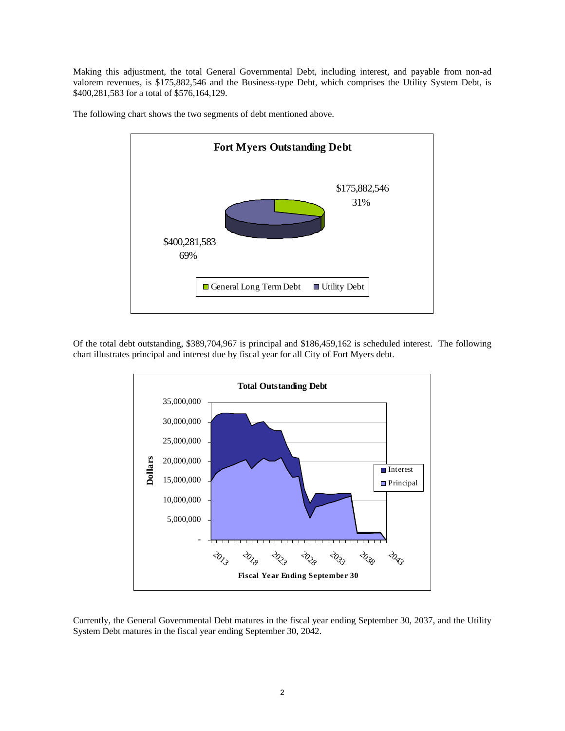Making this adjustment, the total General Governmental Debt, including interest, and payable from non-ad valorem revenues, is $175,882,546 and the Business-type Debt, which comprises the Utility System Debt, is $400,281,583 for a total of $576,164,129.

The following chart shows the two segments of debt mentioned above.

**Fort Myers Outstanding Debt**

$175,882,546
31%

$400,281,583
69%

General Long Term Debt | Utility Debt

Of the total debt outstanding, $389,704,967 is principal and $186,459,162 is scheduled interest. The following chart illustrates principal and interest due by fiscal year for all City of Fort Myers debt.

**Total Outstanding Debt**

Dollars: 35,000,000; 30,000,000; 25,000,000; 20,000,000; 15,000,000; 10,000,000; 5,000,000; -

Interest | Principal

2013, 2018, 2023, 2028, 2033, 2038, 2043

**Fiscal Year Ending September 30**

Currently, the General Governmental Debt matures in the fiscal year ending September 30, 2037, and the Utility System Debt matures in the fiscal year ending September 30, 2042.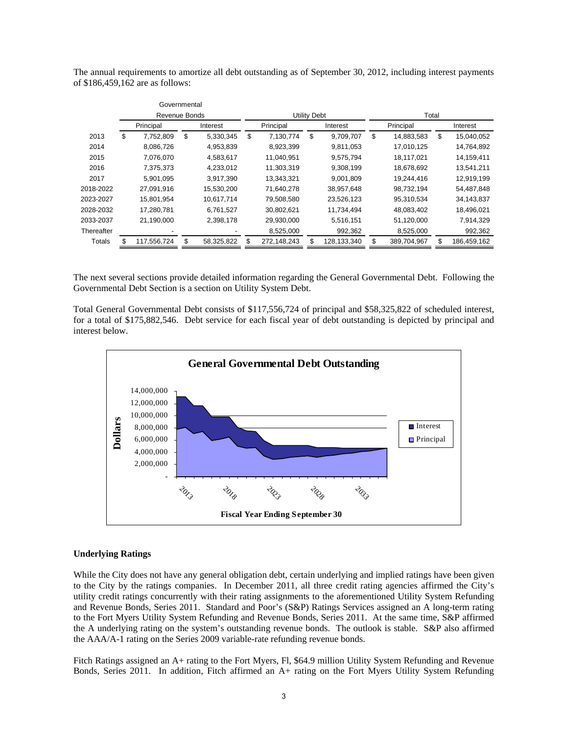The annual requirements to amortize all debt outstanding as of September 30, 2012, including interest payments of $186,459,162 are as follows:

| | Governmental Revenue Bonds | | Utility Debt | | Total | |
|---|---|---|---|---|---|---|
| | Principal | Interest | Principal | Interest | Principal | Interest |
| 2013 | $ 7,752,809 | $ 5,330,345 | $ 7,130,774 | $ 9,709,707 | $ 14,883,583 | $ 15,040,052 |
| 2014 | 8,086,726 | 4,953,839 | 8,923,399 | 9,811,053 | 17,010,125 | 14,764,892 |
| 2015 | 7,076,070 | 4,583,617 | 11,040,951 | 9,575,794 | 18,117,021 | 14,159,411 |
| 2016 | 7,375,373 | 4,233,012 | 11,303,319 | 9,308,199 | 18,678,692 | 13,541,211 |
| 2017 | 5,901,095 | 3,917,390 | 13,343,321 | 9,001,809 | 19,244,416 | 12,919,199 |
| 2018-2022 | 27,091,916 | 15,530,200 | 71,640,278 | 38,957,648 | 98,732,194 | 54,487,848 |
| 2023-2027 | 15,801,954 | 10,617,714 | 79,508,580 | 23,526,123 | 95,310,534 | 34,143,837 |
| 2028-2032 | 17,280,781 | 6,761,527 | 30,802,621 | 11,734,494 | 48,083,402 | 18,496,021 |
| 2033-2037 | 21,190,000 | 2,398,178 | 29,930,000 | 5,516,151 | 51,120,000 | 7,914,329 |
| Thereafter | - | - | 8,525,000 | 992,362 | 8,525,000 | 992,362 |
| Totals | $ 117,556,724 | $ 58,325,822 | $ 272,148,243 | $ 128,133,340 | $ 389,704,967 | $ 186,459,162 |

The next several sections provide detailed information regarding the General Governmental Debt. Following the Governmental Debt Section is a section on Utility System Debt.

Total General Governmental Debt consists of $117,556,724 of principal and $58,325,822 of scheduled interest, for a total of $175,882,546. Debt service for each fiscal year of debt outstanding is depicted by principal and interest below.

**General Governmental Debt Outstanding**

(Chart: Dollars vs. Fiscal Year Ending September 30; series: Interest, Principal)

### Underlying Ratings

While the City does not have any general obligation debt, certain underlying and implied ratings have been given to the City by the ratings companies. In December 2011, all three credit rating agencies affirmed the City's utility credit ratings concurrently with their rating assignments to the aforementioned Utility System Refunding and Revenue Bonds, Series 2011. Standard and Poor's (S&P) Ratings Services assigned an A long-term rating to the Fort Myers Utility System Refunding and Revenue Bonds, Series 2011. At the same time, S&P affirmed the A underlying rating on the system's outstanding revenue bonds. The outlook is stable. S&P also affirmed the AAA/A-1 rating on the Series 2009 variable-rate refunding revenue bonds.

Fitch Ratings assigned an A+ rating to the Fort Myers, Fl, $64.9 million Utility System Refunding and Revenue Bonds, Series 2011. In addition, Fitch affirmed an A+ rating on the Fort Myers Utility System Refunding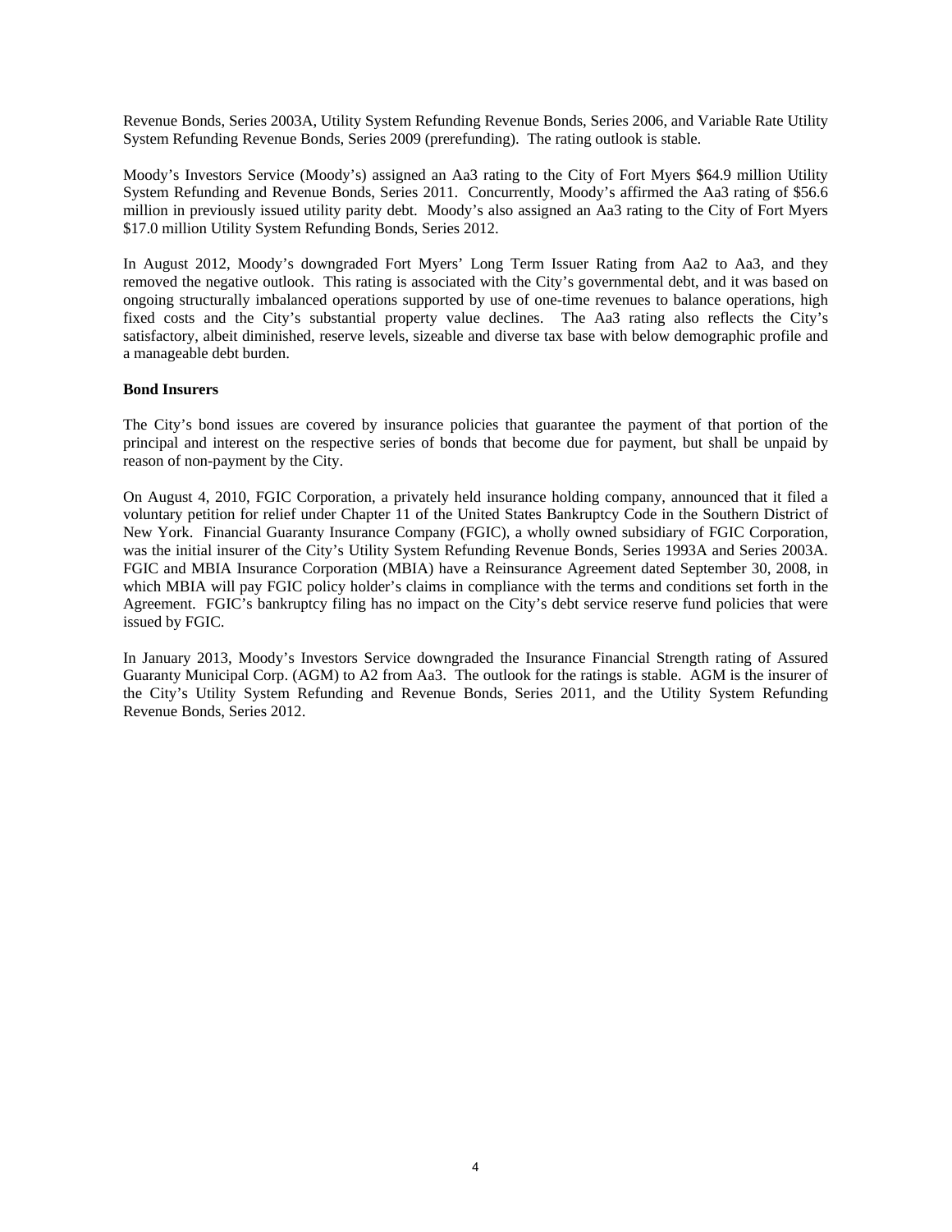Revenue Bonds, Series 2003A, Utility System Refunding Revenue Bonds, Series 2006, and Variable Rate Utility System Refunding Revenue Bonds, Series 2009 (prerefunding). The rating outlook is stable.

Moody's Investors Service (Moody's) assigned an Aa3 rating to the City of Fort Myers $64.9 million Utility System Refunding and Revenue Bonds, Series 2011. Concurrently, Moody's affirmed the Aa3 rating of $56.6 million in previously issued utility parity debt. Moody's also assigned an Aa3 rating to the City of Fort Myers $17.0 million Utility System Refunding Bonds, Series 2012.

In August 2012, Moody's downgraded Fort Myers' Long Term Issuer Rating from Aa2 to Aa3, and they removed the negative outlook. This rating is associated with the City's governmental debt, and it was based on ongoing structurally imbalanced operations supported by use of one-time revenues to balance operations, high fixed costs and the City's substantial property value declines. The Aa3 rating also reflects the City's satisfactory, albeit diminished, reserve levels, sizeable and diverse tax base with below demographic profile and a manageable debt burden.

**Bond Insurers**

The City's bond issues are covered by insurance policies that guarantee the payment of that portion of the principal and interest on the respective series of bonds that become due for payment, but shall be unpaid by reason of non-payment by the City.

On August 4, 2010, FGIC Corporation, a privately held insurance holding company, announced that it filed a voluntary petition for relief under Chapter 11 of the United States Bankruptcy Code in the Southern District of New York. Financial Guaranty Insurance Company (FGIC), a wholly owned subsidiary of FGIC Corporation, was the initial insurer of the City's Utility System Refunding Revenue Bonds, Series 1993A and Series 2003A. FGIC and MBIA Insurance Corporation (MBIA) have a Reinsurance Agreement dated September 30, 2008, in which MBIA will pay FGIC policy holder's claims in compliance with the terms and conditions set forth in the Agreement. FGIC's bankruptcy filing has no impact on the City's debt service reserve fund policies that were issued by FGIC.

In January 2013, Moody's Investors Service downgraded the Insurance Financial Strength rating of Assured Guaranty Municipal Corp. (AGM) to A2 from Aa3. The outlook for the ratings is stable. AGM is the insurer of the City's Utility System Refunding and Revenue Bonds, Series 2011, and the Utility System Refunding Revenue Bonds, Series 2012.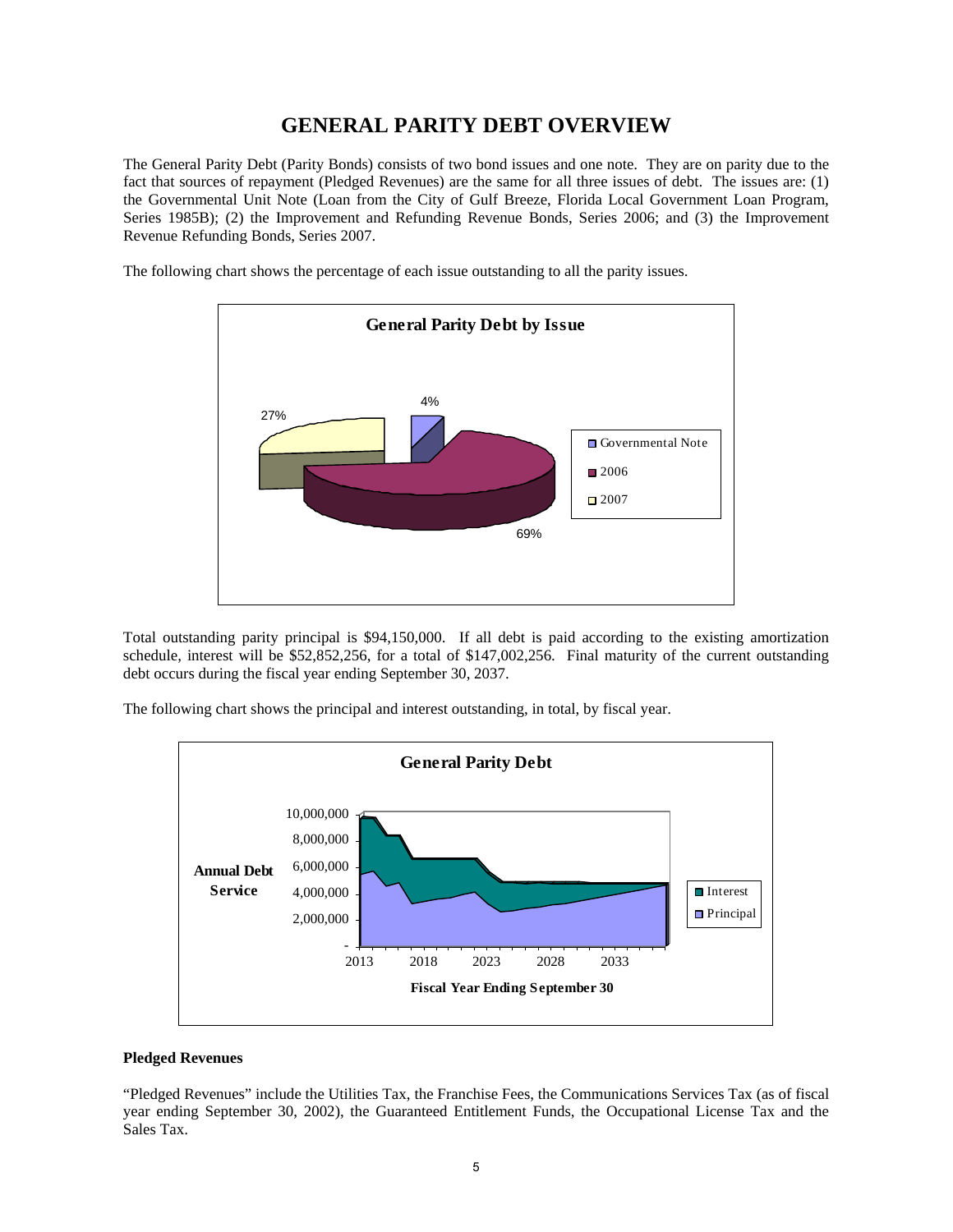# GENERAL PARITY DEBT OVERVIEW

The General Parity Debt (Parity Bonds) consists of two bond issues and one note. They are on parity due to the fact that sources of repayment (Pledged Revenues) are the same for all three issues of debt. The issues are: (1) the Governmental Unit Note (Loan from the City of Gulf Breeze, Florida Local Government Loan Program, Series 1985B); (2) the Improvement and Refunding Revenue Bonds, Series 2006; and (3) the Improvement Revenue Refunding Bonds, Series 2007.

The following chart shows the percentage of each issue outstanding to all the parity issues.

**General Parity Debt by Issue**

| Issue | Percentage |
|---|---|
| Governmental Note | 4% |
| 2006 | 69% |
| 2007 | 27% |

Total outstanding parity principal is $94,150,000. If all debt is paid according to the existing amortization schedule, interest will be $52,852,256, for a total of $147,002,256. Final maturity of the current outstanding debt occurs during the fiscal year ending September 30, 2037.

The following chart shows the principal and interest outstanding, in total, by fiscal year.

**General Parity Debt**

Annual Debt Service (Interest, Principal) by Fiscal Year Ending September 30, 2013–2037

### Pledged Revenues

"Pledged Revenues" include the Utilities Tax, the Franchise Fees, the Communications Services Tax (as of fiscal year ending September 30, 2002), the Guaranteed Entitlement Funds, the Occupational License Tax and the Sales Tax.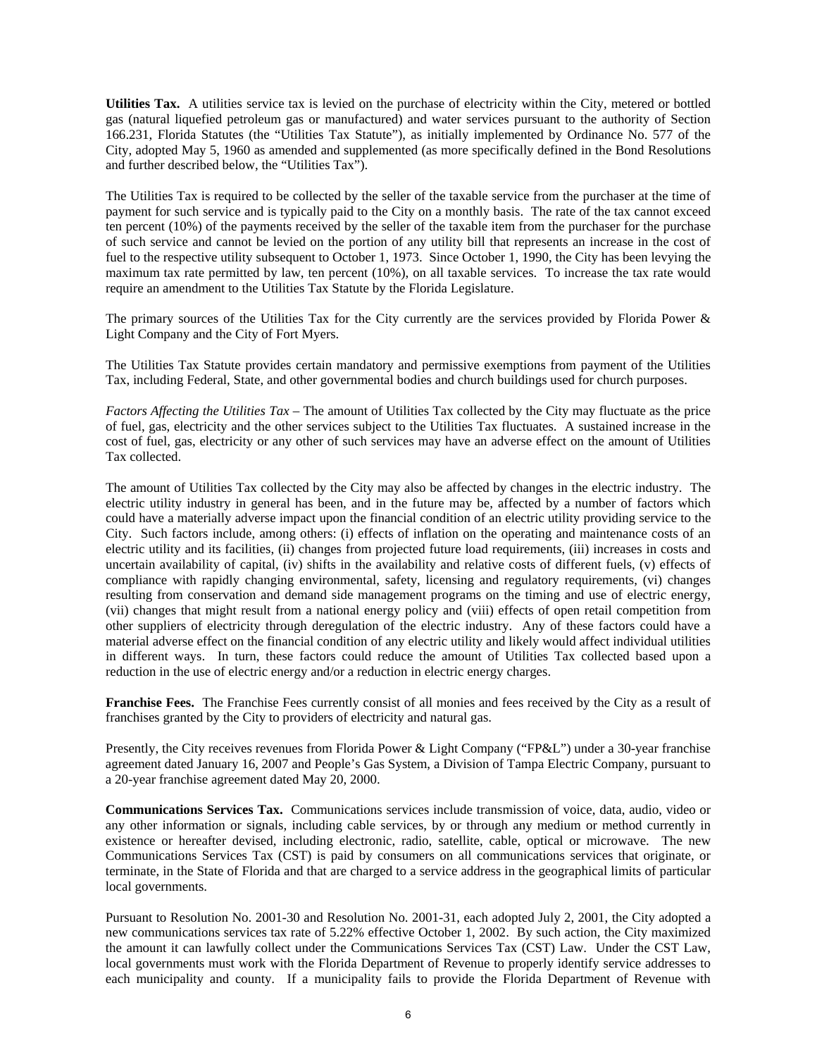**Utilities Tax.** A utilities service tax is levied on the purchase of electricity within the City, metered or bottled gas (natural liquefied petroleum gas or manufactured) and water services pursuant to the authority of Section 166.231, Florida Statutes (the "Utilities Tax Statute"), as initially implemented by Ordinance No. 577 of the City, adopted May 5, 1960 as amended and supplemented (as more specifically defined in the Bond Resolutions and further described below, the "Utilities Tax").

The Utilities Tax is required to be collected by the seller of the taxable service from the purchaser at the time of payment for such service and is typically paid to the City on a monthly basis. The rate of the tax cannot exceed ten percent (10%) of the payments received by the seller of the taxable item from the purchaser for the purchase of such service and cannot be levied on the portion of any utility bill that represents an increase in the cost of fuel to the respective utility subsequent to October 1, 1973. Since October 1, 1990, the City has been levying the maximum tax rate permitted by law, ten percent (10%), on all taxable services. To increase the tax rate would require an amendment to the Utilities Tax Statute by the Florida Legislature.

The primary sources of the Utilities Tax for the City currently are the services provided by Florida Power & Light Company and the City of Fort Myers.

The Utilities Tax Statute provides certain mandatory and permissive exemptions from payment of the Utilities Tax, including Federal, State, and other governmental bodies and church buildings used for church purposes.

*Factors Affecting the Utilities Tax* – The amount of Utilities Tax collected by the City may fluctuate as the price of fuel, gas, electricity and the other services subject to the Utilities Tax fluctuates. A sustained increase in the cost of fuel, gas, electricity or any other of such services may have an adverse effect on the amount of Utilities Tax collected.

The amount of Utilities Tax collected by the City may also be affected by changes in the electric industry. The electric utility industry in general has been, and in the future may be, affected by a number of factors which could have a materially adverse impact upon the financial condition of an electric utility providing service to the City. Such factors include, among others: (i) effects of inflation on the operating and maintenance costs of an electric utility and its facilities, (ii) changes from projected future load requirements, (iii) increases in costs and uncertain availability of capital, (iv) shifts in the availability and relative costs of different fuels, (v) effects of compliance with rapidly changing environmental, safety, licensing and regulatory requirements, (vi) changes resulting from conservation and demand side management programs on the timing and use of electric energy, (vii) changes that might result from a national energy policy and (viii) effects of open retail competition from other suppliers of electricity through deregulation of the electric industry. Any of these factors could have a material adverse effect on the financial condition of any electric utility and likely would affect individual utilities in different ways. In turn, these factors could reduce the amount of Utilities Tax collected based upon a reduction in the use of electric energy and/or a reduction in electric energy charges.

**Franchise Fees.** The Franchise Fees currently consist of all monies and fees received by the City as a result of franchises granted by the City to providers of electricity and natural gas.

Presently, the City receives revenues from Florida Power & Light Company ("FP&L") under a 30-year franchise agreement dated January 16, 2007 and People's Gas System, a Division of Tampa Electric Company, pursuant to a 20-year franchise agreement dated May 20, 2000.

**Communications Services Tax.** Communications services include transmission of voice, data, audio, video or any other information or signals, including cable services, by or through any medium or method currently in existence or hereafter devised, including electronic, radio, satellite, cable, optical or microwave. The new Communications Services Tax (CST) is paid by consumers on all communications services that originate, or terminate, in the State of Florida and that are charged to a service address in the geographical limits of particular local governments.

Pursuant to Resolution No. 2001-30 and Resolution No. 2001-31, each adopted July 2, 2001, the City adopted a new communications services tax rate of 5.22% effective October 1, 2002. By such action, the City maximized the amount it can lawfully collect under the Communications Services Tax (CST) Law. Under the CST Law, local governments must work with the Florida Department of Revenue to properly identify service addresses to each municipality and county. If a municipality fails to provide the Florida Department of Revenue with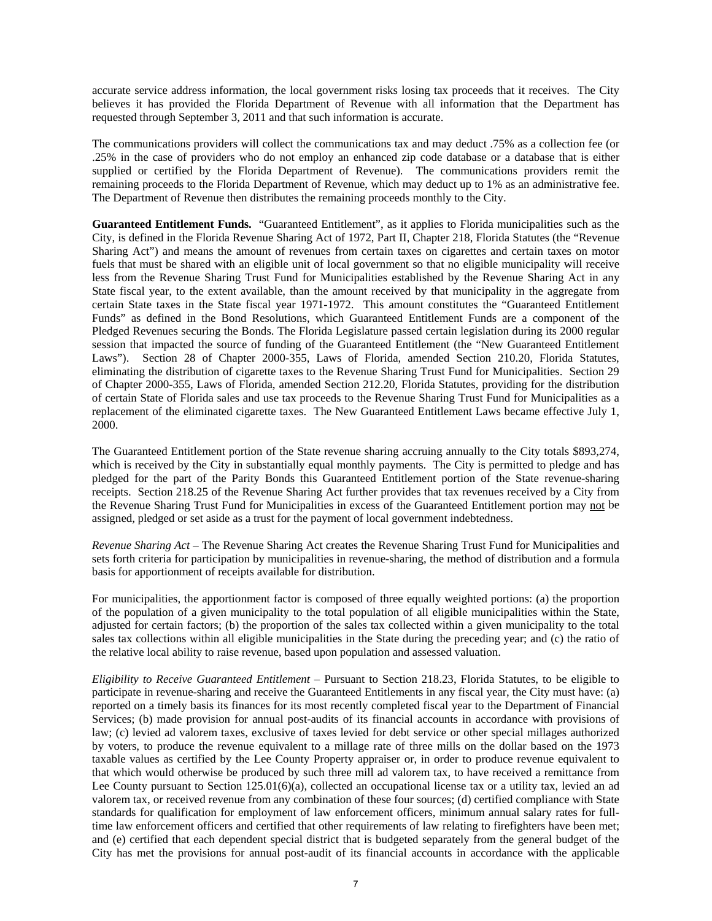accurate service address information, the local government risks losing tax proceeds that it receives. The City believes it has provided the Florida Department of Revenue with all information that the Department has requested through September 3, 2011 and that such information is accurate.

The communications providers will collect the communications tax and may deduct .75% as a collection fee (or .25% in the case of providers who do not employ an enhanced zip code database or a database that is either supplied or certified by the Florida Department of Revenue). The communications providers remit the remaining proceeds to the Florida Department of Revenue, which may deduct up to 1% as an administrative fee. The Department of Revenue then distributes the remaining proceeds monthly to the City.

**Guaranteed Entitlement Funds.** "Guaranteed Entitlement", as it applies to Florida municipalities such as the City, is defined in the Florida Revenue Sharing Act of 1972, Part II, Chapter 218, Florida Statutes (the "Revenue Sharing Act") and means the amount of revenues from certain taxes on cigarettes and certain taxes on motor fuels that must be shared with an eligible unit of local government so that no eligible municipality will receive less from the Revenue Sharing Trust Fund for Municipalities established by the Revenue Sharing Act in any State fiscal year, to the extent available, than the amount received by that municipality in the aggregate from certain State taxes in the State fiscal year 1971-1972. This amount constitutes the "Guaranteed Entitlement Funds" as defined in the Bond Resolutions, which Guaranteed Entitlement Funds are a component of the Pledged Revenues securing the Bonds. The Florida Legislature passed certain legislation during its 2000 regular session that impacted the source of funding of the Guaranteed Entitlement (the "New Guaranteed Entitlement Laws"). Section 28 of Chapter 2000-355, Laws of Florida, amended Section 210.20, Florida Statutes, eliminating the distribution of cigarette taxes to the Revenue Sharing Trust Fund for Municipalities. Section 29 of Chapter 2000-355, Laws of Florida, amended Section 212.20, Florida Statutes, providing for the distribution of certain State of Florida sales and use tax proceeds to the Revenue Sharing Trust Fund for Municipalities as a replacement of the eliminated cigarette taxes. The New Guaranteed Entitlement Laws became effective July 1, 2000.

The Guaranteed Entitlement portion of the State revenue sharing accruing annually to the City totals $893,274, which is received by the City in substantially equal monthly payments. The City is permitted to pledge and has pledged for the part of the Parity Bonds this Guaranteed Entitlement portion of the State revenue-sharing receipts. Section 218.25 of the Revenue Sharing Act further provides that tax revenues received by a City from the Revenue Sharing Trust Fund for Municipalities in excess of the Guaranteed Entitlement portion may not be assigned, pledged or set aside as a trust for the payment of local government indebtedness.

*Revenue Sharing Act* – The Revenue Sharing Act creates the Revenue Sharing Trust Fund for Municipalities and sets forth criteria for participation by municipalities in revenue-sharing, the method of distribution and a formula basis for apportionment of receipts available for distribution.

For municipalities, the apportionment factor is composed of three equally weighted portions: (a) the proportion of the population of a given municipality to the total population of all eligible municipalities within the State, adjusted for certain factors; (b) the proportion of the sales tax collected within a given municipality to the total sales tax collections within all eligible municipalities in the State during the preceding year; and (c) the ratio of the relative local ability to raise revenue, based upon population and assessed valuation.

*Eligibility to Receive Guaranteed Entitlement* – Pursuant to Section 218.23, Florida Statutes, to be eligible to participate in revenue-sharing and receive the Guaranteed Entitlements in any fiscal year, the City must have: (a) reported on a timely basis its finances for its most recently completed fiscal year to the Department of Financial Services; (b) made provision for annual post-audits of its financial accounts in accordance with provisions of law; (c) levied ad valorem taxes, exclusive of taxes levied for debt service or other special millages authorized by voters, to produce the revenue equivalent to a millage rate of three mills on the dollar based on the 1973 taxable values as certified by the Lee County Property appraiser or, in order to produce revenue equivalent to that which would otherwise be produced by such three mill ad valorem tax, to have received a remittance from Lee County pursuant to Section 125.01(6)(a), collected an occupational license tax or a utility tax, levied an ad valorem tax, or received revenue from any combination of these four sources; (d) certified compliance with State standards for qualification for employment of law enforcement officers, minimum annual salary rates for full-time law enforcement officers and certified that other requirements of law relating to firefighters have been met; and (e) certified that each dependent special district that is budgeted separately from the general budget of the City has met the provisions for annual post-audit of its financial accounts in accordance with the applicable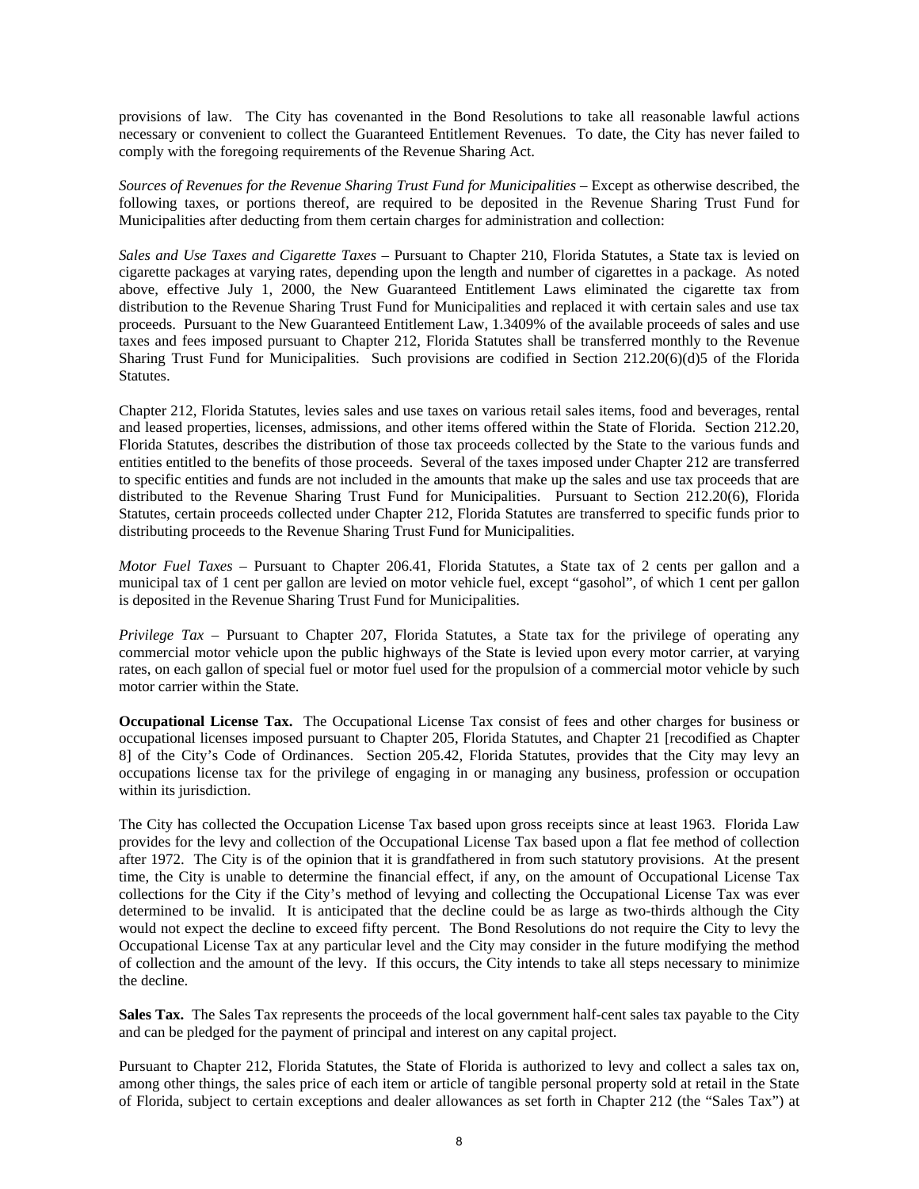provisions of law. The City has covenanted in the Bond Resolutions to take all reasonable lawful actions necessary or convenient to collect the Guaranteed Entitlement Revenues. To date, the City has never failed to comply with the foregoing requirements of the Revenue Sharing Act.

*Sources of Revenues for the Revenue Sharing Trust Fund for Municipalities* – Except as otherwise described, the following taxes, or portions thereof, are required to be deposited in the Revenue Sharing Trust Fund for Municipalities after deducting from them certain charges for administration and collection:

*Sales and Use Taxes and Cigarette Taxes* – Pursuant to Chapter 210, Florida Statutes, a State tax is levied on cigarette packages at varying rates, depending upon the length and number of cigarettes in a package. As noted above, effective July 1, 2000, the New Guaranteed Entitlement Laws eliminated the cigarette tax from distribution to the Revenue Sharing Trust Fund for Municipalities and replaced it with certain sales and use tax proceeds. Pursuant to the New Guaranteed Entitlement Law, 1.3409% of the available proceeds of sales and use taxes and fees imposed pursuant to Chapter 212, Florida Statutes shall be transferred monthly to the Revenue Sharing Trust Fund for Municipalities. Such provisions are codified in Section 212.20(6)(d)5 of the Florida Statutes.

Chapter 212, Florida Statutes, levies sales and use taxes on various retail sales items, food and beverages, rental and leased properties, licenses, admissions, and other items offered within the State of Florida. Section 212.20, Florida Statutes, describes the distribution of those tax proceeds collected by the State to the various funds and entities entitled to the benefits of those proceeds. Several of the taxes imposed under Chapter 212 are transferred to specific entities and funds are not included in the amounts that make up the sales and use tax proceeds that are distributed to the Revenue Sharing Trust Fund for Municipalities. Pursuant to Section 212.20(6), Florida Statutes, certain proceeds collected under Chapter 212, Florida Statutes are transferred to specific funds prior to distributing proceeds to the Revenue Sharing Trust Fund for Municipalities.

*Motor Fuel Taxes* – Pursuant to Chapter 206.41, Florida Statutes, a State tax of 2 cents per gallon and a municipal tax of 1 cent per gallon are levied on motor vehicle fuel, except "gasohol", of which 1 cent per gallon is deposited in the Revenue Sharing Trust Fund for Municipalities.

*Privilege Tax* – Pursuant to Chapter 207, Florida Statutes, a State tax for the privilege of operating any commercial motor vehicle upon the public highways of the State is levied upon every motor carrier, at varying rates, on each gallon of special fuel or motor fuel used for the propulsion of a commercial motor vehicle by such motor carrier within the State.

**Occupational License Tax.** The Occupational License Tax consist of fees and other charges for business or occupational licenses imposed pursuant to Chapter 205, Florida Statutes, and Chapter 21 [recodified as Chapter 8] of the City's Code of Ordinances. Section 205.42, Florida Statutes, provides that the City may levy an occupations license tax for the privilege of engaging in or managing any business, profession or occupation within its jurisdiction.

The City has collected the Occupation License Tax based upon gross receipts since at least 1963. Florida Law provides for the levy and collection of the Occupational License Tax based upon a flat fee method of collection after 1972. The City is of the opinion that it is grandfathered in from such statutory provisions. At the present time, the City is unable to determine the financial effect, if any, on the amount of Occupational License Tax collections for the City if the City's method of levying and collecting the Occupational License Tax was ever determined to be invalid. It is anticipated that the decline could be as large as two-thirds although the City would not expect the decline to exceed fifty percent. The Bond Resolutions do not require the City to levy the Occupational License Tax at any particular level and the City may consider in the future modifying the method of collection and the amount of the levy. If this occurs, the City intends to take all steps necessary to minimize the decline.

**Sales Tax.** The Sales Tax represents the proceeds of the local government half-cent sales tax payable to the City and can be pledged for the payment of principal and interest on any capital project.

Pursuant to Chapter 212, Florida Statutes, the State of Florida is authorized to levy and collect a sales tax on, among other things, the sales price of each item or article of tangible personal property sold at retail in the State of Florida, subject to certain exceptions and dealer allowances as set forth in Chapter 212 (the "Sales Tax") at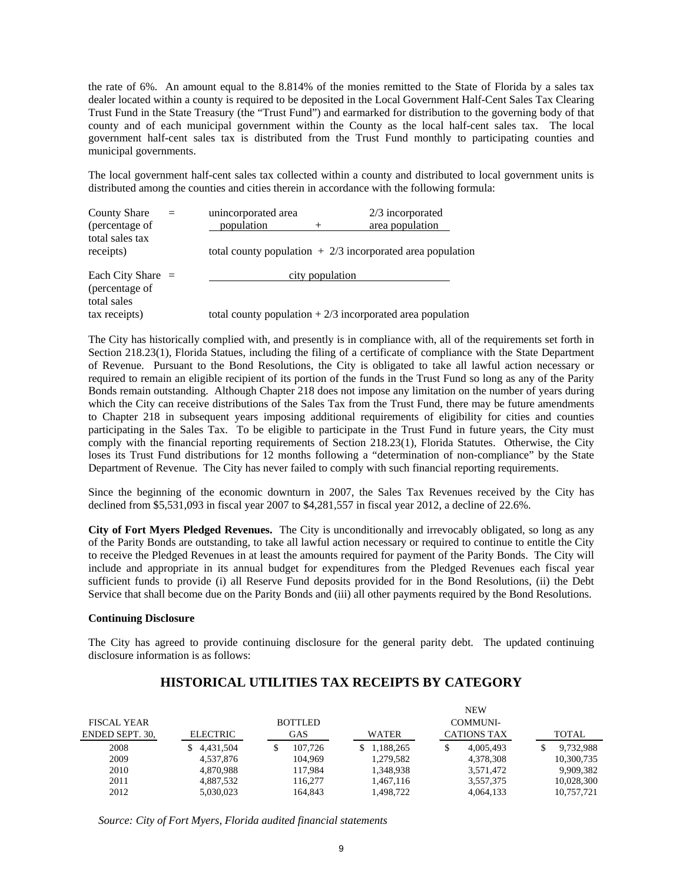the rate of 6%. An amount equal to the 8.814% of the monies remitted to the State of Florida by a sales tax dealer located within a county is required to be deposited in the Local Government Half-Cent Sales Tax Clearing Trust Fund in the State Treasury (the "Trust Fund") and earmarked for distribution to the governing body of that county and of each municipal government within the County as the local half-cent sales tax. The local government half-cent sales tax is distributed from the Trust Fund monthly to participating counties and municipal governments.

The local government half-cent sales tax collected within a county and distributed to local government units is distributed among the counties and cities therein in accordance with the following formula:

$$\text{County Share (percentage of total sales tax receipts)} = \frac{\text{unincorporated area population} + \text{2/3 incorporated area population}}{\text{total county population} + \text{2/3 incorporated area population}}$$

$$\text{Each City Share (percentage of total sales tax receipts)} = \frac{\text{city population}}{\text{total county population} + \text{2/3 incorporated area population}}$$

The City has historically complied with, and presently is in compliance with, all of the requirements set forth in Section 218.23(1), Florida Statues, including the filing of a certificate of compliance with the State Department of Revenue. Pursuant to the Bond Resolutions, the City is obligated to take all lawful action necessary or required to remain an eligible recipient of its portion of the funds in the Trust Fund so long as any of the Parity Bonds remain outstanding. Although Chapter 218 does not impose any limitation on the number of years during which the City can receive distributions of the Sales Tax from the Trust Fund, there may be future amendments to Chapter 218 in subsequent years imposing additional requirements of eligibility for cities and counties participating in the Sales Tax. To be eligible to participate in the Trust Fund in future years, the City must comply with the financial reporting requirements of Section 218.23(1), Florida Statutes. Otherwise, the City loses its Trust Fund distributions for 12 months following a "determination of non-compliance" by the State Department of Revenue. The City has never failed to comply with such financial reporting requirements.

Since the beginning of the economic downturn in 2007, the Sales Tax Revenues received by the City has declined from $5,531,093 in fiscal year 2007 to $4,281,557 in fiscal year 2012, a decline of 22.6%.

**City of Fort Myers Pledged Revenues.** The City is unconditionally and irrevocably obligated, so long as any of the Parity Bonds are outstanding, to take all lawful action necessary or required to continue to entitle the City to receive the Pledged Revenues in at least the amounts required for payment of the Parity Bonds. The City will include and appropriate in its annual budget for expenditures from the Pledged Revenues each fiscal year sufficient funds to provide (i) all Reserve Fund deposits provided for in the Bond Resolutions, (ii) the Debt Service that shall become due on the Parity Bonds and (iii) all other payments required by the Bond Resolutions.

**Continuing Disclosure**

The City has agreed to provide continuing disclosure for the general parity debt. The updated continuing disclosure information is as follows:

## HISTORICAL UTILITIES TAX RECEIPTS BY CATEGORY

| FISCAL YEAR ENDED SEPT. 30, | ELECTRIC | BOTTLED GAS | WATER | NEW COMMUNI-CATIONS TAX | TOTAL |
|---|---|---|---|---|---|
| 2008 | $ 4,431,504 | $ 107,726 | $ 1,188,265 | $ 4,005,493 | $ 9,732,988 |
| 2009 | 4,537,876 | 104,969 | 1,279,582 | 4,378,308 | 10,300,735 |
| 2010 | 4,870,988 | 117,984 | 1,348,938 | 3,571,472 | 9,909,382 |
| 2011 | 4,887,532 | 116,277 | 1,467,116 | 3,557,375 | 10,028,300 |
| 2012 | 5,030,023 | 164,843 | 1,498,722 | 4,064,133 | 10,757,721 |

*Source: City of Fort Myers, Florida audited financial statements*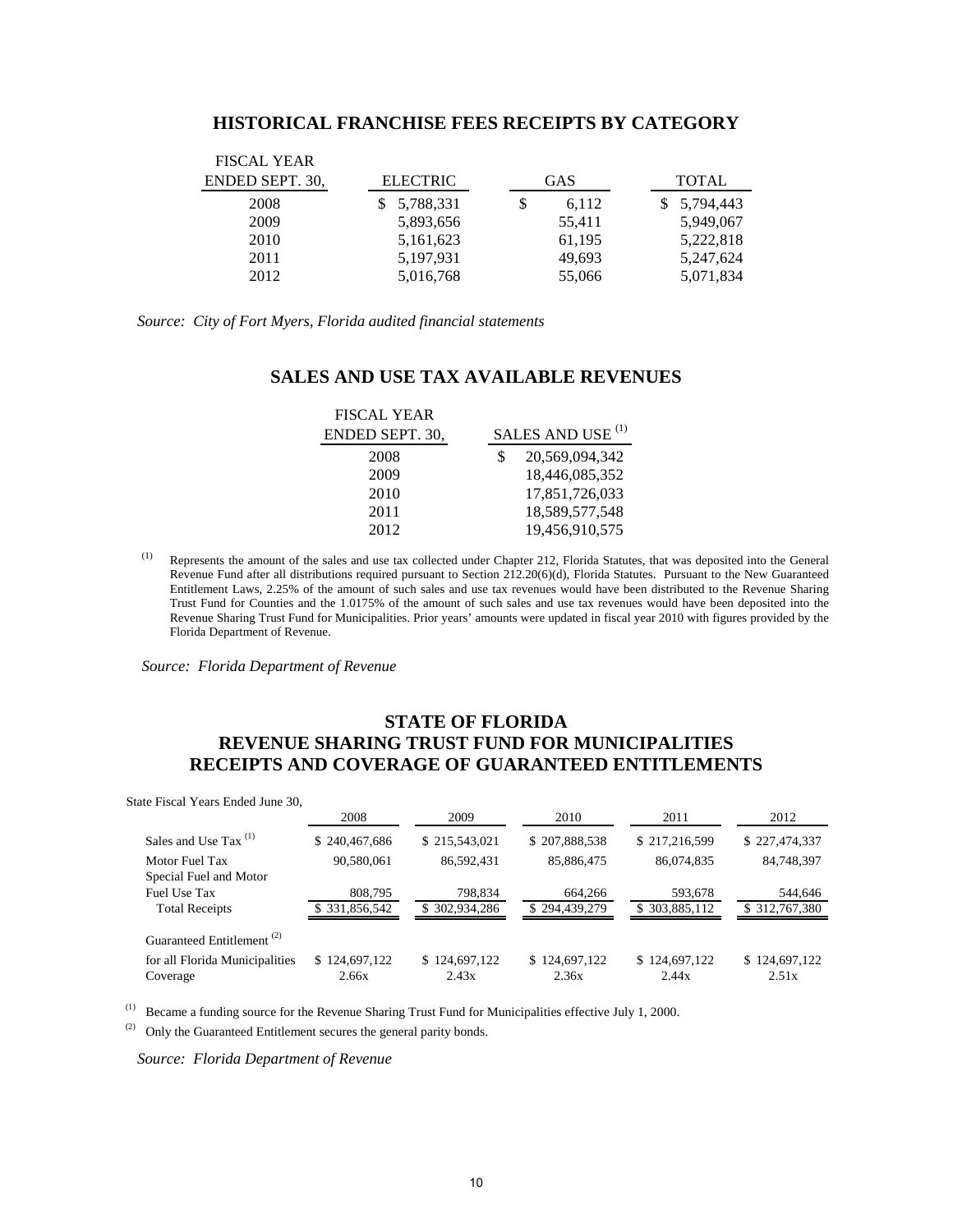## HISTORICAL FRANCHISE FEES RECEIPTS BY CATEGORY

| FISCAL YEAR ENDED SEPT. 30, | ELECTRIC | GAS | TOTAL |
|---|---|---|---|
| 2008 | $ 5,788,331 | $ 6,112 | $ 5,794,443 |
| 2009 | 5,893,656 | 55,411 | 5,949,067 |
| 2010 | 5,161,623 | 61,195 | 5,222,818 |
| 2011 | 5,197,931 | 49,693 | 5,247,624 |
| 2012 | 5,016,768 | 55,066 | 5,071,834 |

*Source: City of Fort Myers, Florida audited financial statements*

## SALES AND USE TAX AVAILABLE REVENUES

| FISCAL YEAR ENDED SEPT. 30, | SALES AND USE [1] |
|---|---|
| 2008 | $ 20,569,094,342 |
| 2009 | 18,446,085,352 |
| 2010 | 17,851,726,033 |
| 2011 | 18,589,577,548 |
| 2012 | 19,456,910,575 |

[1] Represents the amount of the sales and use tax collected under Chapter 212, Florida Statutes, that was deposited into the General Revenue Fund after all distributions required pursuant to Section 212.20(6)(d), Florida Statutes. Pursuant to the New Guaranteed Entitlement Laws, 2.25% of the amount of such sales and use tax revenues would have been distributed to the Revenue Sharing Trust Fund for Counties and the 1.0175% of the amount of such sales and use tax revenues would have been deposited into the Revenue Sharing Trust Fund for Municipalities. Prior years' amounts were updated in fiscal year 2010 with figures provided by the Florida Department of Revenue.

*Source: Florida Department of Revenue*

## STATE OF FLORIDA REVENUE SHARING TRUST FUND FOR MUNICIPALITIES RECEIPTS AND COVERAGE OF GUARANTEED ENTITLEMENTS

| State Fiscal Years Ended June 30, | 2008 | 2009 | 2010 | 2011 | 2012 |
|---|---|---|---|---|---|
| Sales and Use Tax [1] | $ 240,467,686 | $ 215,543,021 | $ 207,888,538 | $ 217,216,599 | $ 227,474,337 |
| Motor Fuel Tax | 90,580,061 | 86,592,431 | 85,886,475 | 86,074,835 | 84,748,397 |
| Special Fuel and Motor Fuel Use Tax | 808,795 | 798,834 | 664,266 | 593,678 | 544,646 |
| Total Receipts | $ 331,856,542 | $ 302,934,286 | $ 294,439,279 | $ 303,885,112 | $ 312,767,380 |
| Guaranteed Entitlement [2] for all Florida Municipalities | $ 124,697,122 | $ 124,697,122 | $ 124,697,122 | $ 124,697,122 | $ 124,697,122 |
| Coverage | 2.66x | 2.43x | 2.36x | 2.44x | 2.51x |

[1] Became a funding source for the Revenue Sharing Trust Fund for Municipalities effective July 1, 2000.

[2] Only the Guaranteed Entitlement secures the general parity bonds.

*Source: Florida Department of Revenue*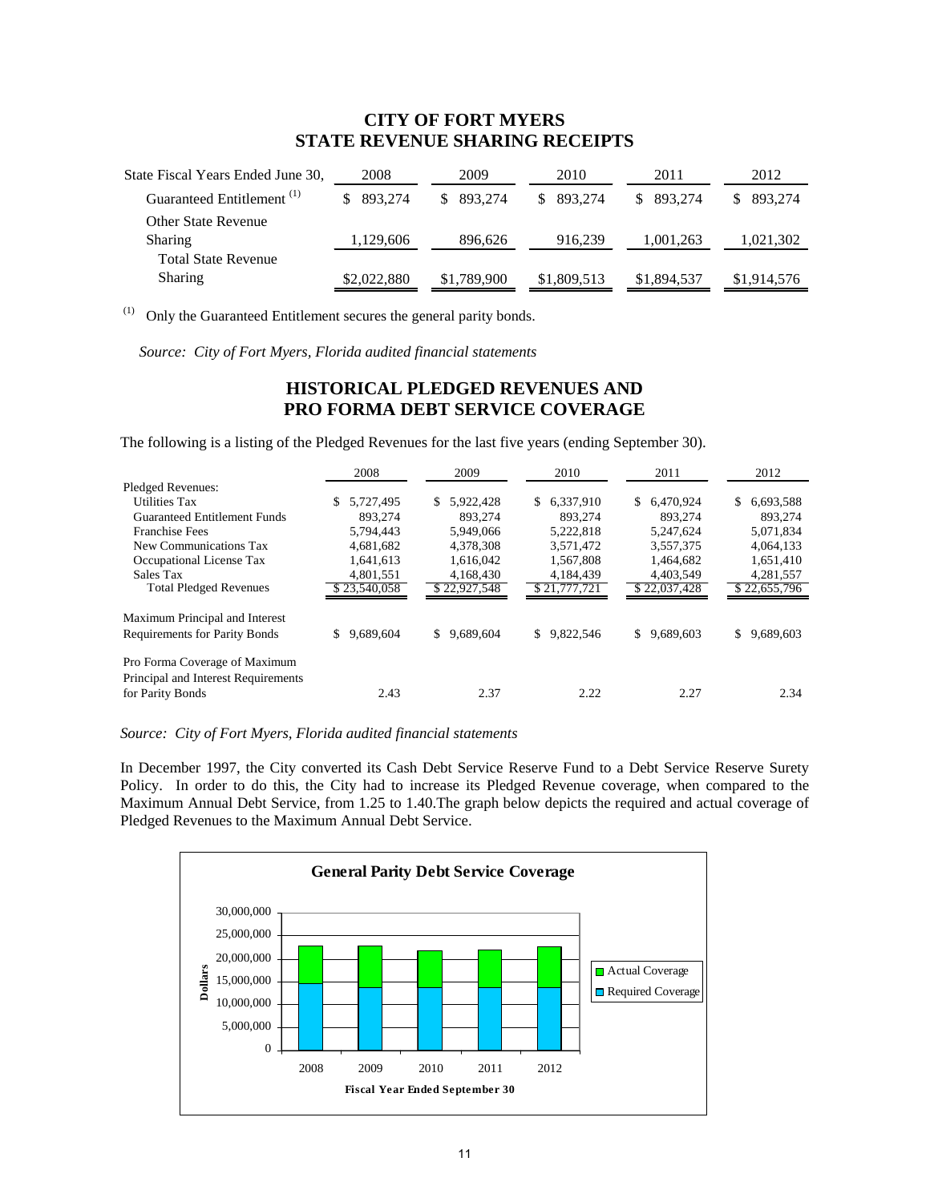## CITY OF FORT MYERS
## STATE REVENUE SHARING RECEIPTS

| State Fiscal Years Ended June 30, | 2008 | 2009 | 2010 | 2011 | 2012 |
|---|---|---|---|---|---|
| Guaranteed Entitlement [1] | $ 893,274 | $ 893,274 | $ 893,274 | $ 893,274 | $ 893,274 |
| Other State Revenue Sharing | 1,129,606 | 896,626 | 916,239 | 1,001,263 | 1,021,302 |
| Total State Revenue Sharing | $2,022,880 | $1,789,900 | $1,809,513 | $1,894,537 | $1,914,576 |

[1] Only the Guaranteed Entitlement secures the general parity bonds.

*Source: City of Fort Myers, Florida audited financial statements*

## HISTORICAL PLEDGED REVENUES AND
## PRO FORMA DEBT SERVICE COVERAGE

The following is a listing of the Pledged Revenues for the last five years (ending September 30).

| | 2008 | 2009 | 2010 | 2011 | 2012 |
|---|---|---|---|---|---|
| Pledged Revenues: | | | | | |
| Utilities Tax | $ 5,727,495 | $ 5,922,428 | $ 6,337,910 | $ 6,470,924 | $ 6,693,588 |
| Guaranteed Entitlement Funds | 893,274 | 893,274 | 893,274 | 893,274 | 893,274 |
| Franchise Fees | 5,794,443 | 5,949,066 | 5,222,818 | 5,247,624 | 5,071,834 |
| New Communications Tax | 4,681,682 | 4,378,308 | 3,571,472 | 3,557,375 | 4,064,133 |
| Occupational License Tax | 1,641,613 | 1,616,042 | 1,567,808 | 1,464,682 | 1,651,410 |
| Sales Tax | 4,801,551 | 4,168,430 | 4,184,439 | 4,403,549 | 4,281,557 |
| Total Pledged Revenues | $ 23,540,058 | $ 22,927,548 | $ 21,777,721 | $ 22,037,428 | $ 22,655,796 |
| Maximum Principal and Interest Requirements for Parity Bonds | $ 9,689,604 | $ 9,689,604 | $ 9,822,546 | $ 9,689,603 | $ 9,689,603 |
| Pro Forma Coverage of Maximum Principal and Interest Requirements for Parity Bonds | 2.43 | 2.37 | 2.22 | 2.27 | 2.34 |

*Source: City of Fort Myers, Florida audited financial statements*

In December 1997, the City converted its Cash Debt Service Reserve Fund to a Debt Service Reserve Surety Policy. In order to do this, the City had to increase its Pledged Revenue coverage, when compared to the Maximum Annual Debt Service, from 1.25 to 1.40.The graph below depicts the required and actual coverage of Pledged Revenues to the Maximum Annual Debt Service.

**General Parity Debt Service Coverage**

Dollars (0 – 30,000,000); Fiscal Year Ended September 30 (2008–2012); Legend: Actual Coverage, Required Coverage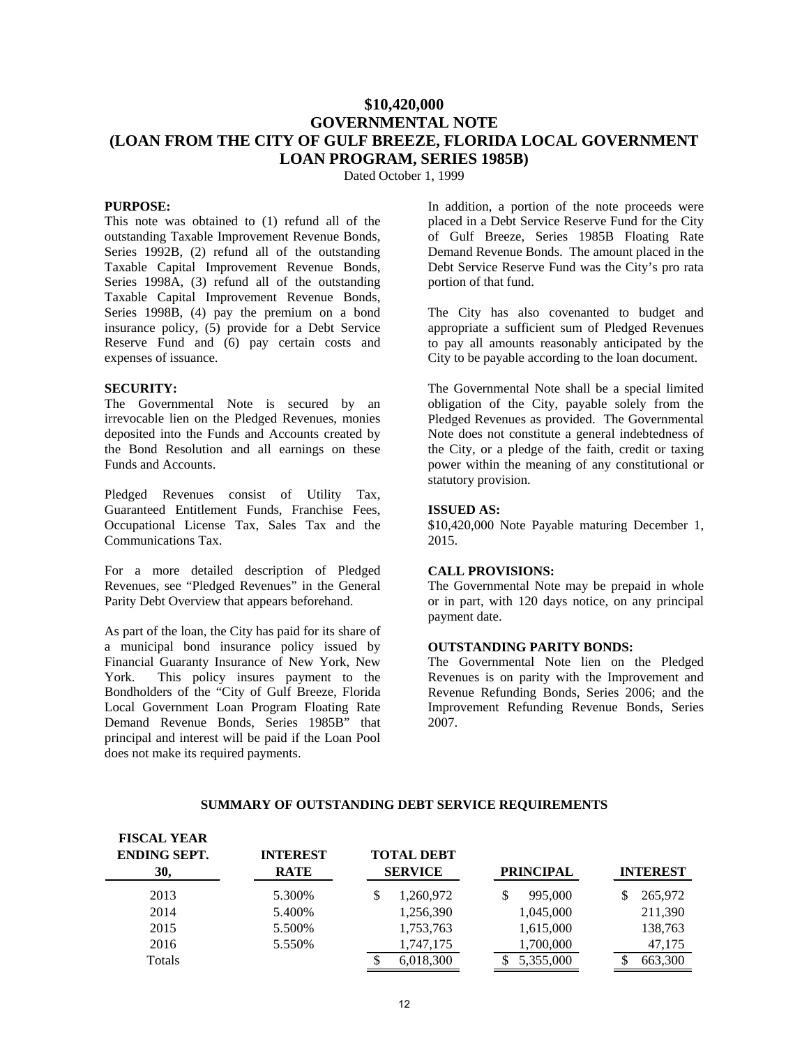# $10,420,000
# GOVERNMENTAL NOTE
# (LOAN FROM THE CITY OF GULF BREEZE, FLORIDA LOCAL GOVERNMENT LOAN PROGRAM, SERIES 1985B)

Dated October 1, 1999

**PURPOSE:**

This note was obtained to (1) refund all of the outstanding Taxable Improvement Revenue Bonds, Series 1992B, (2) refund all of the outstanding Taxable Capital Improvement Revenue Bonds, Series 1998A, (3) refund all of the outstanding Taxable Capital Improvement Revenue Bonds, Series 1998B, (4) pay the premium on a bond insurance policy, (5) provide for a Debt Service Reserve Fund and (6) pay certain costs and expenses of issuance.

**SECURITY:**

The Governmental Note is secured by an irrevocable lien on the Pledged Revenues, monies deposited into the Funds and Accounts created by the Bond Resolution and all earnings on these Funds and Accounts.

Pledged Revenues consist of Utility Tax, Guaranteed Entitlement Funds, Franchise Fees, Occupational License Tax, Sales Tax and the Communications Tax.

For a more detailed description of Pledged Revenues, see "Pledged Revenues" in the General Parity Debt Overview that appears beforehand.

As part of the loan, the City has paid for its share of a municipal bond insurance policy issued by Financial Guaranty Insurance of New York, New York. This policy insures payment to the Bondholders of the "City of Gulf Breeze, Florida Local Government Loan Program Floating Rate Demand Revenue Bonds, Series 1985B" that principal and interest will be paid if the Loan Pool does not make its required payments.

In addition, a portion of the note proceeds were placed in a Debt Service Reserve Fund for the City of Gulf Breeze, Series 1985B Floating Rate Demand Revenue Bonds. The amount placed in the Debt Service Reserve Fund was the City's pro rata portion of that fund.

The City has also covenanted to budget and appropriate a sufficient sum of Pledged Revenues to pay all amounts reasonably anticipated by the City to be payable according to the loan document.

The Governmental Note shall be a special limited obligation of the City, payable solely from the Pledged Revenues as provided. The Governmental Note does not constitute a general indebtedness of the City, or a pledge of the faith, credit or taxing power within the meaning of any constitutional or statutory provision.

**ISSUED AS:**

$10,420,000 Note Payable maturing December 1, 2015.

**CALL PROVISIONS:**

The Governmental Note may be prepaid in whole or in part, with 120 days notice, on any principal payment date.

**OUTSTANDING PARITY BONDS:**

The Governmental Note lien on the Pledged Revenues is on parity with the Improvement and Revenue Refunding Bonds, Series 2006; and the Improvement Refunding Revenue Bonds, Series 2007.

**SUMMARY OF OUTSTANDING DEBT SERVICE REQUIREMENTS**

| FISCAL YEAR ENDING SEPT. 30, | INTEREST RATE | TOTAL DEBT SERVICE | PRINCIPAL | INTEREST |
|---|---|---|---|---|
| 2013 | 5.300% | $ 1,260,972 | $ 995,000 | $ 265,972 |
| 2014 | 5.400% | 1,256,390 | 1,045,000 | 211,390 |
| 2015 | 5.500% | 1,753,763 | 1,615,000 | 138,763 |
| 2016 | 5.550% | 1,747,175 | 1,700,000 | 47,175 |
| Totals | | $ 6,018,300 | $ 5,355,000 | $ 663,300 |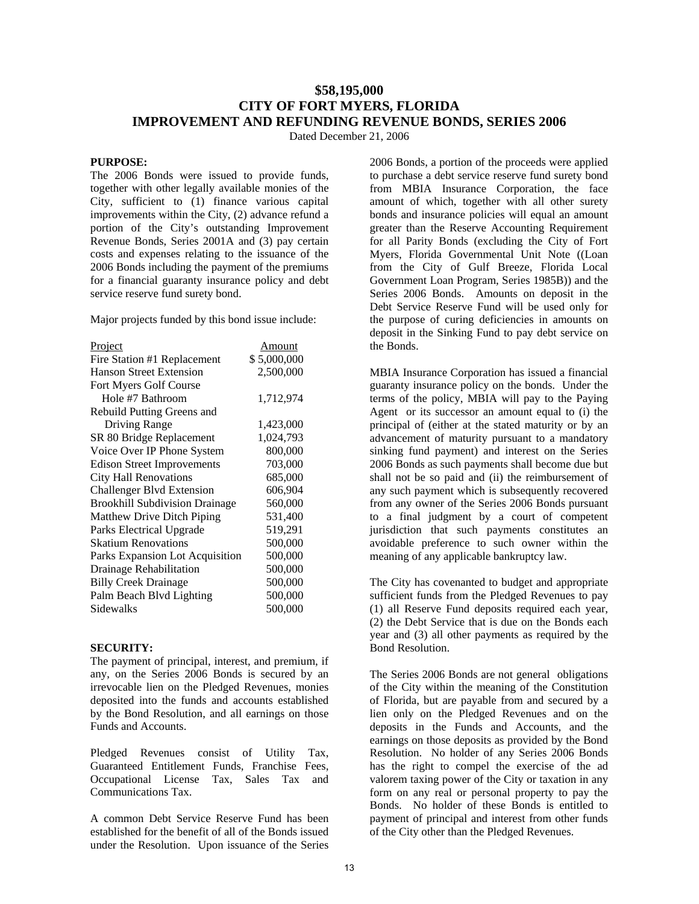# $58,195,000
# CITY OF FORT MYERS, FLORIDA
# IMPROVEMENT AND REFUNDING REVENUE BONDS, SERIES 2006

Dated December 21, 2006

**PURPOSE:**

The 2006 Bonds were issued to provide funds, together with other legally available monies of the City, sufficient to (1) finance various capital improvements within the City, (2) advance refund a portion of the City's outstanding Improvement Revenue Bonds, Series 2001A and (3) pay certain costs and expenses relating to the issuance of the 2006 Bonds including the payment of the premiums for a financial guaranty insurance policy and debt service reserve fund surety bond.

Major projects funded by this bond issue include:

| Project | Amount |
|---|---|
| Fire Station #1 Replacement | $ 5,000,000 |
| Hanson Street Extension | 2,500,000 |
| Fort Myers Golf Course Hole #7 Bathroom | 1,712,974 |
| Rebuild Putting Greens and Driving Range | 1,423,000 |
| SR 80 Bridge Replacement | 1,024,793 |
| Voice Over IP Phone System | 800,000 |
| Edison Street Improvements | 703,000 |
| City Hall Renovations | 685,000 |
| Challenger Blvd Extension | 606,904 |
| Brookhill Subdivision Drainage | 560,000 |
| Matthew Drive Ditch Piping | 531,400 |
| Parks Electrical Upgrade | 519,291 |
| Skatium Renovations | 500,000 |
| Parks Expansion Lot Acquisition | 500,000 |
| Drainage Rehabilitation | 500,000 |
| Billy Creek Drainage | 500,000 |
| Palm Beach Blvd Lighting | 500,000 |
| Sidewalks | 500,000 |

**SECURITY:**

The payment of principal, interest, and premium, if any, on the Series 2006 Bonds is secured by an irrevocable lien on the Pledged Revenues, monies deposited into the funds and accounts established by the Bond Resolution, and all earnings on those Funds and Accounts.

Pledged Revenues consist of Utility Tax, Guaranteed Entitlement Funds, Franchise Fees, Occupational License Tax, Sales Tax and Communications Tax.

A common Debt Service Reserve Fund has been established for the benefit of all of the Bonds issued under the Resolution. Upon issuance of the Series 2006 Bonds, a portion of the proceeds were applied to purchase a debt service reserve fund surety bond from MBIA Insurance Corporation, the face amount of which, together with all other surety bonds and insurance policies will equal an amount greater than the Reserve Accounting Requirement for all Parity Bonds (excluding the City of Fort Myers, Florida Governmental Unit Note ((Loan from the City of Gulf Breeze, Florida Local Government Loan Program, Series 1985B)) and the Series 2006 Bonds. Amounts on deposit in the Debt Service Reserve Fund will be used only for the purpose of curing deficiencies in amounts on deposit in the Sinking Fund to pay debt service on the Bonds.

MBIA Insurance Corporation has issued a financial guaranty insurance policy on the bonds. Under the terms of the policy, MBIA will pay to the Paying Agent or its successor an amount equal to (i) the principal of (either at the stated maturity or by an advancement of maturity pursuant to a mandatory sinking fund payment) and interest on the Series 2006 Bonds as such payments shall become due but shall not be so paid and (ii) the reimbursement of any such payment which is subsequently recovered from any owner of the Series 2006 Bonds pursuant to a final judgment by a court of competent jurisdiction that such payments constitutes an avoidable preference to such owner within the meaning of any applicable bankruptcy law.

The City has covenanted to budget and appropriate sufficient funds from the Pledged Revenues to pay (1) all Reserve Fund deposits required each year, (2) the Debt Service that is due on the Bonds each year and (3) all other payments as required by the Bond Resolution.

The Series 2006 Bonds are not general obligations of the City within the meaning of the Constitution of Florida, but are payable from and secured by a lien only on the Pledged Revenues and on the deposits in the Funds and Accounts, and the earnings on those deposits as provided by the Bond Resolution. No holder of any Series 2006 Bonds has the right to compel the exercise of the ad valorem taxing power of the City or taxation in any form on any real or personal property to pay the Bonds. No holder of these Bonds is entitled to payment of principal and interest from other funds of the City other than the Pledged Revenues.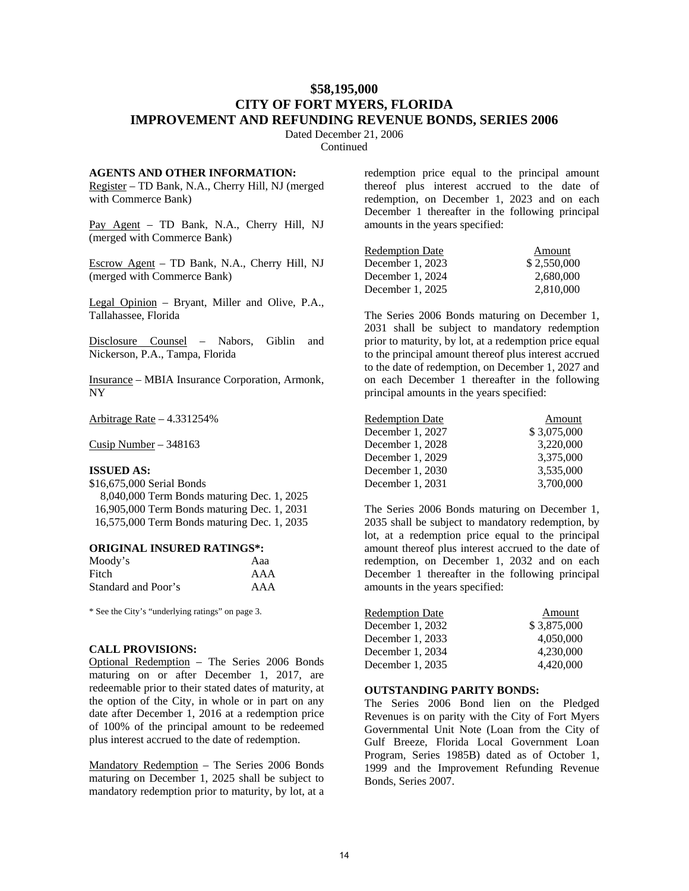# $58,195,000
# CITY OF FORT MYERS, FLORIDA
# IMPROVEMENT AND REFUNDING REVENUE BONDS, SERIES 2006

Dated December 21, 2006
Continued

**AGENTS AND OTHER INFORMATION:**

Register – TD Bank, N.A., Cherry Hill, NJ (merged with Commerce Bank)

Pay Agent – TD Bank, N.A., Cherry Hill, NJ (merged with Commerce Bank)

Escrow Agent – TD Bank, N.A., Cherry Hill, NJ (merged with Commerce Bank)

Legal Opinion – Bryant, Miller and Olive, P.A., Tallahassee, Florida

Disclosure Counsel – Nabors, Giblin and Nickerson, P.A., Tampa, Florida

Insurance – MBIA Insurance Corporation, Armonk, NY

Arbitrage Rate – 4.331254%

Cusip Number – 348163

**ISSUED AS:**

$16,675,000 Serial Bonds
8,040,000 Term Bonds maturing Dec. 1, 2025
16,905,000 Term Bonds maturing Dec. 1, 2031
16,575,000 Term Bonds maturing Dec. 1, 2035

**ORIGINAL INSURED RATINGS*:**

| | |
|---|---|
| Moody's | Aaa |
| Fitch | AAA |
| Standard and Poor's | AAA |

* See the City's "underlying ratings" on page 3.

**CALL PROVISIONS:**

Optional Redemption – The Series 2006 Bonds maturing on or after December 1, 2017, are redeemable prior to their stated dates of maturity, at the option of the City, in whole or in part on any date after December 1, 2016 at a redemption price of 100% of the principal amount to be redeemed plus interest accrued to the date of redemption.

Mandatory Redemption – The Series 2006 Bonds maturing on December 1, 2025 shall be subject to mandatory redemption prior to maturity, by lot, at a redemption price equal to the principal amount thereof plus interest accrued to the date of redemption, on December 1, 2023 and on each December 1 thereafter in the following principal amounts in the years specified:

| Redemption Date | Amount |
|---|---|
| December 1, 2023 | $ 2,550,000 |
| December 1, 2024 | 2,680,000 |
| December 1, 2025 | 2,810,000 |

The Series 2006 Bonds maturing on December 1, 2031 shall be subject to mandatory redemption prior to maturity, by lot, at a redemption price equal to the principal amount thereof plus interest accrued to the date of redemption, on December 1, 2027 and on each December 1 thereafter in the following principal amounts in the years specified:

| Redemption Date | Amount |
|---|---|
| December 1, 2027 | $ 3,075,000 |
| December 1, 2028 | 3,220,000 |
| December 1, 2029 | 3,375,000 |
| December 1, 2030 | 3,535,000 |
| December 1, 2031 | 3,700,000 |

The Series 2006 Bonds maturing on December 1, 2035 shall be subject to mandatory redemption, by lot, at a redemption price equal to the principal amount thereof plus interest accrued to the date of redemption, on December 1, 2032 and on each December 1 thereafter in the following principal amounts in the years specified:

| Redemption Date | Amount |
|---|---|
| December 1, 2032 | $ 3,875,000 |
| December 1, 2033 | 4,050,000 |
| December 1, 2034 | 4,230,000 |
| December 1, 2035 | 4,420,000 |

**OUTSTANDING PARITY BONDS:**

The Series 2006 Bond lien on the Pledged Revenues is on parity with the City of Fort Myers Governmental Unit Note (Loan from the City of Gulf Breeze, Florida Local Government Loan Program, Series 1985B) dated as of October 1, 1999 and the Improvement Refunding Revenue Bonds, Series 2007.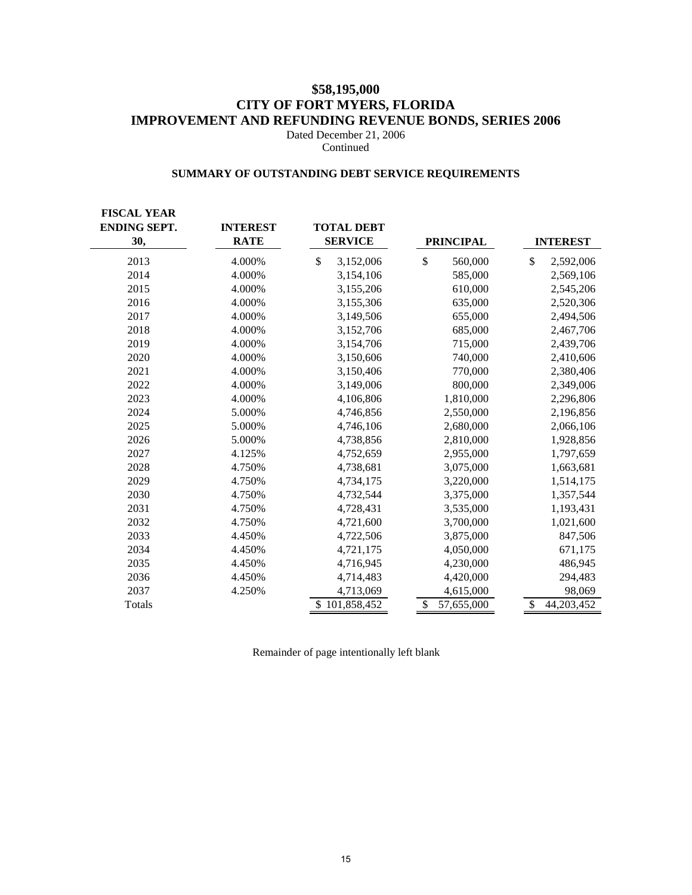# $58,195,000
# CITY OF FORT MYERS, FLORIDA
# IMPROVEMENT AND REFUNDING REVENUE BONDS, SERIES 2006

Dated December 21, 2006
Continued

## SUMMARY OF OUTSTANDING DEBT SERVICE REQUIREMENTS

| FISCAL YEAR ENDING SEPT. 30, | INTEREST RATE | TOTAL DEBT SERVICE | PRINCIPAL | INTEREST |
|---|---|---|---|---|
| 2013 | 4.000% | $ 3,152,006 | $ 560,000 | $ 2,592,006 |
| 2014 | 4.000% | 3,154,106 | 585,000 | 2,569,106 |
| 2015 | 4.000% | 3,155,206 | 610,000 | 2,545,206 |
| 2016 | 4.000% | 3,155,306 | 635,000 | 2,520,306 |
| 2017 | 4.000% | 3,149,506 | 655,000 | 2,494,506 |
| 2018 | 4.000% | 3,152,706 | 685,000 | 2,467,706 |
| 2019 | 4.000% | 3,154,706 | 715,000 | 2,439,706 |
| 2020 | 4.000% | 3,150,606 | 740,000 | 2,410,606 |
| 2021 | 4.000% | 3,150,406 | 770,000 | 2,380,406 |
| 2022 | 4.000% | 3,149,006 | 800,000 | 2,349,006 |
| 2023 | 4.000% | 4,106,806 | 1,810,000 | 2,296,806 |
| 2024 | 5.000% | 4,746,856 | 2,550,000 | 2,196,856 |
| 2025 | 5.000% | 4,746,106 | 2,680,000 | 2,066,106 |
| 2026 | 5.000% | 4,738,856 | 2,810,000 | 1,928,856 |
| 2027 | 4.125% | 4,752,659 | 2,955,000 | 1,797,659 |
| 2028 | 4.750% | 4,738,681 | 3,075,000 | 1,663,681 |
| 2029 | 4.750% | 4,734,175 | 3,220,000 | 1,514,175 |
| 2030 | 4.750% | 4,732,544 | 3,375,000 | 1,357,544 |
| 2031 | 4.750% | 4,728,431 | 3,535,000 | 1,193,431 |
| 2032 | 4.750% | 4,721,600 | 3,700,000 | 1,021,600 |
| 2033 | 4.450% | 4,722,506 | 3,875,000 | 847,506 |
| 2034 | 4.450% | 4,721,175 | 4,050,000 | 671,175 |
| 2035 | 4.450% | 4,716,945 | 4,230,000 | 486,945 |
| 2036 | 4.450% | 4,714,483 | 4,420,000 | 294,483 |
| 2037 | 4.250% | 4,713,069 | 4,615,000 | 98,069 |
| Totals | | $ 101,858,452 | $ 57,655,000 | $ 44,203,452 |

Remainder of page intentionally left blank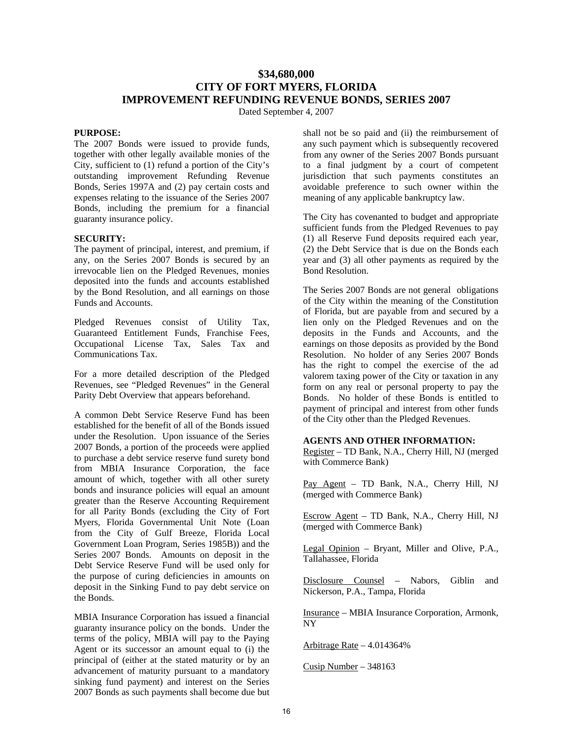# $34,680,000
# CITY OF FORT MYERS, FLORIDA
# IMPROVEMENT REFUNDING REVENUE BONDS, SERIES 2007

Dated September 4, 2007

**PURPOSE:**

The 2007 Bonds were issued to provide funds, together with other legally available monies of the City, sufficient to (1) refund a portion of the City's outstanding improvement Refunding Revenue Bonds, Series 1997A and (2) pay certain costs and expenses relating to the issuance of the Series 2007 Bonds, including the premium for a financial guaranty insurance policy.

**SECURITY:**

The payment of principal, interest, and premium, if any, on the Series 2007 Bonds is secured by an irrevocable lien on the Pledged Revenues, monies deposited into the funds and accounts established by the Bond Resolution, and all earnings on those Funds and Accounts.

Pledged Revenues consist of Utility Tax, Guaranteed Entitlement Funds, Franchise Fees, Occupational License Tax, Sales Tax and Communications Tax.

For a more detailed description of the Pledged Revenues, see "Pledged Revenues" in the General Parity Debt Overview that appears beforehand.

A common Debt Service Reserve Fund has been established for the benefit of all of the Bonds issued under the Resolution. Upon issuance of the Series 2007 Bonds, a portion of the proceeds were applied to purchase a debt service reserve fund surety bond from MBIA Insurance Corporation, the face amount of which, together with all other surety bonds and insurance policies will equal an amount greater than the Reserve Accounting Requirement for all Parity Bonds (excluding the City of Fort Myers, Florida Governmental Unit Note (Loan from the City of Gulf Breeze, Florida Local Government Loan Program, Series 1985B)) and the Series 2007 Bonds. Amounts on deposit in the Debt Service Reserve Fund will be used only for the purpose of curing deficiencies in amounts on deposit in the Sinking Fund to pay debt service on the Bonds.

MBIA Insurance Corporation has issued a financial guaranty insurance policy on the bonds. Under the terms of the policy, MBIA will pay to the Paying Agent or its successor an amount equal to (i) the principal of (either at the stated maturity or by an advancement of maturity pursuant to a mandatory sinking fund payment) and interest on the Series 2007 Bonds as such payments shall become due but shall not be so paid and (ii) the reimbursement of any such payment which is subsequently recovered from any owner of the Series 2007 Bonds pursuant to a final judgment by a court of competent jurisdiction that such payments constitutes an avoidable preference to such owner within the meaning of any applicable bankruptcy law.

The City has covenanted to budget and appropriate sufficient funds from the Pledged Revenues to pay (1) all Reserve Fund deposits required each year, (2) the Debt Service that is due on the Bonds each year and (3) all other payments as required by the Bond Resolution.

The Series 2007 Bonds are not general obligations of the City within the meaning of the Constitution of Florida, but are payable from and secured by a lien only on the Pledged Revenues and on the deposits in the Funds and Accounts, and the earnings on those deposits as provided by the Bond Resolution. No holder of any Series 2007 Bonds has the right to compel the exercise of the ad valorem taxing power of the City or taxation in any form on any real or personal property to pay the Bonds. No holder of these Bonds is entitled to payment of principal and interest from other funds of the City other than the Pledged Revenues.

**AGENTS AND OTHER INFORMATION:**

Register – TD Bank, N.A., Cherry Hill, NJ (merged with Commerce Bank)

Pay Agent – TD Bank, N.A., Cherry Hill, NJ (merged with Commerce Bank)

Escrow Agent – TD Bank, N.A., Cherry Hill, NJ (merged with Commerce Bank)

Legal Opinion – Bryant, Miller and Olive, P.A., Tallahassee, Florida

Disclosure Counsel – Nabors, Giblin and Nickerson, P.A., Tampa, Florida

Insurance – MBIA Insurance Corporation, Armonk, NY

Arbitrage Rate – 4.014364%

Cusip Number – 348163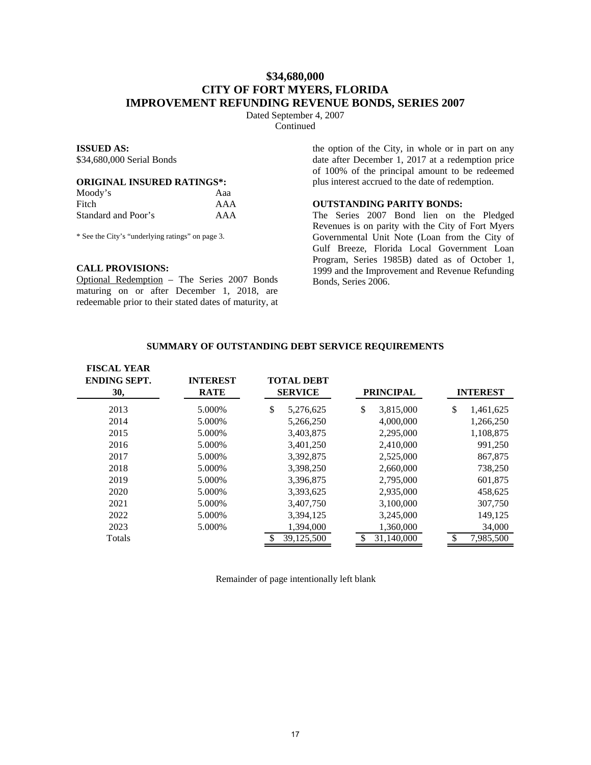# $34,680,000
# CITY OF FORT MYERS, FLORIDA
# IMPROVEMENT REFUNDING REVENUE BONDS, SERIES 2007

Dated September 4, 2007
Continued

**ISSUED AS:**
$34,680,000 Serial Bonds

**ORIGINAL INSURED RATINGS*:**

| | |
|---|---|
| Moody's | Aaa |
| Fitch | AAA |
| Standard and Poor's | AAA |

* See the City's "underlying ratings" on page 3.

**CALL PROVISIONS:**
Optional Redemption – The Series 2007 Bonds maturing on or after December 1, 2018, are redeemable prior to their stated dates of maturity, at the option of the City, in whole or in part on any date after December 1, 2017 at a redemption price of 100% of the principal amount to be redeemed plus interest accrued to the date of redemption.

**OUTSTANDING PARITY BONDS:**
The Series 2007 Bond lien on the Pledged Revenues is on parity with the City of Fort Myers Governmental Unit Note (Loan from the City of Gulf Breeze, Florida Local Government Loan Program, Series 1985B) dated as of October 1, 1999 and the Improvement and Revenue Refunding Bonds, Series 2006.

**SUMMARY OF OUTSTANDING DEBT SERVICE REQUIREMENTS**

| FISCAL YEAR ENDING SEPT. 30, | INTEREST RATE | TOTAL DEBT SERVICE | PRINCIPAL | INTEREST |
|---|---|---|---|---|
| 2013 | 5.000% | $ 5,276,625 | $ 3,815,000 | $ 1,461,625 |
| 2014 | 5.000% | 5,266,250 | 4,000,000 | 1,266,250 |
| 2015 | 5.000% | 3,403,875 | 2,295,000 | 1,108,875 |
| 2016 | 5.000% | 3,401,250 | 2,410,000 | 991,250 |
| 2017 | 5.000% | 3,392,875 | 2,525,000 | 867,875 |
| 2018 | 5.000% | 3,398,250 | 2,660,000 | 738,250 |
| 2019 | 5.000% | 3,396,875 | 2,795,000 | 601,875 |
| 2020 | 5.000% | 3,393,625 | 2,935,000 | 458,625 |
| 2021 | 5.000% | 3,407,750 | 3,100,000 | 307,750 |
| 2022 | 5.000% | 3,394,125 | 3,245,000 | 149,125 |
| 2023 | 5.000% | 1,394,000 | 1,360,000 | 34,000 |
| Totals | | $ 39,125,500 | $ 31,140,000 | $ 7,985,500 |

Remainder of page intentionally left blank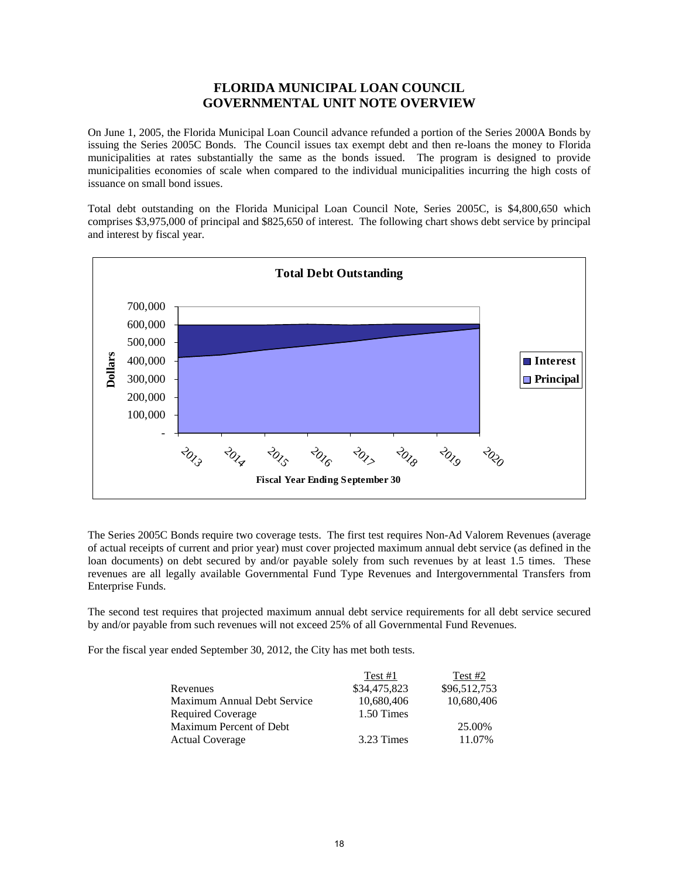# FLORIDA MUNICIPAL LOAN COUNCIL
# GOVERNMENTAL UNIT NOTE OVERVIEW

On June 1, 2005, the Florida Municipal Loan Council advance refunded a portion of the Series 2000A Bonds by issuing the Series 2005C Bonds. The Council issues tax exempt debt and then re-loans the money to Florida municipalities at rates substantially the same as the bonds issued. The program is designed to provide municipalities economies of scale when compared to the individual municipalities incurring the high costs of issuance on small bond issues.

Total debt outstanding on the Florida Municipal Loan Council Note, Series 2005C, is $4,800,650 which comprises $3,975,000 of principal and $825,650 of interest. The following chart shows debt service by principal and interest by fiscal year.

**Total Debt Outstanding**

Dollars: 700,000; 600,000; 500,000; 400,000; 300,000; 200,000; 100,000; -

Fiscal Year Ending September 30: 2013, 2014, 2015, 2016, 2017, 2018, 2019, 2020

Legend: Interest, Principal

The Series 2005C Bonds require two coverage tests. The first test requires Non-Ad Valorem Revenues (average of actual receipts of current and prior year) must cover projected maximum annual debt service (as defined in the loan documents) on debt secured by and/or payable solely from such revenues by at least 1.5 times. These revenues are all legally available Governmental Fund Type Revenues and Intergovernmental Transfers from Enterprise Funds.

The second test requires that projected maximum annual debt service requirements for all debt service secured by and/or payable from such revenues will not exceed 25% of all Governmental Fund Revenues.

For the fiscal year ended September 30, 2012, the City has met both tests.

| | Test #1 | Test #2 |
|---|---|---|
| Revenues | $34,475,823 | $96,512,753 |
| Maximum Annual Debt Service | 10,680,406 | 10,680,406 |
| Required Coverage | 1.50 Times | |
| Maximum Percent of Debt | | 25.00% |
| Actual Coverage | 3.23 Times | 11.07% |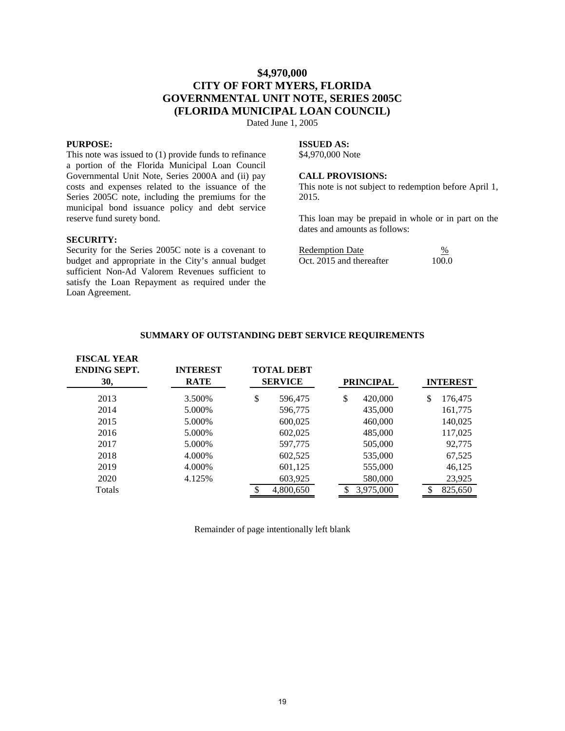# $4,970,000
# CITY OF FORT MYERS, FLORIDA
# GOVERNMENTAL UNIT NOTE, SERIES 2005C
# (FLORIDA MUNICIPAL LOAN COUNCIL)

Dated June 1, 2005

**PURPOSE:**

This note was issued to (1) provide funds to refinance a portion of the Florida Municipal Loan Council Governmental Unit Note, Series 2000A and (ii) pay costs and expenses related to the issuance of the Series 2005C note, including the premiums for the municipal bond issuance policy and debt service reserve fund surety bond.

**SECURITY:**

Security for the Series 2005C note is a covenant to budget and appropriate in the City's annual budget sufficient Non-Ad Valorem Revenues sufficient to satisfy the Loan Repayment as required under the Loan Agreement.

**ISSUED AS:**

$4,970,000 Note

**CALL PROVISIONS:**

This note is not subject to redemption before April 1, 2015.

This loan may be prepaid in whole or in part on the dates and amounts as follows:

| Redemption Date | % |
|---|---|
| Oct. 2015 and thereafter | 100.0 |

**SUMMARY OF OUTSTANDING DEBT SERVICE REQUIREMENTS**

| FISCAL YEAR ENDING SEPT. 30, | INTEREST RATE | TOTAL DEBT SERVICE | PRINCIPAL | INTEREST |
|---|---|---|---|---|
| 2013 | 3.500% | $ 596,475 | $ 420,000 | $ 176,475 |
| 2014 | 5.000% | 596,775 | 435,000 | 161,775 |
| 2015 | 5.000% | 600,025 | 460,000 | 140,025 |
| 2016 | 5.000% | 602,025 | 485,000 | 117,025 |
| 2017 | 5.000% | 597,775 | 505,000 | 92,775 |
| 2018 | 4.000% | 602,525 | 535,000 | 67,525 |
| 2019 | 4.000% | 601,125 | 555,000 | 46,125 |
| 2020 | 4.125% | 603,925 | 580,000 | 23,925 |
| Totals | | $ 4,800,650 | $ 3,975,000 | $ 825,650 |

Remainder of page intentionally left blank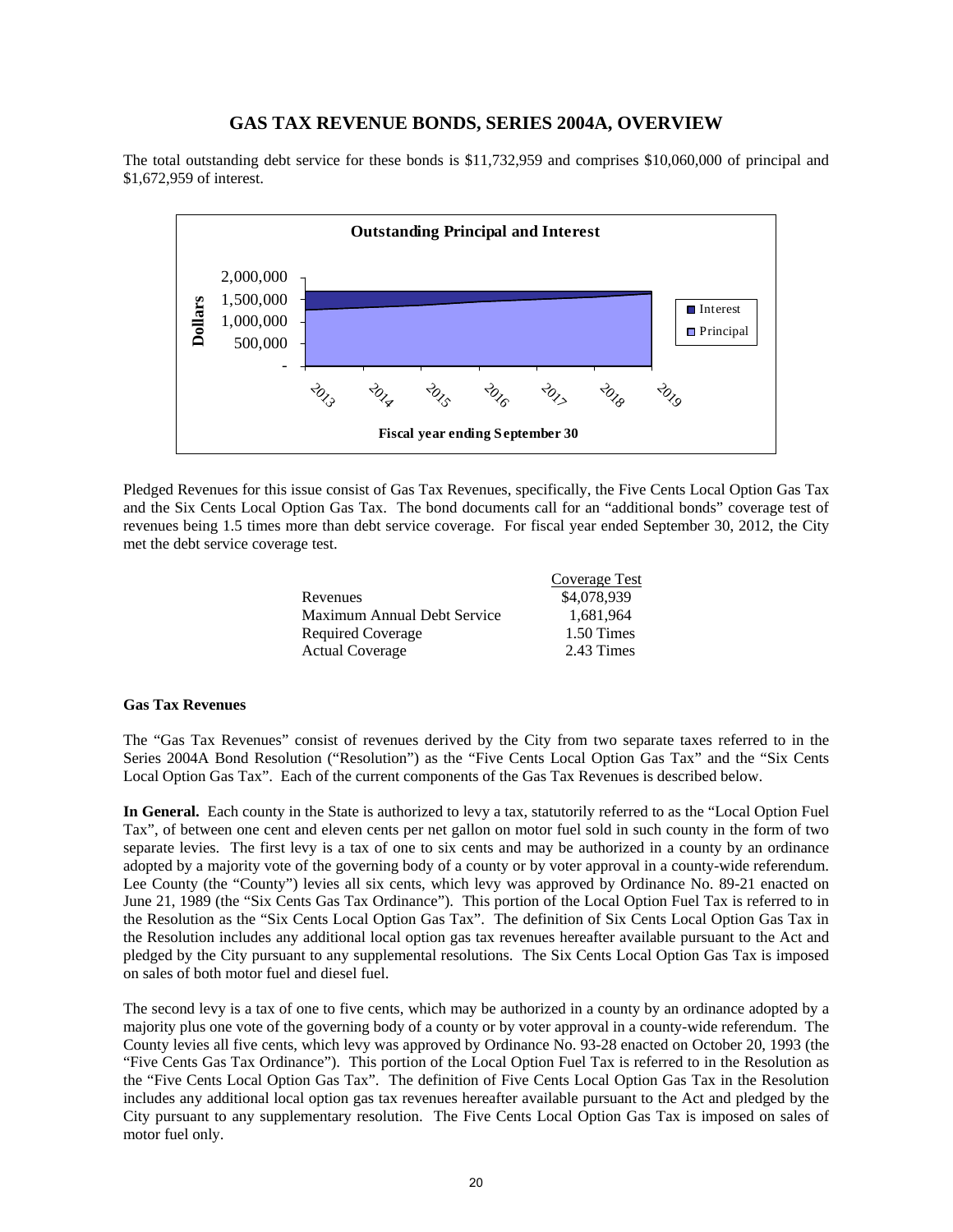# GAS TAX REVENUE BONDS, SERIES 2004A, OVERVIEW

The total outstanding debt service for these bonds is $11,732,959 and comprises $10,060,000 of principal and $1,672,959 of interest.

Pledged Revenues for this issue consist of Gas Tax Revenues, specifically, the Five Cents Local Option Gas Tax and the Six Cents Local Option Gas Tax. The bond documents call for an "additional bonds" coverage test of revenues being 1.5 times more than debt service coverage. For fiscal year ended September 30, 2012, the City met the debt service coverage test.

| | Coverage Test |
|---|---|
| Revenues | $4,078,939 |
| Maximum Annual Debt Service | 1,681,964 |
| Required Coverage | 1.50 Times |
| Actual Coverage | 2.43 Times |

**Gas Tax Revenues**

The "Gas Tax Revenues" consist of revenues derived by the City from two separate taxes referred to in the Series 2004A Bond Resolution ("Resolution") as the "Five Cents Local Option Gas Tax" and the "Six Cents Local Option Gas Tax". Each of the current components of the Gas Tax Revenues is described below.

**In General.** Each county in the State is authorized to levy a tax, statutorily referred to as the "Local Option Fuel Tax", of between one cent and eleven cents per net gallon on motor fuel sold in such county in the form of two separate levies. The first levy is a tax of one to six cents and may be authorized in a county by an ordinance adopted by a majority vote of the governing body of a county or by voter approval in a county-wide referendum. Lee County (the "County") levies all six cents, which levy was approved by Ordinance No. 89-21 enacted on June 21, 1989 (the "Six Cents Gas Tax Ordinance"). This portion of the Local Option Fuel Tax is referred to in the Resolution as the "Six Cents Local Option Gas Tax". The definition of Six Cents Local Option Gas Tax in the Resolution includes any additional local option gas tax revenues hereafter available pursuant to the Act and pledged by the City pursuant to any supplemental resolutions. The Six Cents Local Option Gas Tax is imposed on sales of both motor fuel and diesel fuel.

The second levy is a tax of one to five cents, which may be authorized in a county by an ordinance adopted by a majority plus one vote of the governing body of a county or by voter approval in a county-wide referendum. The County levies all five cents, which levy was approved by Ordinance No. 93-28 enacted on October 20, 1993 (the "Five Cents Gas Tax Ordinance"). This portion of the Local Option Fuel Tax is referred to in the Resolution as the "Five Cents Local Option Gas Tax". The definition of Five Cents Local Option Gas Tax in the Resolution includes any additional local option gas tax revenues hereafter available pursuant to the Act and pledged by the City pursuant to any supplementary resolution. The Five Cents Local Option Gas Tax is imposed on sales of motor fuel only.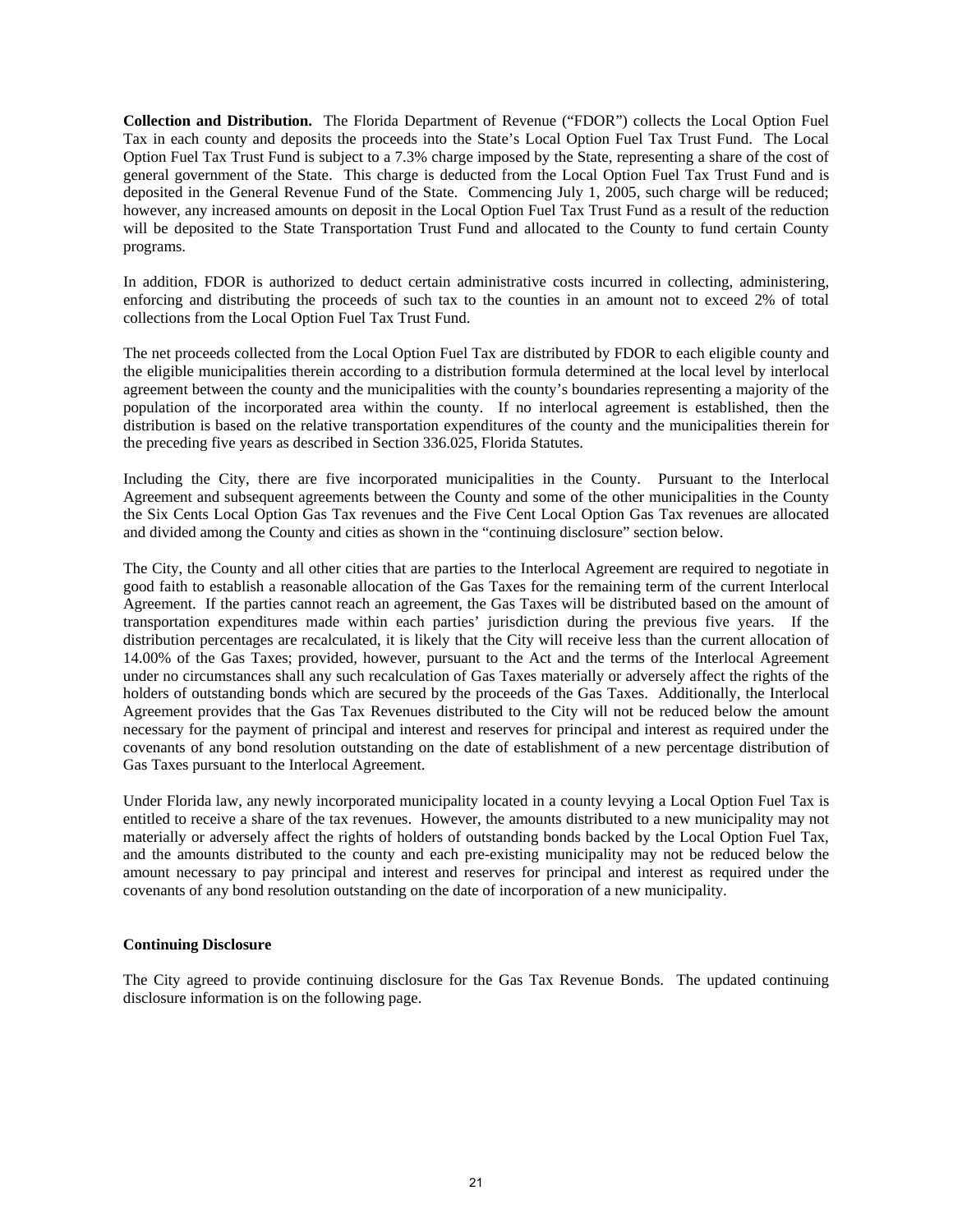**Collection and Distribution.** The Florida Department of Revenue ("FDOR") collects the Local Option Fuel Tax in each county and deposits the proceeds into the State's Local Option Fuel Tax Trust Fund. The Local Option Fuel Tax Trust Fund is subject to a 7.3% charge imposed by the State, representing a share of the cost of general government of the State. This charge is deducted from the Local Option Fuel Tax Trust Fund and is deposited in the General Revenue Fund of the State. Commencing July 1, 2005, such charge will be reduced; however, any increased amounts on deposit in the Local Option Fuel Tax Trust Fund as a result of the reduction will be deposited to the State Transportation Trust Fund and allocated to the County to fund certain County programs.

In addition, FDOR is authorized to deduct certain administrative costs incurred in collecting, administering, enforcing and distributing the proceeds of such tax to the counties in an amount not to exceed 2% of total collections from the Local Option Fuel Tax Trust Fund.

The net proceeds collected from the Local Option Fuel Tax are distributed by FDOR to each eligible county and the eligible municipalities therein according to a distribution formula determined at the local level by interlocal agreement between the county and the municipalities with the county's boundaries representing a majority of the population of the incorporated area within the county. If no interlocal agreement is established, then the distribution is based on the relative transportation expenditures of the county and the municipalities therein for the preceding five years as described in Section 336.025, Florida Statutes.

Including the City, there are five incorporated municipalities in the County. Pursuant to the Interlocal Agreement and subsequent agreements between the County and some of the other municipalities in the County the Six Cents Local Option Gas Tax revenues and the Five Cent Local Option Gas Tax revenues are allocated and divided among the County and cities as shown in the "continuing disclosure" section below.

The City, the County and all other cities that are parties to the Interlocal Agreement are required to negotiate in good faith to establish a reasonable allocation of the Gas Taxes for the remaining term of the current Interlocal Agreement. If the parties cannot reach an agreement, the Gas Taxes will be distributed based on the amount of transportation expenditures made within each parties' jurisdiction during the previous five years. If the distribution percentages are recalculated, it is likely that the City will receive less than the current allocation of 14.00% of the Gas Taxes; provided, however, pursuant to the Act and the terms of the Interlocal Agreement under no circumstances shall any such recalculation of Gas Taxes materially or adversely affect the rights of the holders of outstanding bonds which are secured by the proceeds of the Gas Taxes. Additionally, the Interlocal Agreement provides that the Gas Tax Revenues distributed to the City will not be reduced below the amount necessary for the payment of principal and interest and reserves for principal and interest as required under the covenants of any bond resolution outstanding on the date of establishment of a new percentage distribution of Gas Taxes pursuant to the Interlocal Agreement.

Under Florida law, any newly incorporated municipality located in a county levying a Local Option Fuel Tax is entitled to receive a share of the tax revenues. However, the amounts distributed to a new municipality may not materially or adversely affect the rights of holders of outstanding bonds backed by the Local Option Fuel Tax, and the amounts distributed to the county and each pre-existing municipality may not be reduced below the amount necessary to pay principal and interest and reserves for principal and interest as required under the covenants of any bond resolution outstanding on the date of incorporation of a new municipality.

**Continuing Disclosure**

The City agreed to provide continuing disclosure for the Gas Tax Revenue Bonds. The updated continuing disclosure information is on the following page.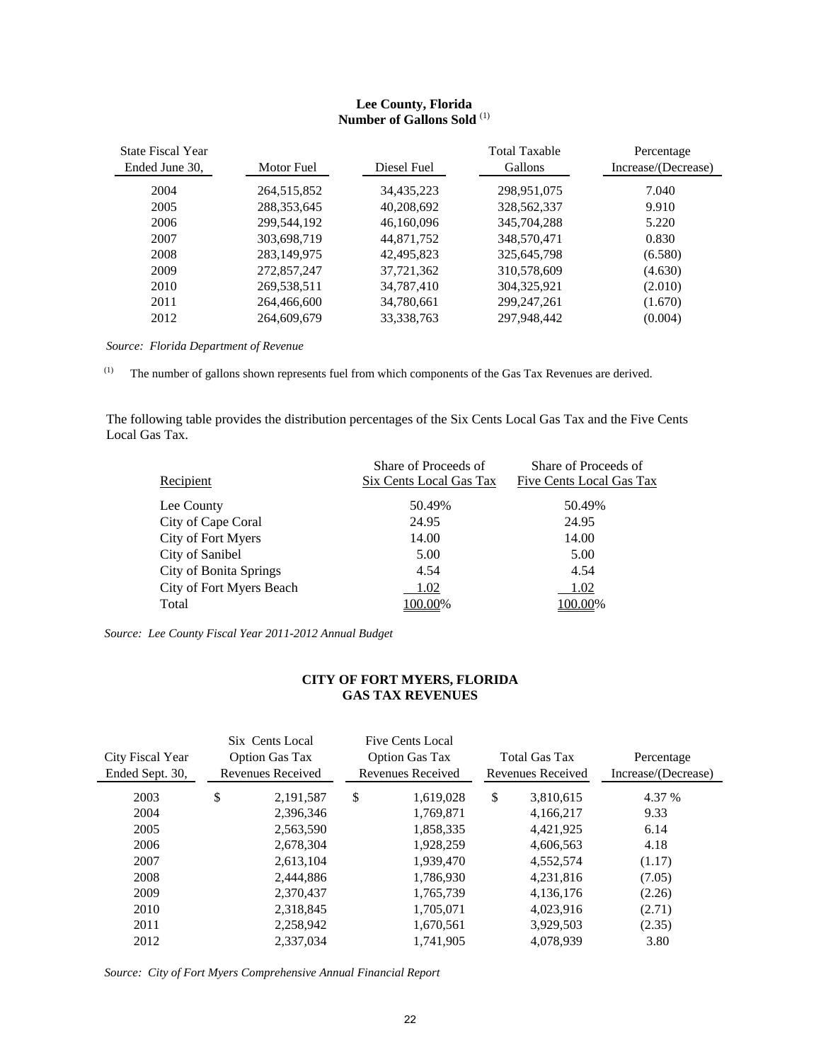## Lee County, Florida
## Number of Gallons Sold [1]

| State Fiscal Year Ended June 30, | Motor Fuel | Diesel Fuel | Total Taxable Gallons | Percentage Increase/(Decrease) |
|---|---|---|---|---|
| 2004 | 264,515,852 | 34,435,223 | 298,951,075 | 7.040 |
| 2005 | 288,353,645 | 40,208,692 | 328,562,337 | 9.910 |
| 2006 | 299,544,192 | 46,160,096 | 345,704,288 | 5.220 |
| 2007 | 303,698,719 | 44,871,752 | 348,570,471 | 0.830 |
| 2008 | 283,149,975 | 42,495,823 | 325,645,798 | (6.580) |
| 2009 | 272,857,247 | 37,721,362 | 310,578,609 | (4.630) |
| 2010 | 269,538,511 | 34,787,410 | 304,325,921 | (2.010) |
| 2011 | 264,466,600 | 34,780,661 | 299,247,261 | (1.670) |
| 2012 | 264,609,679 | 33,338,763 | 297,948,442 | (0.004) |

*Source: Florida Department of Revenue*

[1] The number of gallons shown represents fuel from which components of the Gas Tax Revenues are derived.

The following table provides the distribution percentages of the Six Cents Local Gas Tax and the Five Cents Local Gas Tax.

| Recipient | Share of Proceeds of Six Cents Local Gas Tax | Share of Proceeds of Five Cents Local Gas Tax |
|---|---|---|
| Lee County | 50.49% | 50.49% |
| City of Cape Coral | 24.95 | 24.95 |
| City of Fort Myers | 14.00 | 14.00 |
| City of Sanibel | 5.00 | 5.00 |
| City of Bonita Springs | 4.54 | 4.54 |
| City of Fort Myers Beach | 1.02 | 1.02 |
| Total | 100.00% | 100.00% |

*Source: Lee County Fiscal Year 2011-2012 Annual Budget*

## CITY OF FORT MYERS, FLORIDA
## GAS TAX REVENUES

| City Fiscal Year Ended Sept. 30, | Six Cents Local Option Gas Tax Revenues Received | Five Cents Local Option Gas Tax Revenues Received | Total Gas Tax Revenues Received | Percentage Increase/(Decrease) |
|---|---|---|---|---|
| 2003 | $ 2,191,587 | $ 1,619,028 | $ 3,810,615 | 4.37 % |
| 2004 | 2,396,346 | 1,769,871 | 4,166,217 | 9.33 |
| 2005 | 2,563,590 | 1,858,335 | 4,421,925 | 6.14 |
| 2006 | 2,678,304 | 1,928,259 | 4,606,563 | 4.18 |
| 2007 | 2,613,104 | 1,939,470 | 4,552,574 | (1.17) |
| 2008 | 2,444,886 | 1,786,930 | 4,231,816 | (7.05) |
| 2009 | 2,370,437 | 1,765,739 | 4,136,176 | (2.26) |
| 2010 | 2,318,845 | 1,705,071 | 4,023,916 | (2.71) |
| 2011 | 2,258,942 | 1,670,561 | 3,929,503 | (2.35) |
| 2012 | 2,337,034 | 1,741,905 | 4,078,939 | 3.80 |

*Source: City of Fort Myers Comprehensive Annual Financial Report*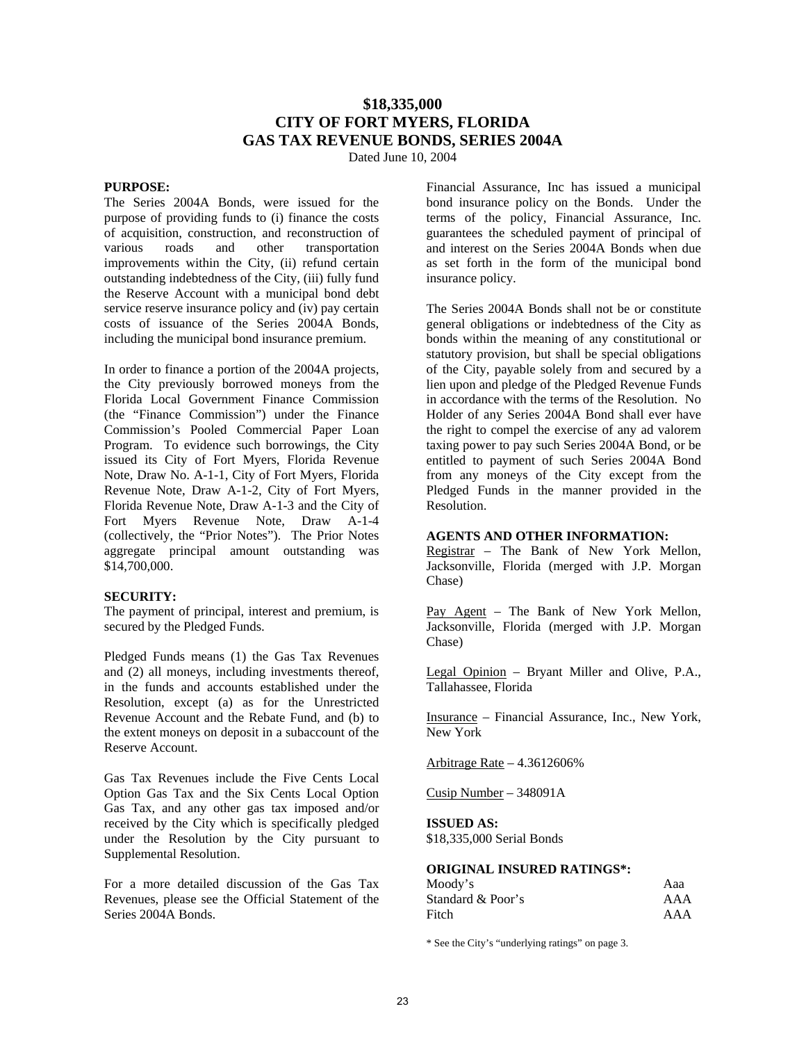# $18,335,000
# CITY OF FORT MYERS, FLORIDA
# GAS TAX REVENUE BONDS, SERIES 2004A

Dated June 10, 2004

**PURPOSE:**

The Series 2004A Bonds, were issued for the purpose of providing funds to (i) finance the costs of acquisition, construction, and reconstruction of various roads and other transportation improvements within the City, (ii) refund certain outstanding indebtedness of the City, (iii) fully fund the Reserve Account with a municipal bond debt service reserve insurance policy and (iv) pay certain costs of issuance of the Series 2004A Bonds, including the municipal bond insurance premium.

In order to finance a portion of the 2004A projects, the City previously borrowed moneys from the Florida Local Government Finance Commission (the "Finance Commission") under the Finance Commission's Pooled Commercial Paper Loan Program. To evidence such borrowings, the City issued its City of Fort Myers, Florida Revenue Note, Draw No. A-1-1, City of Fort Myers, Florida Revenue Note, Draw A-1-2, City of Fort Myers, Florida Revenue Note, Draw A-1-3 and the City of Fort Myers Revenue Note, Draw A-1-4 (collectively, the "Prior Notes"). The Prior Notes aggregate principal amount outstanding was $14,700,000.

**SECURITY:**

The payment of principal, interest and premium, is secured by the Pledged Funds.

Pledged Funds means (1) the Gas Tax Revenues and (2) all moneys, including investments thereof, in the funds and accounts established under the Resolution, except (a) as for the Unrestricted Revenue Account and the Rebate Fund, and (b) to the extent moneys on deposit in a subaccount of the Reserve Account.

Gas Tax Revenues include the Five Cents Local Option Gas Tax and the Six Cents Local Option Gas Tax, and any other gas tax imposed and/or received by the City which is specifically pledged under the Resolution by the City pursuant to Supplemental Resolution.

For a more detailed discussion of the Gas Tax Revenues, please see the Official Statement of the Series 2004A Bonds.

Financial Assurance, Inc has issued a municipal bond insurance policy on the Bonds. Under the terms of the policy, Financial Assurance, Inc. guarantees the scheduled payment of principal of and interest on the Series 2004A Bonds when due as set forth in the form of the municipal bond insurance policy.

The Series 2004A Bonds shall not be or constitute general obligations or indebtedness of the City as bonds within the meaning of any constitutional or statutory provision, but shall be special obligations of the City, payable solely from and secured by a lien upon and pledge of the Pledged Revenue Funds in accordance with the terms of the Resolution. No Holder of any Series 2004A Bond shall ever have the right to compel the exercise of any ad valorem taxing power to pay such Series 2004A Bond, or be entitled to payment of such Series 2004A Bond from any moneys of the City except from the Pledged Funds in the manner provided in the Resolution.

**AGENTS AND OTHER INFORMATION:**

Registrar – The Bank of New York Mellon, Jacksonville, Florida (merged with J.P. Morgan Chase)

Pay Agent – The Bank of New York Mellon, Jacksonville, Florida (merged with J.P. Morgan Chase)

Legal Opinion – Bryant Miller and Olive, P.A., Tallahassee, Florida

Insurance – Financial Assurance, Inc., New York, New York

Arbitrage Rate – 4.3612606%

Cusip Number – 348091A

**ISSUED AS:**

$18,335,000 Serial Bonds

**ORIGINAL INSURED RATINGS*:**

| | |
|---|---|
| Moody's | Aaa |
| Standard & Poor's | AAA |
| Fitch | AAA |

* See the City's "underlying ratings" on page 3.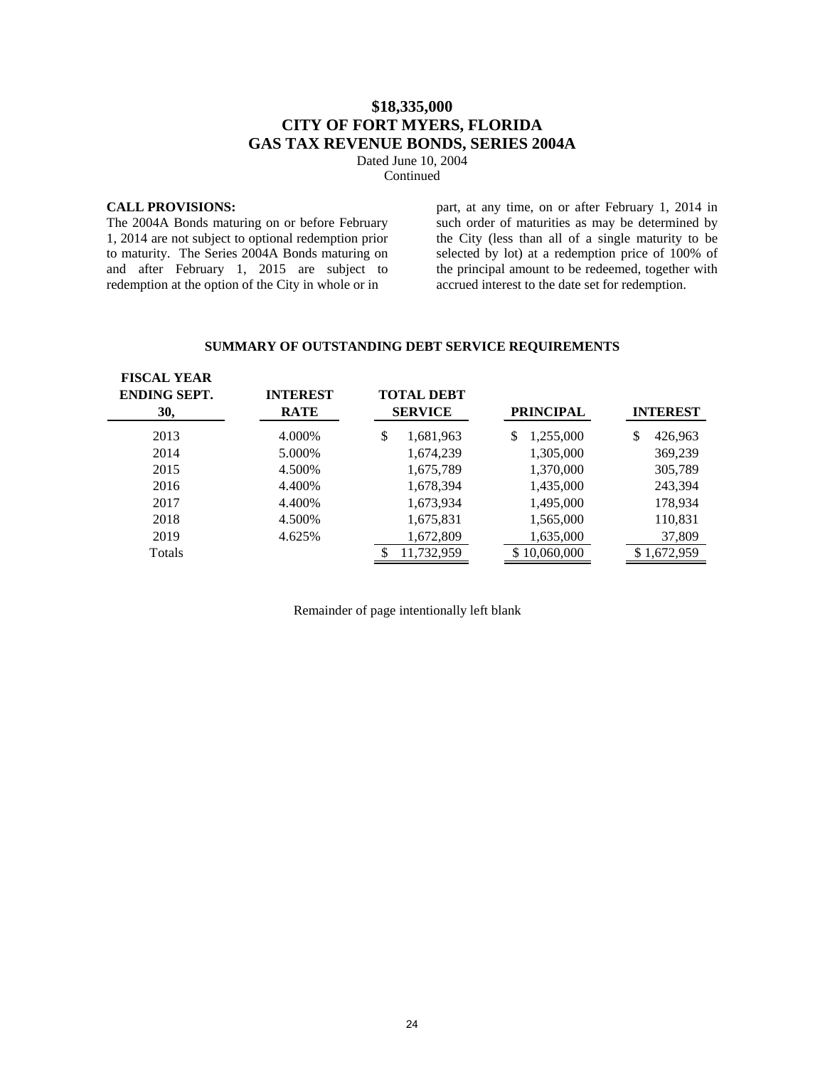# $18,335,000
# CITY OF FORT MYERS, FLORIDA
# GAS TAX REVENUE BONDS, SERIES 2004A

Dated June 10, 2004
Continued

**CALL PROVISIONS:**
The 2004A Bonds maturing on or before February 1, 2014 are not subject to optional redemption prior to maturity. The Series 2004A Bonds maturing on and after February 1, 2015 are subject to redemption at the option of the City in whole or in part, at any time, on or after February 1, 2014 in such order of maturities as may be determined by the City (less than all of a single maturity to be selected by lot) at a redemption price of 100% of the principal amount to be redeemed, together with accrued interest to the date set for redemption.

**SUMMARY OF OUTSTANDING DEBT SERVICE REQUIREMENTS**

| FISCAL YEAR ENDING SEPT. 30, | INTEREST RATE | TOTAL DEBT SERVICE | PRINCIPAL | INTEREST |
|---|---|---|---|---|
| 2013 | 4.000% | $ 1,681,963 | $ 1,255,000 | $ 426,963 |
| 2014 | 5.000% | 1,674,239 | 1,305,000 | 369,239 |
| 2015 | 4.500% | 1,675,789 | 1,370,000 | 305,789 |
| 2016 | 4.400% | 1,678,394 | 1,435,000 | 243,394 |
| 2017 | 4.400% | 1,673,934 | 1,495,000 | 178,934 |
| 2018 | 4.500% | 1,675,831 | 1,565,000 | 110,831 |
| 2019 | 4.625% | 1,672,809 | 1,635,000 | 37,809 |
| Totals | | $ 11,732,959 | $ 10,060,000 | $ 1,672,959 |

Remainder of page intentionally left blank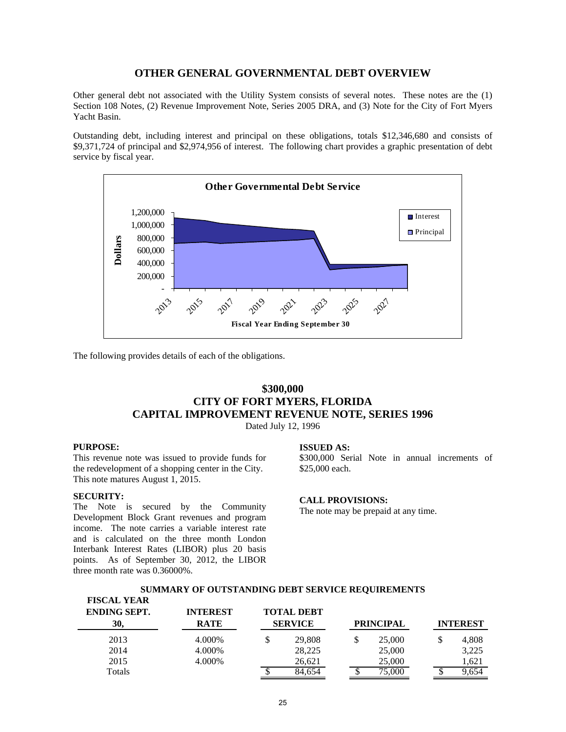## OTHER GENERAL GOVERNMENTAL DEBT OVERVIEW

Other general debt not associated with the Utility System consists of several notes. These notes are the (1) Section 108 Notes, (2) Revenue Improvement Note, Series 2005 DRA, and (3) Note for the City of Fort Myers Yacht Basin.

Outstanding debt, including interest and principal on these obligations, totals $12,346,680 and consists of $9,371,724 of principal and $2,974,956 of interest. The following chart provides a graphic presentation of debt service by fiscal year.

The following provides details of each of the obligations.

## $300,000
## CITY OF FORT MYERS, FLORIDA
## CAPITAL IMPROVEMENT REVENUE NOTE, SERIES 1996

Dated July 12, 1996

**PURPOSE:**
This revenue note was issued to provide funds for the redevelopment of a shopping center in the City. This note matures August 1, 2015.

**SECURITY:**
The Note is secured by the Community Development Block Grant revenues and program income. The note carries a variable interest rate and is calculated on the three month London Interbank Interest Rates (LIBOR) plus 20 basis points. As of September 30, 2012, the LIBOR three month rate was 0.36000%.

**ISSUED AS:**
$300,000 Serial Note in annual increments of $25,000 each.

**CALL PROVISIONS:**
The note may be prepaid at any time.

**SUMMARY OF OUTSTANDING DEBT SERVICE REQUIREMENTS**

| FISCAL YEAR ENDING SEPT. 30, | INTEREST RATE | TOTAL DEBT SERVICE | PRINCIPAL | INTEREST |
|---|---|---|---|---|
| 2013 | 4.000% | $ 29,808 | $ 25,000 | $ 4,808 |
| 2014 | 4.000% | 28,225 | 25,000 | 3,225 |
| 2015 | 4.000% | 26,621 | 25,000 | 1,621 |
| Totals | | $ 84,654 | $ 75,000 | $ 9,654 |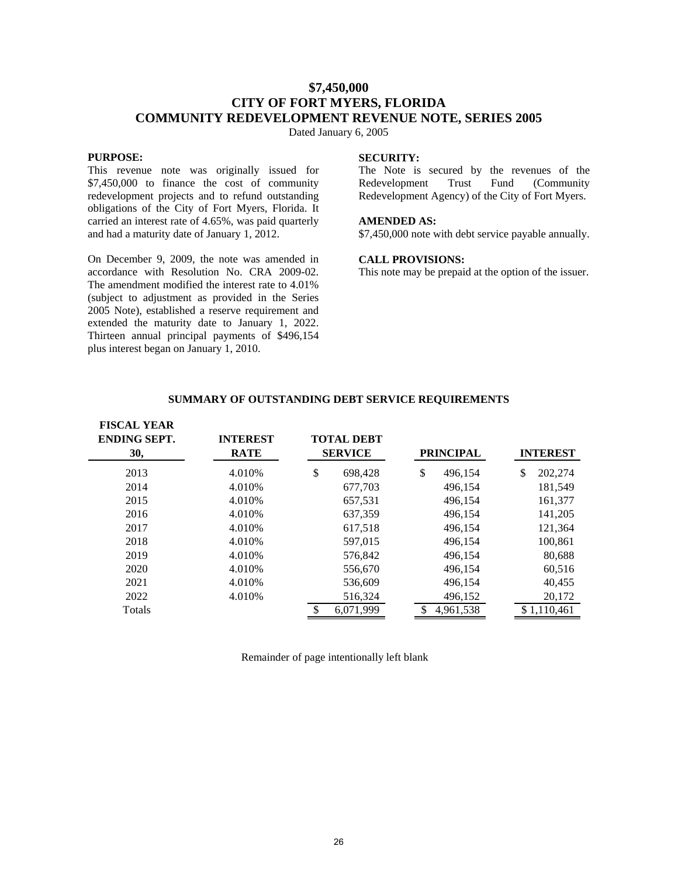# $7,450,000
# CITY OF FORT MYERS, FLORIDA
# COMMUNITY REDEVELOPMENT REVENUE NOTE, SERIES 2005

Dated January 6, 2005

**PURPOSE:**

This revenue note was originally issued for $7,450,000 to finance the cost of community redevelopment projects and to refund outstanding obligations of the City of Fort Myers, Florida. It carried an interest rate of 4.65%, was paid quarterly and had a maturity date of January 1, 2012.

On December 9, 2009, the note was amended in accordance with Resolution No. CRA 2009-02. The amendment modified the interest rate to 4.01% (subject to adjustment as provided in the Series 2005 Note), established a reserve requirement and extended the maturity date to January 1, 2022. Thirteen annual principal payments of $496,154 plus interest began on January 1, 2010.

**SECURITY:**

The Note is secured by the revenues of the Redevelopment Trust Fund (Community Redevelopment Agency) of the City of Fort Myers.

**AMENDED AS:**

$7,450,000 note with debt service payable annually.

**CALL PROVISIONS:**

This note may be prepaid at the option of the issuer.

**SUMMARY OF OUTSTANDING DEBT SERVICE REQUIREMENTS**

| FISCAL YEAR ENDING SEPT. 30, | INTEREST RATE | TOTAL DEBT SERVICE | PRINCIPAL | INTEREST |
|---|---|---|---|---|
| 2013 | 4.010% | $ 698,428 | $ 496,154 | $ 202,274 |
| 2014 | 4.010% | 677,703 | 496,154 | 181,549 |
| 2015 | 4.010% | 657,531 | 496,154 | 161,377 |
| 2016 | 4.010% | 637,359 | 496,154 | 141,205 |
| 2017 | 4.010% | 617,518 | 496,154 | 121,364 |
| 2018 | 4.010% | 597,015 | 496,154 | 100,861 |
| 2019 | 4.010% | 576,842 | 496,154 | 80,688 |
| 2020 | 4.010% | 556,670 | 496,154 | 60,516 |
| 2021 | 4.010% | 536,609 | 496,154 | 40,455 |
| 2022 | 4.010% | 516,324 | 496,152 | 20,172 |
| Totals | | $ 6,071,999 | $ 4,961,538 | $ 1,110,461 |

Remainder of page intentionally left blank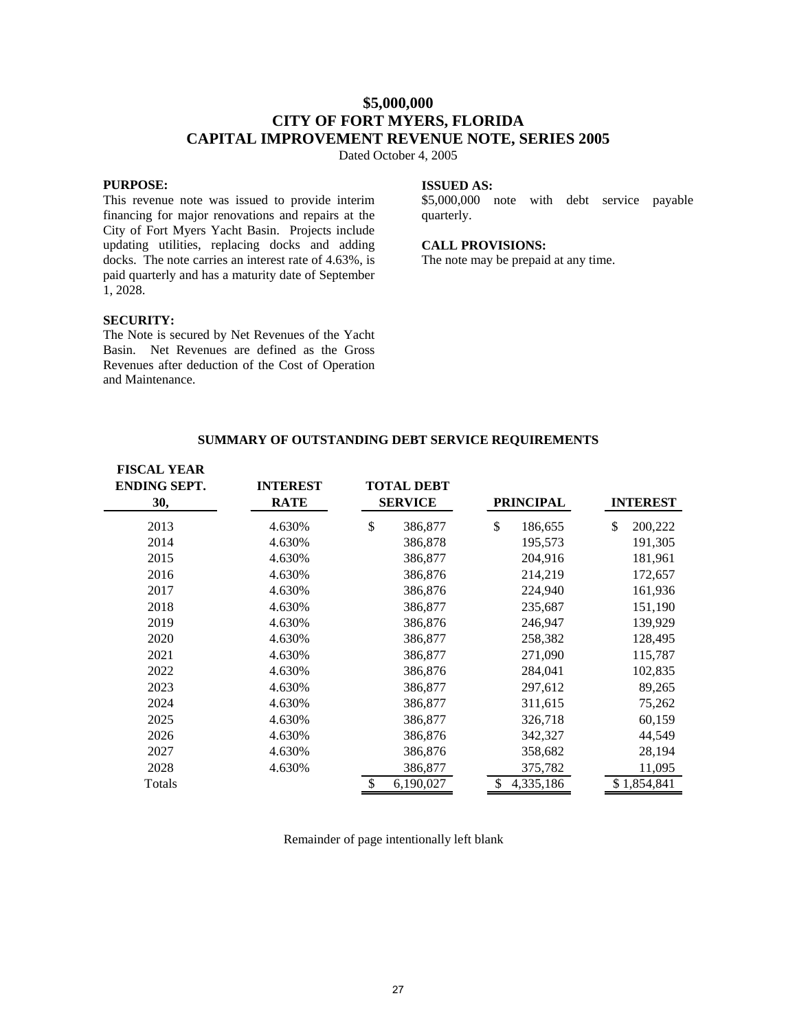# $5,000,000
# CITY OF FORT MYERS, FLORIDA
# CAPITAL IMPROVEMENT REVENUE NOTE, SERIES 2005

Dated October 4, 2005

**PURPOSE:**

This revenue note was issued to provide interim financing for major renovations and repairs at the City of Fort Myers Yacht Basin. Projects include updating utilities, replacing docks and adding docks. The note carries an interest rate of 4.63%, is paid quarterly and has a maturity date of September 1, 2028.

**SECURITY:**

The Note is secured by Net Revenues of the Yacht Basin. Net Revenues are defined as the Gross Revenues after deduction of the Cost of Operation and Maintenance.

**ISSUED AS:**

$5,000,000 note with debt service payable quarterly.

**CALL PROVISIONS:**

The note may be prepaid at any time.

**SUMMARY OF OUTSTANDING DEBT SERVICE REQUIREMENTS**

| FISCAL YEAR ENDING SEPT. 30, | INTEREST RATE | TOTAL DEBT SERVICE | PRINCIPAL | INTEREST |
|---|---|---|---|---|
| 2013 | 4.630% | $ 386,877 | $ 186,655 | $ 200,222 |
| 2014 | 4.630% | 386,878 | 195,573 | 191,305 |
| 2015 | 4.630% | 386,877 | 204,916 | 181,961 |
| 2016 | 4.630% | 386,876 | 214,219 | 172,657 |
| 2017 | 4.630% | 386,876 | 224,940 | 161,936 |
| 2018 | 4.630% | 386,877 | 235,687 | 151,190 |
| 2019 | 4.630% | 386,876 | 246,947 | 139,929 |
| 2020 | 4.630% | 386,877 | 258,382 | 128,495 |
| 2021 | 4.630% | 386,877 | 271,090 | 115,787 |
| 2022 | 4.630% | 386,876 | 284,041 | 102,835 |
| 2023 | 4.630% | 386,877 | 297,612 | 89,265 |
| 2024 | 4.630% | 386,877 | 311,615 | 75,262 |
| 2025 | 4.630% | 386,877 | 326,718 | 60,159 |
| 2026 | 4.630% | 386,876 | 342,327 | 44,549 |
| 2027 | 4.630% | 386,876 | 358,682 | 28,194 |
| 2028 | 4.630% | 386,877 | 375,782 | 11,095 |
| Totals | | $ 6,190,027 | $ 4,335,186 | $ 1,854,841 |

Remainder of page intentionally left blank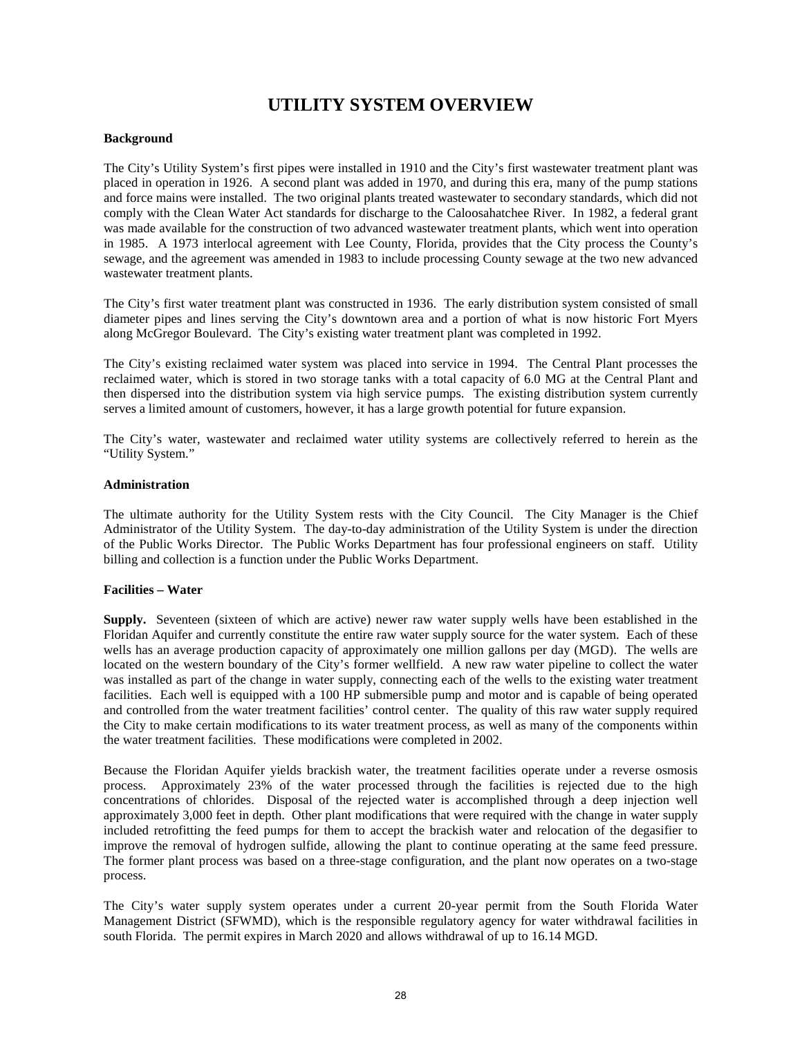# UTILITY SYSTEM OVERVIEW

**Background**

The City's Utility System's first pipes were installed in 1910 and the City's first wastewater treatment plant was placed in operation in 1926. A second plant was added in 1970, and during this era, many of the pump stations and force mains were installed. The two original plants treated wastewater to secondary standards, which did not comply with the Clean Water Act standards for discharge to the Caloosahatchee River. In 1982, a federal grant was made available for the construction of two advanced wastewater treatment plants, which went into operation in 1985. A 1973 interlocal agreement with Lee County, Florida, provides that the City process the County's sewage, and the agreement was amended in 1983 to include processing County sewage at the two new advanced wastewater treatment plants.

The City's first water treatment plant was constructed in 1936. The early distribution system consisted of small diameter pipes and lines serving the City's downtown area and a portion of what is now historic Fort Myers along McGregor Boulevard. The City's existing water treatment plant was completed in 1992.

The City's existing reclaimed water system was placed into service in 1994. The Central Plant processes the reclaimed water, which is stored in two storage tanks with a total capacity of 6.0 MG at the Central Plant and then dispersed into the distribution system via high service pumps. The existing distribution system currently serves a limited amount of customers, however, it has a large growth potential for future expansion.

The City's water, wastewater and reclaimed water utility systems are collectively referred to herein as the "Utility System."

**Administration**

The ultimate authority for the Utility System rests with the City Council. The City Manager is the Chief Administrator of the Utility System. The day-to-day administration of the Utility System is under the direction of the Public Works Director. The Public Works Department has four professional engineers on staff. Utility billing and collection is a function under the Public Works Department.

**Facilities – Water**

**Supply.** Seventeen (sixteen of which are active) newer raw water supply wells have been established in the Floridan Aquifer and currently constitute the entire raw water supply source for the water system. Each of these wells has an average production capacity of approximately one million gallons per day (MGD). The wells are located on the western boundary of the City's former wellfield. A new raw water pipeline to collect the water was installed as part of the change in water supply, connecting each of the wells to the existing water treatment facilities. Each well is equipped with a 100 HP submersible pump and motor and is capable of being operated and controlled from the water treatment facilities' control center. The quality of this raw water supply required the City to make certain modifications to its water treatment process, as well as many of the components within the water treatment facilities. These modifications were completed in 2002.

Because the Floridan Aquifer yields brackish water, the treatment facilities operate under a reverse osmosis process. Approximately 23% of the water processed through the facilities is rejected due to the high concentrations of chlorides. Disposal of the rejected water is accomplished through a deep injection well approximately 3,000 feet in depth. Other plant modifications that were required with the change in water supply included retrofitting the feed pumps for them to accept the brackish water and relocation of the degasifier to improve the removal of hydrogen sulfide, allowing the plant to continue operating at the same feed pressure. The former plant process was based on a three-stage configuration, and the plant now operates on a two-stage process.

The City's water supply system operates under a current 20-year permit from the South Florida Water Management District (SFWMD), which is the responsible regulatory agency for water withdrawal facilities in south Florida. The permit expires in March 2020 and allows withdrawal of up to 16.14 MGD.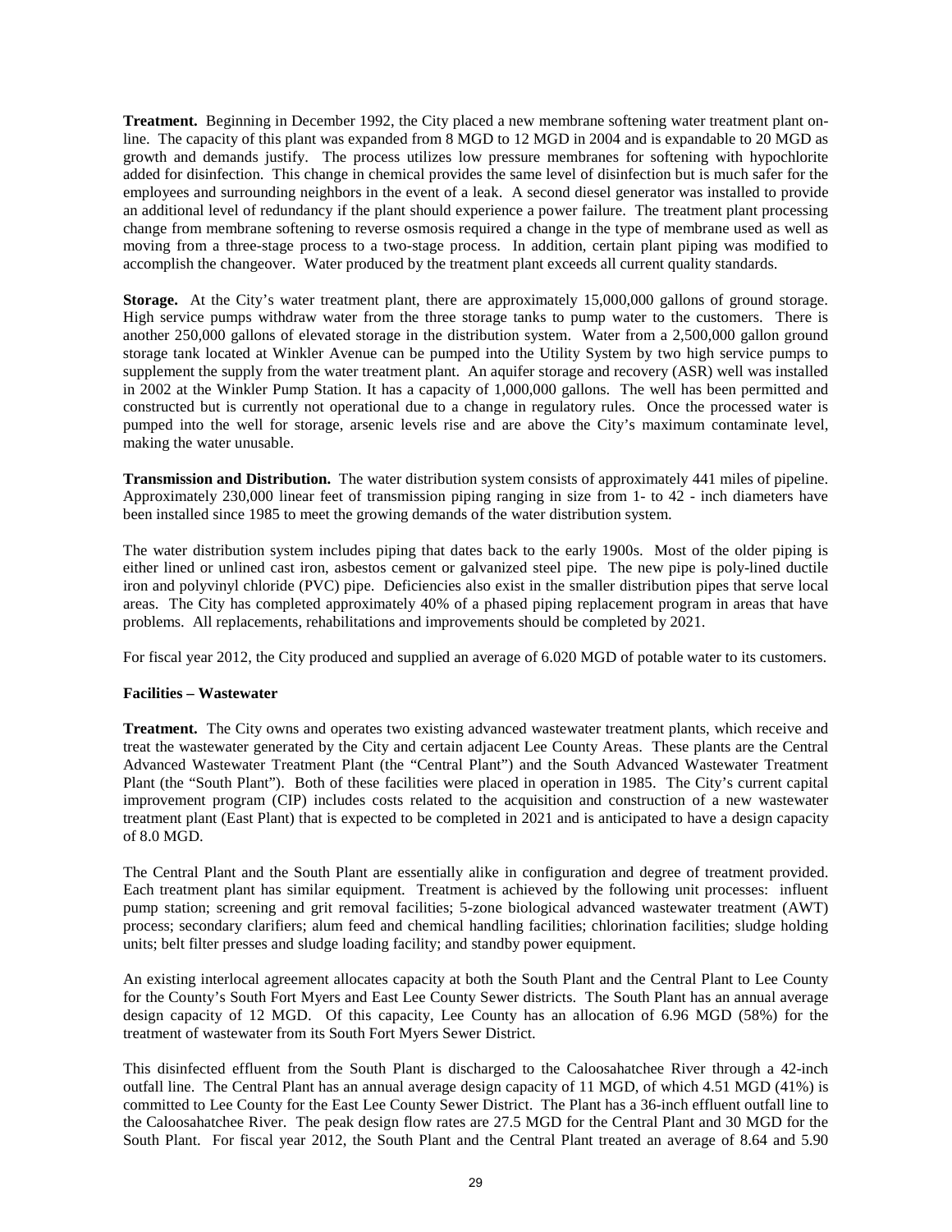**Treatment.** Beginning in December 1992, the City placed a new membrane softening water treatment plant on-line. The capacity of this plant was expanded from 8 MGD to 12 MGD in 2004 and is expandable to 20 MGD as growth and demands justify. The process utilizes low pressure membranes for softening with hypochlorite added for disinfection. This change in chemical provides the same level of disinfection but is much safer for the employees and surrounding neighbors in the event of a leak. A second diesel generator was installed to provide an additional level of redundancy if the plant should experience a power failure. The treatment plant processing change from membrane softening to reverse osmosis required a change in the type of membrane used as well as moving from a three-stage process to a two-stage process. In addition, certain plant piping was modified to accomplish the changeover. Water produced by the treatment plant exceeds all current quality standards.

**Storage.** At the City's water treatment plant, there are approximately 15,000,000 gallons of ground storage. High service pumps withdraw water from the three storage tanks to pump water to the customers. There is another 250,000 gallons of elevated storage in the distribution system. Water from a 2,500,000 gallon ground storage tank located at Winkler Avenue can be pumped into the Utility System by two high service pumps to supplement the supply from the water treatment plant. An aquifer storage and recovery (ASR) well was installed in 2002 at the Winkler Pump Station. It has a capacity of 1,000,000 gallons. The well has been permitted and constructed but is currently not operational due to a change in regulatory rules. Once the processed water is pumped into the well for storage, arsenic levels rise and are above the City's maximum contaminate level, making the water unusable.

**Transmission and Distribution.** The water distribution system consists of approximately 441 miles of pipeline. Approximately 230,000 linear feet of transmission piping ranging in size from 1- to 42 - inch diameters have been installed since 1985 to meet the growing demands of the water distribution system.

The water distribution system includes piping that dates back to the early 1900s. Most of the older piping is either lined or unlined cast iron, asbestos cement or galvanized steel pipe. The new pipe is poly-lined ductile iron and polyvinyl chloride (PVC) pipe. Deficiencies also exist in the smaller distribution pipes that serve local areas. The City has completed approximately 40% of a phased piping replacement program in areas that have problems. All replacements, rehabilitations and improvements should be completed by 2021.

For fiscal year 2012, the City produced and supplied an average of 6.020 MGD of potable water to its customers.

**Facilities – Wastewater**

**Treatment.** The City owns and operates two existing advanced wastewater treatment plants, which receive and treat the wastewater generated by the City and certain adjacent Lee County Areas. These plants are the Central Advanced Wastewater Treatment Plant (the "Central Plant") and the South Advanced Wastewater Treatment Plant (the "South Plant"). Both of these facilities were placed in operation in 1985. The City's current capital improvement program (CIP) includes costs related to the acquisition and construction of a new wastewater treatment plant (East Plant) that is expected to be completed in 2021 and is anticipated to have a design capacity of 8.0 MGD.

The Central Plant and the South Plant are essentially alike in configuration and degree of treatment provided. Each treatment plant has similar equipment. Treatment is achieved by the following unit processes: influent pump station; screening and grit removal facilities; 5-zone biological advanced wastewater treatment (AWT) process; secondary clarifiers; alum feed and chemical handling facilities; chlorination facilities; sludge holding units; belt filter presses and sludge loading facility; and standby power equipment.

An existing interlocal agreement allocates capacity at both the South Plant and the Central Plant to Lee County for the County's South Fort Myers and East Lee County Sewer districts. The South Plant has an annual average design capacity of 12 MGD. Of this capacity, Lee County has an allocation of 6.96 MGD (58%) for the treatment of wastewater from its South Fort Myers Sewer District.

This disinfected effluent from the South Plant is discharged to the Caloosahatchee River through a 42-inch outfall line. The Central Plant has an annual average design capacity of 11 MGD, of which 4.51 MGD (41%) is committed to Lee County for the East Lee County Sewer District. The Plant has a 36-inch effluent outfall line to the Caloosahatchee River. The peak design flow rates are 27.5 MGD for the Central Plant and 30 MGD for the South Plant. For fiscal year 2012, the South Plant and the Central Plant treated an average of 8.64 and 5.90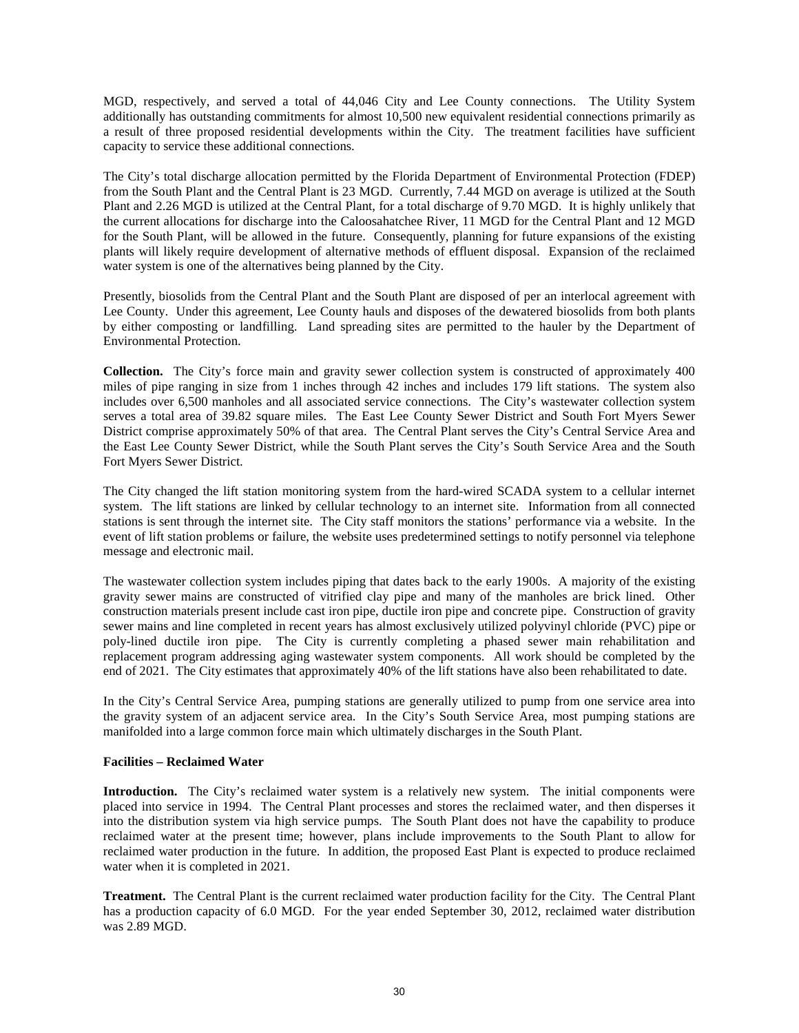MGD, respectively, and served a total of 44,046 City and Lee County connections. The Utility System additionally has outstanding commitments for almost 10,500 new equivalent residential connections primarily as a result of three proposed residential developments within the City. The treatment facilities have sufficient capacity to service these additional connections.

The City's total discharge allocation permitted by the Florida Department of Environmental Protection (FDEP) from the South Plant and the Central Plant is 23 MGD. Currently, 7.44 MGD on average is utilized at the South Plant and 2.26 MGD is utilized at the Central Plant, for a total discharge of 9.70 MGD. It is highly unlikely that the current allocations for discharge into the Caloosahatchee River, 11 MGD for the Central Plant and 12 MGD for the South Plant, will be allowed in the future. Consequently, planning for future expansions of the existing plants will likely require development of alternative methods of effluent disposal. Expansion of the reclaimed water system is one of the alternatives being planned by the City.

Presently, biosolids from the Central Plant and the South Plant are disposed of per an interlocal agreement with Lee County. Under this agreement, Lee County hauls and disposes of the dewatered biosolids from both plants by either composting or landfilling. Land spreading sites are permitted to the hauler by the Department of Environmental Protection.

**Collection.** The City's force main and gravity sewer collection system is constructed of approximately 400 miles of pipe ranging in size from 1 inches through 42 inches and includes 179 lift stations. The system also includes over 6,500 manholes and all associated service connections. The City's wastewater collection system serves a total area of 39.82 square miles. The East Lee County Sewer District and South Fort Myers Sewer District comprise approximately 50% of that area. The Central Plant serves the City's Central Service Area and the East Lee County Sewer District, while the South Plant serves the City's South Service Area and the South Fort Myers Sewer District.

The City changed the lift station monitoring system from the hard-wired SCADA system to a cellular internet system. The lift stations are linked by cellular technology to an internet site. Information from all connected stations is sent through the internet site. The City staff monitors the stations' performance via a website. In the event of lift station problems or failure, the website uses predetermined settings to notify personnel via telephone message and electronic mail.

The wastewater collection system includes piping that dates back to the early 1900s. A majority of the existing gravity sewer mains are constructed of vitrified clay pipe and many of the manholes are brick lined. Other construction materials present include cast iron pipe, ductile iron pipe and concrete pipe. Construction of gravity sewer mains and line completed in recent years has almost exclusively utilized polyvinyl chloride (PVC) pipe or poly-lined ductile iron pipe. The City is currently completing a phased sewer main rehabilitation and replacement program addressing aging wastewater system components. All work should be completed by the end of 2021. The City estimates that approximately 40% of the lift stations have also been rehabilitated to date.

In the City's Central Service Area, pumping stations are generally utilized to pump from one service area into the gravity system of an adjacent service area. In the City's South Service Area, most pumping stations are manifolded into a large common force main which ultimately discharges in the South Plant.

**Facilities – Reclaimed Water**

**Introduction.** The City's reclaimed water system is a relatively new system. The initial components were placed into service in 1994. The Central Plant processes and stores the reclaimed water, and then disperses it into the distribution system via high service pumps. The South Plant does not have the capability to produce reclaimed water at the present time; however, plans include improvements to the South Plant to allow for reclaimed water production in the future. In addition, the proposed East Plant is expected to produce reclaimed water when it is completed in 2021.

**Treatment.** The Central Plant is the current reclaimed water production facility for the City. The Central Plant has a production capacity of 6.0 MGD. For the year ended September 30, 2012, reclaimed water distribution was 2.89 MGD.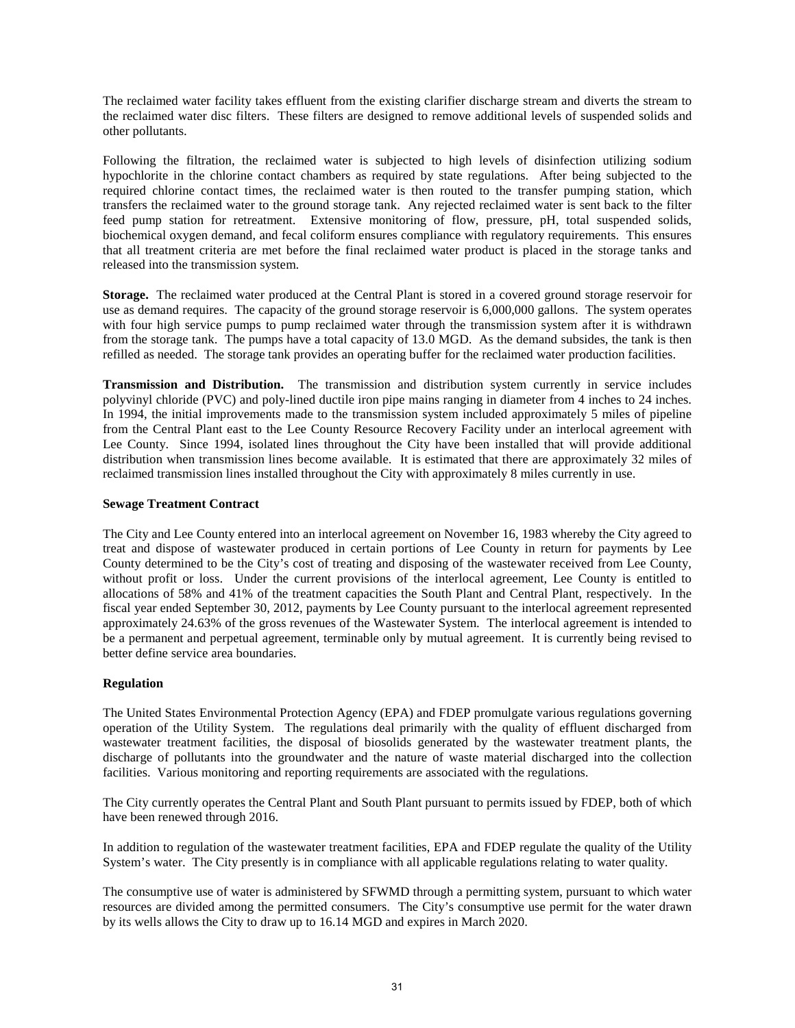The reclaimed water facility takes effluent from the existing clarifier discharge stream and diverts the stream to the reclaimed water disc filters. These filters are designed to remove additional levels of suspended solids and other pollutants.

Following the filtration, the reclaimed water is subjected to high levels of disinfection utilizing sodium hypochlorite in the chlorine contact chambers as required by state regulations. After being subjected to the required chlorine contact times, the reclaimed water is then routed to the transfer pumping station, which transfers the reclaimed water to the ground storage tank. Any rejected reclaimed water is sent back to the filter feed pump station for retreatment. Extensive monitoring of flow, pressure, pH, total suspended solids, biochemical oxygen demand, and fecal coliform ensures compliance with regulatory requirements. This ensures that all treatment criteria are met before the final reclaimed water product is placed in the storage tanks and released into the transmission system.

**Storage.** The reclaimed water produced at the Central Plant is stored in a covered ground storage reservoir for use as demand requires. The capacity of the ground storage reservoir is 6,000,000 gallons. The system operates with four high service pumps to pump reclaimed water through the transmission system after it is withdrawn from the storage tank. The pumps have a total capacity of 13.0 MGD. As the demand subsides, the tank is then refilled as needed. The storage tank provides an operating buffer for the reclaimed water production facilities.

**Transmission and Distribution.** The transmission and distribution system currently in service includes polyvinyl chloride (PVC) and poly-lined ductile iron pipe mains ranging in diameter from 4 inches to 24 inches. In 1994, the initial improvements made to the transmission system included approximately 5 miles of pipeline from the Central Plant east to the Lee County Resource Recovery Facility under an interlocal agreement with Lee County. Since 1994, isolated lines throughout the City have been installed that will provide additional distribution when transmission lines become available. It is estimated that there are approximately 32 miles of reclaimed transmission lines installed throughout the City with approximately 8 miles currently in use.

**Sewage Treatment Contract**

The City and Lee County entered into an interlocal agreement on November 16, 1983 whereby the City agreed to treat and dispose of wastewater produced in certain portions of Lee County in return for payments by Lee County determined to be the City's cost of treating and disposing of the wastewater received from Lee County, without profit or loss. Under the current provisions of the interlocal agreement, Lee County is entitled to allocations of 58% and 41% of the treatment capacities the South Plant and Central Plant, respectively. In the fiscal year ended September 30, 2012, payments by Lee County pursuant to the interlocal agreement represented approximately 24.63% of the gross revenues of the Wastewater System. The interlocal agreement is intended to be a permanent and perpetual agreement, terminable only by mutual agreement. It is currently being revised to better define service area boundaries.

**Regulation**

The United States Environmental Protection Agency (EPA) and FDEP promulgate various regulations governing operation of the Utility System. The regulations deal primarily with the quality of effluent discharged from wastewater treatment facilities, the disposal of biosolids generated by the wastewater treatment plants, the discharge of pollutants into the groundwater and the nature of waste material discharged into the collection facilities. Various monitoring and reporting requirements are associated with the regulations.

The City currently operates the Central Plant and South Plant pursuant to permits issued by FDEP, both of which have been renewed through 2016.

In addition to regulation of the wastewater treatment facilities, EPA and FDEP regulate the quality of the Utility System's water. The City presently is in compliance with all applicable regulations relating to water quality.

The consumptive use of water is administered by SFWMD through a permitting system, pursuant to which water resources are divided among the permitted consumers. The City's consumptive use permit for the water drawn by its wells allows the City to draw up to 16.14 MGD and expires in March 2020.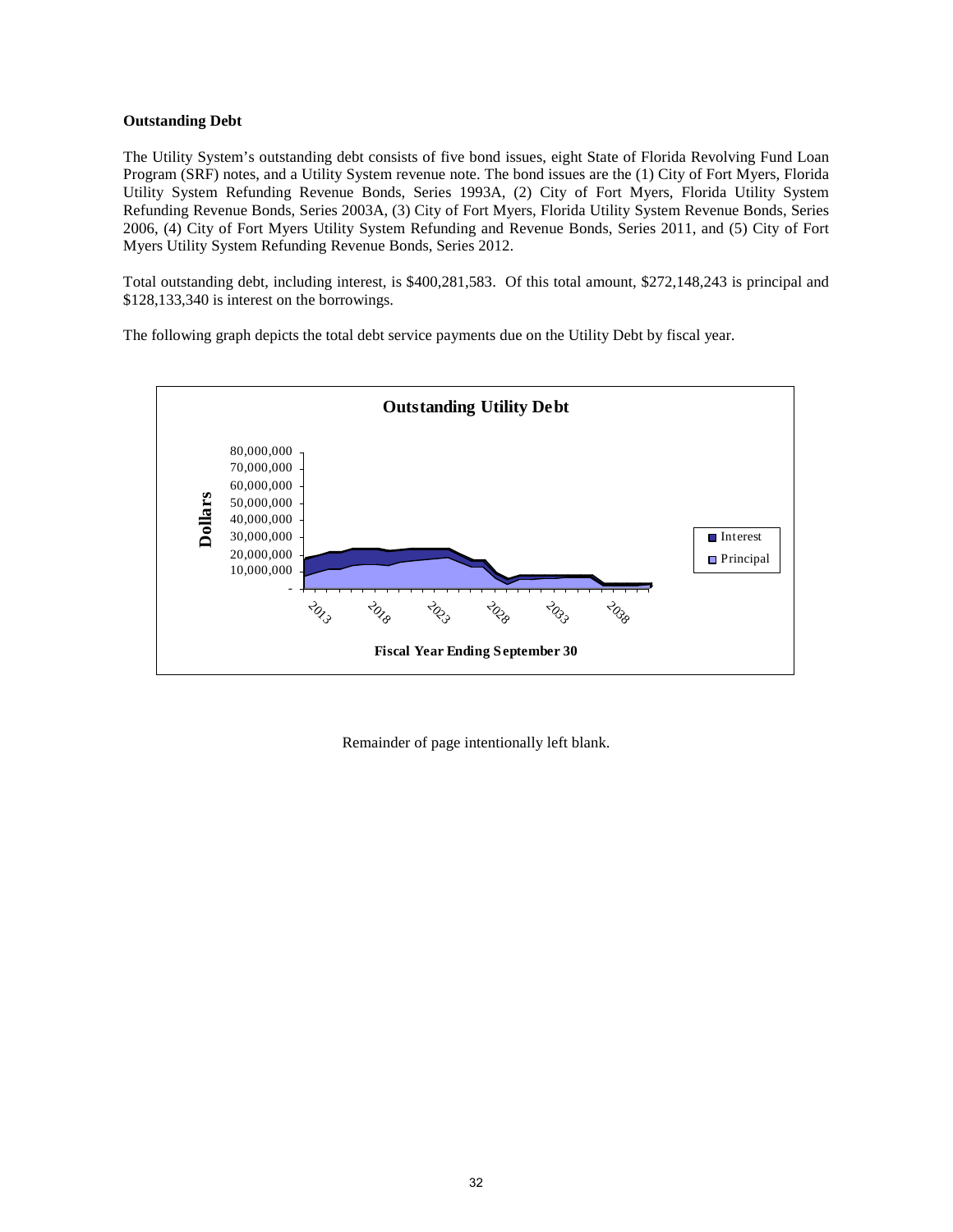**Outstanding Debt**

The Utility System's outstanding debt consists of five bond issues, eight State of Florida Revolving Fund Loan Program (SRF) notes, and a Utility System revenue note. The bond issues are the (1) City of Fort Myers, Florida Utility System Refunding Revenue Bonds, Series 1993A, (2) City of Fort Myers, Florida Utility System Refunding Revenue Bonds, Series 2003A, (3) City of Fort Myers, Florida Utility System Revenue Bonds, Series 2006, (4) City of Fort Myers Utility System Refunding and Revenue Bonds, Series 2011, and (5) City of Fort Myers Utility System Refunding Revenue Bonds, Series 2012.

Total outstanding debt, including interest, is $400,281,583. Of this total amount, $272,148,243 is principal and $128,133,340 is interest on the borrowings.

The following graph depicts the total debt service payments due on the Utility Debt by fiscal year.

**Outstanding Utility Debt**

Dollars

80,000,000
70,000,000
60,000,000
50,000,000
40,000,000
30,000,000
20,000,000
10,000,000
-

2013 2018 2023 2028 2033 2038

Fiscal Year Ending September 30

Interest
Principal

Remainder of page intentionally left blank.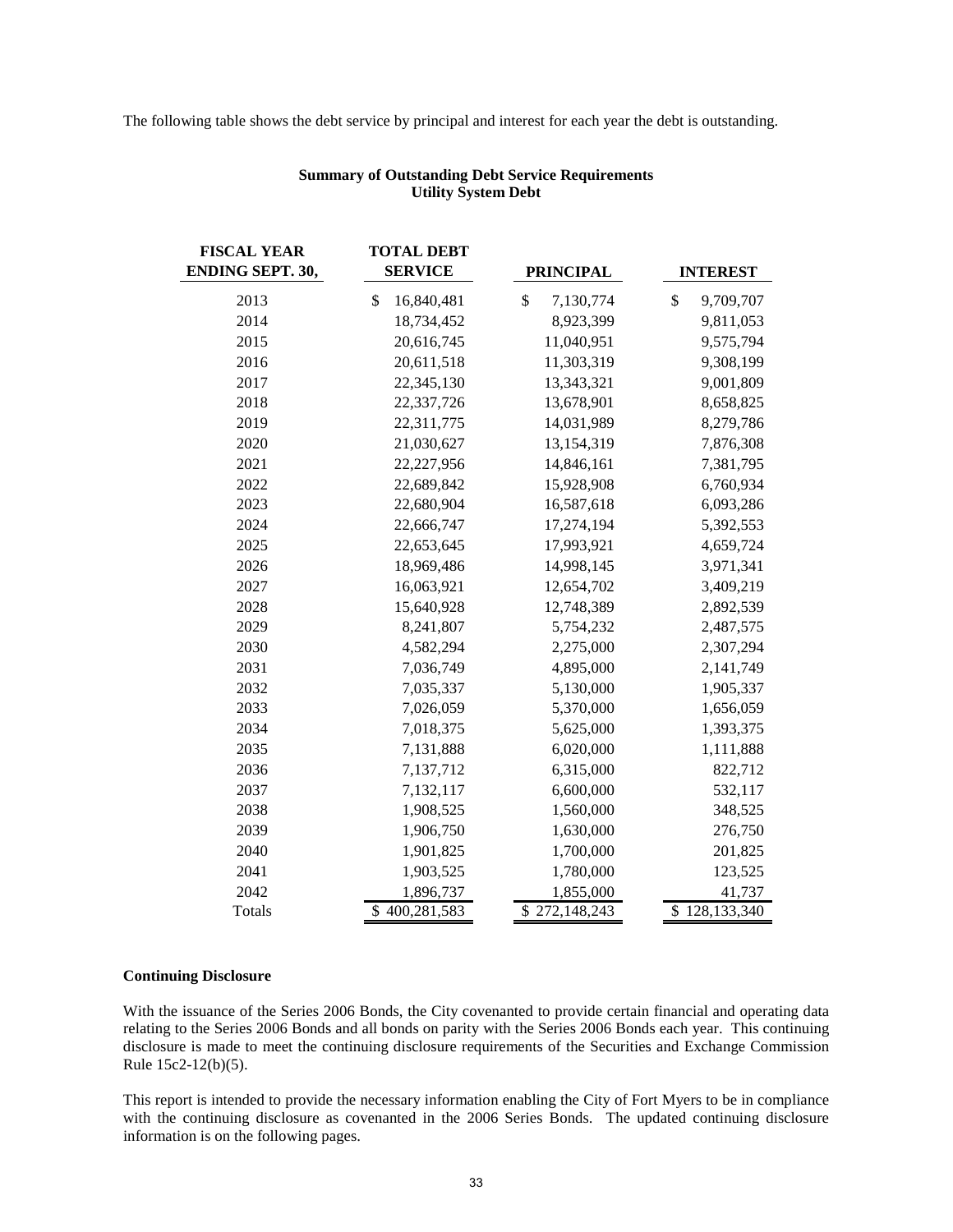The following table shows the debt service by principal and interest for each year the debt is outstanding.

**Summary of Outstanding Debt Service Requirements**
**Utility System Debt**

| FISCAL YEAR ENDING SEPT. 30, | TOTAL DEBT SERVICE | PRINCIPAL | INTEREST |
|---|---|---|---|
| 2013 | $ 16,840,481 | $ 7,130,774 | $ 9,709,707 |
| 2014 | 18,734,452 | 8,923,399 | 9,811,053 |
| 2015 | 20,616,745 | 11,040,951 | 9,575,794 |
| 2016 | 20,611,518 | 11,303,319 | 9,308,199 |
| 2017 | 22,345,130 | 13,343,321 | 9,001,809 |
| 2018 | 22,337,726 | 13,678,901 | 8,658,825 |
| 2019 | 22,311,775 | 14,031,989 | 8,279,786 |
| 2020 | 21,030,627 | 13,154,319 | 7,876,308 |
| 2021 | 22,227,956 | 14,846,161 | 7,381,795 |
| 2022 | 22,689,842 | 15,928,908 | 6,760,934 |
| 2023 | 22,680,904 | 16,587,618 | 6,093,286 |
| 2024 | 22,666,747 | 17,274,194 | 5,392,553 |
| 2025 | 22,653,645 | 17,993,921 | 4,659,724 |
| 2026 | 18,969,486 | 14,998,145 | 3,971,341 |
| 2027 | 16,063,921 | 12,654,702 | 3,409,219 |
| 2028 | 15,640,928 | 12,748,389 | 2,892,539 |
| 2029 | 8,241,807 | 5,754,232 | 2,487,575 |
| 2030 | 4,582,294 | 2,275,000 | 2,307,294 |
| 2031 | 7,036,749 | 4,895,000 | 2,141,749 |
| 2032 | 7,035,337 | 5,130,000 | 1,905,337 |
| 2033 | 7,026,059 | 5,370,000 | 1,656,059 |
| 2034 | 7,018,375 | 5,625,000 | 1,393,375 |
| 2035 | 7,131,888 | 6,020,000 | 1,111,888 |
| 2036 | 7,137,712 | 6,315,000 | 822,712 |
| 2037 | 7,132,117 | 6,600,000 | 532,117 |
| 2038 | 1,908,525 | 1,560,000 | 348,525 |
| 2039 | 1,906,750 | 1,630,000 | 276,750 |
| 2040 | 1,901,825 | 1,700,000 | 201,825 |
| 2041 | 1,903,525 | 1,780,000 | 123,525 |
| 2042 | 1,896,737 | 1,855,000 | 41,737 |
| Totals | $ 400,281,583 | $ 272,148,243 | $ 128,133,340 |

**Continuing Disclosure**

With the issuance of the Series 2006 Bonds, the City covenanted to provide certain financial and operating data relating to the Series 2006 Bonds and all bonds on parity with the Series 2006 Bonds each year. This continuing disclosure is made to meet the continuing disclosure requirements of the Securities and Exchange Commission Rule 15c2-12(b)(5).

This report is intended to provide the necessary information enabling the City of Fort Myers to be in compliance with the continuing disclosure as covenanted in the 2006 Series Bonds. The updated continuing disclosure information is on the following pages.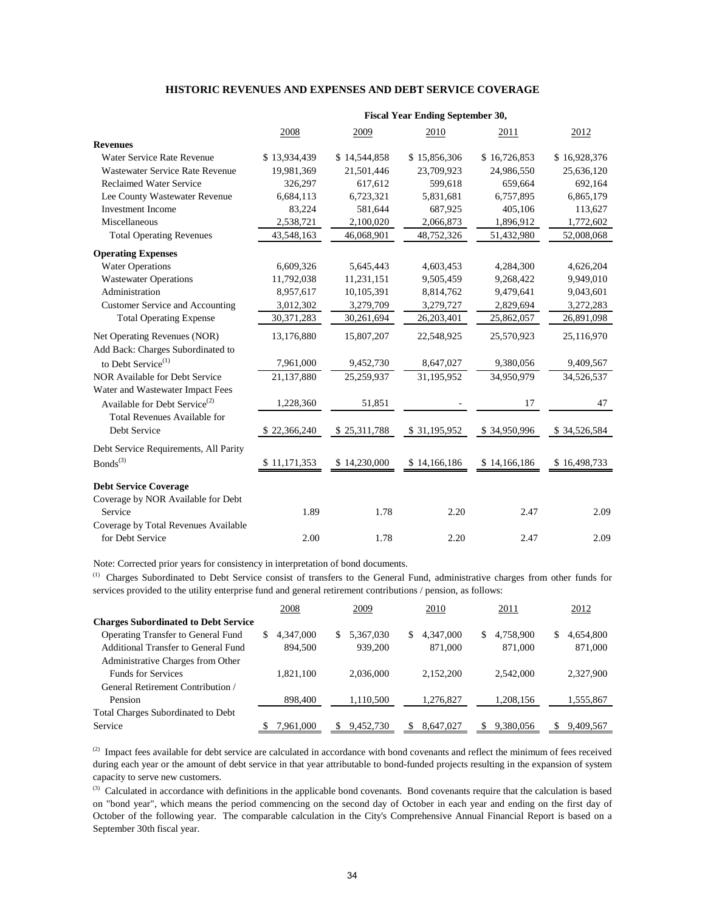## HISTORIC REVENUES AND EXPENSES AND DEBT SERVICE COVERAGE

| | Fiscal Year Ending September 30, | | | | |
|---|---|---|---|---|---|
| | 2008 | 2009 | 2010 | 2011 | 2012 |
| **Revenues** | | | | | |
| Water Service Rate Revenue | $ 13,934,439 | $ 14,544,858 | $ 15,856,306 | $ 16,726,853 | $ 16,928,376 |
| Wastewater Service Rate Revenue | 19,981,369 | 21,501,446 | 23,709,923 | 24,986,550 | 25,636,120 |
| Reclaimed Water Service | 326,297 | 617,612 | 599,618 | 659,664 | 692,164 |
| Lee County Wastewater Revenue | 6,684,113 | 6,723,321 | 5,831,681 | 6,757,895 | 6,865,179 |
| Investment Income | 83,224 | 581,644 | 687,925 | 405,106 | 113,627 |
| Miscellaneous | 2,538,721 | 2,100,020 | 2,066,873 | 1,896,912 | 1,772,602 |
| Total Operating Revenues | 43,548,163 | 46,068,901 | 48,752,326 | 51,432,980 | 52,008,068 |
| **Operating Expenses** | | | | | |
| Water Operations | 6,609,326 | 5,645,443 | 4,603,453 | 4,284,300 | 4,626,204 |
| Wastewater Operations | 11,792,038 | 11,231,151 | 9,505,459 | 9,268,422 | 9,949,010 |
| Administration | 8,957,617 | 10,105,391 | 8,814,762 | 9,479,641 | 9,043,601 |
| Customer Service and Accounting | 3,012,302 | 3,279,709 | 3,279,727 | 2,829,694 | 3,272,283 |
| Total Operating Expense | 30,371,283 | 30,261,694 | 26,203,401 | 25,862,057 | 26,891,098 |
| Net Operating Revenues (NOR) | 13,176,880 | 15,807,207 | 22,548,925 | 25,570,923 | 25,116,970 |
| Add Back: Charges Subordinated to to Debt Service[1] | 7,961,000 | 9,452,730 | 8,647,027 | 9,380,056 | 9,409,567 |
| NOR Available for Debt Service | 21,137,880 | 25,259,937 | 31,195,952 | 34,950,979 | 34,526,537 |
| Water and Wastewater Impact Fees Available for Debt Service[2] | 1,228,360 | 51,851 | - | 17 | 47 |
| Total Revenues Available for Debt Service | $ 22,366,240 | $ 25,311,788 | $ 31,195,952 | $ 34,950,996 | $ 34,526,584 |
| Debt Service Requirements, All Parity Bonds[3] | $ 11,171,353 | $ 14,230,000 | $ 14,166,186 | $ 14,166,186 | $ 16,498,733 |
| **Debt Service Coverage** | | | | | |
| Coverage by NOR Available for Debt Service | 1.89 | 1.78 | 2.20 | 2.47 | 2.09 |
| Coverage by Total Revenues Available for Debt Service | 2.00 | 1.78 | 2.20 | 2.47 | 2.09 |

Note: Corrected prior years for consistency in interpretation of bond documents.

[1] Charges Subordinated to Debt Service consist of transfers to the General Fund, administrative charges from other funds for services provided to the utility enterprise fund and general retirement contributions / pension, as follows:

| | 2008 | 2009 | 2010 | 2011 | 2012 |
|---|---|---|---|---|---|
| **Charges Subordinated to Debt Service** | | | | | |
| Operating Transfer to General Fund | $ 4,347,000 | $ 5,367,030 | $ 4,347,000 | $ 4,758,900 | $ 4,654,800 |
| Additional Transfer to General Fund | 894,500 | 939,200 | 871,000 | 871,000 | 871,000 |
| Administrative Charges from Other Funds for Services | 1,821,100 | 2,036,000 | 2,152,200 | 2,542,000 | 2,327,900 |
| General Retirement Contribution / Pension | 898,400 | 1,110,500 | 1,276,827 | 1,208,156 | 1,555,867 |
| Total Charges Subordinated to Debt Service | $ 7,961,000 | $ 9,452,730 | $ 8,647,027 | $ 9,380,056 | $ 9,409,567 |

[2] Impact fees available for debt service are calculated in accordance with bond covenants and reflect the minimum of fees received during each year or the amount of debt service in that year attributable to bond-funded projects resulting in the expansion of system capacity to serve new customers.

[3] Calculated in accordance with definitions in the applicable bond covenants. Bond covenants require that the calculation is based on "bond year", which means the period commencing on the second day of October in each year and ending on the first day of October of the following year. The comparable calculation in the City's Comprehensive Annual Financial Report is based on a September 30th fiscal year.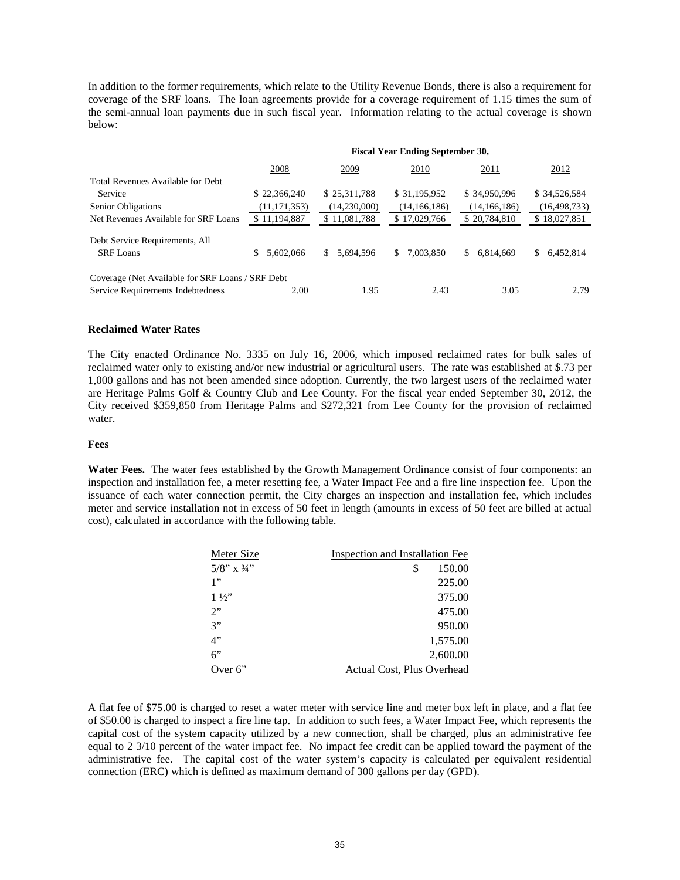In addition to the former requirements, which relate to the Utility Revenue Bonds, there is also a requirement for coverage of the SRF loans. The loan agreements provide for a coverage requirement of 1.15 times the sum of the semi-annual loan payments due in such fiscal year. Information relating to the actual coverage is shown below:

| | Fiscal Year Ending September 30, | | | | |
|---|---|---|---|---|---|
| | 2008 | 2009 | 2010 | 2011 | 2012 |
| Total Revenues Available for Debt Service | $ 22,366,240 | $ 25,311,788 | $ 31,195,952 | $ 34,950,996 | $ 34,526,584 |
| Senior Obligations | (11,171,353) | (14,230,000) | (14,166,186) | (14,166,186) | (16,498,733) |
| Net Revenues Available for SRF Loans | $ 11,194,887 | $ 11,081,788 | $ 17,029,766 | $ 20,784,810 | $ 18,027,851 |
| Debt Service Requirements, All SRF Loans | $ 5,602,066 | $ 5,694,596 | $ 7,003,850 | $ 6,814,669 | $ 6,452,814 |
| Coverage (Net Available for SRF Loans / SRF Debt Service Requirements Indebtedness | 2.00 | 1.95 | 2.43 | 3.05 | 2.79 |

**Reclaimed Water Rates**

The City enacted Ordinance No. 3335 on July 16, 2006, which imposed reclaimed rates for bulk sales of reclaimed water only to existing and/or new industrial or agricultural users. The rate was established at $.73 per 1,000 gallons and has not been amended since adoption. Currently, the two largest users of the reclaimed water are Heritage Palms Golf & Country Club and Lee County. For the fiscal year ended September 30, 2012, the City received $359,850 from Heritage Palms and $272,321 from Lee County for the provision of reclaimed water.

**Fees**

**Water Fees.** The water fees established by the Growth Management Ordinance consist of four components: an inspection and installation fee, a meter resetting fee, a Water Impact Fee and a fire line inspection fee. Upon the issuance of each water connection permit, the City charges an inspection and installation fee, which includes meter and service installation not in excess of 50 feet in length (amounts in excess of 50 feet are billed at actual cost), calculated in accordance with the following table.

| Meter Size | Inspection and Installation Fee |
|---|---|
| 5/8" x ¾" | $ 150.00 |
| 1" | 225.00 |
| 1 ½" | 375.00 |
| 2" | 475.00 |
| 3" | 950.00 |
| 4" | 1,575.00 |
| 6" | 2,600.00 |
| Over 6" | Actual Cost, Plus Overhead |

A flat fee of $75.00 is charged to reset a water meter with service line and meter box left in place, and a flat fee of $50.00 is charged to inspect a fire line tap. In addition to such fees, a Water Impact Fee, which represents the capital cost of the system capacity utilized by a new connection, shall be charged, plus an administrative fee equal to 2 3/10 percent of the water impact fee. No impact fee credit can be applied toward the payment of the administrative fee. The capital cost of the water system's capacity is calculated per equivalent residential connection (ERC) which is defined as maximum demand of 300 gallons per day (GPD).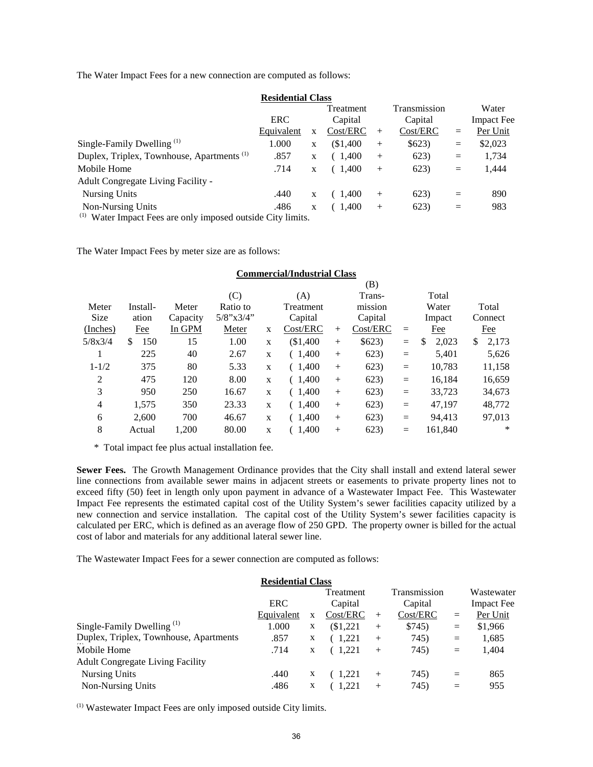The Water Impact Fees for a new connection are computed as follows:

**Residential Class**

| | ERC Equivalent | x | Treatment Capital Cost/ERC | + | Transmission Capital Cost/ERC | = | Water Impact Fee Per Unit |
|---|---|---|---|---|---|---|---|
| Single-Family Dwelling [1] | 1.000 | x | ($1,400 | + | $623) | = | $2,023 |
| Duplex, Triplex, Townhouse, Apartments [1] | .857 | x | ( 1,400 | + | 623) | = | 1,734 |
| Mobile Home | .714 | x | ( 1,400 | + | 623) | = | 1,444 |
| Adult Congregate Living Facility - | | | | | | | |
| Nursing Units | .440 | x | ( 1,400 | + | 623) | = | 890 |
| Non-Nursing Units | .486 | x | ( 1,400 | + | 623) | = | 983 |

[1] Water Impact Fees are only imposed outside City limits.

The Water Impact Fees by meter size are as follows:

**Commercial/Industrial Class**

| Meter Size (Inches) | Installation Fee | Meter Capacity In GPM | (C) Ratio to 5/8"x3/4" Meter | x | (A) Treatment Capital Cost/ERC | + | (B) Transmission Capital Cost/ERC | = | Total Water Impact Fee | Total Connect Fee |
|---|---|---|---|---|---|---|---|---|---|---|
| 5/8x3/4 | $ 150 | 15 | 1.00 | x | ($1,400 | + | $623) | = | $ 2,023 | $ 2,173 |
| 1 | 225 | 40 | 2.67 | x | ( 1,400 | + | 623) | = | 5,401 | 5,626 |
| 1-1/2 | 375 | 80 | 5.33 | x | ( 1,400 | + | 623) | = | 10,783 | 11,158 |
| 2 | 475 | 120 | 8.00 | x | ( 1,400 | + | 623) | = | 16,184 | 16,659 |
| 3 | 950 | 250 | 16.67 | x | ( 1,400 | + | 623) | = | 33,723 | 34,673 |
| 4 | 1,575 | 350 | 23.33 | x | ( 1,400 | + | 623) | = | 47,197 | 48,772 |
| 6 | 2,600 | 700 | 46.67 | x | ( 1,400 | + | 623) | = | 94,413 | 97,013 |
| 8 | Actual | 1,200 | 80.00 | x | ( 1,400 | + | 623) | = | 161,840 | * |

\* Total impact fee plus actual installation fee.

**Sewer Fees.** The Growth Management Ordinance provides that the City shall install and extend lateral sewer line connections from available sewer mains in adjacent streets or easements to private property lines not to exceed fifty (50) feet in length only upon payment in advance of a Wastewater Impact Fee. This Wastewater Impact Fee represents the estimated capital cost of the Utility System's sewer facilities capacity utilized by a new connection and service installation. The capital cost of the Utility System's sewer facilities capacity is calculated per ERC, which is defined as an average flow of 250 GPD. The property owner is billed for the actual cost of labor and materials for any additional lateral sewer line.

The Wastewater Impact Fees for a sewer connection are computed as follows:

**Residential Class**

| | ERC Equivalent | x | Treatment Capital Cost/ERC | + | Transmission Capital Cost/ERC | = | Wastewater Impact Fee Per Unit |
|---|---|---|---|---|---|---|---|
| Single-Family Dwelling [1] | 1.000 | x | ($1,221 | + | $745) | = | $1,966 |
| Duplex, Triplex, Townhouse, Apartments [1] | .857 | x | ( 1,221 | + | 745) | = | 1,685 |
| Mobile Home | .714 | x | ( 1,221 | + | 745) | = | 1,404 |
| Adult Congregate Living Facility | | | | | | | |
| Nursing Units | .440 | x | ( 1,221 | + | 745) | = | 865 |
| Non-Nursing Units | .486 | x | ( 1,221 | + | 745) | = | 955 |

[1] Wastewater Impact Fees are only imposed outside City limits.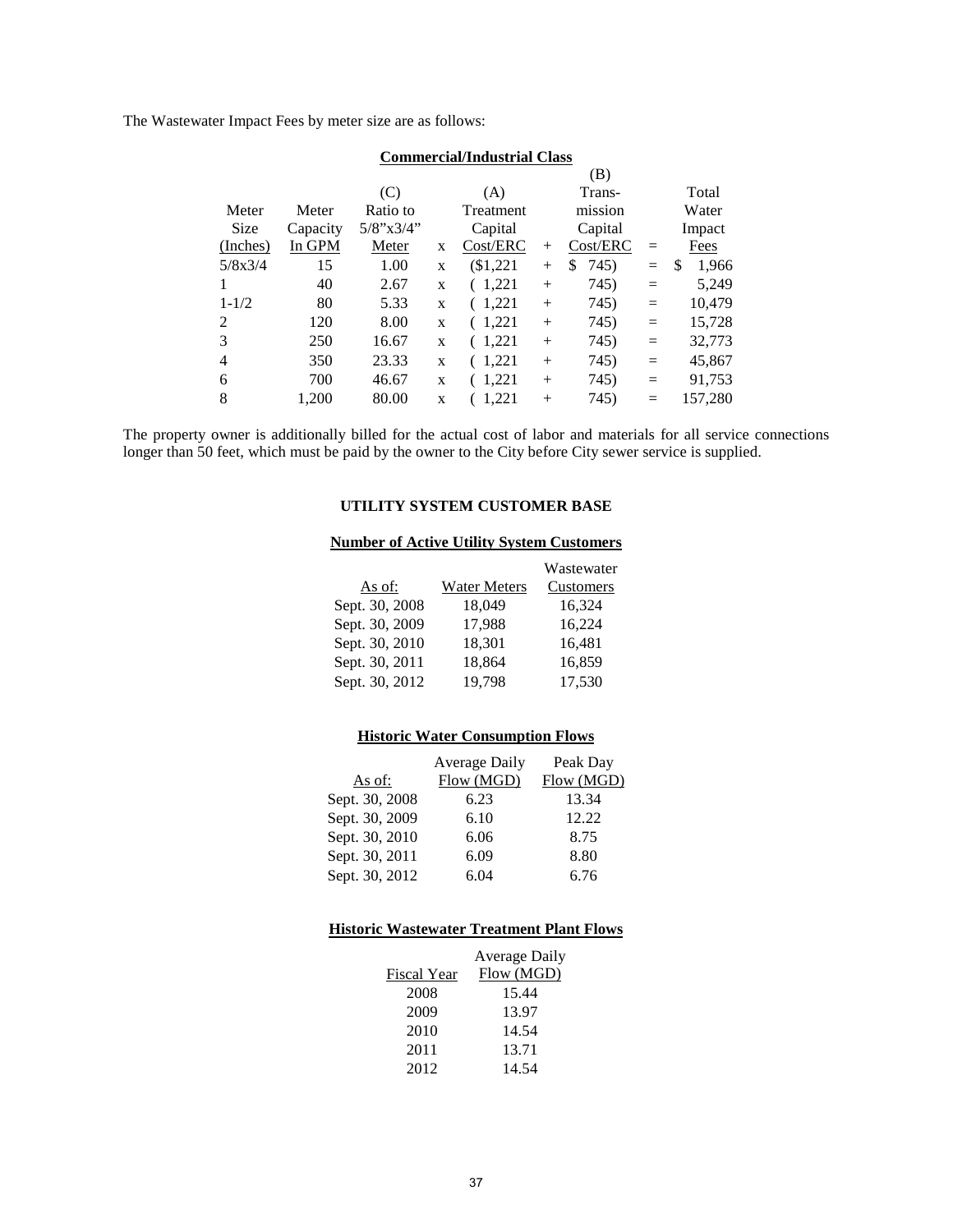The Wastewater Impact Fees by meter size are as follows:

**Commercial/Industrial Class**

| Meter Size (Inches) | Meter Capacity In GPM | (C) Ratio to 5/8"x3/4" Meter | x | (A) Treatment Capital Cost/ERC | + | (B) Trans-mission Capital Cost/ERC | = | Total Water Impact Fees |
|---|---|---|---|---|---|---|---|---|
| 5/8x3/4 | 15 | 1.00 | x | ($1,221 | + | $ 745) | = | $ 1,966 |
| 1 | 40 | 2.67 | x | ( 1,221 | + | 745) | = | 5,249 |
| 1-1/2 | 80 | 5.33 | x | ( 1,221 | + | 745) | = | 10,479 |
| 2 | 120 | 8.00 | x | ( 1,221 | + | 745) | = | 15,728 |
| 3 | 250 | 16.67 | x | ( 1,221 | + | 745) | = | 32,773 |
| 4 | 350 | 23.33 | x | ( 1,221 | + | 745) | = | 45,867 |
| 6 | 700 | 46.67 | x | ( 1,221 | + | 745) | = | 91,753 |
| 8 | 1,200 | 80.00 | x | ( 1,221 | + | 745) | = | 157,280 |

The property owner is additionally billed for the actual cost of labor and materials for all service connections longer than 50 feet, which must be paid by the owner to the City before City sewer service is supplied.

## UTILITY SYSTEM CUSTOMER BASE

**Number of Active Utility System Customers**

| As of: | Water Meters | Wastewater Customers |
|---|---|---|
| Sept. 30, 2008 | 18,049 | 16,324 |
| Sept. 30, 2009 | 17,988 | 16,224 |
| Sept. 30, 2010 | 18,301 | 16,481 |
| Sept. 30, 2011 | 18,864 | 16,859 |
| Sept. 30, 2012 | 19,798 | 17,530 |

**Historic Water Consumption Flows**

| As of: | Average Daily Flow (MGD) | Peak Day Flow (MGD) |
|---|---|---|
| Sept. 30, 2008 | 6.23 | 13.34 |
| Sept. 30, 2009 | 6.10 | 12.22 |
| Sept. 30, 2010 | 6.06 | 8.75 |
| Sept. 30, 2011 | 6.09 | 8.80 |
| Sept. 30, 2012 | 6.04 | 6.76 |

**Historic Wastewater Treatment Plant Flows**

| Fiscal Year | Average Daily Flow (MGD) |
|---|---|
| 2008 | 15.44 |
| 2009 | 13.97 |
| 2010 | 14.54 |
| 2011 | 13.71 |
| 2012 | 14.54 |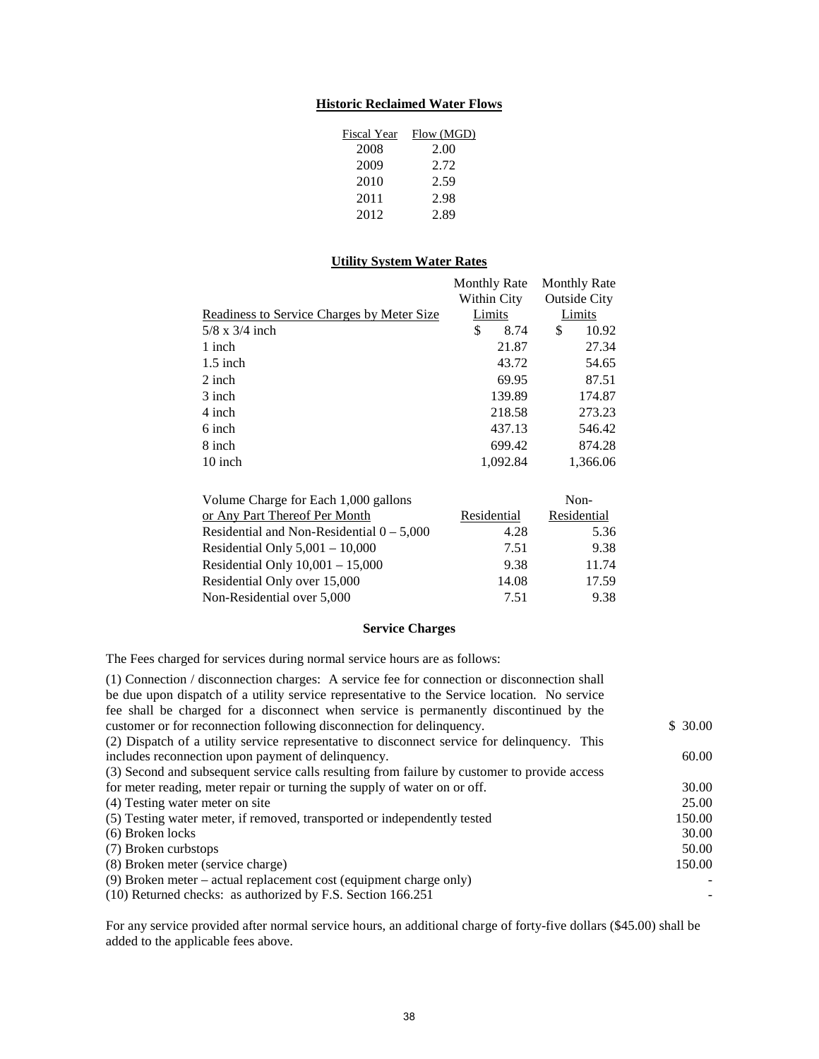## Historic Reclaimed Water Flows

| Fiscal Year | Flow (MGD) |
|---|---|
| 2008 | 2.00 |
| 2009 | 2.72 |
| 2010 | 2.59 |
| 2011 | 2.98 |
| 2012 | 2.89 |

## Utility System Water Rates

| Readiness to Service Charges by Meter Size | Monthly Rate Within City Limits | Monthly Rate Outside City Limits |
|---|---|---|
| 5/8 x 3/4 inch | $ 8.74 | $ 10.92 |
| 1 inch | 21.87 | 27.34 |
| 1.5 inch | 43.72 | 54.65 |
| 2 inch | 69.95 | 87.51 |
| 3 inch | 139.89 | 174.87 |
| 4 inch | 218.58 | 273.23 |
| 6 inch | 437.13 | 546.42 |
| 8 inch | 699.42 | 874.28 |
| 10 inch | 1,092.84 | 1,366.06 |

| Volume Charge for Each 1,000 gallons or Any Part Thereof Per Month | Residential | Non-Residential |
|---|---|---|
| Residential and Non-Residential 0 – 5,000 | 4.28 | 5.36 |
| Residential Only 5,001 – 10,000 | 7.51 | 9.38 |
| Residential Only 10,001 – 15,000 | 9.38 | 11.74 |
| Residential Only over 15,000 | 14.08 | 17.59 |
| Non-Residential over 5,000 | 7.51 | 9.38 |

### Service Charges

The Fees charged for services during normal service hours are as follows:

| Service | Fee |
|---|---|
| (1) Connection / disconnection charges: A service fee for connection or disconnection shall be due upon dispatch of a utility service representative to the Service location. No service fee shall be charged for a disconnect when service is permanently discontinued by the customer or for reconnection following disconnection for delinquency. | $ 30.00 |
| (2) Dispatch of a utility service representative to disconnect service for delinquency. This includes reconnection upon payment of delinquency. | 60.00 |
| (3) Second and subsequent service calls resulting from failure by customer to provide access for meter reading, meter repair or turning the supply of water on or off. | 30.00 |
| (4) Testing water meter on site | 25.00 |
| (5) Testing water meter, if removed, transported or independently tested | 150.00 |
| (6) Broken locks | 30.00 |
| (7) Broken curbstops | 50.00 |
| (8) Broken meter (service charge) | 150.00 |
| (9) Broken meter – actual replacement cost (equipment charge only) | - |
| (10) Returned checks: as authorized by F.S. Section 166.251 | - |

For any service provided after normal service hours, an additional charge of forty-five dollars ($45.00) shall be added to the applicable fees above.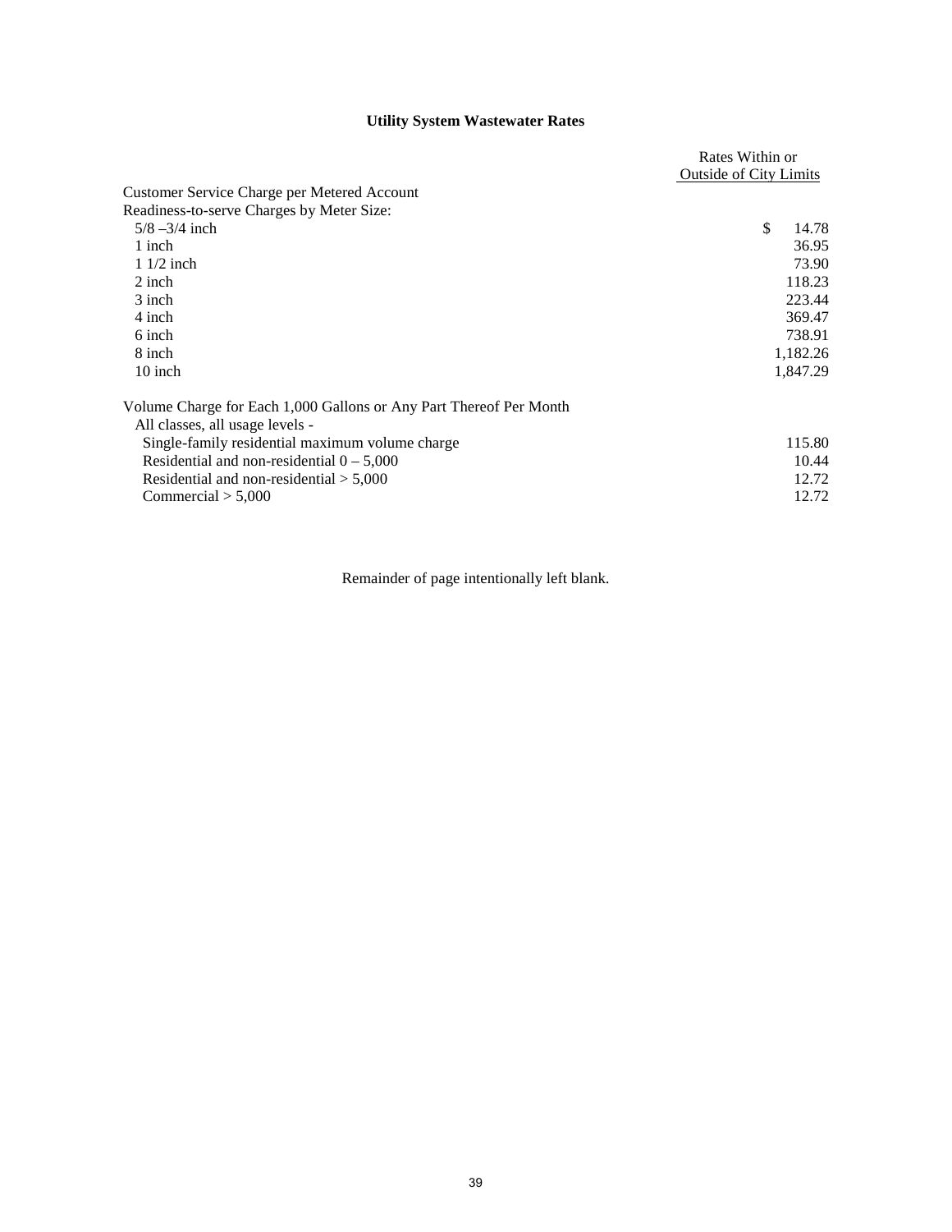## Utility System Wastewater Rates

| | Rates Within or Outside of City Limits |
|---|---|
| Customer Service Charge per Metered Account | |
| Readiness-to-serve Charges by Meter Size: | |
| 5/8 –3/4 inch | $ 14.78 |
| 1 inch | 36.95 |
| 1 1/2 inch | 73.90 |
| 2 inch | 118.23 |
| 3 inch | 223.44 |
| 4 inch | 369.47 |
| 6 inch | 738.91 |
| 8 inch | 1,182.26 |
| 10 inch | 1,847.29 |
| | |
| Volume Charge for Each 1,000 Gallons or Any Part Thereof Per Month | |
| All classes, all usage levels - | |
| Single-family residential maximum volume charge | 115.80 |
| Residential and non-residential 0 – 5,000 | 10.44 |
| Residential and non-residential > 5,000 | 12.72 |
| Commercial > 5,000 | 12.72 |

Remainder of page intentionally left blank.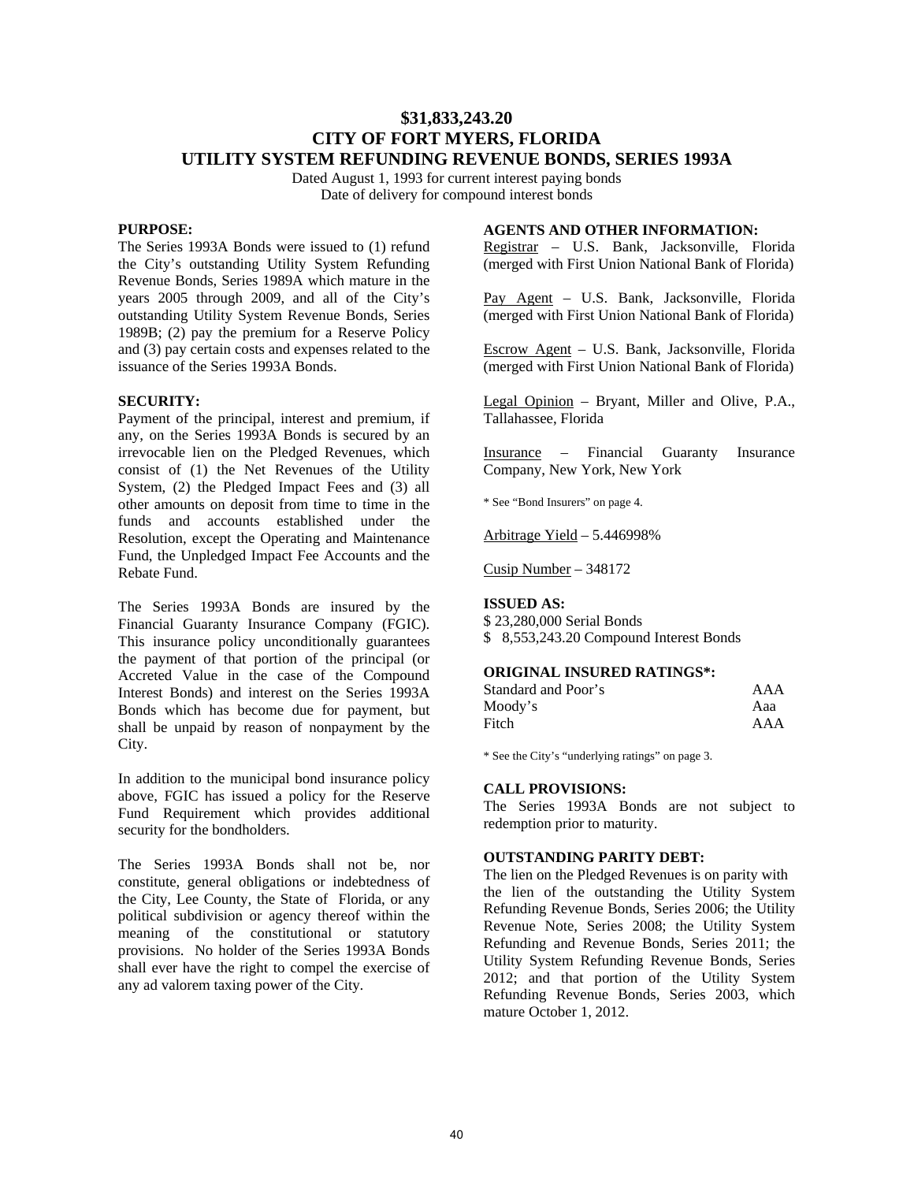# $31,833,243.20
# CITY OF FORT MYERS, FLORIDA
# UTILITY SYSTEM REFUNDING REVENUE BONDS, SERIES 1993A

Dated August 1, 1993 for current interest paying bonds
Date of delivery for compound interest bonds

**PURPOSE:**

The Series 1993A Bonds were issued to (1) refund the City's outstanding Utility System Refunding Revenue Bonds, Series 1989A which mature in the years 2005 through 2009, and all of the City's outstanding Utility System Revenue Bonds, Series 1989B; (2) pay the premium for a Reserve Policy and (3) pay certain costs and expenses related to the issuance of the Series 1993A Bonds.

**SECURITY:**

Payment of the principal, interest and premium, if any, on the Series 1993A Bonds is secured by an irrevocable lien on the Pledged Revenues, which consist of (1) the Net Revenues of the Utility System, (2) the Pledged Impact Fees and (3) all other amounts on deposit from time to time in the funds and accounts established under the Resolution, except the Operating and Maintenance Fund, the Unpledged Impact Fee Accounts and the Rebate Fund.

The Series 1993A Bonds are insured by the Financial Guaranty Insurance Company (FGIC). This insurance policy unconditionally guarantees the payment of that portion of the principal (or Accreted Value in the case of the Compound Interest Bonds) and interest on the Series 1993A Bonds which has become due for payment, but shall be unpaid by reason of nonpayment by the City.

In addition to the municipal bond insurance policy above, FGIC has issued a policy for the Reserve Fund Requirement which provides additional security for the bondholders.

The Series 1993A Bonds shall not be, nor constitute, general obligations or indebtedness of the City, Lee County, the State of Florida, or any political subdivision or agency thereof within the meaning of the constitutional or statutory provisions. No holder of the Series 1993A Bonds shall ever have the right to compel the exercise of any ad valorem taxing power of the City.

**AGENTS AND OTHER INFORMATION:**

Registrar – U.S. Bank, Jacksonville, Florida (merged with First Union National Bank of Florida)

Pay Agent – U.S. Bank, Jacksonville, Florida (merged with First Union National Bank of Florida)

Escrow Agent – U.S. Bank, Jacksonville, Florida (merged with First Union National Bank of Florida)

Legal Opinion – Bryant, Miller and Olive, P.A., Tallahassee, Florida

Insurance – Financial Guaranty Insurance Company, New York, New York

* See "Bond Insurers" on page 4.

Arbitrage Yield – 5.446998%

Cusip Number – 348172

**ISSUED AS:**

$ 23,280,000 Serial Bonds
$ 8,553,243.20 Compound Interest Bonds

**ORIGINAL INSURED RATINGS*:**

| | |
|---|---|
| Standard and Poor's | AAA |
| Moody's | Aaa |
| Fitch | AAA |

* See the City's "underlying ratings" on page 3.

**CALL PROVISIONS:**

The Series 1993A Bonds are not subject to redemption prior to maturity.

**OUTSTANDING PARITY DEBT:**

The lien on the Pledged Revenues is on parity with the lien of the outstanding the Utility System Refunding Revenue Bonds, Series 2006; the Utility Revenue Note, Series 2008; the Utility System Refunding and Revenue Bonds, Series 2011; the Utility System Refunding Revenue Bonds, Series 2012; and that portion of the Utility System Refunding Revenue Bonds, Series 2003, which mature October 1, 2012.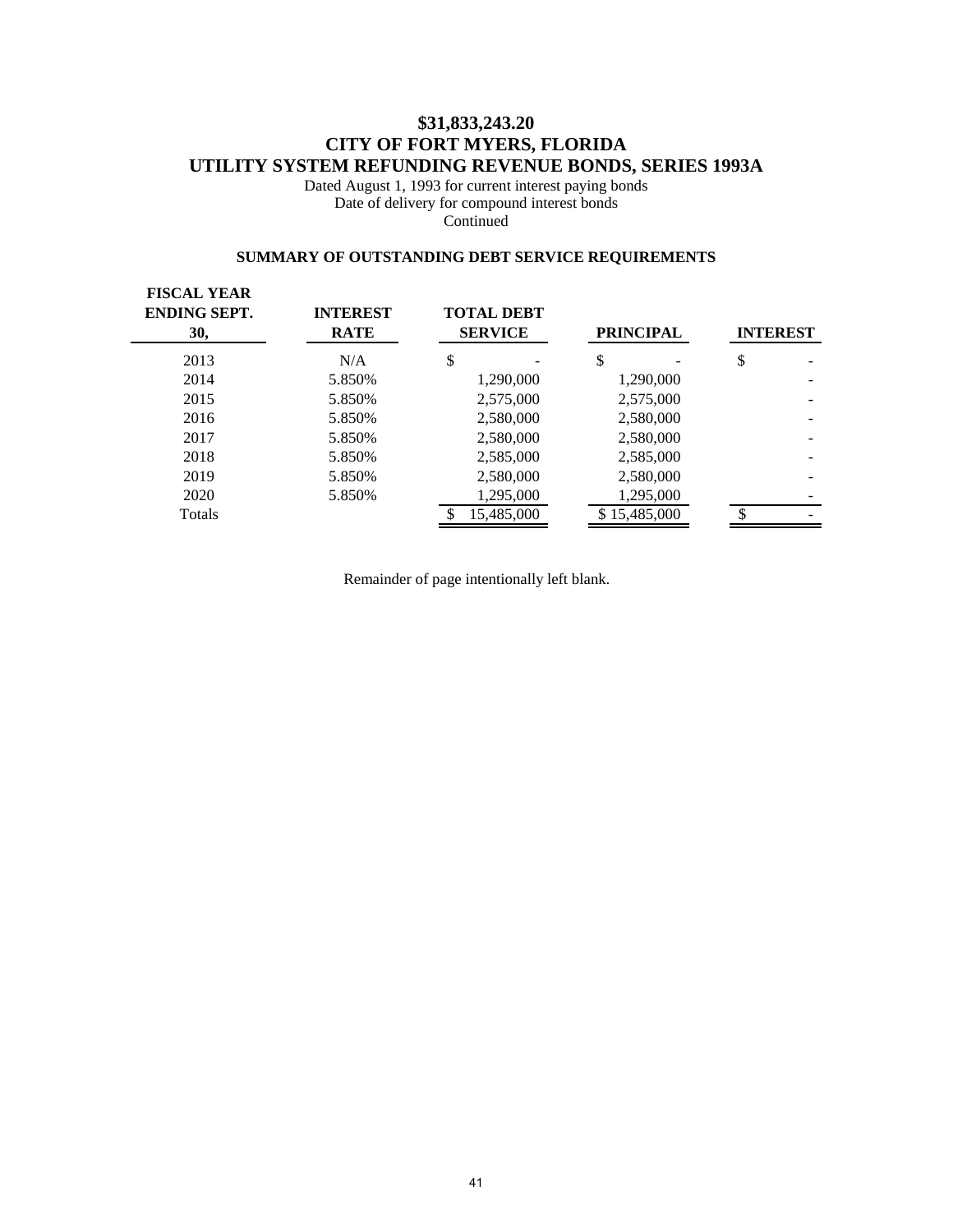# $31,833,243.20
# CITY OF FORT MYERS, FLORIDA
# UTILITY SYSTEM REFUNDING REVENUE BONDS, SERIES 1993A

Dated August 1, 1993 for current interest paying bonds
Date of delivery for compound interest bonds
Continued

### SUMMARY OF OUTSTANDING DEBT SERVICE REQUIREMENTS

| FISCAL YEAR ENDING SEPT. 30, | INTEREST RATE | TOTAL DEBT SERVICE | PRINCIPAL | INTEREST |
|---|---|---|---|---|
| 2013 | N/A | $ - | $ - | $ - |
| 2014 | 5.850% | 1,290,000 | 1,290,000 | - |
| 2015 | 5.850% | 2,575,000 | 2,575,000 | - |
| 2016 | 5.850% | 2,580,000 | 2,580,000 | - |
| 2017 | 5.850% | 2,580,000 | 2,580,000 | - |
| 2018 | 5.850% | 2,585,000 | 2,585,000 | - |
| 2019 | 5.850% | 2,580,000 | 2,580,000 | - |
| 2020 | 5.850% | 1,295,000 | 1,295,000 | - |
| Totals | | $ 15,485,000 | $ 15,485,000 | $ - |

Remainder of page intentionally left blank.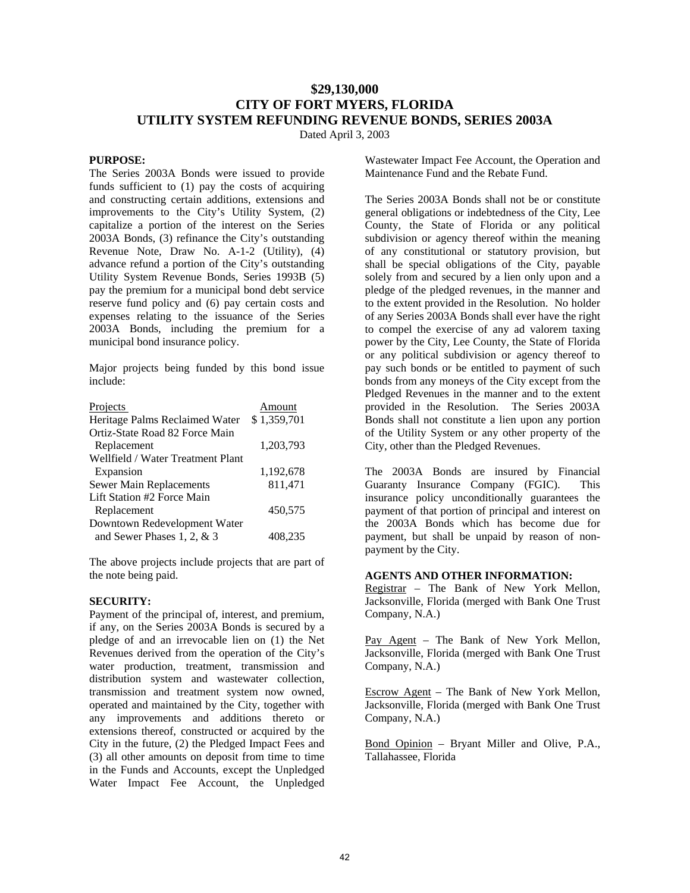# $29,130,000
# CITY OF FORT MYERS, FLORIDA
# UTILITY SYSTEM REFUNDING REVENUE BONDS, SERIES 2003A

Dated April 3, 2003

**PURPOSE:**

The Series 2003A Bonds were issued to provide funds sufficient to (1) pay the costs of acquiring and constructing certain additions, extensions and improvements to the City's Utility System, (2) capitalize a portion of the interest on the Series 2003A Bonds, (3) refinance the City's outstanding Revenue Note, Draw No. A-1-2 (Utility), (4) advance refund a portion of the City's outstanding Utility System Revenue Bonds, Series 1993B (5) pay the premium for a municipal bond debt service reserve fund policy and (6) pay certain costs and expenses relating to the issuance of the Series 2003A Bonds, including the premium for a municipal bond insurance policy.

Major projects being funded by this bond issue include:

| Projects | Amount |
|---|---|
| Heritage Palms Reclaimed Water | $ 1,359,701 |
| Ortiz-State Road 82 Force Main Replacement | 1,203,793 |
| Wellfield / Water Treatment Plant Expansion | 1,192,678 |
| Sewer Main Replacements | 811,471 |
| Lift Station #2 Force Main Replacement | 450,575 |
| Downtown Redevelopment Water and Sewer Phases 1, 2, & 3 | 408,235 |

The above projects include projects that are part of the note being paid.

**SECURITY:**

Payment of the principal of, interest, and premium, if any, on the Series 2003A Bonds is secured by a pledge of and an irrevocable lien on (1) the Net Revenues derived from the operation of the City's water production, treatment, transmission and distribution system and wastewater collection, transmission and treatment system now owned, operated and maintained by the City, together with any improvements and additions thereto or extensions thereof, constructed or acquired by the City in the future, (2) the Pledged Impact Fees and (3) all other amounts on deposit from time to time in the Funds and Accounts, except the Unpledged Water Impact Fee Account, the Unpledged Wastewater Impact Fee Account, the Operation and Maintenance Fund and the Rebate Fund.

The Series 2003A Bonds shall not be or constitute general obligations or indebtedness of the City, Lee County, the State of Florida or any political subdivision or agency thereof within the meaning of any constitutional or statutory provision, but shall be special obligations of the City, payable solely from and secured by a lien only upon and a pledge of the pledged revenues, in the manner and to the extent provided in the Resolution. No holder of any Series 2003A Bonds shall ever have the right to compel the exercise of any ad valorem taxing power by the City, Lee County, the State of Florida or any political subdivision or agency thereof to pay such bonds or be entitled to payment of such bonds from any moneys of the City except from the Pledged Revenues in the manner and to the extent provided in the Resolution. The Series 2003A Bonds shall not constitute a lien upon any portion of the Utility System or any other property of the City, other than the Pledged Revenues.

The 2003A Bonds are insured by Financial Guaranty Insurance Company (FGIC). This insurance policy unconditionally guarantees the payment of that portion of principal and interest on the 2003A Bonds which has become due for payment, but shall be unpaid by reason of non-payment by the City.

**AGENTS AND OTHER INFORMATION:**

Registrar – The Bank of New York Mellon, Jacksonville, Florida (merged with Bank One Trust Company, N.A.)

Pay Agent – The Bank of New York Mellon, Jacksonville, Florida (merged with Bank One Trust Company, N.A.)

Escrow Agent – The Bank of New York Mellon, Jacksonville, Florida (merged with Bank One Trust Company, N.A.)

Bond Opinion – Bryant Miller and Olive, P.A., Tallahassee, Florida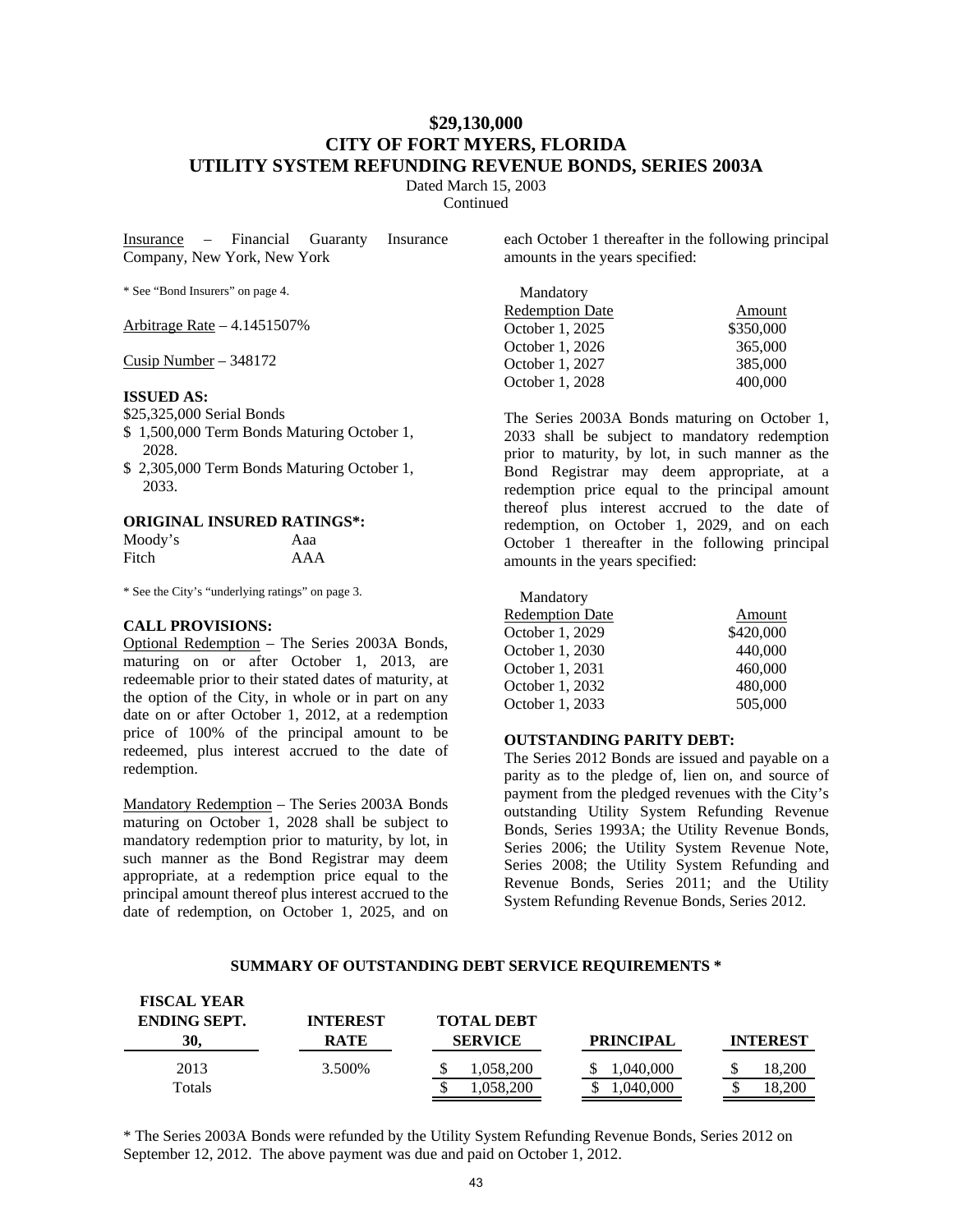# $29,130,000
# CITY OF FORT MYERS, FLORIDA
# UTILITY SYSTEM REFUNDING REVENUE BONDS, SERIES 2003A

Dated March 15, 2003
Continued

Insurance – Financial Guaranty Insurance Company, New York, New York

* See "Bond Insurers" on page 4.

Arbitrage Rate – 4.1451507%

Cusip Number – 348172

**ISSUED AS:**

$25,325,000 Serial Bonds
$ 1,500,000 Term Bonds Maturing October 1, 2028.
$ 2,305,000 Term Bonds Maturing October 1, 2033.

**ORIGINAL INSURED RATINGS*:**

| | |
|---|---|
| Moody's | Aaa |
| Fitch | AAA |

* See the City's "underlying ratings" on page 3.

**CALL PROVISIONS:**

Optional Redemption – The Series 2003A Bonds, maturing on or after October 1, 2013, are redeemable prior to their stated dates of maturity, at the option of the City, in whole or in part on any date on or after October 1, 2012, at a redemption price of 100% of the principal amount to be redeemed, plus interest accrued to the date of redemption.

Mandatory Redemption – The Series 2003A Bonds maturing on October 1, 2028 shall be subject to mandatory redemption prior to maturity, by lot, in such manner as the Bond Registrar may deem appropriate, at a redemption price equal to the principal amount thereof plus interest accrued to the date of redemption, on October 1, 2025, and on each October 1 thereafter in the following principal amounts in the years specified:

| Mandatory Redemption Date | Amount |
|---|---|
| October 1, 2025 | $350,000 |
| October 1, 2026 | 365,000 |
| October 1, 2027 | 385,000 |
| October 1, 2028 | 400,000 |

The Series 2003A Bonds maturing on October 1, 2033 shall be subject to mandatory redemption prior to maturity, by lot, in such manner as the Bond Registrar may deem appropriate, at a redemption price equal to the principal amount thereof plus interest accrued to the date of redemption, on October 1, 2029, and on each October 1 thereafter in the following principal amounts in the years specified:

| Mandatory Redemption Date | Amount |
|---|---|
| October 1, 2029 | $420,000 |
| October 1, 2030 | 440,000 |
| October 1, 2031 | 460,000 |
| October 1, 2032 | 480,000 |
| October 1, 2033 | 505,000 |

**OUTSTANDING PARITY DEBT:**

The Series 2012 Bonds are issued and payable on a parity as to the pledge of, lien on, and source of payment from the pledged revenues with the City's outstanding Utility System Refunding Revenue Bonds, Series 1993A; the Utility Revenue Bonds, Series 2006; the Utility System Revenue Note, Series 2008; the Utility System Refunding and Revenue Bonds, Series 2011; and the Utility System Refunding Revenue Bonds, Series 2012.

**SUMMARY OF OUTSTANDING DEBT SERVICE REQUIREMENTS ***

| FISCAL YEAR ENDING SEPT. 30, | INTEREST RATE | TOTAL DEBT SERVICE | PRINCIPAL | INTEREST |
|---|---|---|---|---|
| 2013 | 3.500% | $ 1,058,200 | $ 1,040,000 | $ 18,200 |
| Totals | | $ 1,058,200 | $ 1,040,000 | $ 18,200 |

* The Series 2003A Bonds were refunded by the Utility System Refunding Revenue Bonds, Series 2012 on September 12, 2012. The above payment was due and paid on October 1, 2012.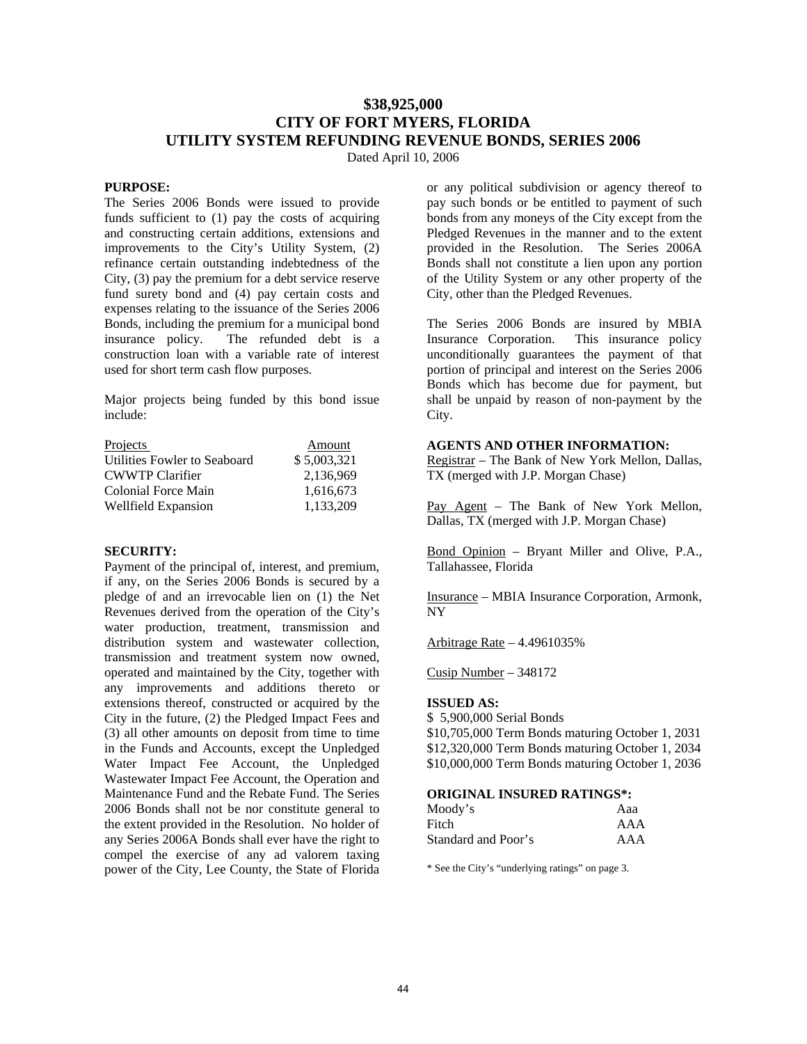# $38,925,000
# CITY OF FORT MYERS, FLORIDA
# UTILITY SYSTEM REFUNDING REVENUE BONDS, SERIES 2006

Dated April 10, 2006

**PURPOSE:**

The Series 2006 Bonds were issued to provide funds sufficient to (1) pay the costs of acquiring and constructing certain additions, extensions and improvements to the City's Utility System, (2) refinance certain outstanding indebtedness of the City, (3) pay the premium for a debt service reserve fund surety bond and (4) pay certain costs and expenses relating to the issuance of the Series 2006 Bonds, including the premium for a municipal bond insurance policy. The refunded debt is a construction loan with a variable rate of interest used for short term cash flow purposes.

Major projects being funded by this bond issue include:

| Projects | Amount |
|---|---|
| Utilities Fowler to Seaboard | $ 5,003,321 |
| CWWTP Clarifier | 2,136,969 |
| Colonial Force Main | 1,616,673 |
| Wellfield Expansion | 1,133,209 |

**SECURITY:**

Payment of the principal of, interest, and premium, if any, on the Series 2006 Bonds is secured by a pledge of and an irrevocable lien on (1) the Net Revenues derived from the operation of the City's water production, treatment, transmission and distribution system and wastewater collection, transmission and treatment system now owned, operated and maintained by the City, together with any improvements and additions thereto or extensions thereof, constructed or acquired by the City in the future, (2) the Pledged Impact Fees and (3) all other amounts on deposit from time to time in the Funds and Accounts, except the Unpledged Water Impact Fee Account, the Unpledged Wastewater Impact Fee Account, the Operation and Maintenance Fund and the Rebate Fund. The Series 2006 Bonds shall not be nor constitute general to the extent provided in the Resolution. No holder of any Series 2006A Bonds shall ever have the right to compel the exercise of any ad valorem taxing power of the City, Lee County, the State of Florida or any political subdivision or agency thereof to pay such bonds or be entitled to payment of such bonds from any moneys of the City except from the Pledged Revenues in the manner and to the extent provided in the Resolution. The Series 2006A Bonds shall not constitute a lien upon any portion of the Utility System or any other property of the City, other than the Pledged Revenues.

The Series 2006 Bonds are insured by MBIA Insurance Corporation. This insurance policy unconditionally guarantees the payment of that portion of principal and interest on the Series 2006 Bonds which has become due for payment, but shall be unpaid by reason of non-payment by the City.

**AGENTS AND OTHER INFORMATION:**

Registrar – The Bank of New York Mellon, Dallas, TX (merged with J.P. Morgan Chase)

Pay Agent – The Bank of New York Mellon, Dallas, TX (merged with J.P. Morgan Chase)

Bond Opinion – Bryant Miller and Olive, P.A., Tallahassee, Florida

Insurance – MBIA Insurance Corporation, Armonk, NY

Arbitrage Rate – 4.4961035%

Cusip Number – 348172

**ISSUED AS:**

$ 5,900,000 Serial Bonds
$10,705,000 Term Bonds maturing October 1, 2031
$12,320,000 Term Bonds maturing October 1, 2034
$10,000,000 Term Bonds maturing October 1, 2036

**ORIGINAL INSURED RATINGS*:**

| | |
|---|---|
| Moody's | Aaa |
| Fitch | AAA |
| Standard and Poor's | AAA |

* See the City's "underlying ratings" on page 3.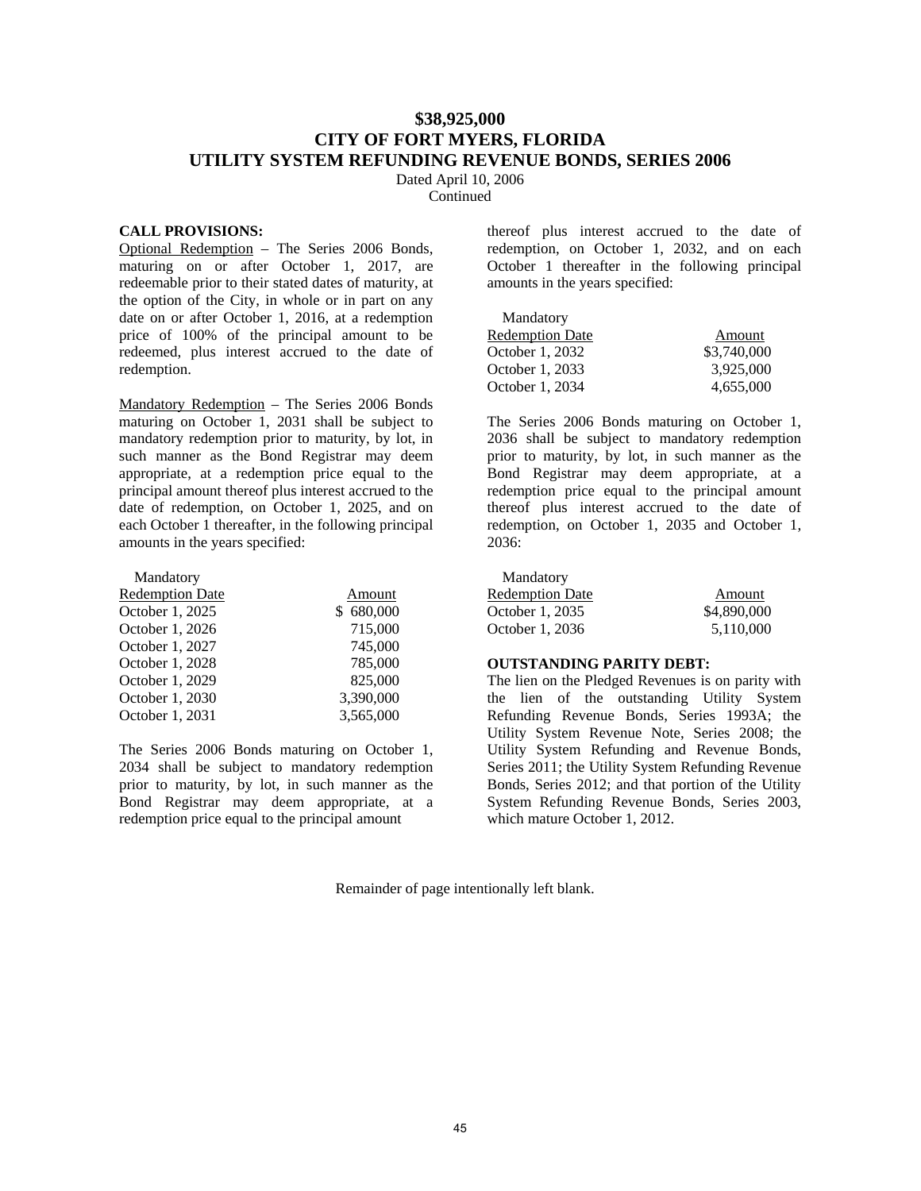# $38,925,000
# CITY OF FORT MYERS, FLORIDA
# UTILITY SYSTEM REFUNDING REVENUE BONDS, SERIES 2006

Dated April 10, 2006
Continued

**CALL PROVISIONS:**

Optional Redemption – The Series 2006 Bonds, maturing on or after October 1, 2017, are redeemable prior to their stated dates of maturity, at the option of the City, in whole or in part on any date on or after October 1, 2016, at a redemption price of 100% of the principal amount to be redeemed, plus interest accrued to the date of redemption.

Mandatory Redemption – The Series 2006 Bonds maturing on October 1, 2031 shall be subject to mandatory redemption prior to maturity, by lot, in such manner as the Bond Registrar may deem appropriate, at a redemption price equal to the principal amount thereof plus interest accrued to the date of redemption, on October 1, 2025, and on each October 1 thereafter, in the following principal amounts in the years specified:

| Mandatory Redemption Date | Amount |
|---|---|
| October 1, 2025 | $ 680,000 |
| October 1, 2026 | 715,000 |
| October 1, 2027 | 745,000 |
| October 1, 2028 | 785,000 |
| October 1, 2029 | 825,000 |
| October 1, 2030 | 3,390,000 |
| October 1, 2031 | 3,565,000 |

The Series 2006 Bonds maturing on October 1, 2034 shall be subject to mandatory redemption prior to maturity, by lot, in such manner as the Bond Registrar may deem appropriate, at a redemption price equal to the principal amount thereof plus interest accrued to the date of redemption, on October 1, 2032, and on each October 1 thereafter in the following principal amounts in the years specified:

| Mandatory Redemption Date | Amount |
|---|---|
| October 1, 2032 | $3,740,000 |
| October 1, 2033 | 3,925,000 |
| October 1, 2034 | 4,655,000 |

The Series 2006 Bonds maturing on October 1, 2036 shall be subject to mandatory redemption prior to maturity, by lot, in such manner as the Bond Registrar may deem appropriate, at a redemption price equal to the principal amount thereof plus interest accrued to the date of redemption, on October 1, 2035 and October 1, 2036:

| Mandatory Redemption Date | Amount |
|---|---|
| October 1, 2035 | $4,890,000 |
| October 1, 2036 | 5,110,000 |

**OUTSTANDING PARITY DEBT:**

The lien on the Pledged Revenues is on parity with the lien of the outstanding Utility System Refunding Revenue Bonds, Series 1993A; the Utility System Revenue Note, Series 2008; the Utility System Refunding and Revenue Bonds, Series 2011; the Utility System Refunding Revenue Bonds, Series 2012; and that portion of the Utility System Refunding Revenue Bonds, Series 2003, which mature October 1, 2012.

Remainder of page intentionally left blank.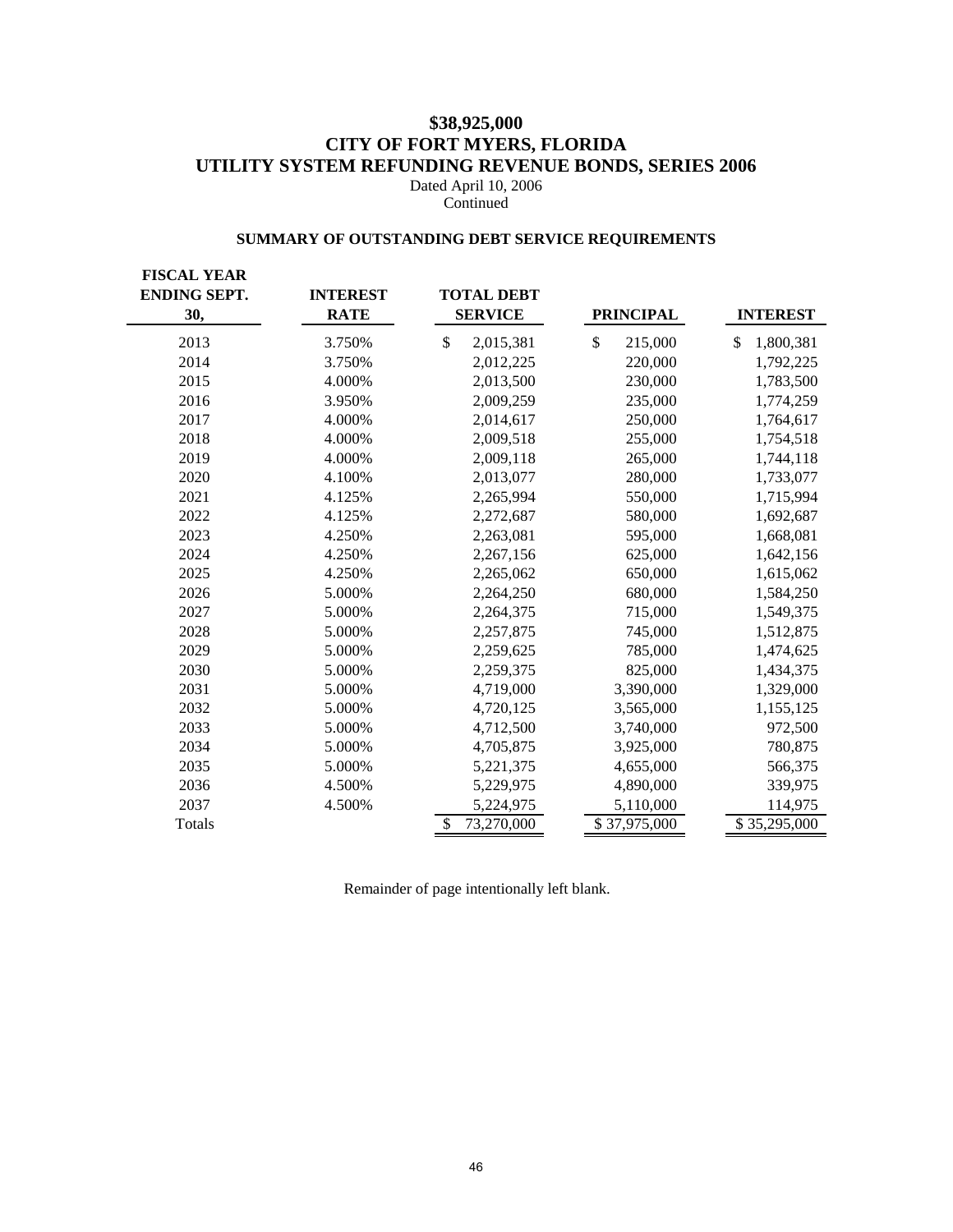# $38,925,000
# CITY OF FORT MYERS, FLORIDA
# UTILITY SYSTEM REFUNDING REVENUE BONDS, SERIES 2006

Dated April 10, 2006
Continued

### SUMMARY OF OUTSTANDING DEBT SERVICE REQUIREMENTS

| FISCAL YEAR ENDING SEPT. 30, | INTEREST RATE | TOTAL DEBT SERVICE | PRINCIPAL | INTEREST |
|---|---|---|---|---|
| 2013 | 3.750% | $ 2,015,381 | $ 215,000 | $ 1,800,381 |
| 2014 | 3.750% | 2,012,225 | 220,000 | 1,792,225 |
| 2015 | 4.000% | 2,013,500 | 230,000 | 1,783,500 |
| 2016 | 3.950% | 2,009,259 | 235,000 | 1,774,259 |
| 2017 | 4.000% | 2,014,617 | 250,000 | 1,764,617 |
| 2018 | 4.000% | 2,009,518 | 255,000 | 1,754,518 |
| 2019 | 4.000% | 2,009,118 | 265,000 | 1,744,118 |
| 2020 | 4.100% | 2,013,077 | 280,000 | 1,733,077 |
| 2021 | 4.125% | 2,265,994 | 550,000 | 1,715,994 |
| 2022 | 4.125% | 2,272,687 | 580,000 | 1,692,687 |
| 2023 | 4.250% | 2,263,081 | 595,000 | 1,668,081 |
| 2024 | 4.250% | 2,267,156 | 625,000 | 1,642,156 |
| 2025 | 4.250% | 2,265,062 | 650,000 | 1,615,062 |
| 2026 | 5.000% | 2,264,250 | 680,000 | 1,584,250 |
| 2027 | 5.000% | 2,264,375 | 715,000 | 1,549,375 |
| 2028 | 5.000% | 2,257,875 | 745,000 | 1,512,875 |
| 2029 | 5.000% | 2,259,625 | 785,000 | 1,474,625 |
| 2030 | 5.000% | 2,259,375 | 825,000 | 1,434,375 |
| 2031 | 5.000% | 4,719,000 | 3,390,000 | 1,329,000 |
| 2032 | 5.000% | 4,720,125 | 3,565,000 | 1,155,125 |
| 2033 | 5.000% | 4,712,500 | 3,740,000 | 972,500 |
| 2034 | 5.000% | 4,705,875 | 3,925,000 | 780,875 |
| 2035 | 5.000% | 5,221,375 | 4,655,000 | 566,375 |
| 2036 | 4.500% | 5,229,975 | 4,890,000 | 339,975 |
| 2037 | 4.500% | 5,224,975 | 5,110,000 | 114,975 |
| Totals | | $ 73,270,000 | $ 37,975,000 | $ 35,295,000 |

Remainder of page intentionally left blank.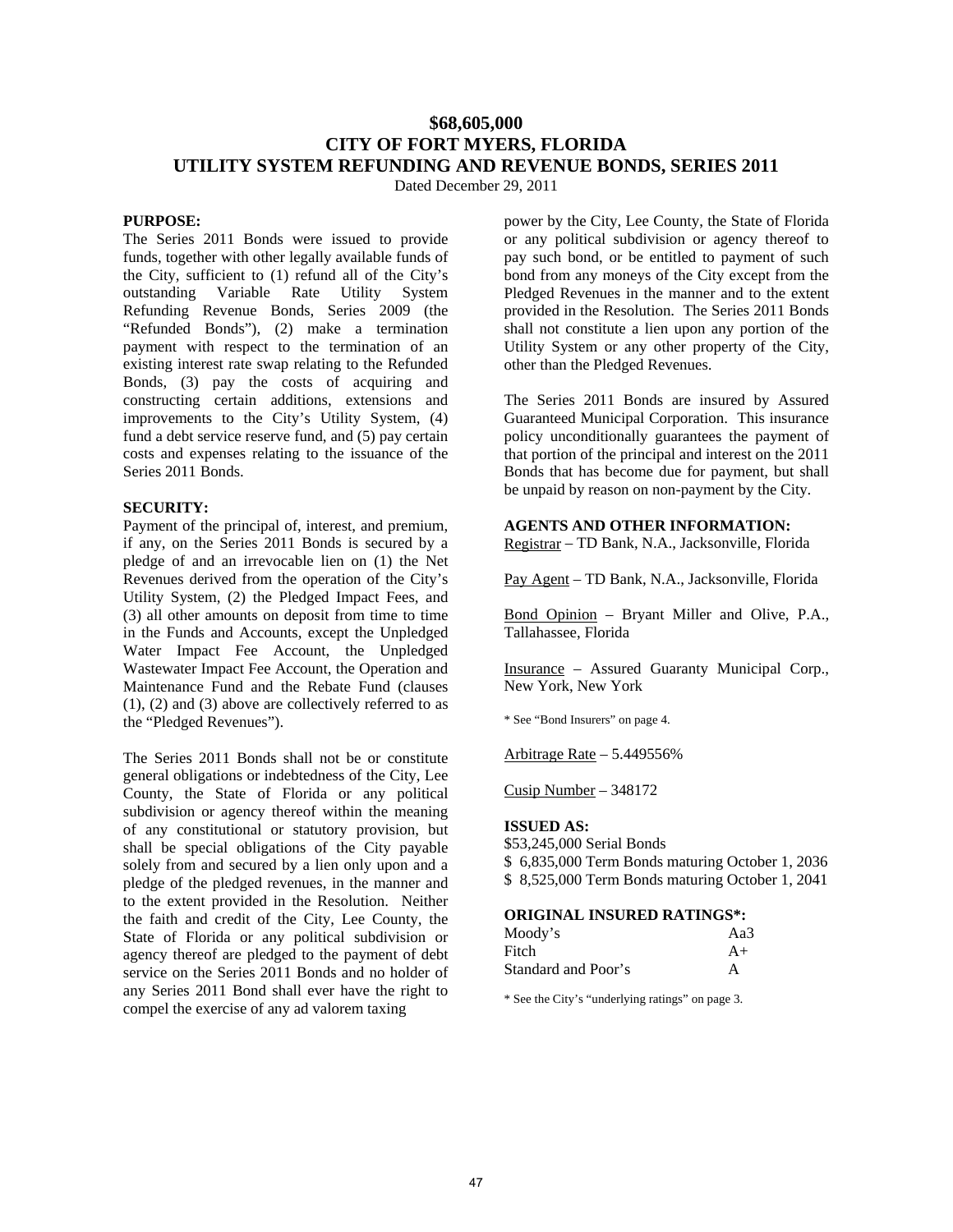# $68,605,000
# CITY OF FORT MYERS, FLORIDA
# UTILITY SYSTEM REFUNDING AND REVENUE BONDS, SERIES 2011

Dated December 29, 2011

**PURPOSE:**

The Series 2011 Bonds were issued to provide funds, together with other legally available funds of the City, sufficient to (1) refund all of the City's outstanding Variable Rate Utility System Refunding Revenue Bonds, Series 2009 (the "Refunded Bonds"), (2) make a termination payment with respect to the termination of an existing interest rate swap relating to the Refunded Bonds, (3) pay the costs of acquiring and constructing certain additions, extensions and improvements to the City's Utility System, (4) fund a debt service reserve fund, and (5) pay certain costs and expenses relating to the issuance of the Series 2011 Bonds.

**SECURITY:**

Payment of the principal of, interest, and premium, if any, on the Series 2011 Bonds is secured by a pledge of and an irrevocable lien on (1) the Net Revenues derived from the operation of the City's Utility System, (2) the Pledged Impact Fees, and (3) all other amounts on deposit from time to time in the Funds and Accounts, except the Unpledged Water Impact Fee Account, the Unpledged Wastewater Impact Fee Account, the Operation and Maintenance Fund and the Rebate Fund (clauses (1), (2) and (3) above are collectively referred to as the "Pledged Revenues").

The Series 2011 Bonds shall not be or constitute general obligations or indebtedness of the City, Lee County, the State of Florida or any political subdivision or agency thereof within the meaning of any constitutional or statutory provision, but shall be special obligations of the City payable solely from and secured by a lien only upon and a pledge of the pledged revenues, in the manner and to the extent provided in the Resolution. Neither the faith and credit of the City, Lee County, the State of Florida or any political subdivision or agency thereof are pledged to the payment of debt service on the Series 2011 Bonds and no holder of any Series 2011 Bond shall ever have the right to compel the exercise of any ad valorem taxing power by the City, Lee County, the State of Florida or any political subdivision or agency thereof to pay such bond, or be entitled to payment of such bond from any moneys of the City except from the Pledged Revenues in the manner and to the extent provided in the Resolution. The Series 2011 Bonds shall not constitute a lien upon any portion of the Utility System or any other property of the City, other than the Pledged Revenues.

The Series 2011 Bonds are insured by Assured Guaranteed Municipal Corporation. This insurance policy unconditionally guarantees the payment of that portion of the principal and interest on the 2011 Bonds that has become due for payment, but shall be unpaid by reason on non-payment by the City.

**AGENTS AND OTHER INFORMATION:**

<u>Registrar</u> – TD Bank, N.A., Jacksonville, Florida

<u>Pay Agent</u> – TD Bank, N.A., Jacksonville, Florida

<u>Bond Opinion</u> – Bryant Miller and Olive, P.A., Tallahassee, Florida

<u>Insurance</u> – Assured Guaranty Municipal Corp., New York, New York

* See "Bond Insurers" on page 4.

<u>Arbitrage Rate</u> – 5.449556%

<u>Cusip Number</u> – 348172

**ISSUED AS:**

$53,245,000 Serial Bonds
$ 6,835,000 Term Bonds maturing October 1, 2036
$ 8,525,000 Term Bonds maturing October 1, 2041

**ORIGINAL INSURED RATINGS*:**

| | |
|---|---|
| Moody's | Aa3 |
| Fitch | A+ |
| Standard and Poor's | A |

* See the City's "underlying ratings" on page 3.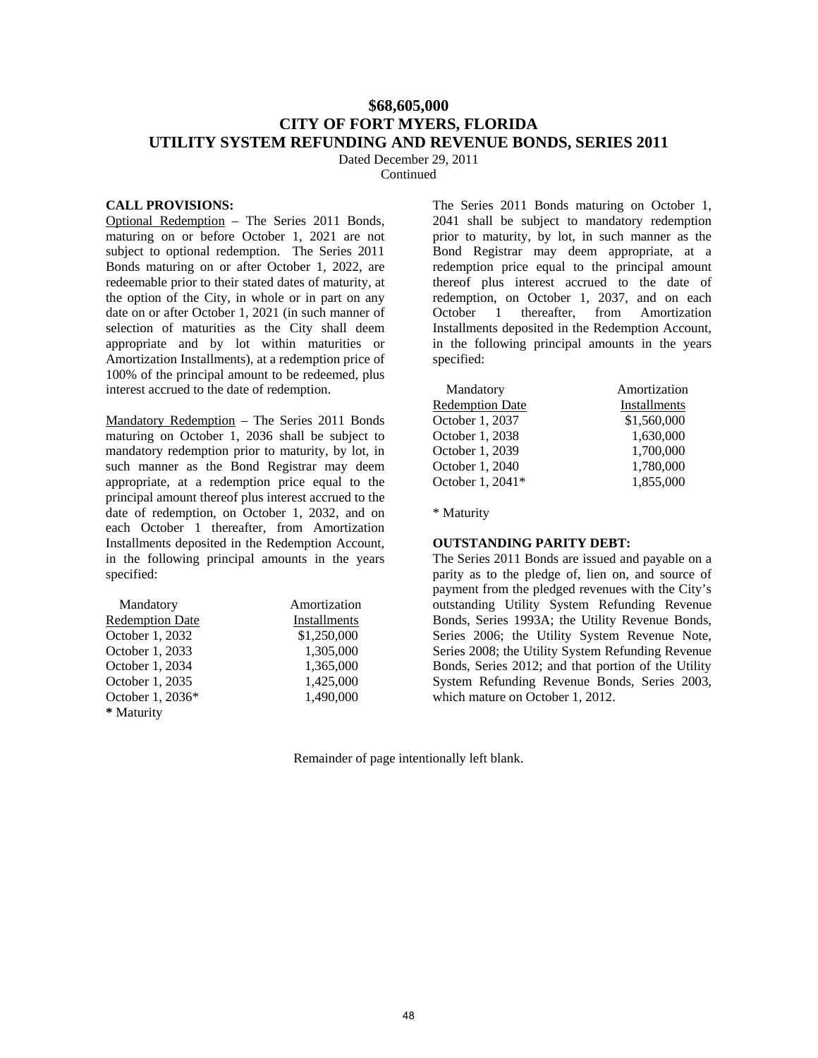# $68,605,000
# CITY OF FORT MYERS, FLORIDA
# UTILITY SYSTEM REFUNDING AND REVENUE BONDS, SERIES 2011

Dated December 29, 2011
Continued

**CALL PROVISIONS:**

Optional Redemption – The Series 2011 Bonds, maturing on or before October 1, 2021 are not subject to optional redemption. The Series 2011 Bonds maturing on or after October 1, 2022, are redeemable prior to their stated dates of maturity, at the option of the City, in whole or in part on any date on or after October 1, 2021 (in such manner of selection of maturities as the City shall deem appropriate and by lot within maturities or Amortization Installments), at a redemption price of 100% of the principal amount to be redeemed, plus interest accrued to the date of redemption.

Mandatory Redemption – The Series 2011 Bonds maturing on October 1, 2036 shall be subject to mandatory redemption prior to maturity, by lot, in such manner as the Bond Registrar may deem appropriate, at a redemption price equal to the principal amount thereof plus interest accrued to the date of redemption, on October 1, 2032, and on each October 1 thereafter, from Amortization Installments deposited in the Redemption Account, in the following principal amounts in the years specified:

| Mandatory Redemption Date | Amortization Installments |
|---|---|
| October 1, 2032 | $1,250,000 |
| October 1, 2033 | 1,305,000 |
| October 1, 2034 | 1,365,000 |
| October 1, 2035 | 1,425,000 |
| October 1, 2036* | 1,490,000 |

**\*** Maturity

The Series 2011 Bonds maturing on October 1, 2041 shall be subject to mandatory redemption prior to maturity, by lot, in such manner as the Bond Registrar may deem appropriate, at a redemption price equal to the principal amount thereof plus interest accrued to the date of redemption, on October 1, 2037, and on each October 1 thereafter, from Amortization Installments deposited in the Redemption Account, in the following principal amounts in the years specified:

| Mandatory Redemption Date | Amortization Installments |
|---|---|
| October 1, 2037 | $1,560,000 |
| October 1, 2038 | 1,630,000 |
| October 1, 2039 | 1,700,000 |
| October 1, 2040 | 1,780,000 |
| October 1, 2041* | 1,855,000 |

\* Maturity

**OUTSTANDING PARITY DEBT:**

The Series 2011 Bonds are issued and payable on a parity as to the pledge of, lien on, and source of payment from the pledged revenues with the City's outstanding Utility System Refunding Revenue Bonds, Series 1993A; the Utility Revenue Bonds, Series 2006; the Utility System Revenue Note, Series 2008; the Utility System Refunding Revenue Bonds, Series 2012; and that portion of the Utility System Refunding Revenue Bonds, Series 2003, which mature on October 1, 2012.

Remainder of page intentionally left blank.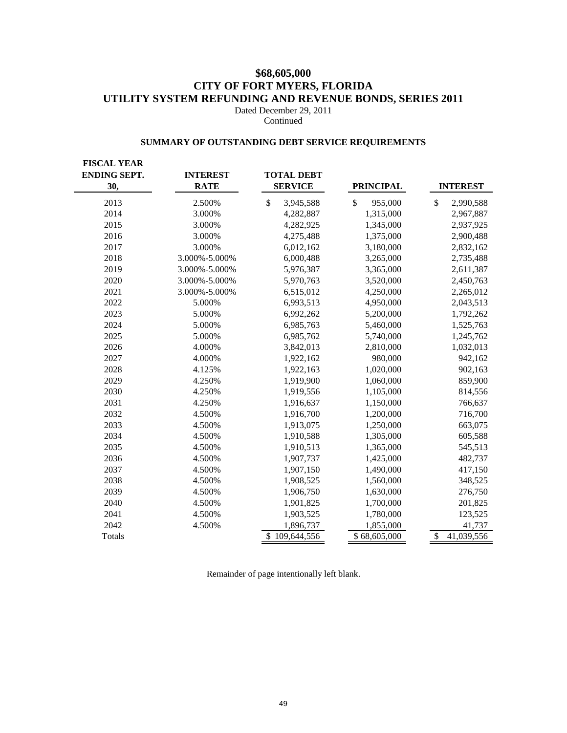# $68,605,000
# CITY OF FORT MYERS, FLORIDA
# UTILITY SYSTEM REFUNDING AND REVENUE BONDS, SERIES 2011

Dated December 29, 2011
Continued

## SUMMARY OF OUTSTANDING DEBT SERVICE REQUIREMENTS

| FISCAL YEAR ENDING SEPT. 30, | INTEREST RATE | TOTAL DEBT SERVICE | PRINCIPAL | INTEREST |
|---|---|---|---|---|
| 2013 | 2.500% | $ 3,945,588 | $ 955,000 | $ 2,990,588 |
| 2014 | 3.000% | 4,282,887 | 1,315,000 | 2,967,887 |
| 2015 | 3.000% | 4,282,925 | 1,345,000 | 2,937,925 |
| 2016 | 3.000% | 4,275,488 | 1,375,000 | 2,900,488 |
| 2017 | 3.000% | 6,012,162 | 3,180,000 | 2,832,162 |
| 2018 | 3.000%-5.000% | 6,000,488 | 3,265,000 | 2,735,488 |
| 2019 | 3.000%-5.000% | 5,976,387 | 3,365,000 | 2,611,387 |
| 2020 | 3.000%-5.000% | 5,970,763 | 3,520,000 | 2,450,763 |
| 2021 | 3.000%-5.000% | 6,515,012 | 4,250,000 | 2,265,012 |
| 2022 | 5.000% | 6,993,513 | 4,950,000 | 2,043,513 |
| 2023 | 5.000% | 6,992,262 | 5,200,000 | 1,792,262 |
| 2024 | 5.000% | 6,985,763 | 5,460,000 | 1,525,763 |
| 2025 | 5.000% | 6,985,762 | 5,740,000 | 1,245,762 |
| 2026 | 4.000% | 3,842,013 | 2,810,000 | 1,032,013 |
| 2027 | 4.000% | 1,922,162 | 980,000 | 942,162 |
| 2028 | 4.125% | 1,922,163 | 1,020,000 | 902,163 |
| 2029 | 4.250% | 1,919,900 | 1,060,000 | 859,900 |
| 2030 | 4.250% | 1,919,556 | 1,105,000 | 814,556 |
| 2031 | 4.250% | 1,916,637 | 1,150,000 | 766,637 |
| 2032 | 4.500% | 1,916,700 | 1,200,000 | 716,700 |
| 2033 | 4.500% | 1,913,075 | 1,250,000 | 663,075 |
| 2034 | 4.500% | 1,910,588 | 1,305,000 | 605,588 |
| 2035 | 4.500% | 1,910,513 | 1,365,000 | 545,513 |
| 2036 | 4.500% | 1,907,737 | 1,425,000 | 482,737 |
| 2037 | 4.500% | 1,907,150 | 1,490,000 | 417,150 |
| 2038 | 4.500% | 1,908,525 | 1,560,000 | 348,525 |
| 2039 | 4.500% | 1,906,750 | 1,630,000 | 276,750 |
| 2040 | 4.500% | 1,901,825 | 1,700,000 | 201,825 |
| 2041 | 4.500% | 1,903,525 | 1,780,000 | 123,525 |
| 2042 | 4.500% | 1,896,737 | 1,855,000 | 41,737 |
| Totals | | $ 109,644,556 | $ 68,605,000 | $ 41,039,556 |

Remainder of page intentionally left blank.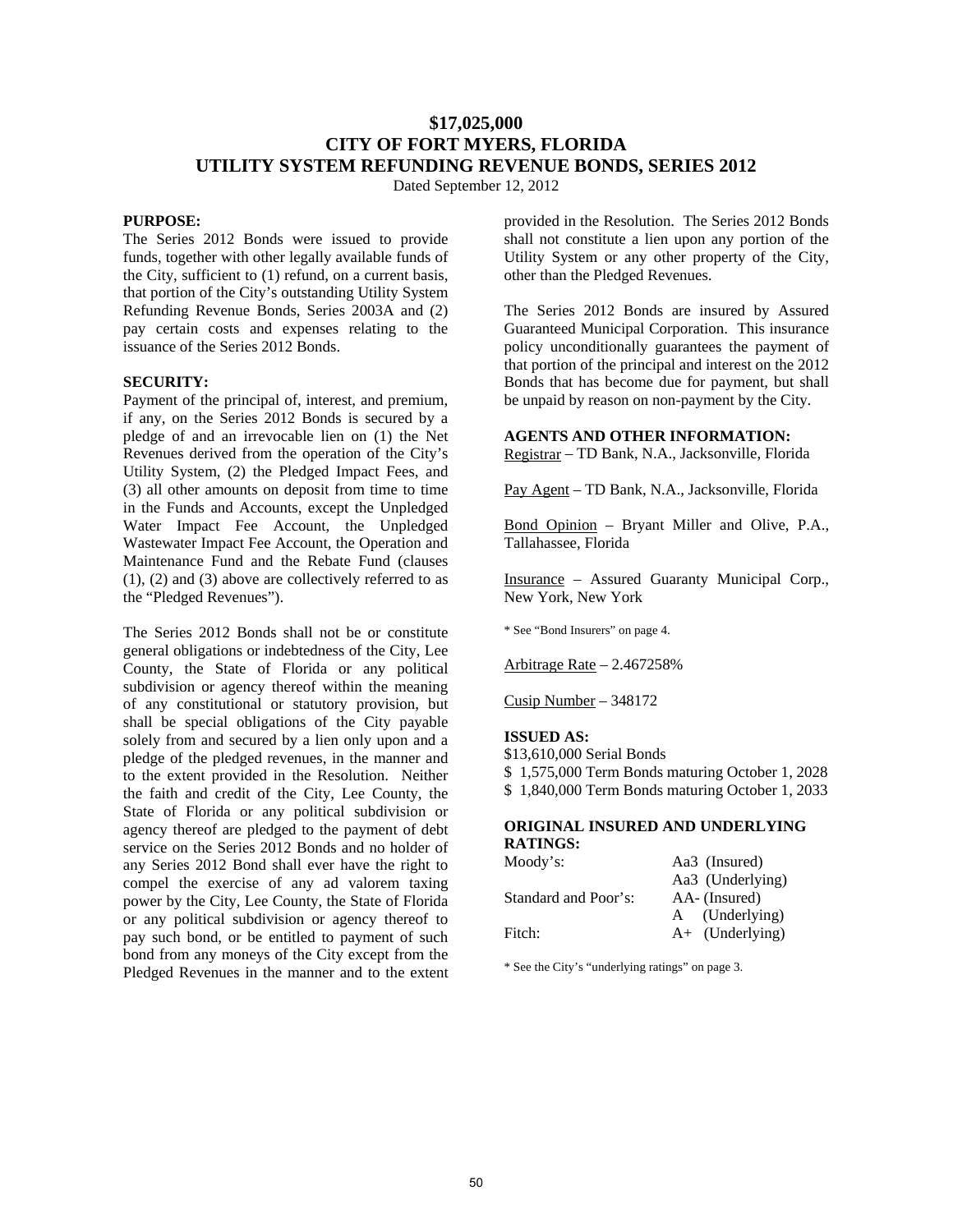# $17,025,000
# CITY OF FORT MYERS, FLORIDA
# UTILITY SYSTEM REFUNDING REVENUE BONDS, SERIES 2012

Dated September 12, 2012

**PURPOSE:**

The Series 2012 Bonds were issued to provide funds, together with other legally available funds of the City, sufficient to (1) refund, on a current basis, that portion of the City's outstanding Utility System Refunding Revenue Bonds, Series 2003A and (2) pay certain costs and expenses relating to the issuance of the Series 2012 Bonds.

**SECURITY:**

Payment of the principal of, interest, and premium, if any, on the Series 2012 Bonds is secured by a pledge of and an irrevocable lien on (1) the Net Revenues derived from the operation of the City's Utility System, (2) the Pledged Impact Fees, and (3) all other amounts on deposit from time to time in the Funds and Accounts, except the Unpledged Water Impact Fee Account, the Unpledged Wastewater Impact Fee Account, the Operation and Maintenance Fund and the Rebate Fund (clauses (1), (2) and (3) above are collectively referred to as the "Pledged Revenues").

The Series 2012 Bonds shall not be or constitute general obligations or indebtedness of the City, Lee County, the State of Florida or any political subdivision or agency thereof within the meaning of any constitutional or statutory provision, but shall be special obligations of the City payable solely from and secured by a lien only upon and a pledge of the pledged revenues, in the manner and to the extent provided in the Resolution. Neither the faith and credit of the City, Lee County, the State of Florida or any political subdivision or agency thereof are pledged to the payment of debt service on the Series 2012 Bonds and no holder of any Series 2012 Bond shall ever have the right to compel the exercise of any ad valorem taxing power by the City, Lee County, the State of Florida or any political subdivision or agency thereof to pay such bond, or be entitled to payment of such bond from any moneys of the City except from the Pledged Revenues in the manner and to the extent provided in the Resolution. The Series 2012 Bonds shall not constitute a lien upon any portion of the Utility System or any other property of the City, other than the Pledged Revenues.

The Series 2012 Bonds are insured by Assured Guaranteed Municipal Corporation. This insurance policy unconditionally guarantees the payment of that portion of the principal and interest on the 2012 Bonds that has become due for payment, but shall be unpaid by reason on non-payment by the City.

**AGENTS AND OTHER INFORMATION:**

Registrar – TD Bank, N.A., Jacksonville, Florida

Pay Agent – TD Bank, N.A., Jacksonville, Florida

Bond Opinion – Bryant Miller and Olive, P.A., Tallahassee, Florida

Insurance – Assured Guaranty Municipal Corp., New York, New York

* See "Bond Insurers" on page 4.

Arbitrage Rate – 2.467258%

Cusip Number – 348172

**ISSUED AS:**

$13,610,000 Serial Bonds
$ 1,575,000 Term Bonds maturing October 1, 2028
$ 1,840,000 Term Bonds maturing October 1, 2033

**ORIGINAL INSURED AND UNDERLYING RATINGS:**

| | |
|---|---|
| Moody's: | Aa3 (Insured) |
| | Aa3 (Underlying) |
| Standard and Poor's: | AA- (Insured) |
| | A (Underlying) |
| Fitch: | A+ (Underlying) |

* See the City's "underlying ratings" on page 3.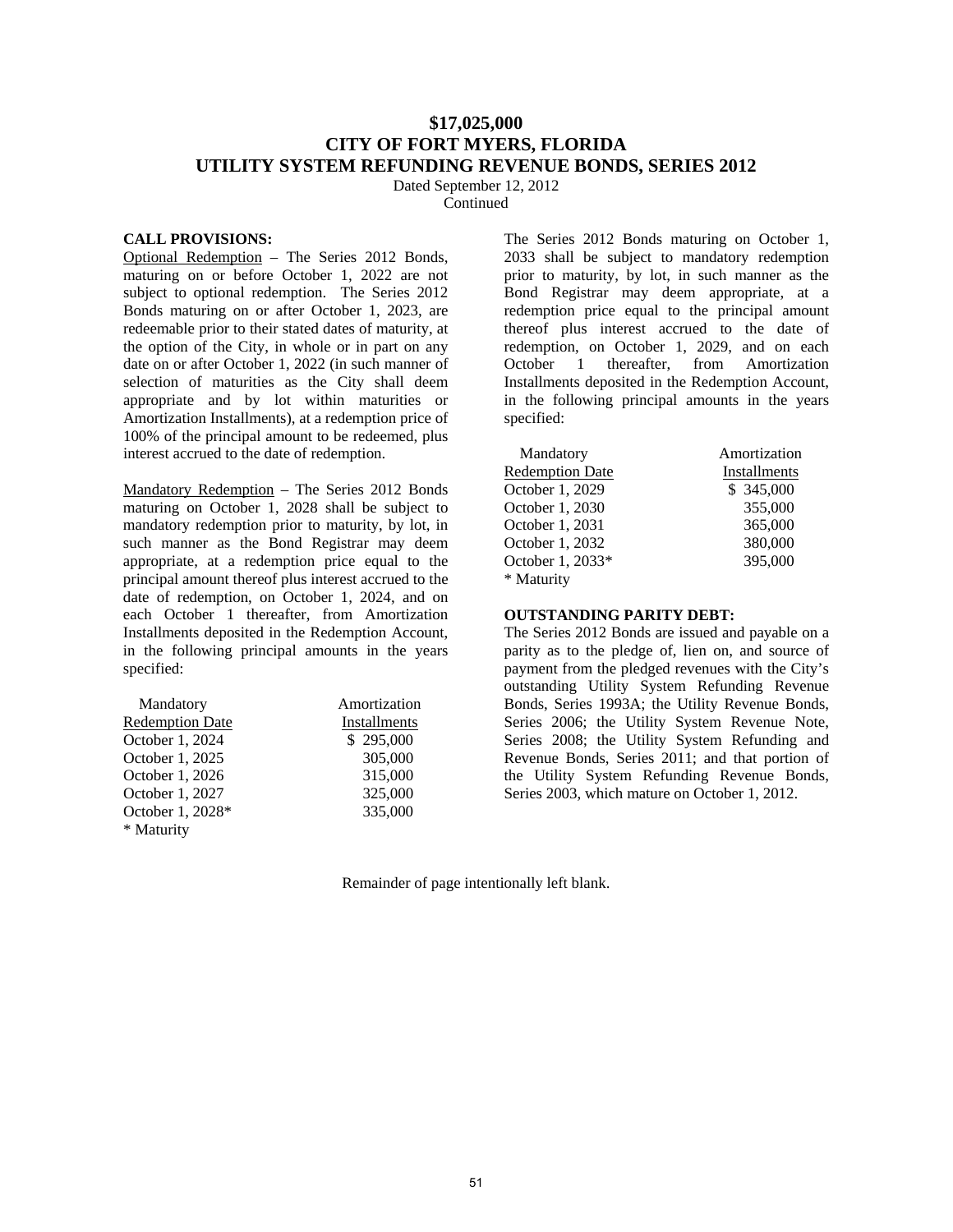# $17,025,000
# CITY OF FORT MYERS, FLORIDA
# UTILITY SYSTEM REFUNDING REVENUE BONDS, SERIES 2012

Dated September 12, 2012
Continued

**CALL PROVISIONS:**

Optional Redemption – The Series 2012 Bonds, maturing on or before October 1, 2022 are not subject to optional redemption. The Series 2012 Bonds maturing on or after October 1, 2023, are redeemable prior to their stated dates of maturity, at the option of the City, in whole or in part on any date on or after October 1, 2022 (in such manner of selection of maturities as the City shall deem appropriate and by lot within maturities or Amortization Installments), at a redemption price of 100% of the principal amount to be redeemed, plus interest accrued to the date of redemption.

Mandatory Redemption – The Series 2012 Bonds maturing on October 1, 2028 shall be subject to mandatory redemption prior to maturity, by lot, in such manner as the Bond Registrar may deem appropriate, at a redemption price equal to the principal amount thereof plus interest accrued to the date of redemption, on October 1, 2024, and on each October 1 thereafter, from Amortization Installments deposited in the Redemption Account, in the following principal amounts in the years specified:

| Mandatory Redemption Date | Amortization Installments |
|---|---|
| October 1, 2024 | $ 295,000 |
| October 1, 2025 | 305,000 |
| October 1, 2026 | 315,000 |
| October 1, 2027 | 325,000 |
| October 1, 2028* | 335,000 |

\* Maturity

The Series 2012 Bonds maturing on October 1, 2033 shall be subject to mandatory redemption prior to maturity, by lot, in such manner as the Bond Registrar may deem appropriate, at a redemption price equal to the principal amount thereof plus interest accrued to the date of redemption, on October 1, 2029, and on each October 1 thereafter, from Amortization Installments deposited in the Redemption Account, in the following principal amounts in the years specified:

| Mandatory Redemption Date | Amortization Installments |
|---|---|
| October 1, 2029 | $ 345,000 |
| October 1, 2030 | 355,000 |
| October 1, 2031 | 365,000 |
| October 1, 2032 | 380,000 |
| October 1, 2033* | 395,000 |

\* Maturity

**OUTSTANDING PARITY DEBT:**

The Series 2012 Bonds are issued and payable on a parity as to the pledge of, lien on, and source of payment from the pledged revenues with the City's outstanding Utility System Refunding Revenue Bonds, Series 1993A; the Utility Revenue Bonds, Series 2006; the Utility System Revenue Note, Series 2008; the Utility System Refunding and Revenue Bonds, Series 2011; and that portion of the Utility System Refunding Revenue Bonds, Series 2003, which mature on October 1, 2012.

Remainder of page intentionally left blank.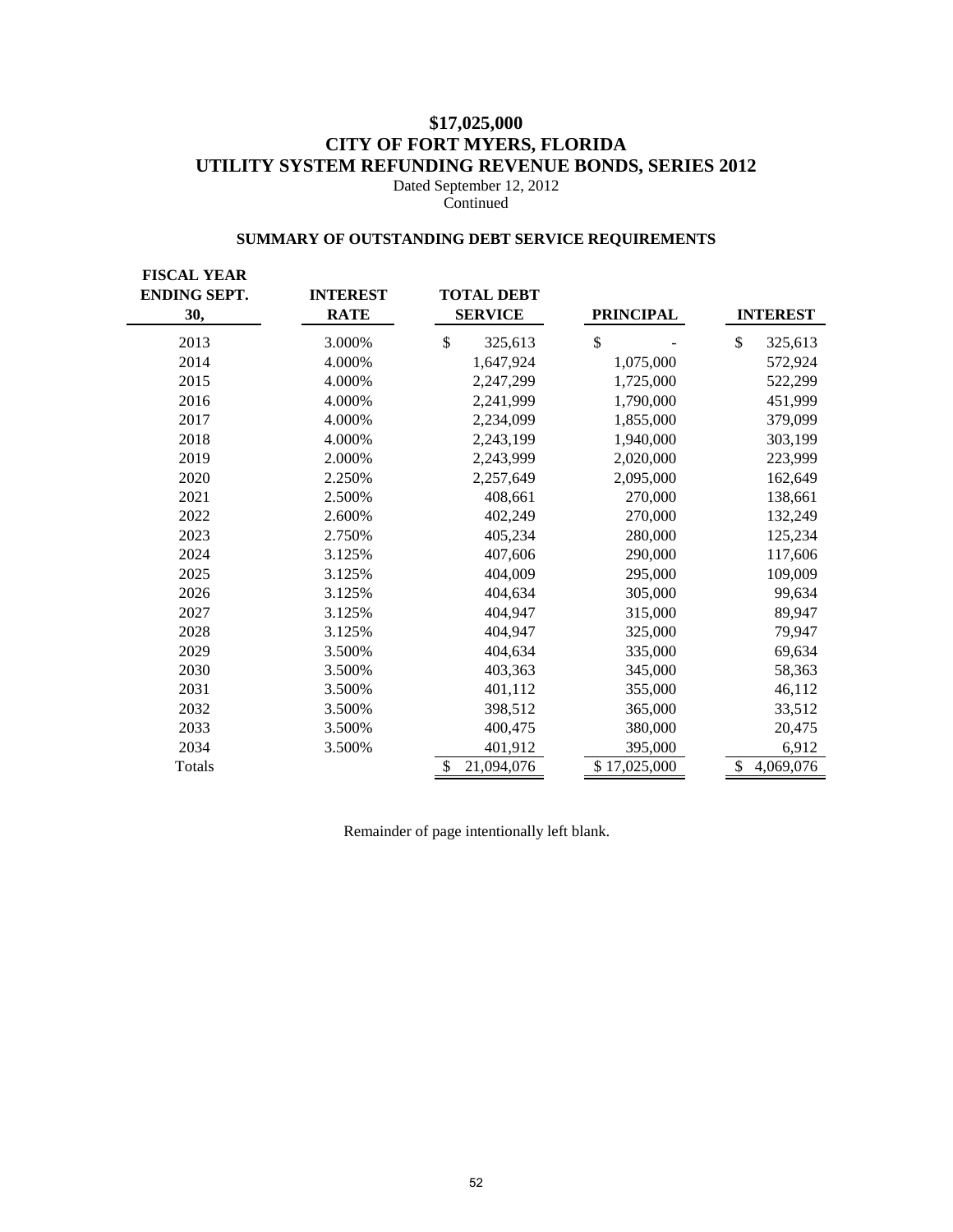# $17,025,000
# CITY OF FORT MYERS, FLORIDA
# UTILITY SYSTEM REFUNDING REVENUE BONDS, SERIES 2012

Dated September 12, 2012
Continued

## SUMMARY OF OUTSTANDING DEBT SERVICE REQUIREMENTS

| FISCAL YEAR ENDING SEPT. 30, | INTEREST RATE | TOTAL DEBT SERVICE | PRINCIPAL | INTEREST |
|---|---|---|---|---|
| 2013 | 3.000% | $ 325,613 | $ - | $ 325,613 |
| 2014 | 4.000% | 1,647,924 | 1,075,000 | 572,924 |
| 2015 | 4.000% | 2,247,299 | 1,725,000 | 522,299 |
| 2016 | 4.000% | 2,241,999 | 1,790,000 | 451,999 |
| 2017 | 4.000% | 2,234,099 | 1,855,000 | 379,099 |
| 2018 | 4.000% | 2,243,199 | 1,940,000 | 303,199 |
| 2019 | 2.000% | 2,243,999 | 2,020,000 | 223,999 |
| 2020 | 2.250% | 2,257,649 | 2,095,000 | 162,649 |
| 2021 | 2.500% | 408,661 | 270,000 | 138,661 |
| 2022 | 2.600% | 402,249 | 270,000 | 132,249 |
| 2023 | 2.750% | 405,234 | 280,000 | 125,234 |
| 2024 | 3.125% | 407,606 | 290,000 | 117,606 |
| 2025 | 3.125% | 404,009 | 295,000 | 109,009 |
| 2026 | 3.125% | 404,634 | 305,000 | 99,634 |
| 2027 | 3.125% | 404,947 | 315,000 | 89,947 |
| 2028 | 3.125% | 404,947 | 325,000 | 79,947 |
| 2029 | 3.500% | 404,634 | 335,000 | 69,634 |
| 2030 | 3.500% | 403,363 | 345,000 | 58,363 |
| 2031 | 3.500% | 401,112 | 355,000 | 46,112 |
| 2032 | 3.500% | 398,512 | 365,000 | 33,512 |
| 2033 | 3.500% | 400,475 | 380,000 | 20,475 |
| 2034 | 3.500% | 401,912 | 395,000 | 6,912 |
| Totals | | $ 21,094,076 | $ 17,025,000 | $ 4,069,076 |

Remainder of page intentionally left blank.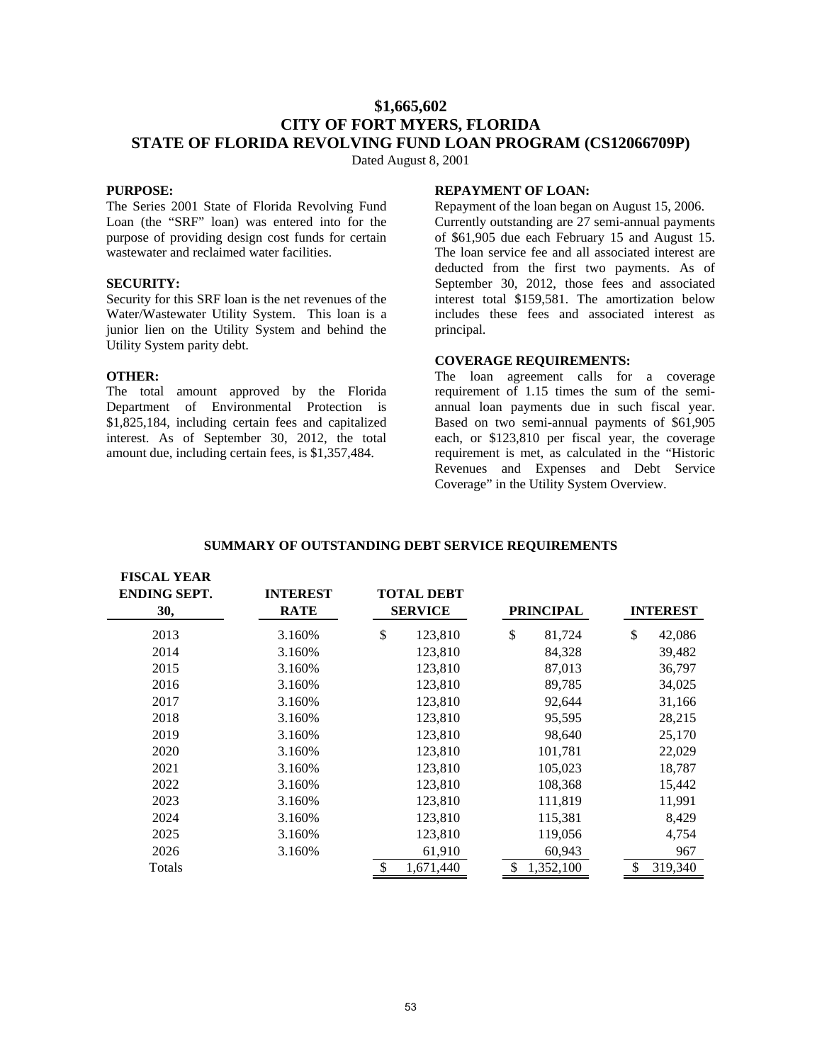# $1,665,602
# CITY OF FORT MYERS, FLORIDA
# STATE OF FLORIDA REVOLVING FUND LOAN PROGRAM (CS12066709P)

Dated August 8, 2001

**PURPOSE:**
The Series 2001 State of Florida Revolving Fund Loan (the "SRF" loan) was entered into for the purpose of providing design cost funds for certain wastewater and reclaimed water facilities.

**SECURITY:**
Security for this SRF loan is the net revenues of the Water/Wastewater Utility System. This loan is a junior lien on the Utility System and behind the Utility System parity debt.

**OTHER:**
The total amount approved by the Florida Department of Environmental Protection is $1,825,184, including certain fees and capitalized interest. As of September 30, 2012, the total amount due, including certain fees, is $1,357,484.

**REPAYMENT OF LOAN:**
Repayment of the loan began on August 15, 2006. Currently outstanding are 27 semi-annual payments of $61,905 due each February 15 and August 15. The loan service fee and all associated interest are deducted from the first two payments. As of September 30, 2012, those fees and associated interest total $159,581. The amortization below includes these fees and associated interest as principal.

**COVERAGE REQUIREMENTS:**
The loan agreement calls for a coverage requirement of 1.15 times the sum of the semi-annual loan payments due in such fiscal year. Based on two semi-annual payments of $61,905 each, or $123,810 per fiscal year, the coverage requirement is met, as calculated in the "Historic Revenues and Expenses and Debt Service Coverage" in the Utility System Overview.

**SUMMARY OF OUTSTANDING DEBT SERVICE REQUIREMENTS**

| FISCAL YEAR ENDING SEPT. 30, | INTEREST RATE | TOTAL DEBT SERVICE | PRINCIPAL | INTEREST |
|---|---|---|---|---|
| 2013 | 3.160% | $ 123,810 | $ 81,724 | $ 42,086 |
| 2014 | 3.160% | 123,810 | 84,328 | 39,482 |
| 2015 | 3.160% | 123,810 | 87,013 | 36,797 |
| 2016 | 3.160% | 123,810 | 89,785 | 34,025 |
| 2017 | 3.160% | 123,810 | 92,644 | 31,166 |
| 2018 | 3.160% | 123,810 | 95,595 | 28,215 |
| 2019 | 3.160% | 123,810 | 98,640 | 25,170 |
| 2020 | 3.160% | 123,810 | 101,781 | 22,029 |
| 2021 | 3.160% | 123,810 | 105,023 | 18,787 |
| 2022 | 3.160% | 123,810 | 108,368 | 15,442 |
| 2023 | 3.160% | 123,810 | 111,819 | 11,991 |
| 2024 | 3.160% | 123,810 | 115,381 | 8,429 |
| 2025 | 3.160% | 123,810 | 119,056 | 4,754 |
| 2026 | 3.160% | 61,910 | 60,943 | 967 |
| Totals | | $ 1,671,440 | $ 1,352,100 | $ 319,340 |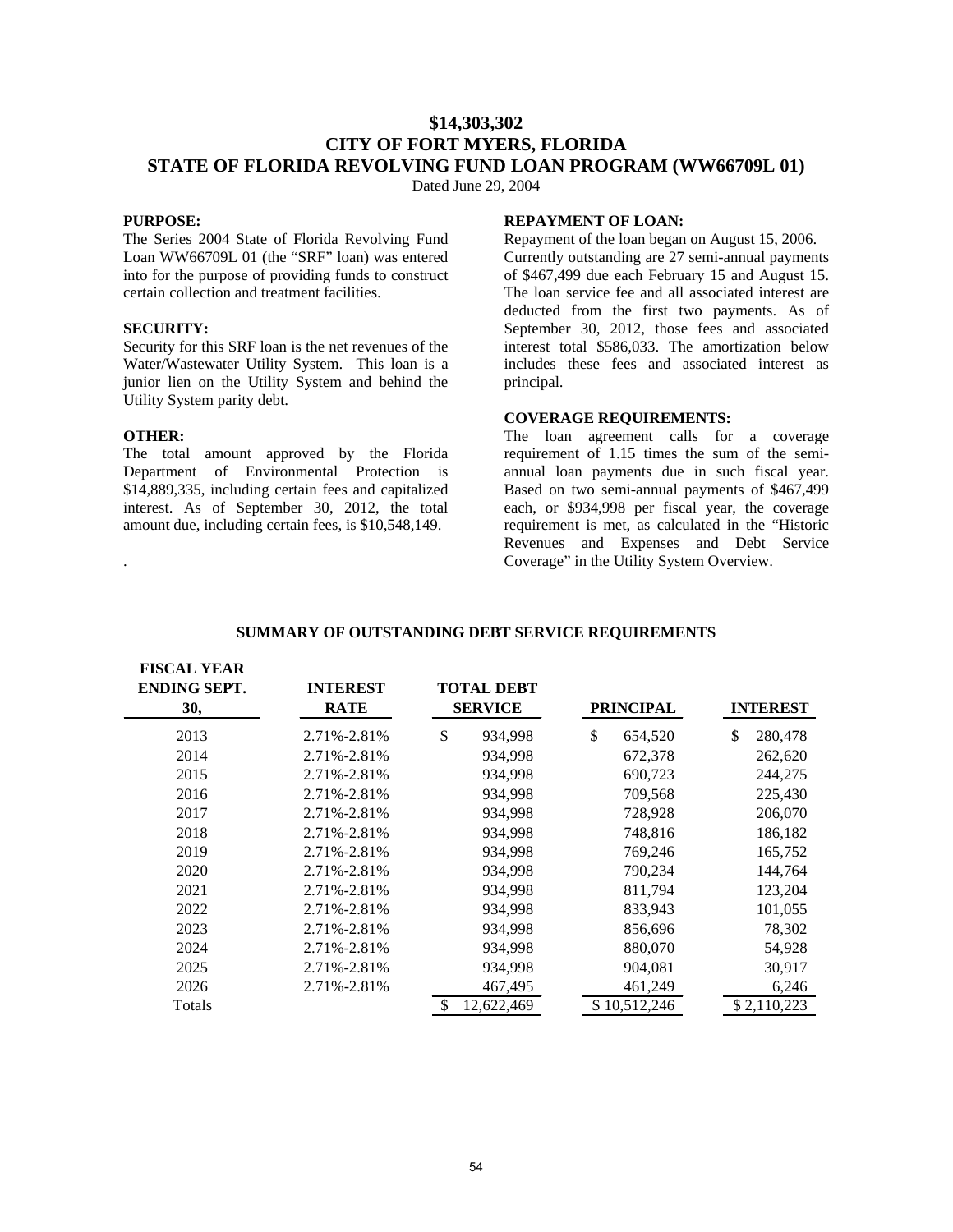# $14,303,302
# CITY OF FORT MYERS, FLORIDA
# STATE OF FLORIDA REVOLVING FUND LOAN PROGRAM (WW66709L 01)

Dated June 29, 2004

**PURPOSE:**
The Series 2004 State of Florida Revolving Fund Loan WW66709L 01 (the "SRF" loan) was entered into for the purpose of providing funds to construct certain collection and treatment facilities.

**SECURITY:**
Security for this SRF loan is the net revenues of the Water/Wastewater Utility System. This loan is a junior lien on the Utility System and behind the Utility System parity debt.

**OTHER:**
The total amount approved by the Florida Department of Environmental Protection is $14,889,335, including certain fees and capitalized interest. As of September 30, 2012, the total amount due, including certain fees, is $10,548,149.

**REPAYMENT OF LOAN:**
Repayment of the loan began on August 15, 2006. Currently outstanding are 27 semi-annual payments of $467,499 due each February 15 and August 15. The loan service fee and all associated interest are deducted from the first two payments. As of September 30, 2012, those fees and associated interest total $586,033. The amortization below includes these fees and associated interest as principal.

**COVERAGE REQUIREMENTS:**
The loan agreement calls for a coverage requirement of 1.15 times the sum of the semi-annual loan payments due in such fiscal year. Based on two semi-annual payments of $467,499 each, or $934,998 per fiscal year, the coverage requirement is met, as calculated in the "Historic Revenues and Expenses and Debt Service Coverage" in the Utility System Overview.

**SUMMARY OF OUTSTANDING DEBT SERVICE REQUIREMENTS**

| FISCAL YEAR ENDING SEPT. 30, | INTEREST RATE | TOTAL DEBT SERVICE | PRINCIPAL | INTEREST |
|---|---|---|---|---|
| 2013 | 2.71%-2.81% | $ 934,998 | $ 654,520 | $ 280,478 |
| 2014 | 2.71%-2.81% | 934,998 | 672,378 | 262,620 |
| 2015 | 2.71%-2.81% | 934,998 | 690,723 | 244,275 |
| 2016 | 2.71%-2.81% | 934,998 | 709,568 | 225,430 |
| 2017 | 2.71%-2.81% | 934,998 | 728,928 | 206,070 |
| 2018 | 2.71%-2.81% | 934,998 | 748,816 | 186,182 |
| 2019 | 2.71%-2.81% | 934,998 | 769,246 | 165,752 |
| 2020 | 2.71%-2.81% | 934,998 | 790,234 | 144,764 |
| 2021 | 2.71%-2.81% | 934,998 | 811,794 | 123,204 |
| 2022 | 2.71%-2.81% | 934,998 | 833,943 | 101,055 |
| 2023 | 2.71%-2.81% | 934,998 | 856,696 | 78,302 |
| 2024 | 2.71%-2.81% | 934,998 | 880,070 | 54,928 |
| 2025 | 2.71%-2.81% | 934,998 | 904,081 | 30,917 |
| 2026 | 2.71%-2.81% | 467,495 | 461,249 | 6,246 |
| Totals | | $ 12,622,469 | $ 10,512,246 | $ 2,110,223 |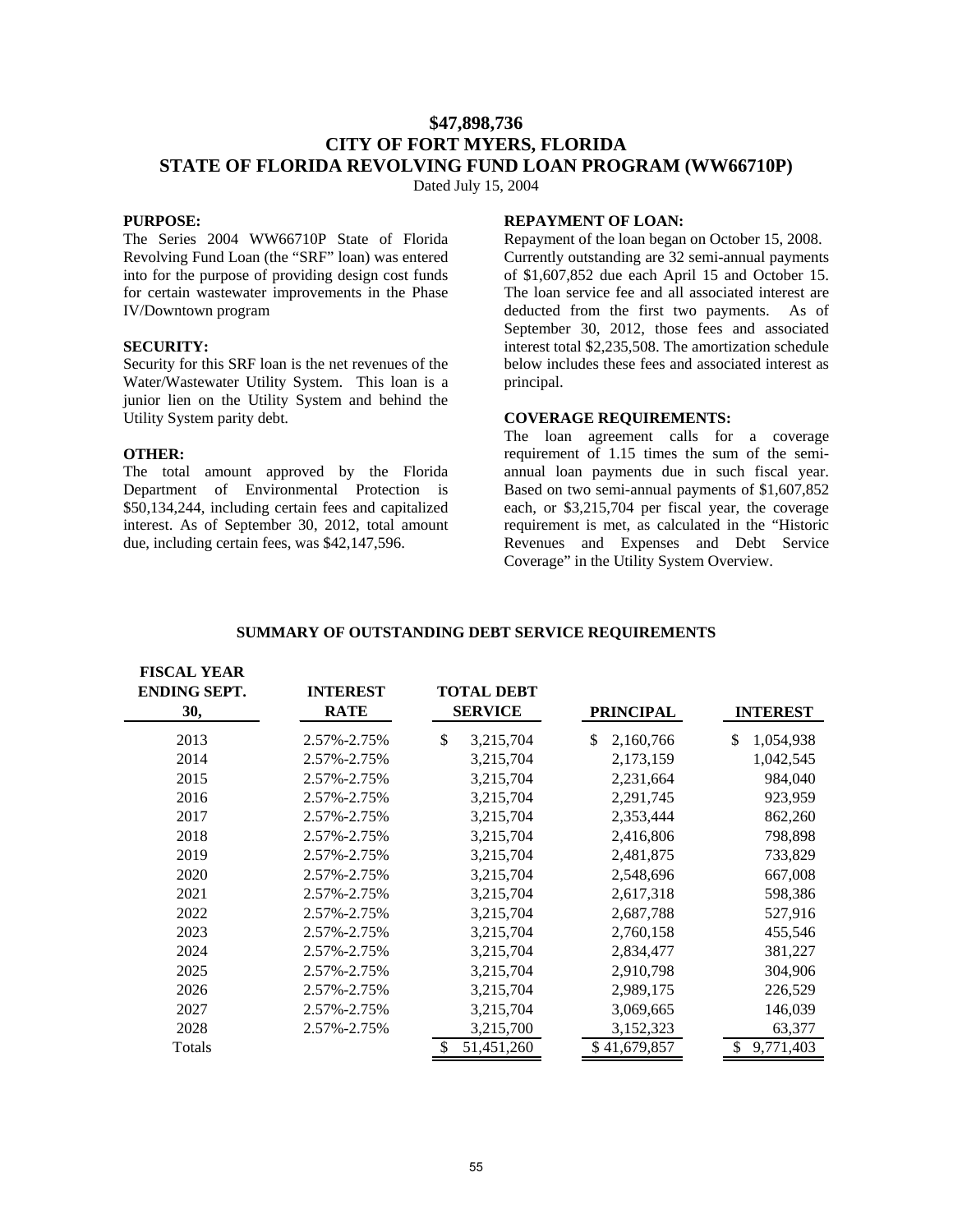# $47,898,736
# CITY OF FORT MYERS, FLORIDA
# STATE OF FLORIDA REVOLVING FUND LOAN PROGRAM (WW66710P)

Dated July 15, 2004

**PURPOSE:**
The Series 2004 WW66710P State of Florida Revolving Fund Loan (the "SRF" loan) was entered into for the purpose of providing design cost funds for certain wastewater improvements in the Phase IV/Downtown program

**SECURITY:**
Security for this SRF loan is the net revenues of the Water/Wastewater Utility System. This loan is a junior lien on the Utility System and behind the Utility System parity debt.

**OTHER:**
The total amount approved by the Florida Department of Environmental Protection is $50,134,244, including certain fees and capitalized interest. As of September 30, 2012, total amount due, including certain fees, was $42,147,596.

**REPAYMENT OF LOAN:**
Repayment of the loan began on October 15, 2008. Currently outstanding are 32 semi-annual payments of $1,607,852 due each April 15 and October 15. The loan service fee and all associated interest are deducted from the first two payments. As of September 30, 2012, those fees and associated interest total $2,235,508. The amortization schedule below includes these fees and associated interest as principal.

**COVERAGE REQUIREMENTS:**
The loan agreement calls for a coverage requirement of 1.15 times the sum of the semi-annual loan payments due in such fiscal year. Based on two semi-annual payments of $1,607,852 each, or $3,215,704 per fiscal year, the coverage requirement is met, as calculated in the "Historic Revenues and Expenses and Debt Service Coverage" in the Utility System Overview.

**SUMMARY OF OUTSTANDING DEBT SERVICE REQUIREMENTS**

| FISCAL YEAR ENDING SEPT. 30, | INTEREST RATE | TOTAL DEBT SERVICE | PRINCIPAL | INTEREST |
|---|---|---|---|---|
| 2013 | 2.57%-2.75% | $ 3,215,704 | $ 2,160,766 | $ 1,054,938 |
| 2014 | 2.57%-2.75% | 3,215,704 | 2,173,159 | 1,042,545 |
| 2015 | 2.57%-2.75% | 3,215,704 | 2,231,664 | 984,040 |
| 2016 | 2.57%-2.75% | 3,215,704 | 2,291,745 | 923,959 |
| 2017 | 2.57%-2.75% | 3,215,704 | 2,353,444 | 862,260 |
| 2018 | 2.57%-2.75% | 3,215,704 | 2,416,806 | 798,898 |
| 2019 | 2.57%-2.75% | 3,215,704 | 2,481,875 | 733,829 |
| 2020 | 2.57%-2.75% | 3,215,704 | 2,548,696 | 667,008 |
| 2021 | 2.57%-2.75% | 3,215,704 | 2,617,318 | 598,386 |
| 2022 | 2.57%-2.75% | 3,215,704 | 2,687,788 | 527,916 |
| 2023 | 2.57%-2.75% | 3,215,704 | 2,760,158 | 455,546 |
| 2024 | 2.57%-2.75% | 3,215,704 | 2,834,477 | 381,227 |
| 2025 | 2.57%-2.75% | 3,215,704 | 2,910,798 | 304,906 |
| 2026 | 2.57%-2.75% | 3,215,704 | 2,989,175 | 226,529 |
| 2027 | 2.57%-2.75% | 3,215,704 | 3,069,665 | 146,039 |
| 2028 | 2.57%-2.75% | 3,215,700 | 3,152,323 | 63,377 |
| Totals | | $ 51,451,260 | $ 41,679,857 | $ 9,771,403 |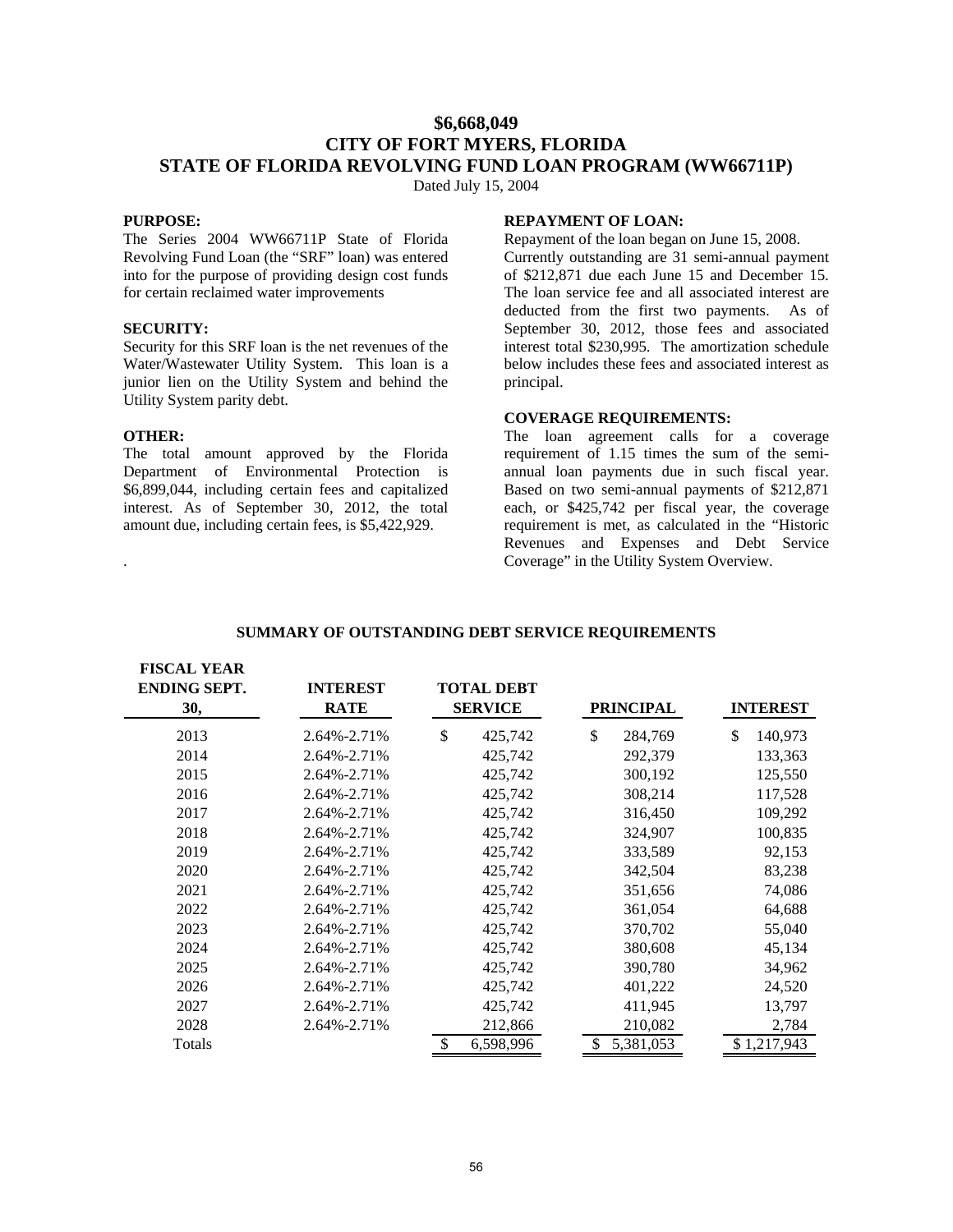# $6,668,049
# CITY OF FORT MYERS, FLORIDA
# STATE OF FLORIDA REVOLVING FUND LOAN PROGRAM (WW66711P)

Dated July 15, 2004

**PURPOSE:**
The Series 2004 WW66711P State of Florida Revolving Fund Loan (the "SRF" loan) was entered into for the purpose of providing design cost funds for certain reclaimed water improvements

**SECURITY:**
Security for this SRF loan is the net revenues of the Water/Wastewater Utility System. This loan is a junior lien on the Utility System and behind the Utility System parity debt.

**OTHER:**
The total amount approved by the Florida Department of Environmental Protection is $6,899,044, including certain fees and capitalized interest. As of September 30, 2012, the total amount due, including certain fees, is $5,422,929.

.

**REPAYMENT OF LOAN:**
Repayment of the loan began on June 15, 2008. Currently outstanding are 31 semi-annual payment of $212,871 due each June 15 and December 15. The loan service fee and all associated interest are deducted from the first two payments. As of September 30, 2012, those fees and associated interest total $230,995. The amortization schedule below includes these fees and associated interest as principal.

**COVERAGE REQUIREMENTS:**
The loan agreement calls for a coverage requirement of 1.15 times the sum of the semi-annual loan payments due in such fiscal year. Based on two semi-annual payments of $212,871 each, or $425,742 per fiscal year, the coverage requirement is met, as calculated in the "Historic Revenues and Expenses and Debt Service Coverage" in the Utility System Overview.

**SUMMARY OF OUTSTANDING DEBT SERVICE REQUIREMENTS**

| FISCAL YEAR ENDING SEPT. 30, | INTEREST RATE | TOTAL DEBT SERVICE | PRINCIPAL | INTEREST |
|---|---|---|---|---|
| 2013 | 2.64%-2.71% | $ 425,742 | $ 284,769 | $ 140,973 |
| 2014 | 2.64%-2.71% | 425,742 | 292,379 | 133,363 |
| 2015 | 2.64%-2.71% | 425,742 | 300,192 | 125,550 |
| 2016 | 2.64%-2.71% | 425,742 | 308,214 | 117,528 |
| 2017 | 2.64%-2.71% | 425,742 | 316,450 | 109,292 |
| 2018 | 2.64%-2.71% | 425,742 | 324,907 | 100,835 |
| 2019 | 2.64%-2.71% | 425,742 | 333,589 | 92,153 |
| 2020 | 2.64%-2.71% | 425,742 | 342,504 | 83,238 |
| 2021 | 2.64%-2.71% | 425,742 | 351,656 | 74,086 |
| 2022 | 2.64%-2.71% | 425,742 | 361,054 | 64,688 |
| 2023 | 2.64%-2.71% | 425,742 | 370,702 | 55,040 |
| 2024 | 2.64%-2.71% | 425,742 | 380,608 | 45,134 |
| 2025 | 2.64%-2.71% | 425,742 | 390,780 | 34,962 |
| 2026 | 2.64%-2.71% | 425,742 | 401,222 | 24,520 |
| 2027 | 2.64%-2.71% | 425,742 | 411,945 | 13,797 |
| 2028 | 2.64%-2.71% | 212,866 | 210,082 | 2,784 |
| Totals | | $ 6,598,996 | $ 5,381,053 | $ 1,217,943 |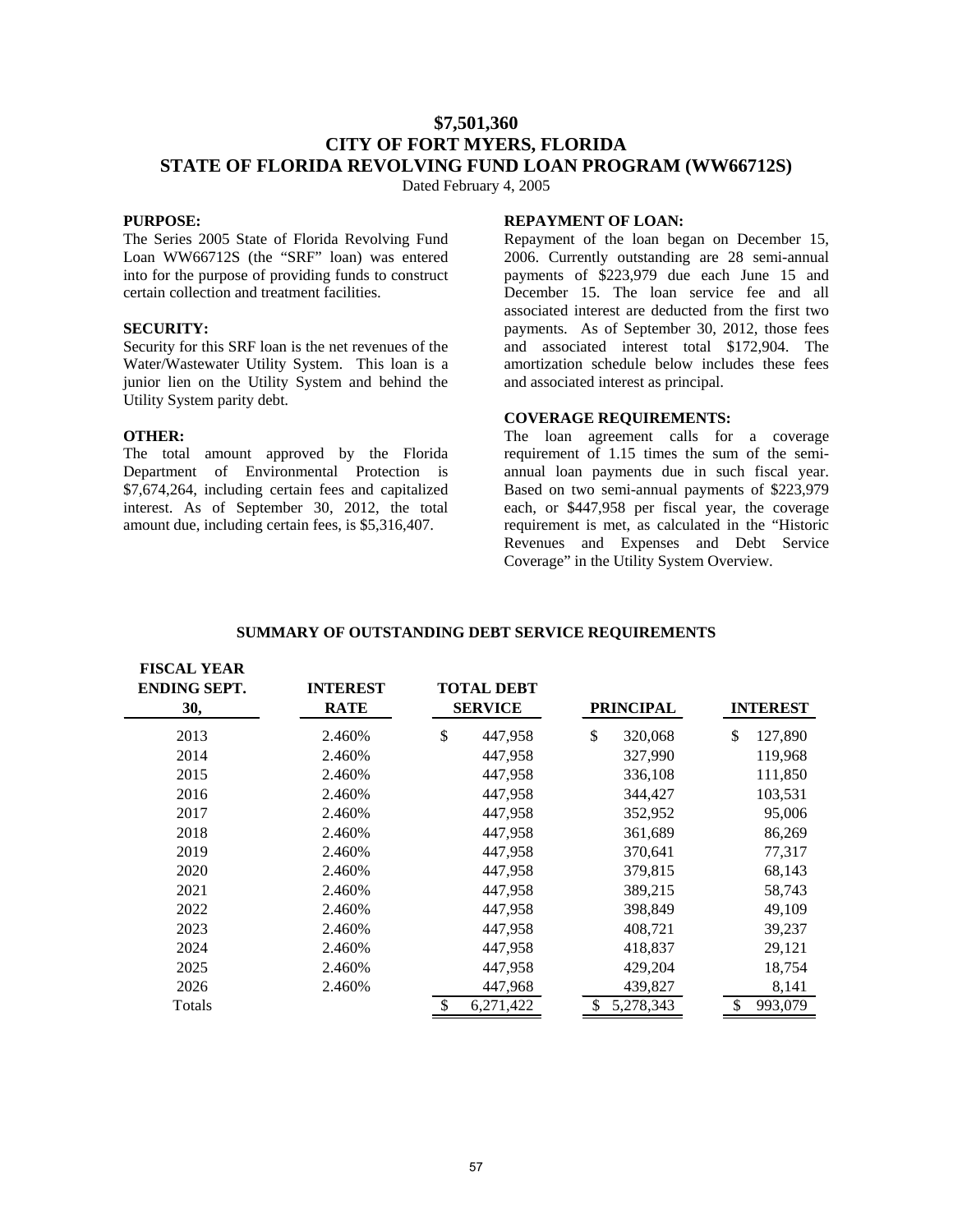# $7,501,360
# CITY OF FORT MYERS, FLORIDA
# STATE OF FLORIDA REVOLVING FUND LOAN PROGRAM (WW66712S)

Dated February 4, 2005

**PURPOSE:**
The Series 2005 State of Florida Revolving Fund Loan WW66712S (the "SRF" loan) was entered into for the purpose of providing funds to construct certain collection and treatment facilities.

**SECURITY:**
Security for this SRF loan is the net revenues of the Water/Wastewater Utility System. This loan is a junior lien on the Utility System and behind the Utility System parity debt.

**OTHER:**
The total amount approved by the Florida Department of Environmental Protection is $7,674,264, including certain fees and capitalized interest. As of September 30, 2012, the total amount due, including certain fees, is $5,316,407.

**REPAYMENT OF LOAN:**
Repayment of the loan began on December 15, 2006. Currently outstanding are 28 semi-annual payments of $223,979 due each June 15 and December 15. The loan service fee and all associated interest are deducted from the first two payments. As of September 30, 2012, those fees and associated interest total $172,904. The amortization schedule below includes these fees and associated interest as principal.

**COVERAGE REQUIREMENTS:**
The loan agreement calls for a coverage requirement of 1.15 times the sum of the semi-annual loan payments due in such fiscal year. Based on two semi-annual payments of $223,979 each, or $447,958 per fiscal year, the coverage requirement is met, as calculated in the "Historic Revenues and Expenses and Debt Service Coverage" in the Utility System Overview.

**SUMMARY OF OUTSTANDING DEBT SERVICE REQUIREMENTS**

| FISCAL YEAR ENDING SEPT. 30, | INTEREST RATE | TOTAL DEBT SERVICE | PRINCIPAL | INTEREST |
|---|---|---|---|---|
| 2013 | 2.460% | $ 447,958 | $ 320,068 | $ 127,890 |
| 2014 | 2.460% | 447,958 | 327,990 | 119,968 |
| 2015 | 2.460% | 447,958 | 336,108 | 111,850 |
| 2016 | 2.460% | 447,958 | 344,427 | 103,531 |
| 2017 | 2.460% | 447,958 | 352,952 | 95,006 |
| 2018 | 2.460% | 447,958 | 361,689 | 86,269 |
| 2019 | 2.460% | 447,958 | 370,641 | 77,317 |
| 2020 | 2.460% | 447,958 | 379,815 | 68,143 |
| 2021 | 2.460% | 447,958 | 389,215 | 58,743 |
| 2022 | 2.460% | 447,958 | 398,849 | 49,109 |
| 2023 | 2.460% | 447,958 | 408,721 | 39,237 |
| 2024 | 2.460% | 447,958 | 418,837 | 29,121 |
| 2025 | 2.460% | 447,958 | 429,204 | 18,754 |
| 2026 | 2.460% | 447,968 | 439,827 | 8,141 |
| Totals | | $ 6,271,422 | $ 5,278,343 | $ 993,079 |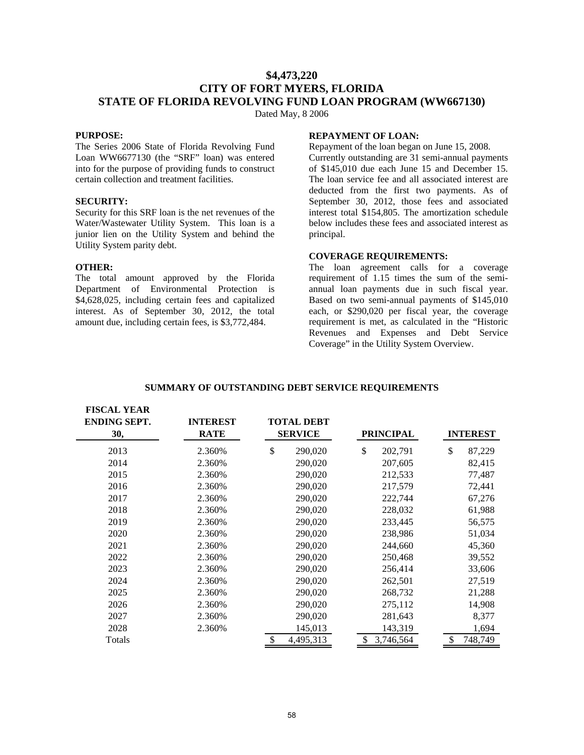# $4,473,220
# CITY OF FORT MYERS, FLORIDA
# STATE OF FLORIDA REVOLVING FUND LOAN PROGRAM (WW667130)

Dated May, 8 2006

**PURPOSE:**

The Series 2006 State of Florida Revolving Fund Loan WW6677130 (the "SRF" loan) was entered into for the purpose of providing funds to construct certain collection and treatment facilities.

**SECURITY:**

Security for this SRF loan is the net revenues of the Water/Wastewater Utility System. This loan is a junior lien on the Utility System and behind the Utility System parity debt.

**OTHER:**

The total amount approved by the Florida Department of Environmental Protection is $4,628,025, including certain fees and capitalized interest. As of September 30, 2012, the total amount due, including certain fees, is $3,772,484.

**REPAYMENT OF LOAN:**

Repayment of the loan began on June 15, 2008. Currently outstanding are 31 semi-annual payments of $145,010 due each June 15 and December 15. The loan service fee and all associated interest are deducted from the first two payments. As of September 30, 2012, those fees and associated interest total $154,805. The amortization schedule below includes these fees and associated interest as principal.

**COVERAGE REQUIREMENTS:**

The loan agreement calls for a coverage requirement of 1.15 times the sum of the semi-annual loan payments due in such fiscal year. Based on two semi-annual payments of $145,010 each, or $290,020 per fiscal year, the coverage requirement is met, as calculated in the "Historic Revenues and Expenses and Debt Service Coverage" in the Utility System Overview.

**SUMMARY OF OUTSTANDING DEBT SERVICE REQUIREMENTS**

| FISCAL YEAR ENDING SEPT. 30, | INTEREST RATE | TOTAL DEBT SERVICE | PRINCIPAL | INTEREST |
|---|---|---|---|---|
| 2013 | 2.360% | $ 290,020 | $ 202,791 | $ 87,229 |
| 2014 | 2.360% | 290,020 | 207,605 | 82,415 |
| 2015 | 2.360% | 290,020 | 212,533 | 77,487 |
| 2016 | 2.360% | 290,020 | 217,579 | 72,441 |
| 2017 | 2.360% | 290,020 | 222,744 | 67,276 |
| 2018 | 2.360% | 290,020 | 228,032 | 61,988 |
| 2019 | 2.360% | 290,020 | 233,445 | 56,575 |
| 2020 | 2.360% | 290,020 | 238,986 | 51,034 |
| 2021 | 2.360% | 290,020 | 244,660 | 45,360 |
| 2022 | 2.360% | 290,020 | 250,468 | 39,552 |
| 2023 | 2.360% | 290,020 | 256,414 | 33,606 |
| 2024 | 2.360% | 290,020 | 262,501 | 27,519 |
| 2025 | 2.360% | 290,020 | 268,732 | 21,288 |
| 2026 | 2.360% | 290,020 | 275,112 | 14,908 |
| 2027 | 2.360% | 290,020 | 281,643 | 8,377 |
| 2028 | 2.360% | 145,013 | 143,319 | 1,694 |
| Totals | | $ 4,495,313 | $ 3,746,564 | $ 748,749 |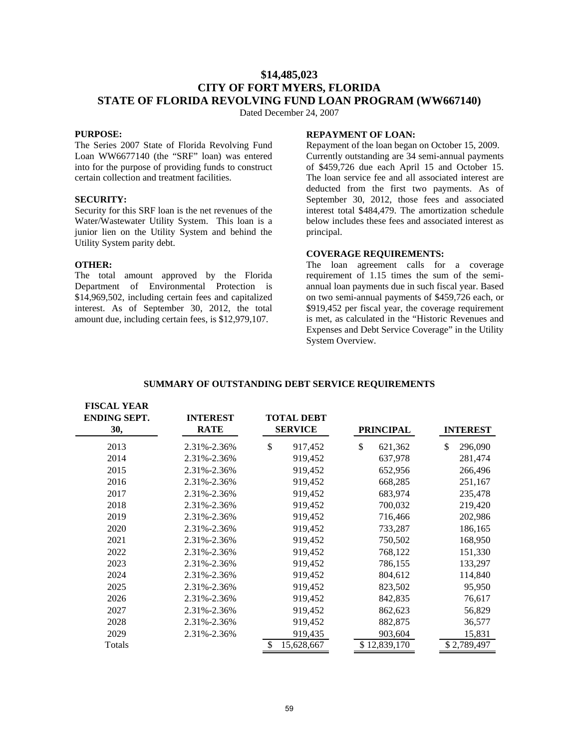# $14,485,023
# CITY OF FORT MYERS, FLORIDA
# STATE OF FLORIDA REVOLVING FUND LOAN PROGRAM (WW667140)

Dated December 24, 2007

**PURPOSE:**
The Series 2007 State of Florida Revolving Fund Loan WW6677140 (the "SRF" loan) was entered into for the purpose of providing funds to construct certain collection and treatment facilities.

**SECURITY:**
Security for this SRF loan is the net revenues of the Water/Wastewater Utility System. This loan is a junior lien on the Utility System and behind the Utility System parity debt.

**OTHER:**
The total amount approved by the Florida Department of Environmental Protection is $14,969,502, including certain fees and capitalized interest. As of September 30, 2012, the total amount due, including certain fees, is $12,979,107.

**REPAYMENT OF LOAN:**
Repayment of the loan began on October 15, 2009. Currently outstanding are 34 semi-annual payments of $459,726 due each April 15 and October 15. The loan service fee and all associated interest are deducted from the first two payments. As of September 30, 2012, those fees and associated interest total $484,479. The amortization schedule below includes these fees and associated interest as principal.

**COVERAGE REQUIREMENTS:**
The loan agreement calls for a coverage requirement of 1.15 times the sum of the semi-annual loan payments due in such fiscal year. Based on two semi-annual payments of $459,726 each, or $919,452 per fiscal year, the coverage requirement is met, as calculated in the "Historic Revenues and Expenses and Debt Service Coverage" in the Utility System Overview.

**SUMMARY OF OUTSTANDING DEBT SERVICE REQUIREMENTS**

| FISCAL YEAR ENDING SEPT. 30, | INTEREST RATE | TOTAL DEBT SERVICE | PRINCIPAL | INTEREST |
|---|---|---|---|---|
| 2013 | 2.31%-2.36% | $ 917,452 | $ 621,362 | $ 296,090 |
| 2014 | 2.31%-2.36% | 919,452 | 637,978 | 281,474 |
| 2015 | 2.31%-2.36% | 919,452 | 652,956 | 266,496 |
| 2016 | 2.31%-2.36% | 919,452 | 668,285 | 251,167 |
| 2017 | 2.31%-2.36% | 919,452 | 683,974 | 235,478 |
| 2018 | 2.31%-2.36% | 919,452 | 700,032 | 219,420 |
| 2019 | 2.31%-2.36% | 919,452 | 716,466 | 202,986 |
| 2020 | 2.31%-2.36% | 919,452 | 733,287 | 186,165 |
| 2021 | 2.31%-2.36% | 919,452 | 750,502 | 168,950 |
| 2022 | 2.31%-2.36% | 919,452 | 768,122 | 151,330 |
| 2023 | 2.31%-2.36% | 919,452 | 786,155 | 133,297 |
| 2024 | 2.31%-2.36% | 919,452 | 804,612 | 114,840 |
| 2025 | 2.31%-2.36% | 919,452 | 823,502 | 95,950 |
| 2026 | 2.31%-2.36% | 919,452 | 842,835 | 76,617 |
| 2027 | 2.31%-2.36% | 919,452 | 862,623 | 56,829 |
| 2028 | 2.31%-2.36% | 919,452 | 882,875 | 36,577 |
| 2029 | 2.31%-2.36% | 919,435 | 903,604 | 15,831 |
| Totals | | $ 15,628,667 | $ 12,839,170 | $ 2,789,497 |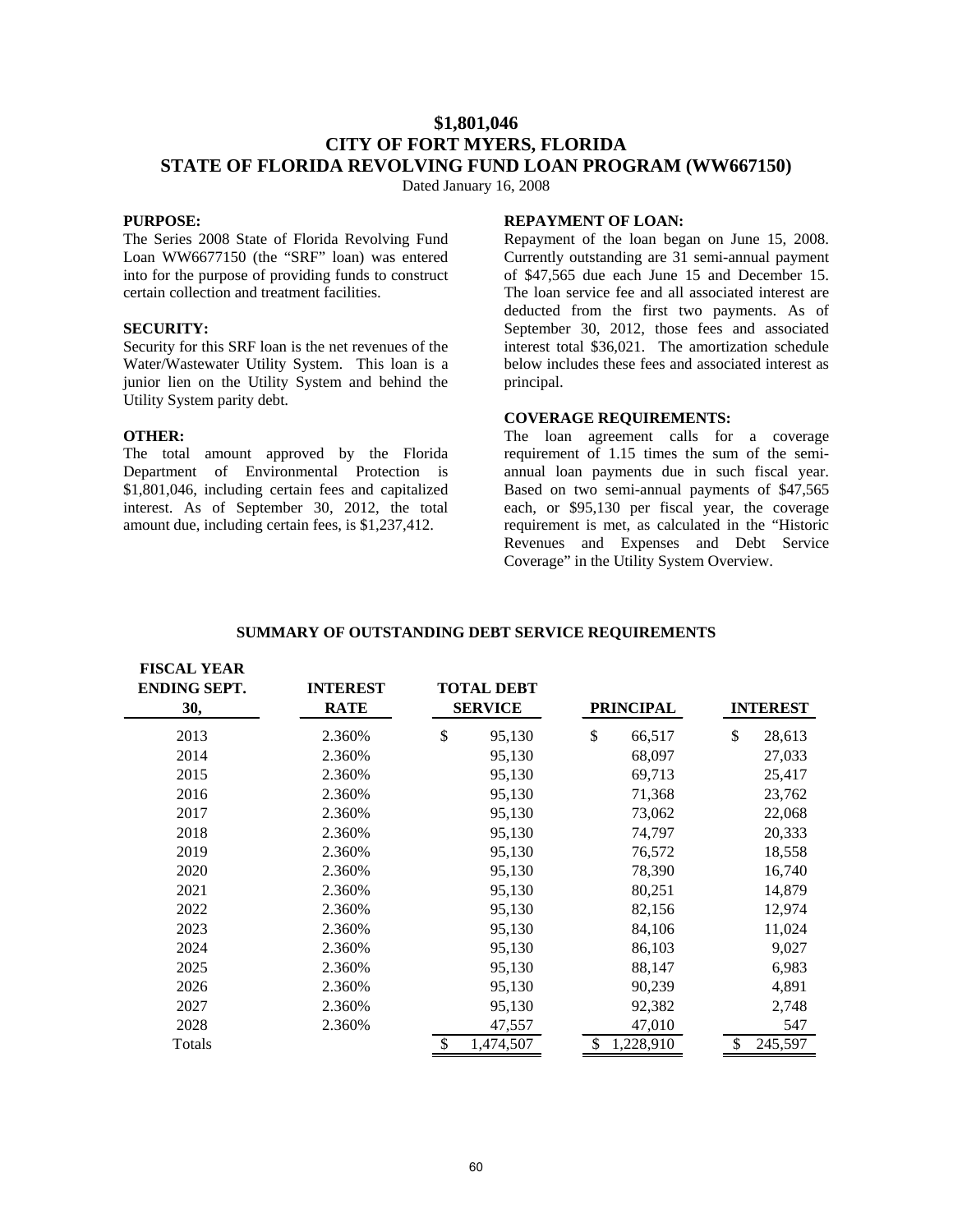# $1,801,046
# CITY OF FORT MYERS, FLORIDA
# STATE OF FLORIDA REVOLVING FUND LOAN PROGRAM (WW667150)

Dated January 16, 2008

**PURPOSE:**
The Series 2008 State of Florida Revolving Fund Loan WW6677150 (the "SRF" loan) was entered into for the purpose of providing funds to construct certain collection and treatment facilities.

**SECURITY:**
Security for this SRF loan is the net revenues of the Water/Wastewater Utility System. This loan is a junior lien on the Utility System and behind the Utility System parity debt.

**OTHER:**
The total amount approved by the Florida Department of Environmental Protection is $1,801,046, including certain fees and capitalized interest. As of September 30, 2012, the total amount due, including certain fees, is $1,237,412.

**REPAYMENT OF LOAN:**
Repayment of the loan began on June 15, 2008. Currently outstanding are 31 semi-annual payment of $47,565 due each June 15 and December 15. The loan service fee and all associated interest are deducted from the first two payments. As of September 30, 2012, those fees and associated interest total $36,021. The amortization schedule below includes these fees and associated interest as principal.

**COVERAGE REQUIREMENTS:**
The loan agreement calls for a coverage requirement of 1.15 times the sum of the semi-annual loan payments due in such fiscal year. Based on two semi-annual payments of $47,565 each, or $95,130 per fiscal year, the coverage requirement is met, as calculated in the "Historic Revenues and Expenses and Debt Service Coverage" in the Utility System Overview.

**SUMMARY OF OUTSTANDING DEBT SERVICE REQUIREMENTS**

| FISCAL YEAR ENDING SEPT. 30, | INTEREST RATE | TOTAL DEBT SERVICE | PRINCIPAL | INTEREST |
|---|---|---|---|---|
| 2013 | 2.360% | $ 95,130 | $ 66,517 | $ 28,613 |
| 2014 | 2.360% | 95,130 | 68,097 | 27,033 |
| 2015 | 2.360% | 95,130 | 69,713 | 25,417 |
| 2016 | 2.360% | 95,130 | 71,368 | 23,762 |
| 2017 | 2.360% | 95,130 | 73,062 | 22,068 |
| 2018 | 2.360% | 95,130 | 74,797 | 20,333 |
| 2019 | 2.360% | 95,130 | 76,572 | 18,558 |
| 2020 | 2.360% | 95,130 | 78,390 | 16,740 |
| 2021 | 2.360% | 95,130 | 80,251 | 14,879 |
| 2022 | 2.360% | 95,130 | 82,156 | 12,974 |
| 2023 | 2.360% | 95,130 | 84,106 | 11,024 |
| 2024 | 2.360% | 95,130 | 86,103 | 9,027 |
| 2025 | 2.360% | 95,130 | 88,147 | 6,983 |
| 2026 | 2.360% | 95,130 | 90,239 | 4,891 |
| 2027 | 2.360% | 95,130 | 92,382 | 2,748 |
| 2028 | 2.360% | 47,557 | 47,010 | 547 |
| Totals | | $ 1,474,507 | $ 1,228,910 | $ 245,597 |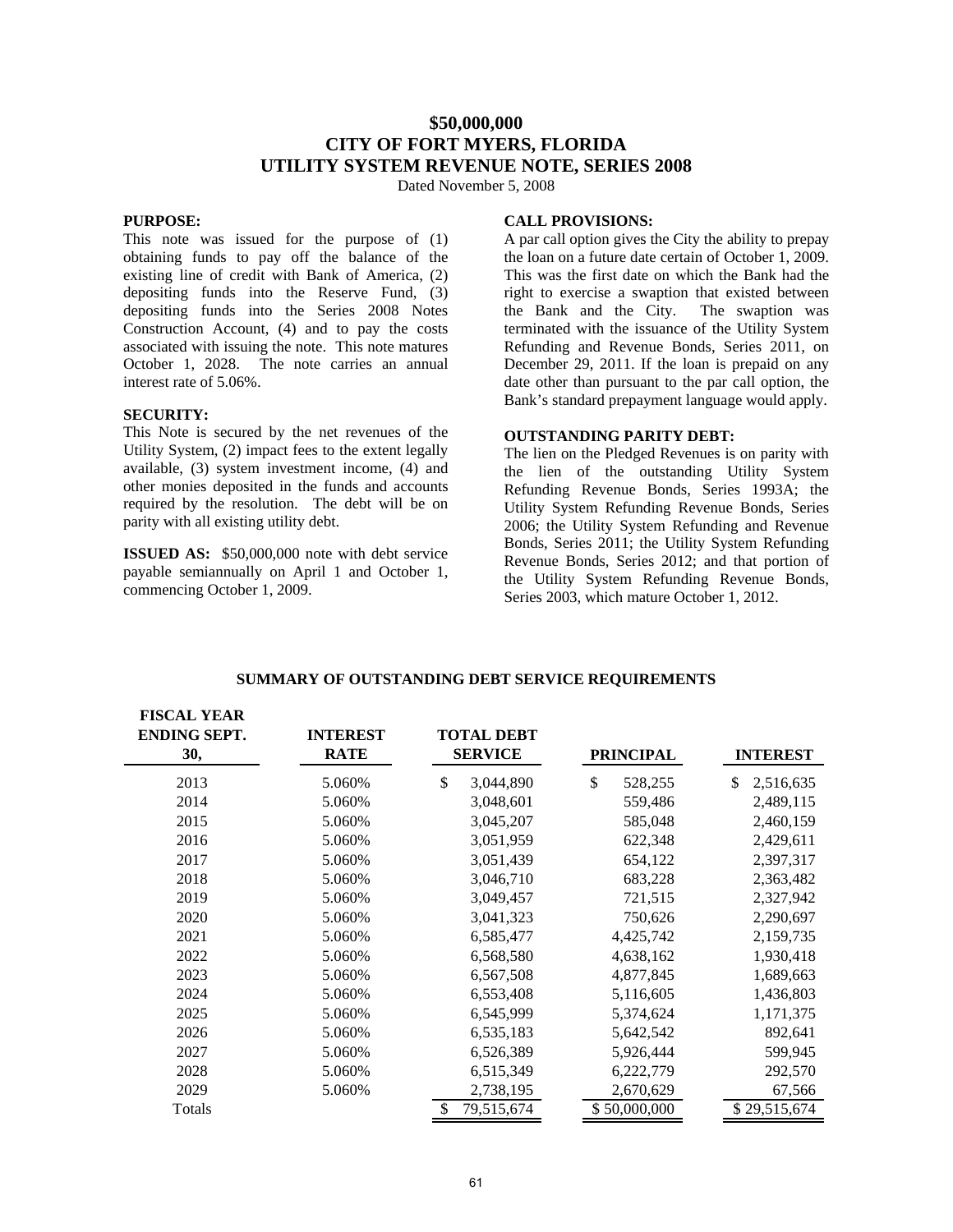# $50,000,000
# CITY OF FORT MYERS, FLORIDA
# UTILITY SYSTEM REVENUE NOTE, SERIES 2008

Dated November 5, 2008

**PURPOSE:**
This note was issued for the purpose of (1) obtaining funds to pay off the balance of the existing line of credit with Bank of America, (2) depositing funds into the Reserve Fund, (3) depositing funds into the Series 2008 Notes Construction Account, (4) and to pay the costs associated with issuing the note. This note matures October 1, 2028. The note carries an annual interest rate of 5.06%.

**SECURITY:**
This Note is secured by the net revenues of the Utility System, (2) impact fees to the extent legally available, (3) system investment income, (4) and other monies deposited in the funds and accounts required by the resolution. The debt will be on parity with all existing utility debt.

**ISSUED AS:** $50,000,000 note with debt service payable semiannually on April 1 and October 1, commencing October 1, 2009.

**CALL PROVISIONS:**
A par call option gives the City the ability to prepay the loan on a future date certain of October 1, 2009. This was the first date on which the Bank had the right to exercise a swaption that existed between the Bank and the City. The swaption was terminated with the issuance of the Utility System Refunding and Revenue Bonds, Series 2011, on December 29, 2011. If the loan is prepaid on any date other than pursuant to the par call option, the Bank's standard prepayment language would apply.

**OUTSTANDING PARITY DEBT:**
The lien on the Pledged Revenues is on parity with the lien of the outstanding Utility System Refunding Revenue Bonds, Series 1993A; the Utility System Refunding Revenue Bonds, Series 2006; the Utility System Refunding and Revenue Bonds, Series 2011; the Utility System Refunding Revenue Bonds, Series 2012; and that portion of the Utility System Refunding Revenue Bonds, Series 2003, which mature October 1, 2012.

**SUMMARY OF OUTSTANDING DEBT SERVICE REQUIREMENTS**

| FISCAL YEAR ENDING SEPT. 30, | INTEREST RATE | TOTAL DEBT SERVICE | PRINCIPAL | INTEREST |
|---|---|---|---|---|
| 2013 | 5.060% | $ 3,044,890 | $ 528,255 | $ 2,516,635 |
| 2014 | 5.060% | 3,048,601 | 559,486 | 2,489,115 |
| 2015 | 5.060% | 3,045,207 | 585,048 | 2,460,159 |
| 2016 | 5.060% | 3,051,959 | 622,348 | 2,429,611 |
| 2017 | 5.060% | 3,051,439 | 654,122 | 2,397,317 |
| 2018 | 5.060% | 3,046,710 | 683,228 | 2,363,482 |
| 2019 | 5.060% | 3,049,457 | 721,515 | 2,327,942 |
| 2020 | 5.060% | 3,041,323 | 750,626 | 2,290,697 |
| 2021 | 5.060% | 6,585,477 | 4,425,742 | 2,159,735 |
| 2022 | 5.060% | 6,568,580 | 4,638,162 | 1,930,418 |
| 2023 | 5.060% | 6,567,508 | 4,877,845 | 1,689,663 |
| 2024 | 5.060% | 6,553,408 | 5,116,605 | 1,436,803 |
| 2025 | 5.060% | 6,545,999 | 5,374,624 | 1,171,375 |
| 2026 | 5.060% | 6,535,183 | 5,642,542 | 892,641 |
| 2027 | 5.060% | 6,526,389 | 5,926,444 | 599,945 |
| 2028 | 5.060% | 6,515,349 | 6,222,779 | 292,570 |
| 2029 | 5.060% | 2,738,195 | 2,670,629 | 67,566 |
| Totals | | $ 79,515,674 | $ 50,000,000 | $ 29,515,674 |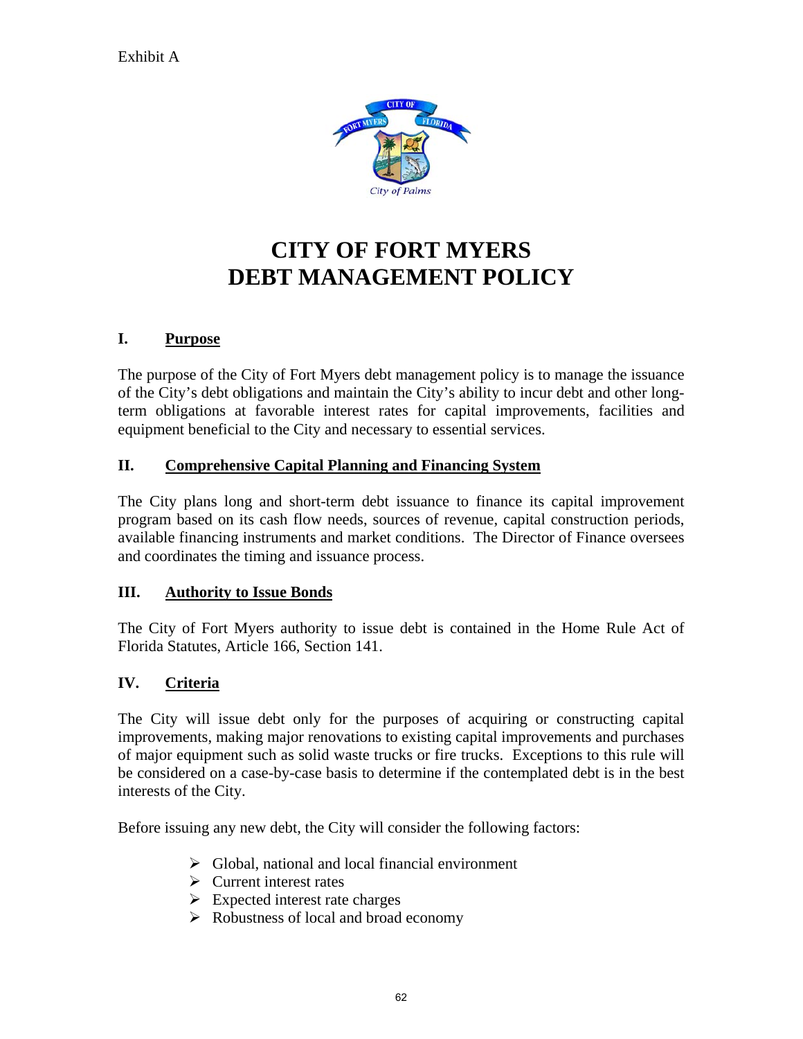Exhibit A

# CITY OF FORT MYERS
# DEBT MANAGEMENT POLICY

## I. Purpose

The purpose of the City of Fort Myers debt management policy is to manage the issuance of the City's debt obligations and maintain the City's ability to incur debt and other long-term obligations at favorable interest rates for capital improvements, facilities and equipment beneficial to the City and necessary to essential services.

## II. Comprehensive Capital Planning and Financing System

The City plans long and short-term debt issuance to finance its capital improvement program based on its cash flow needs, sources of revenue, capital construction periods, available financing instruments and market conditions. The Director of Finance oversees and coordinates the timing and issuance process.

## III. Authority to Issue Bonds

The City of Fort Myers authority to issue debt is contained in the Home Rule Act of Florida Statutes, Article 166, Section 141.

## IV. Criteria

The City will issue debt only for the purposes of acquiring or constructing capital improvements, making major renovations to existing capital improvements and purchases of major equipment such as solid waste trucks or fire trucks. Exceptions to this rule will be considered on a case-by-case basis to determine if the contemplated debt is in the best interests of the City.

Before issuing any new debt, the City will consider the following factors:

- Global, national and local financial environment
- Current interest rates
- Expected interest rate charges
- Robustness of local and broad economy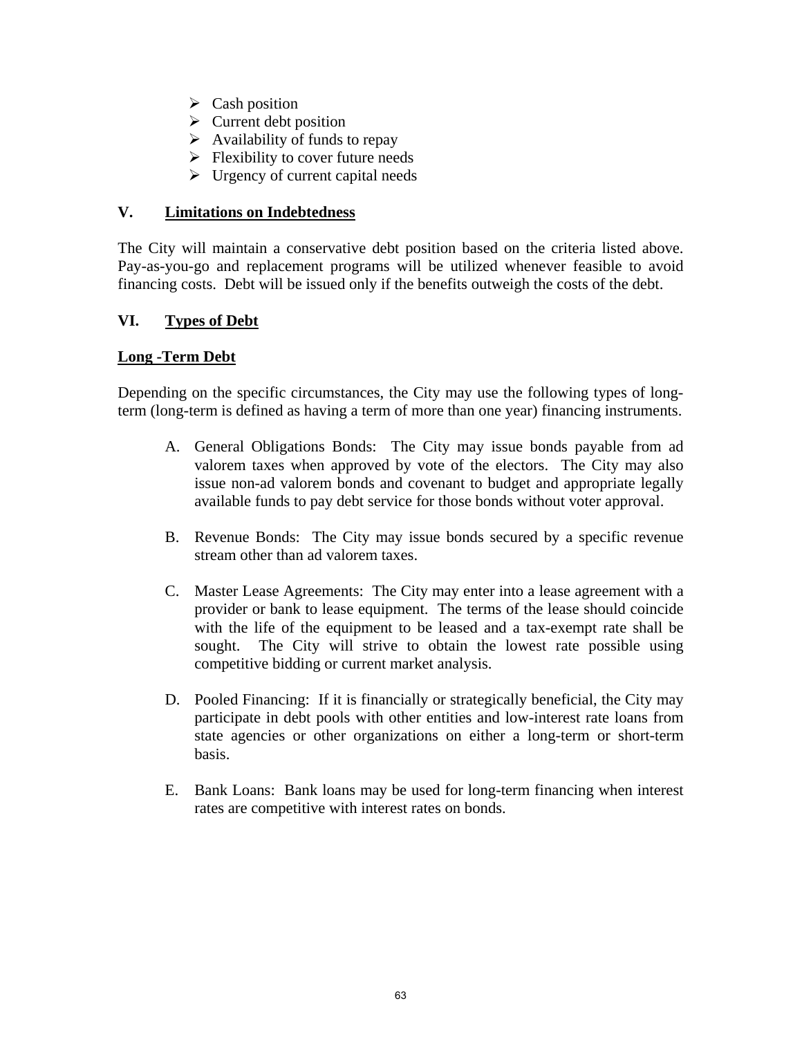- Cash position
- Current debt position
- Availability of funds to repay
- Flexibility to cover future needs
- Urgency of current capital needs

## V. Limitations on Indebtedness

The City will maintain a conservative debt position based on the criteria listed above. Pay-as-you-go and replacement programs will be utilized whenever feasible to avoid financing costs. Debt will be issued only if the benefits outweigh the costs of the debt.

## VI. Types of Debt

### Long -Term Debt

Depending on the specific circumstances, the City may use the following types of long-term (long-term is defined as having a term of more than one year) financing instruments.

A. General Obligations Bonds: The City may issue bonds payable from ad valorem taxes when approved by vote of the electors. The City may also issue non-ad valorem bonds and covenant to budget and appropriate legally available funds to pay debt service for those bonds without voter approval.

B. Revenue Bonds: The City may issue bonds secured by a specific revenue stream other than ad valorem taxes.

C. Master Lease Agreements: The City may enter into a lease agreement with a provider or bank to lease equipment. The terms of the lease should coincide with the life of the equipment to be leased and a tax-exempt rate shall be sought. The City will strive to obtain the lowest rate possible using competitive bidding or current market analysis.

D. Pooled Financing: If it is financially or strategically beneficial, the City may participate in debt pools with other entities and low-interest rate loans from state agencies or other organizations on either a long-term or short-term basis.

E. Bank Loans: Bank loans may be used for long-term financing when interest rates are competitive with interest rates on bonds.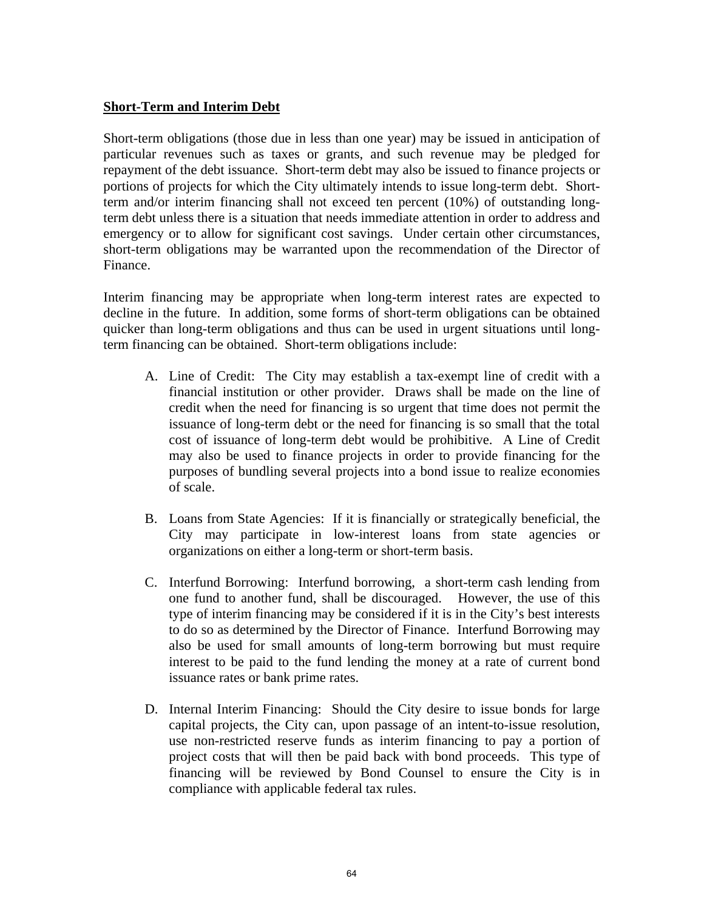**Short-Term and Interim Debt**

Short-term obligations (those due in less than one year) may be issued in anticipation of particular revenues such as taxes or grants, and such revenue may be pledged for repayment of the debt issuance. Short-term debt may also be issued to finance projects or portions of projects for which the City ultimately intends to issue long-term debt. Short-term and/or interim financing shall not exceed ten percent (10%) of outstanding long-term debt unless there is a situation that needs immediate attention in order to address and emergency or to allow for significant cost savings. Under certain other circumstances, short-term obligations may be warranted upon the recommendation of the Director of Finance.

Interim financing may be appropriate when long-term interest rates are expected to decline in the future. In addition, some forms of short-term obligations can be obtained quicker than long-term obligations and thus can be used in urgent situations until long-term financing can be obtained. Short-term obligations include:

A. Line of Credit: The City may establish a tax-exempt line of credit with a financial institution or other provider. Draws shall be made on the line of credit when the need for financing is so urgent that time does not permit the issuance of long-term debt or the need for financing is so small that the total cost of issuance of long-term debt would be prohibitive. A Line of Credit may also be used to finance projects in order to provide financing for the purposes of bundling several projects into a bond issue to realize economies of scale.

B. Loans from State Agencies: If it is financially or strategically beneficial, the City may participate in low-interest loans from state agencies or organizations on either a long-term or short-term basis.

C. Interfund Borrowing: Interfund borrowing, a short-term cash lending from one fund to another fund, shall be discouraged. However, the use of this type of interim financing may be considered if it is in the City's best interests to do so as determined by the Director of Finance. Interfund Borrowing may also be used for small amounts of long-term borrowing but must require interest to be paid to the fund lending the money at a rate of current bond issuance rates or bank prime rates.

D. Internal Interim Financing: Should the City desire to issue bonds for large capital projects, the City can, upon passage of an intent-to-issue resolution, use non-restricted reserve funds as interim financing to pay a portion of project costs that will then be paid back with bond proceeds. This type of financing will be reviewed by Bond Counsel to ensure the City is in compliance with applicable federal tax rules.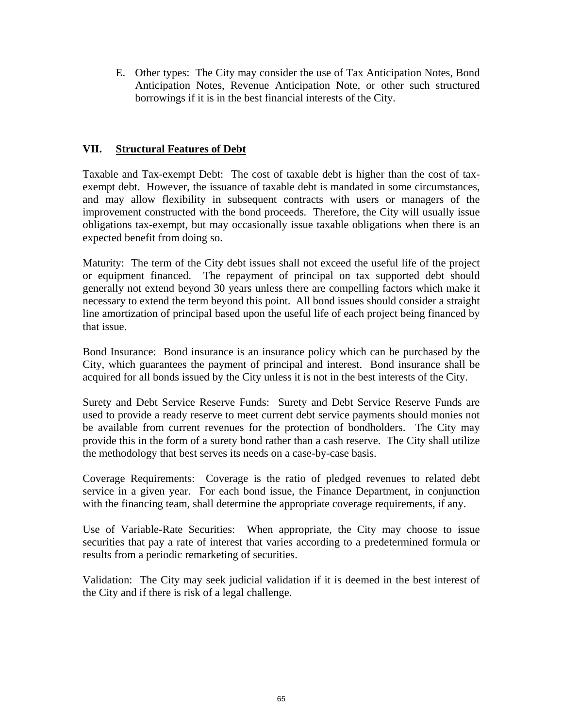E. Other types: The City may consider the use of Tax Anticipation Notes, Bond Anticipation Notes, Revenue Anticipation Note, or other such structured borrowings if it is in the best financial interests of the City.

## VII. Structural Features of Debt

Taxable and Tax-exempt Debt: The cost of taxable debt is higher than the cost of tax-exempt debt. However, the issuance of taxable debt is mandated in some circumstances, and may allow flexibility in subsequent contracts with users or managers of the improvement constructed with the bond proceeds. Therefore, the City will usually issue obligations tax-exempt, but may occasionally issue taxable obligations when there is an expected benefit from doing so.

Maturity: The term of the City debt issues shall not exceed the useful life of the project or equipment financed. The repayment of principal on tax supported debt should generally not extend beyond 30 years unless there are compelling factors which make it necessary to extend the term beyond this point. All bond issues should consider a straight line amortization of principal based upon the useful life of each project being financed by that issue.

Bond Insurance: Bond insurance is an insurance policy which can be purchased by the City, which guarantees the payment of principal and interest. Bond insurance shall be acquired for all bonds issued by the City unless it is not in the best interests of the City.

Surety and Debt Service Reserve Funds: Surety and Debt Service Reserve Funds are used to provide a ready reserve to meet current debt service payments should monies not be available from current revenues for the protection of bondholders. The City may provide this in the form of a surety bond rather than a cash reserve. The City shall utilize the methodology that best serves its needs on a case-by-case basis.

Coverage Requirements: Coverage is the ratio of pledged revenues to related debt service in a given year. For each bond issue, the Finance Department, in conjunction with the financing team, shall determine the appropriate coverage requirements, if any.

Use of Variable-Rate Securities: When appropriate, the City may choose to issue securities that pay a rate of interest that varies according to a predetermined formula or results from a periodic remarketing of securities.

Validation: The City may seek judicial validation if it is deemed in the best interest of the City and if there is risk of a legal challenge.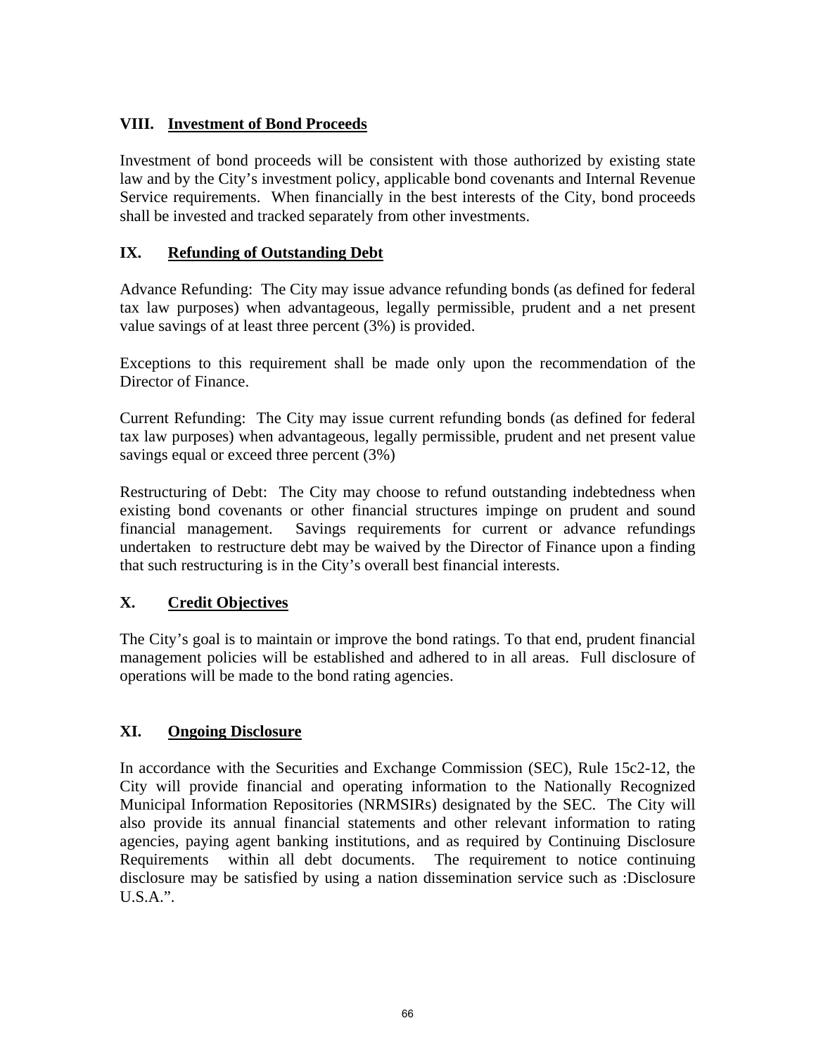## VIII. Investment of Bond Proceeds

Investment of bond proceeds will be consistent with those authorized by existing state law and by the City's investment policy, applicable bond covenants and Internal Revenue Service requirements. When financially in the best interests of the City, bond proceeds shall be invested and tracked separately from other investments.

## IX. Refunding of Outstanding Debt

Advance Refunding: The City may issue advance refunding bonds (as defined for federal tax law purposes) when advantageous, legally permissible, prudent and a net present value savings of at least three percent (3%) is provided.

Exceptions to this requirement shall be made only upon the recommendation of the Director of Finance.

Current Refunding: The City may issue current refunding bonds (as defined for federal tax law purposes) when advantageous, legally permissible, prudent and net present value savings equal or exceed three percent (3%)

Restructuring of Debt: The City may choose to refund outstanding indebtedness when existing bond covenants or other financial structures impinge on prudent and sound financial management. Savings requirements for current or advance refundings undertaken to restructure debt may be waived by the Director of Finance upon a finding that such restructuring is in the City's overall best financial interests.

## X. Credit Objectives

The City's goal is to maintain or improve the bond ratings. To that end, prudent financial management policies will be established and adhered to in all areas. Full disclosure of operations will be made to the bond rating agencies.

## XI. Ongoing Disclosure

In accordance with the Securities and Exchange Commission (SEC), Rule 15c2-12, the City will provide financial and operating information to the Nationally Recognized Municipal Information Repositories (NRMSIRs) designated by the SEC. The City will also provide its annual financial statements and other relevant information to rating agencies, paying agent banking institutions, and as required by Continuing Disclosure Requirements within all debt documents. The requirement to notice continuing disclosure may be satisfied by using a nation dissemination service such as :Disclosure U.S.A.".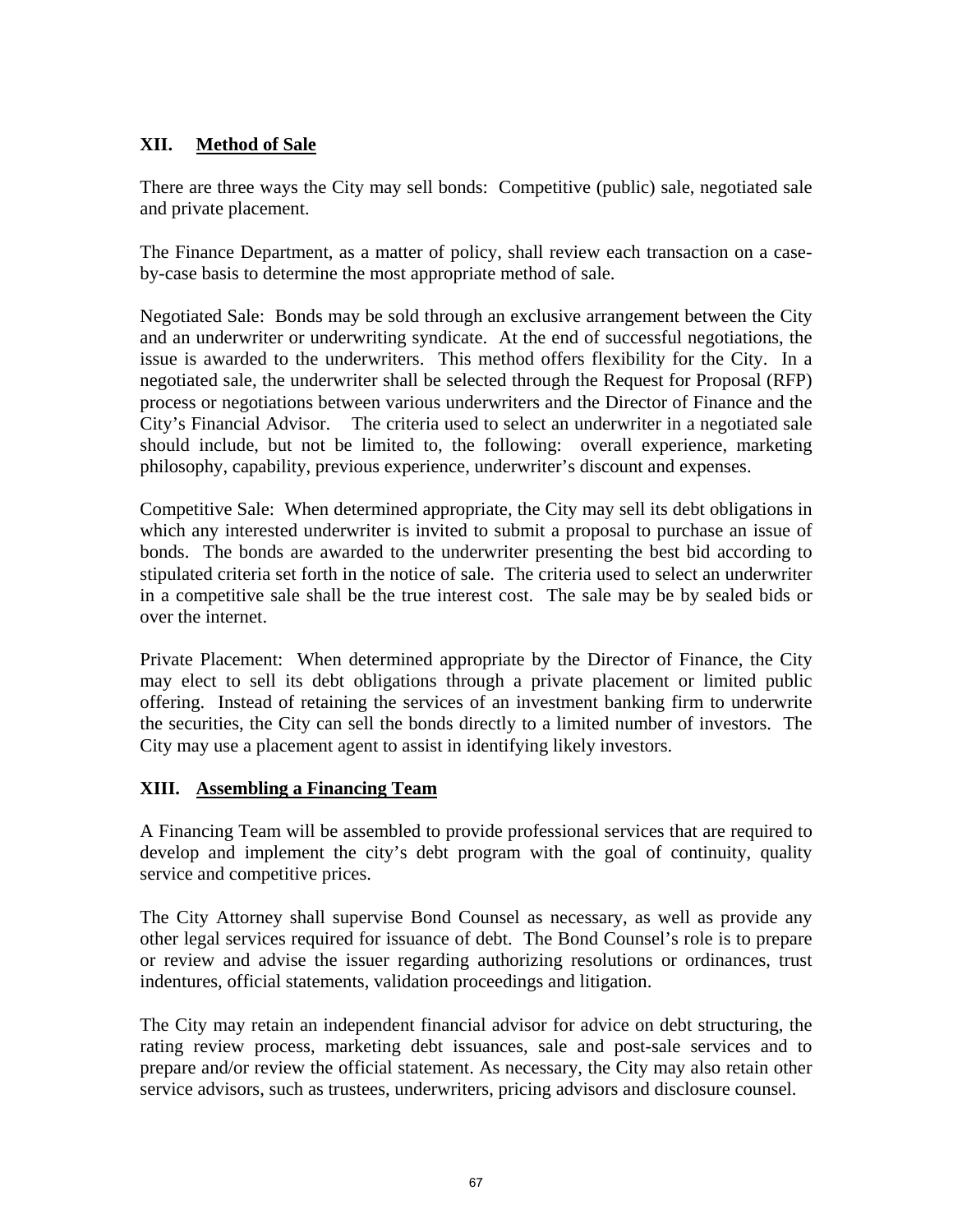## XII. Method of Sale

There are three ways the City may sell bonds: Competitive (public) sale, negotiated sale and private placement.

The Finance Department, as a matter of policy, shall review each transaction on a case-by-case basis to determine the most appropriate method of sale.

Negotiated Sale: Bonds may be sold through an exclusive arrangement between the City and an underwriter or underwriting syndicate. At the end of successful negotiations, the issue is awarded to the underwriters. This method offers flexibility for the City. In a negotiated sale, the underwriter shall be selected through the Request for Proposal (RFP) process or negotiations between various underwriters and the Director of Finance and the City's Financial Advisor. The criteria used to select an underwriter in a negotiated sale should include, but not be limited to, the following: overall experience, marketing philosophy, capability, previous experience, underwriter's discount and expenses.

Competitive Sale: When determined appropriate, the City may sell its debt obligations in which any interested underwriter is invited to submit a proposal to purchase an issue of bonds. The bonds are awarded to the underwriter presenting the best bid according to stipulated criteria set forth in the notice of sale. The criteria used to select an underwriter in a competitive sale shall be the true interest cost. The sale may be by sealed bids or over the internet.

Private Placement: When determined appropriate by the Director of Finance, the City may elect to sell its debt obligations through a private placement or limited public offering. Instead of retaining the services of an investment banking firm to underwrite the securities, the City can sell the bonds directly to a limited number of investors. The City may use a placement agent to assist in identifying likely investors.

## XIII. Assembling a Financing Team

A Financing Team will be assembled to provide professional services that are required to develop and implement the city's debt program with the goal of continuity, quality service and competitive prices.

The City Attorney shall supervise Bond Counsel as necessary, as well as provide any other legal services required for issuance of debt. The Bond Counsel's role is to prepare or review and advise the issuer regarding authorizing resolutions or ordinances, trust indentures, official statements, validation proceedings and litigation.

The City may retain an independent financial advisor for advice on debt structuring, the rating review process, marketing debt issuances, sale and post-sale services and to prepare and/or review the official statement. As necessary, the City may also retain other service advisors, such as trustees, underwriters, pricing advisors and disclosure counsel.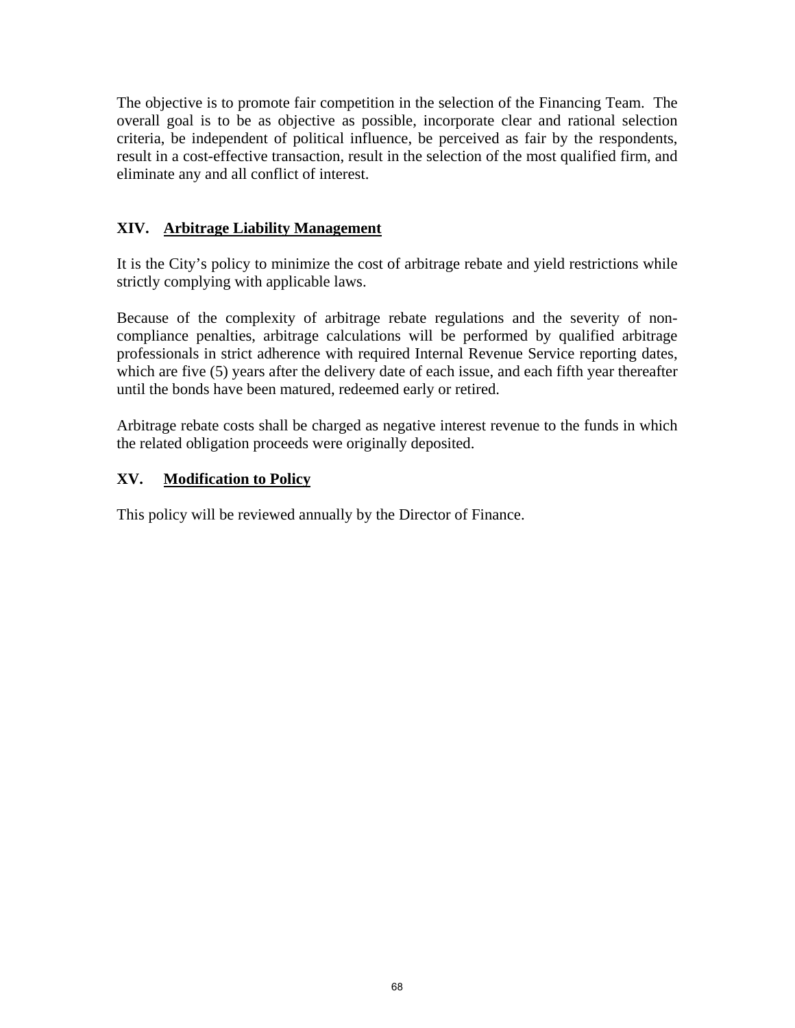The objective is to promote fair competition in the selection of the Financing Team. The overall goal is to be as objective as possible, incorporate clear and rational selection criteria, be independent of political influence, be perceived as fair by the respondents, result in a cost-effective transaction, result in the selection of the most qualified firm, and eliminate any and all conflict of interest.

## XIV. Arbitrage Liability Management

It is the City's policy to minimize the cost of arbitrage rebate and yield restrictions while strictly complying with applicable laws.

Because of the complexity of arbitrage rebate regulations and the severity of non-compliance penalties, arbitrage calculations will be performed by qualified arbitrage professionals in strict adherence with required Internal Revenue Service reporting dates, which are five (5) years after the delivery date of each issue, and each fifth year thereafter until the bonds have been matured, redeemed early or retired.

Arbitrage rebate costs shall be charged as negative interest revenue to the funds in which the related obligation proceeds were originally deposited.

## XV. Modification to Policy

This policy will be reviewed annually by the Director of Finance.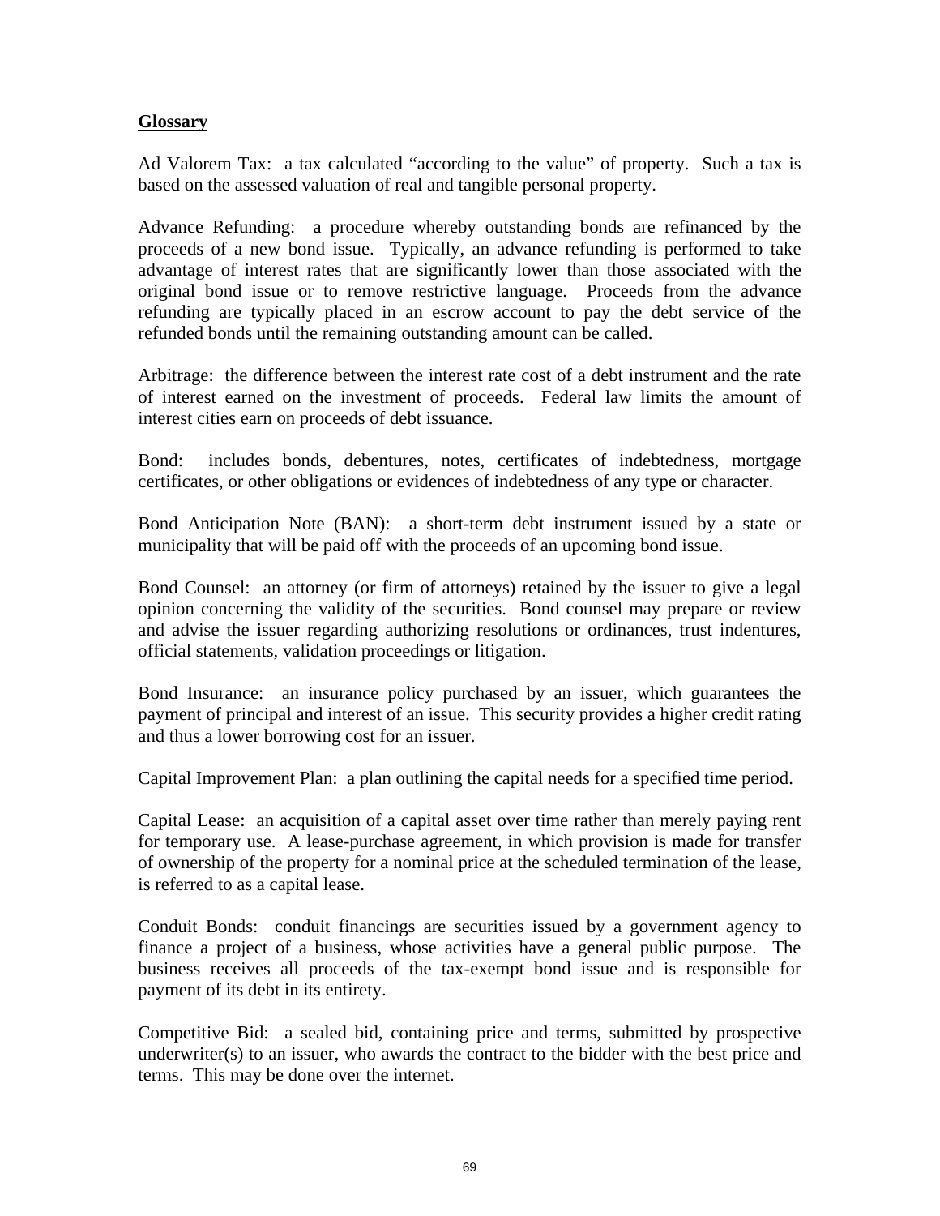## Glossary

Ad Valorem Tax: a tax calculated "according to the value" of property. Such a tax is based on the assessed valuation of real and tangible personal property.

Advance Refunding: a procedure whereby outstanding bonds are refinanced by the proceeds of a new bond issue. Typically, an advance refunding is performed to take advantage of interest rates that are significantly lower than those associated with the original bond issue or to remove restrictive language. Proceeds from the advance refunding are typically placed in an escrow account to pay the debt service of the refunded bonds until the remaining outstanding amount can be called.

Arbitrage: the difference between the interest rate cost of a debt instrument and the rate of interest earned on the investment of proceeds. Federal law limits the amount of interest cities earn on proceeds of debt issuance.

Bond: includes bonds, debentures, notes, certificates of indebtedness, mortgage certificates, or other obligations or evidences of indebtedness of any type or character.

Bond Anticipation Note (BAN): a short-term debt instrument issued by a state or municipality that will be paid off with the proceeds of an upcoming bond issue.

Bond Counsel: an attorney (or firm of attorneys) retained by the issuer to give a legal opinion concerning the validity of the securities. Bond counsel may prepare or review and advise the issuer regarding authorizing resolutions or ordinances, trust indentures, official statements, validation proceedings or litigation.

Bond Insurance: an insurance policy purchased by an issuer, which guarantees the payment of principal and interest of an issue. This security provides a higher credit rating and thus a lower borrowing cost for an issuer.

Capital Improvement Plan: a plan outlining the capital needs for a specified time period.

Capital Lease: an acquisition of a capital asset over time rather than merely paying rent for temporary use. A lease-purchase agreement, in which provision is made for transfer of ownership of the property for a nominal price at the scheduled termination of the lease, is referred to as a capital lease.

Conduit Bonds: conduit financings are securities issued by a government agency to finance a project of a business, whose activities have a general public purpose. The business receives all proceeds of the tax-exempt bond issue and is responsible for payment of its debt in its entirety.

Competitive Bid: a sealed bid, containing price and terms, submitted by prospective underwriter(s) to an issuer, who awards the contract to the bidder with the best price and terms. This may be done over the internet.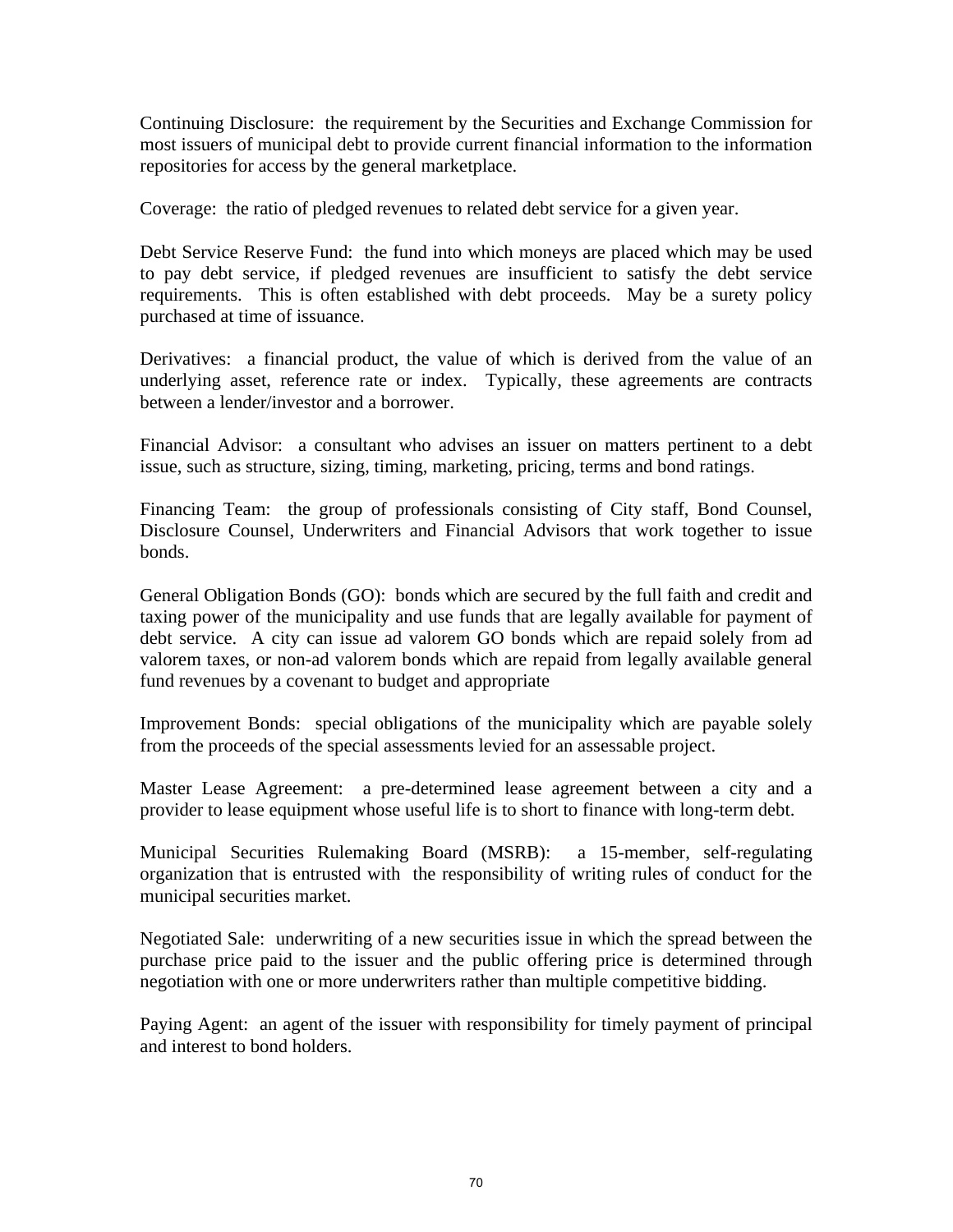Continuing Disclosure:  the requirement by the Securities and Exchange Commission for most issuers of municipal debt to provide current financial information to the information repositories for access by the general marketplace.

Coverage:  the ratio of pledged revenues to related debt service for a given year.

Debt Service Reserve Fund:  the fund into which moneys are placed which may be used to pay debt service, if pledged revenues are insufficient to satisfy the debt service requirements.  This is often established with debt proceeds.  May be a surety policy purchased at time of issuance.

Derivatives:  a financial product, the value of which is derived from the value of an underlying asset, reference rate or index.  Typically, these agreements are contracts between a lender/investor and a borrower.

Financial Advisor:  a consultant who advises an issuer on matters pertinent to a debt issue, such as structure, sizing, timing, marketing, pricing, terms and bond ratings.

Financing Team:  the group of professionals consisting of City staff, Bond Counsel, Disclosure Counsel, Underwriters and Financial Advisors that work together to issue bonds.

General Obligation Bonds (GO):  bonds which are secured by the full faith and credit and taxing power of the municipality and use funds that are legally available for payment of debt service.  A city can issue ad valorem GO bonds which are repaid solely from ad valorem taxes, or non-ad valorem bonds which are repaid from legally available general fund revenues by a covenant to budget and appropriate

Improvement Bonds:  special obligations of the municipality which are payable solely from the proceeds of the special assessments levied for an assessable project.

Master Lease Agreement:  a pre-determined lease agreement between a city and a provider to lease equipment whose useful life is to short to finance with long-term debt.

Municipal Securities Rulemaking Board (MSRB):  a 15-member, self-regulating organization that is entrusted with the responsibility of writing rules of conduct for the municipal securities market.

Negotiated Sale:  underwriting of a new securities issue in which the spread between the purchase price paid to the issuer and the public offering price is determined through negotiation with one or more underwriters rather than multiple competitive bidding.

Paying Agent:  an agent of the issuer with responsibility for timely payment of principal and interest to bond holders.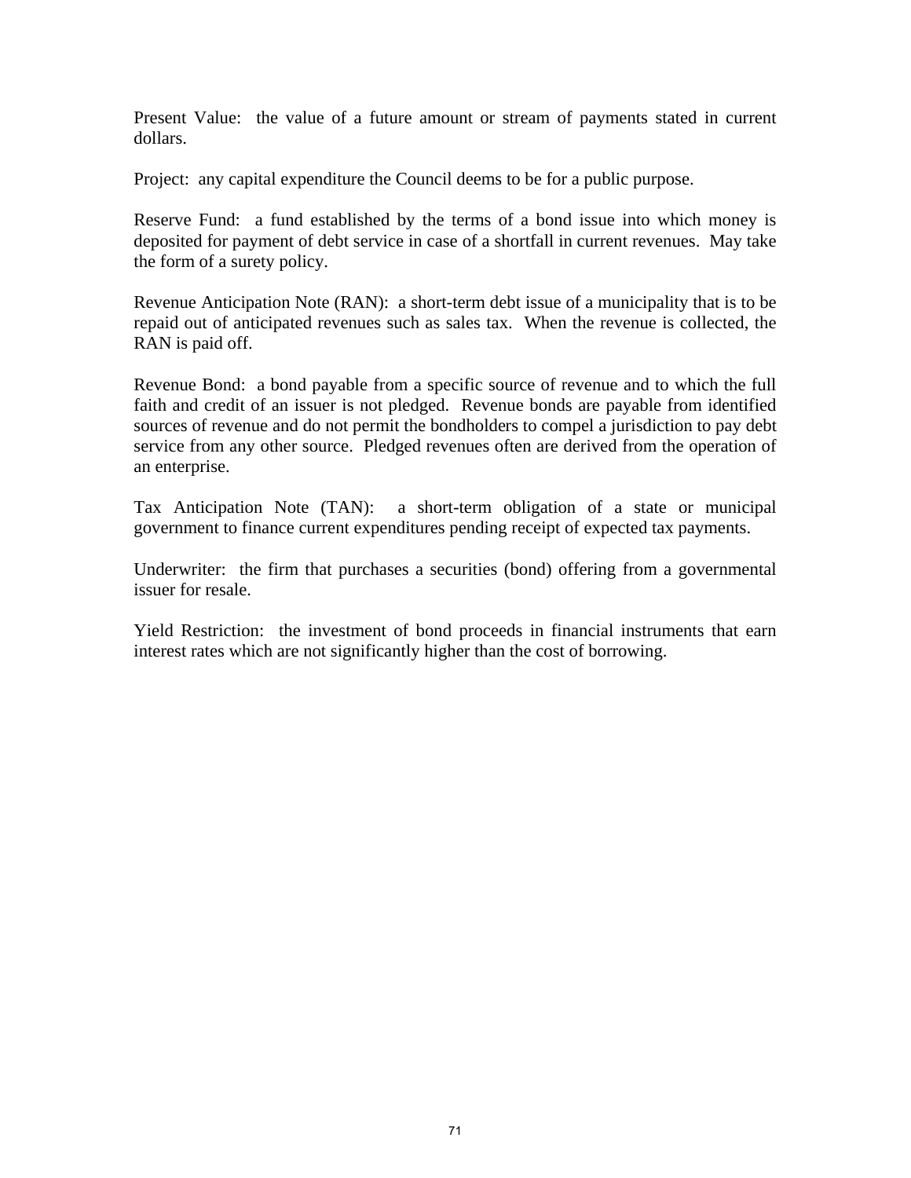Present Value:  the value of a future amount or stream of payments stated in current dollars.

Project:  any capital expenditure the Council deems to be for a public purpose.

Reserve Fund:  a fund established by the terms of a bond issue into which money is deposited for payment of debt service in case of a shortfall in current revenues.  May take the form of a surety policy.

Revenue Anticipation Note (RAN):  a short-term debt issue of a municipality that is to be repaid out of anticipated revenues such as sales tax.  When the revenue is collected, the RAN is paid off.

Revenue Bond:  a bond payable from a specific source of revenue and to which the full faith and credit of an issuer is not pledged.  Revenue bonds are payable from identified sources of revenue and do not permit the bondholders to compel a jurisdiction to pay debt service from any other source.  Pledged revenues often are derived from the operation of an enterprise.

Tax Anticipation Note (TAN):  a short-term obligation of a state or municipal government to finance current expenditures pending receipt of expected tax payments.

Underwriter:  the firm that purchases a securities (bond) offering from a governmental issuer for resale.

Yield Restriction:  the investment of bond proceeds in financial instruments that earn interest rates which are not significantly higher than the cost of borrowing.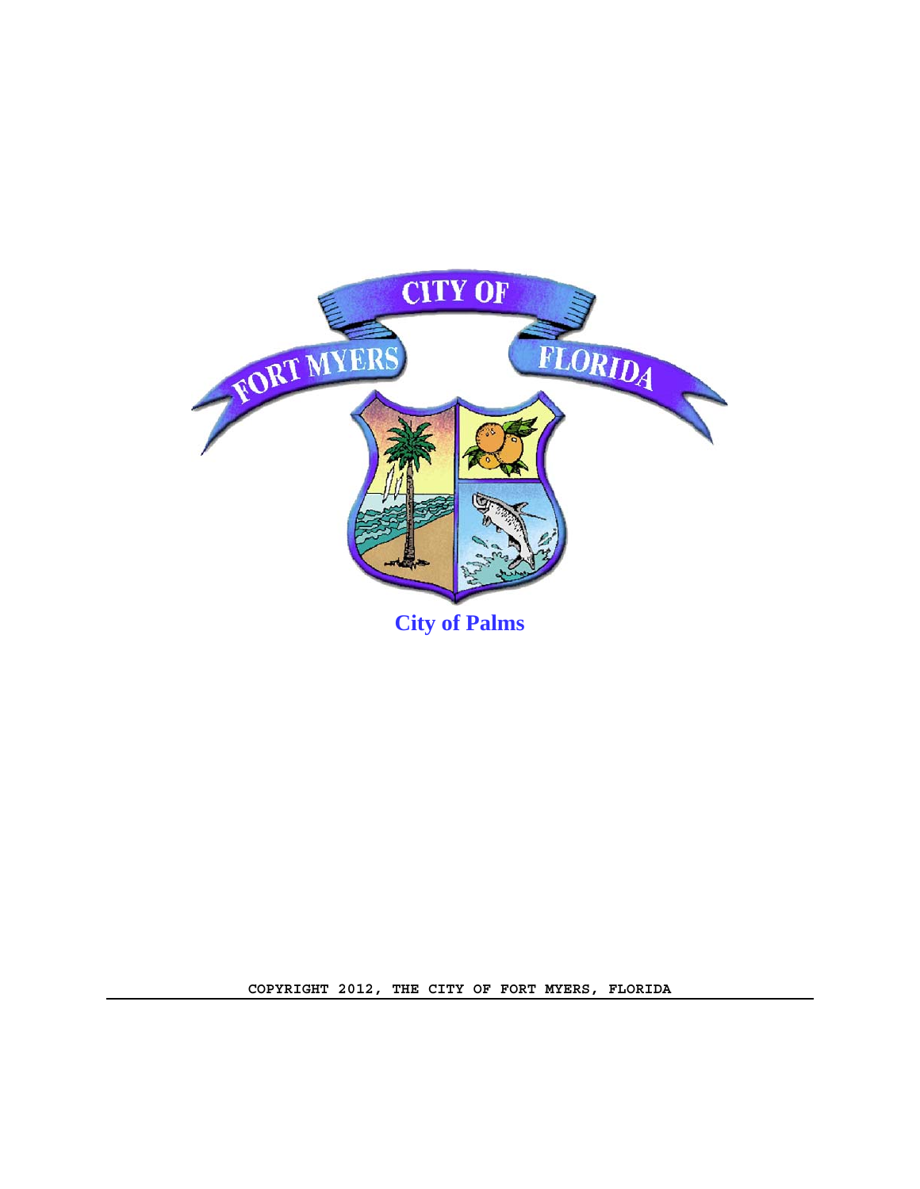City of Palms

COPYRIGHT 2012, THE CITY OF FORT MYERS, FLORIDA